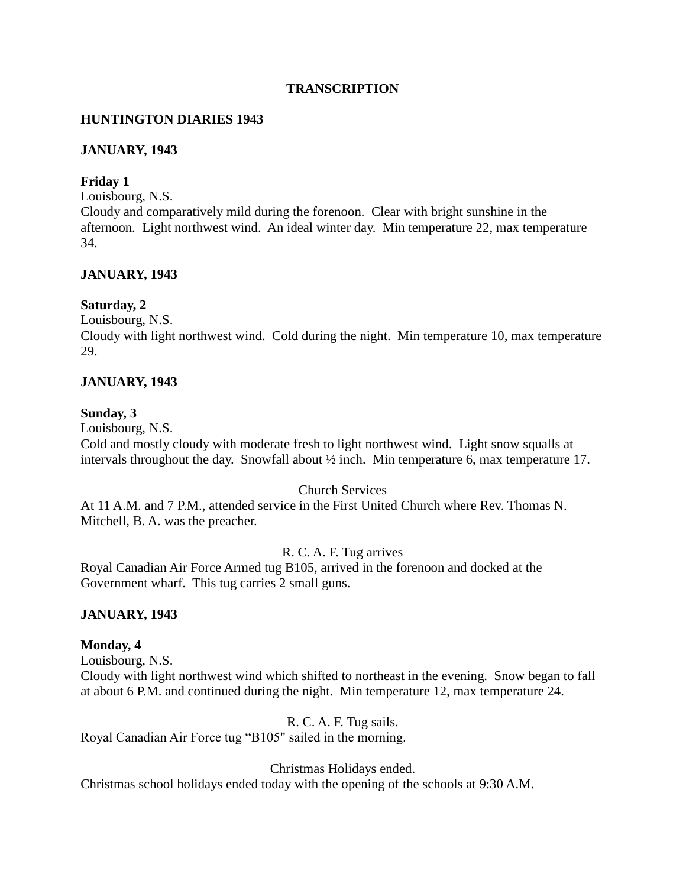**TRANSCRIPTION**

**HUNTINGTON DIARIES 1943**

**JANUARY, 1943**

**Friday 1**

Louisbourg, N.S.

Cloudy and comparatively mild during the forenoon. Clear with bright sunshine in the afternoon. Light northwest wind. An ideal winter day. Min temperature 22, max temperature 34.

**JANUARY, 1943**

**Saturday, 2**

Louisbourg, N.S.

Cloudy with light northwest wind. Cold during the night. Min temperature 10, max temperature 29.

**JANUARY, 1943**

**Sunday, 3**

Louisbourg, N.S.

Cold and mostly cloudy with moderate fresh to light northwest wind. Light snow squalls at intervals throughout the day. Snowfall about ½ inch. Min temperature 6, max temperature 17.

Church Services

At 11 A.M. and 7 P.M., attended service in the First United Church where Rev. Thomas N. Mitchell, B. A. was the preacher.

R. C. A. F. Tug arrives

Royal Canadian Air Force Armed tug B105, arrived in the forenoon and docked at the Government wharf. This tug carries 2 small guns.

**JANUARY, 1943**

**Monday, 4**

Louisbourg, N.S.

Cloudy with light northwest wind which shifted to northeast in the evening. Snow began to fall at about 6 P.M. and continued during the night. Min temperature 12, max temperature 24.

R. C. A. F. Tug sails.

Royal Canadian Air Force tug "B105" sailed in the morning.

Christmas Holidays ended.

Christmas school holidays ended today with the opening of the schools at 9:30 A.M.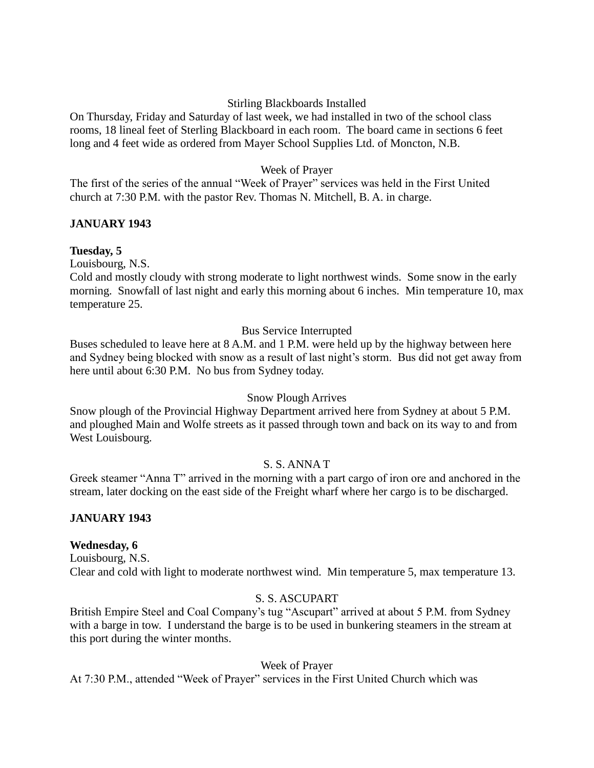Stirling Blackboards Installed

On Thursday, Friday and Saturday of last week, we had installed in two of the school class rooms, 18 lineal feet of Sterling Blackboard in each room. The board came in sections 6 feet long and 4 feet wide as ordered from Mayer School Supplies Ltd. of Moncton, N.B.

Week of Prayer

The first of the series of the annual "Week of Prayer" services was held in the First United church at 7:30 P.M. with the pastor Rev. Thomas N. Mitchell, B. A. in charge.

**JANUARY 1943**

**Tuesday, 5**

Louisbourg, N.S.

Cold and mostly cloudy with strong moderate to light northwest winds. Some snow in the early morning. Snowfall of last night and early this morning about 6 inches. Min temperature 10, max temperature 25.

Bus Service Interrupted

Buses scheduled to leave here at 8 A.M. and 1 P.M. were held up by the highway between here and Sydney being blocked with snow as a result of last night's storm. Bus did not get away from here until about 6:30 P.M. No bus from Sydney today.

Snow Plough Arrives

Snow plough of the Provincial Highway Department arrived here from Sydney at about 5 P.M. and ploughed Main and Wolfe streets as it passed through town and back on its way to and from West Louisbourg.

S. S. ANNA T

Greek steamer "Anna T" arrived in the morning with a part cargo of iron ore and anchored in the stream, later docking on the east side of the Freight wharf where her cargo is to be discharged.

**JANUARY 1943**

**Wednesday, 6**

Louisbourg, N.S.

Clear and cold with light to moderate northwest wind. Min temperature 5, max temperature 13.

S. S. ASCUPART

British Empire Steel and Coal Company's tug "Ascupart" arrived at about 5 P.M. from Sydney with a barge in tow. I understand the barge is to be used in bunkering steamers in the stream at this port during the winter months.

Week of Prayer

At 7:30 P.M., attended "Week of Prayer" services in the First United Church which was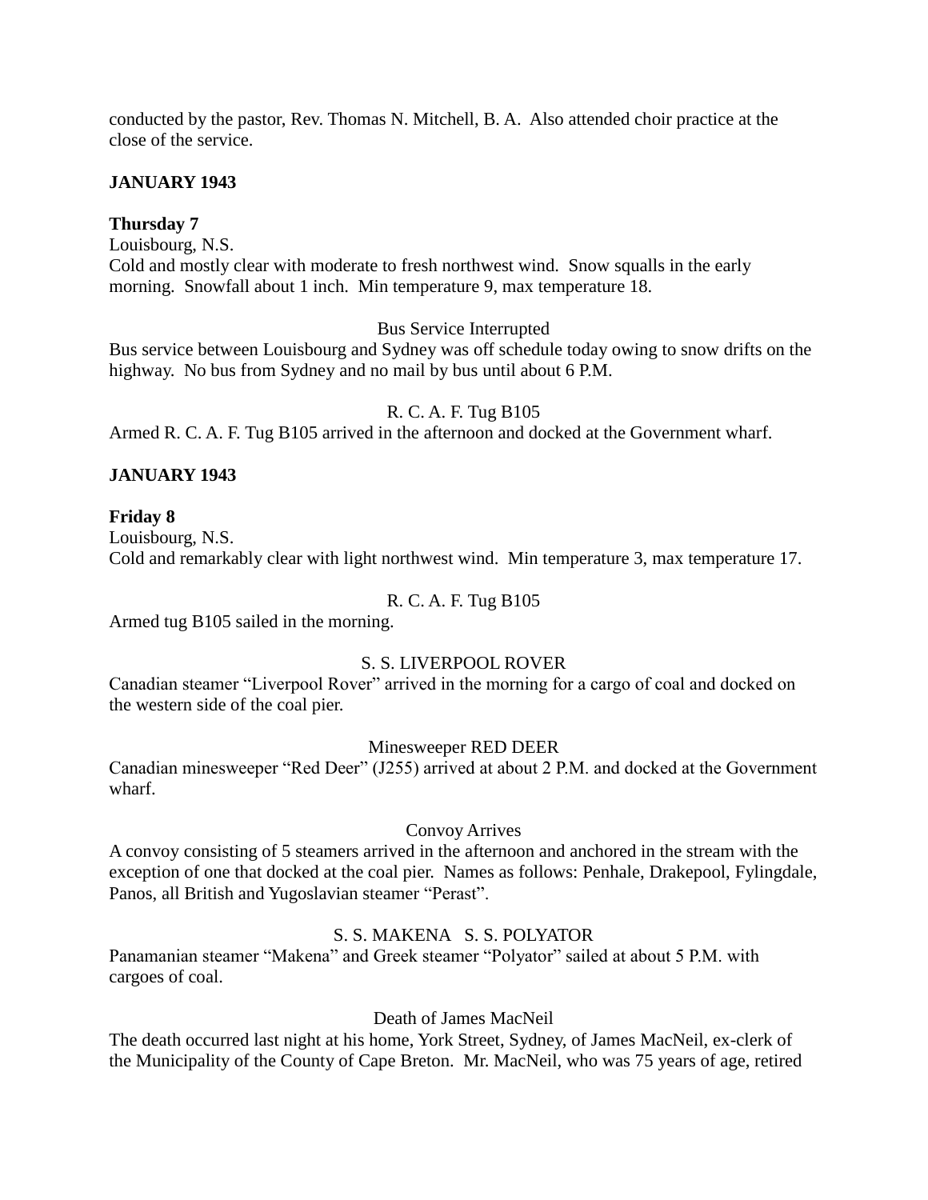conducted by the pastor, Rev. Thomas N. Mitchell, B. A. Also attended choir practice at the close of the service.

**JANUARY 1943**

**Thursday 7**

Louisbourg, N.S.
Cold and mostly clear with moderate to fresh northwest wind. Snow squalls in the early morning. Snowfall about 1 inch. Min temperature 9, max temperature 18.

Bus Service Interrupted

Bus service between Louisbourg and Sydney was off schedule today owing to snow drifts on the highway. No bus from Sydney and no mail by bus until about 6 P.M.

R. C. A. F. Tug B105

Armed R. C. A. F. Tug B105 arrived in the afternoon and docked at the Government wharf.

**JANUARY 1943**

**Friday 8**

Louisbourg, N.S.
Cold and remarkably clear with light northwest wind. Min temperature 3, max temperature 17.

R. C. A. F. Tug B105

Armed tug B105 sailed in the morning.

S. S. LIVERPOOL ROVER

Canadian steamer "Liverpool Rover" arrived in the morning for a cargo of coal and docked on the western side of the coal pier.

Minesweeper RED DEER

Canadian minesweeper "Red Deer" (J255) arrived at about 2 P.M. and docked at the Government wharf.

Convoy Arrives

A convoy consisting of 5 steamers arrived in the afternoon and anchored in the stream with the exception of one that docked at the coal pier. Names as follows: Penhale, Drakepool, Fylingdale, Panos, all British and Yugoslavian steamer "Perast".

S. S. MAKENA S. S. POLYATOR

Panamanian steamer "Makena" and Greek steamer "Polyator" sailed at about 5 P.M. with cargoes of coal.

Death of James MacNeil

The death occurred last night at his home, York Street, Sydney, of James MacNeil, ex-clerk of the Municipality of the County of Cape Breton. Mr. MacNeil, who was 75 years of age, retired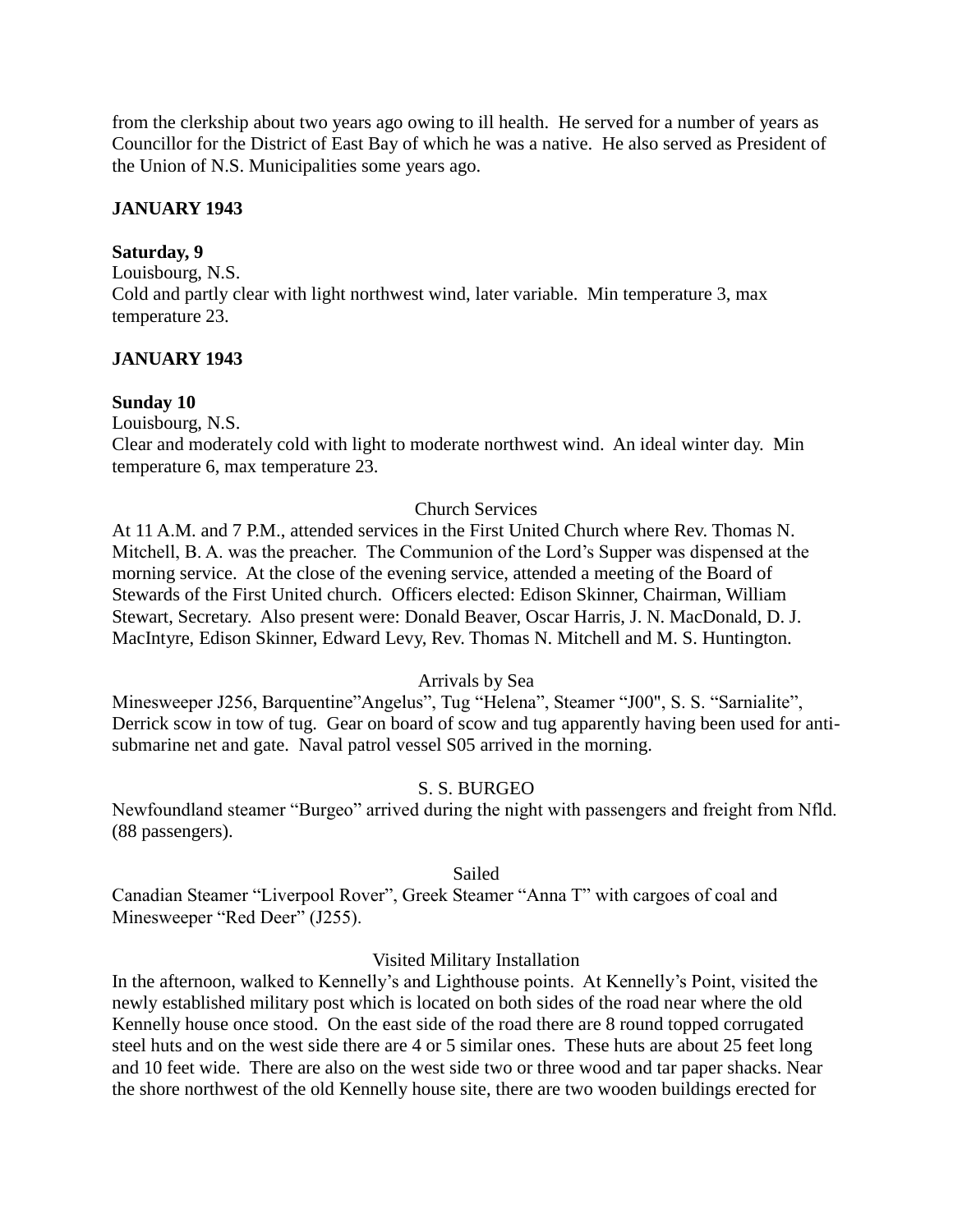from the clerkship about two years ago owing to ill health. He served for a number of years as Councillor for the District of East Bay of which he was a native. He also served as President of the Union of N.S. Municipalities some years ago.

**JANUARY 1943**

**Saturday, 9**
Louisbourg, N.S.
Cold and partly clear with light northwest wind, later variable. Min temperature 3, max temperature 23.

**JANUARY 1943**

**Sunday 10**
Louisbourg, N.S.
Clear and moderately cold with light to moderate northwest wind. An ideal winter day. Min temperature 6, max temperature 23.

Church Services

At 11 A.M. and 7 P.M., attended services in the First United Church where Rev. Thomas N. Mitchell, B. A. was the preacher. The Communion of the Lord's Supper was dispensed at the morning service. At the close of the evening service, attended a meeting of the Board of Stewards of the First United church. Officers elected: Edison Skinner, Chairman, William Stewart, Secretary. Also present were: Donald Beaver, Oscar Harris, J. N. MacDonald, D. J. MacIntyre, Edison Skinner, Edward Levy, Rev. Thomas N. Mitchell and M. S. Huntington.

Arrivals by Sea

Minesweeper J256, Barquentine"Angelus", Tug "Helena", Steamer "J00", S. S. "Sarnialite", Derrick scow in tow of tug. Gear on board of scow and tug apparently having been used for anti-submarine net and gate. Naval patrol vessel S05 arrived in the morning.

S. S. BURGEO

Newfoundland steamer "Burgeo" arrived during the night with passengers and freight from Nfld. (88 passengers).

Sailed

Canadian Steamer "Liverpool Rover", Greek Steamer "Anna T" with cargoes of coal and Minesweeper "Red Deer" (J255).

Visited Military Installation

In the afternoon, walked to Kennelly's and Lighthouse points. At Kennelly's Point, visited the newly established military post which is located on both sides of the road near where the old Kennelly house once stood. On the east side of the road there are 8 round topped corrugated steel huts and on the west side there are 4 or 5 similar ones. These huts are about 25 feet long and 10 feet wide. There are also on the west side two or three wood and tar paper shacks. Near the shore northwest of the old Kennelly house site, there are two wooden buildings erected for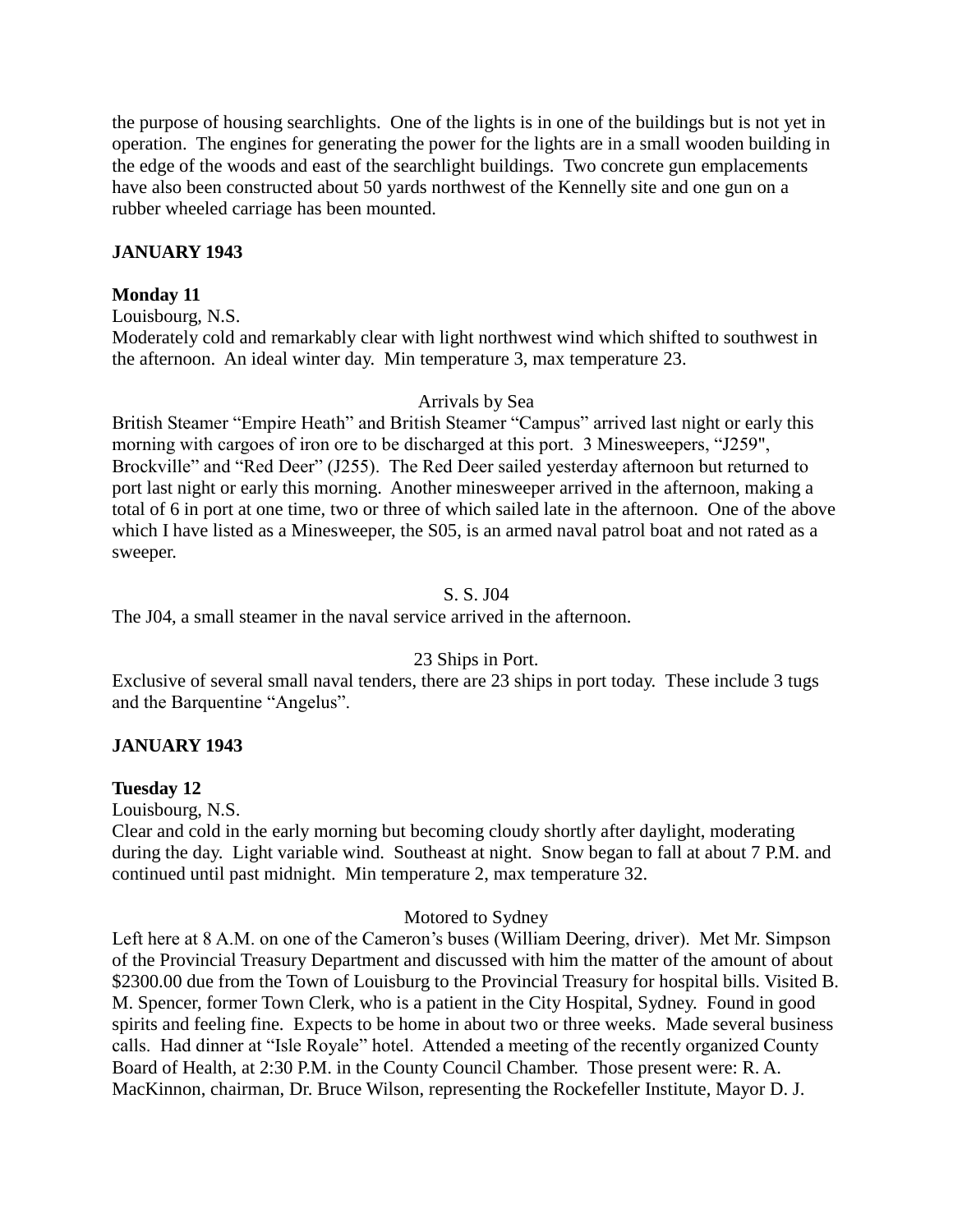the purpose of housing searchlights. One of the lights is in one of the buildings but is not yet in operation. The engines for generating the power for the lights are in a small wooden building in the edge of the woods and east of the searchlight buildings. Two concrete gun emplacements have also been constructed about 50 yards northwest of the Kennelly site and one gun on a rubber wheeled carriage has been mounted.

**JANUARY 1943**

**Monday 11**

Louisbourg, N.S.

Moderately cold and remarkably clear with light northwest wind which shifted to southwest in the afternoon. An ideal winter day. Min temperature 3, max temperature 23.

Arrivals by Sea

British Steamer "Empire Heath" and British Steamer "Campus" arrived last night or early this morning with cargoes of iron ore to be discharged at this port. 3 Minesweepers, "J259", Brockville" and "Red Deer" (J255). The Red Deer sailed yesterday afternoon but returned to port last night or early this morning. Another minesweeper arrived in the afternoon, making a total of 6 in port at one time, two or three of which sailed late in the afternoon. One of the above which I have listed as a Minesweeper, the S05, is an armed naval patrol boat and not rated as a sweeper.

S. S. J04

The J04, a small steamer in the naval service arrived in the afternoon.

23 Ships in Port.

Exclusive of several small naval tenders, there are 23 ships in port today. These include 3 tugs and the Barquentine "Angelus".

**JANUARY 1943**

**Tuesday 12**

Louisbourg, N.S.

Clear and cold in the early morning but becoming cloudy shortly after daylight, moderating during the day. Light variable wind. Southeast at night. Snow began to fall at about 7 P.M. and continued until past midnight. Min temperature 2, max temperature 32.

Motored to Sydney

Left here at 8 A.M. on one of the Cameron's buses (William Deering, driver). Met Mr. Simpson of the Provincial Treasury Department and discussed with him the matter of the amount of about $2300.00 due from the Town of Louisburg to the Provincial Treasury for hospital bills. Visited B. M. Spencer, former Town Clerk, who is a patient in the City Hospital, Sydney. Found in good spirits and feeling fine. Expects to be home in about two or three weeks. Made several business calls. Had dinner at "Isle Royale" hotel. Attended a meeting of the recently organized County Board of Health, at 2:30 P.M. in the County Council Chamber. Those present were: R. A. MacKinnon, chairman, Dr. Bruce Wilson, representing the Rockefeller Institute, Mayor D. J.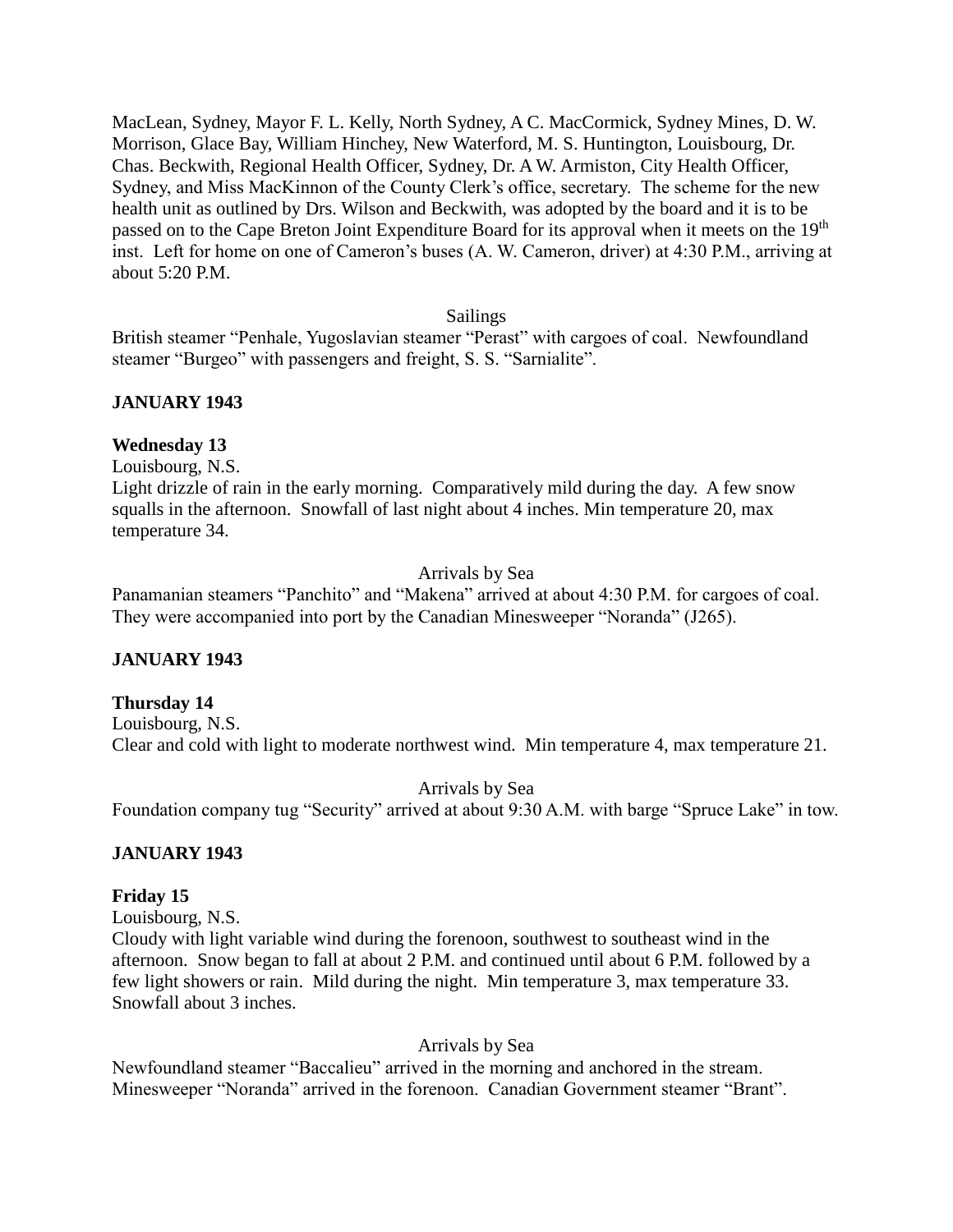MacLean, Sydney, Mayor F. L. Kelly, North Sydney, A C. MacCormick, Sydney Mines, D. W. Morrison, Glace Bay, William Hinchey, New Waterford, M. S. Huntington, Louisbourg, Dr. Chas. Beckwith, Regional Health Officer, Sydney, Dr. A W. Armiston, City Health Officer, Sydney, and Miss MacKinnon of the County Clerk's office, secretary. The scheme for the new health unit as outlined by Drs. Wilson and Beckwith, was adopted by the board and it is to be passed on to the Cape Breton Joint Expenditure Board for its approval when it meets on the 19th inst. Left for home on one of Cameron's buses (A. W. Cameron, driver) at 4:30 P.M., arriving at about 5:20 P.M.

Sailings

British steamer "Penhale, Yugoslavian steamer "Perast" with cargoes of coal. Newfoundland steamer "Burgeo" with passengers and freight, S. S. "Sarnialite".

**JANUARY 1943**

**Wednesday 13**

Louisbourg, N.S.

Light drizzle of rain in the early morning. Comparatively mild during the day. A few snow squalls in the afternoon. Snowfall of last night about 4 inches. Min temperature 20, max temperature 34.

Arrivals by Sea

Panamanian steamers "Panchito" and "Makena" arrived at about 4:30 P.M. for cargoes of coal. They were accompanied into port by the Canadian Minesweeper "Noranda" (J265).

**JANUARY 1943**

**Thursday 14**

Louisbourg, N.S.

Clear and cold with light to moderate northwest wind. Min temperature 4, max temperature 21.

Arrivals by Sea

Foundation company tug "Security" arrived at about 9:30 A.M. with barge "Spruce Lake" in tow.

**JANUARY 1943**

**Friday 15**

Louisbourg, N.S.

Cloudy with light variable wind during the forenoon, southwest to southeast wind in the afternoon. Snow began to fall at about 2 P.M. and continued until about 6 P.M. followed by a few light showers or rain. Mild during the night. Min temperature 3, max temperature 33. Snowfall about 3 inches.

Arrivals by Sea

Newfoundland steamer "Baccalieu" arrived in the morning and anchored in the stream. Minesweeper "Noranda" arrived in the forenoon. Canadian Government steamer "Brant".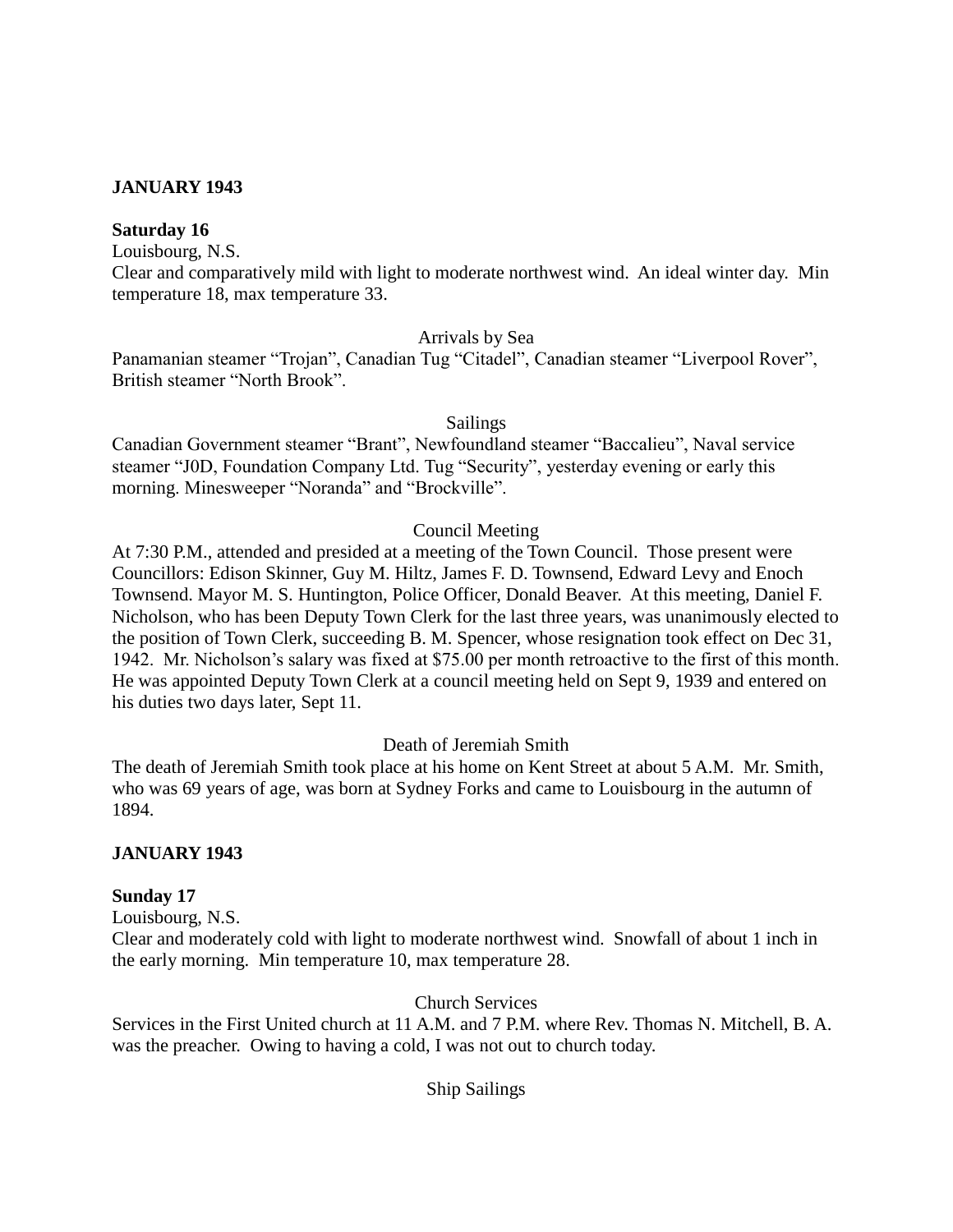**JANUARY 1943**

**Saturday 16**

Louisbourg, N.S.

Clear and comparatively mild with light to moderate northwest wind. An ideal winter day. Min temperature 18, max temperature 33.

Arrivals by Sea

Panamanian steamer “Trojan”, Canadian Tug “Citadel”, Canadian steamer “Liverpool Rover”, British steamer “North Brook”.

Sailings

Canadian Government steamer “Brant”, Newfoundland steamer “Baccalieu”, Naval service steamer “J0D, Foundation Company Ltd. Tug “Security”, yesterday evening or early this morning. Minesweeper “Noranda” and “Brockville”.

Council Meeting

At 7:30 P.M., attended and presided at a meeting of the Town Council. Those present were Councillors: Edison Skinner, Guy M. Hiltz, James F. D. Townsend, Edward Levy and Enoch Townsend. Mayor M. S. Huntington, Police Officer, Donald Beaver. At this meeting, Daniel F. Nicholson, who has been Deputy Town Clerk for the last three years, was unanimously elected to the position of Town Clerk, succeeding B. M. Spencer, whose resignation took effect on Dec 31, 1942. Mr. Nicholson’s salary was fixed at $75.00 per month retroactive to the first of this month. He was appointed Deputy Town Clerk at a council meeting held on Sept 9, 1939 and entered on his duties two days later, Sept 11.

Death of Jeremiah Smith

The death of Jeremiah Smith took place at his home on Kent Street at about 5 A.M. Mr. Smith, who was 69 years of age, was born at Sydney Forks and came to Louisbourg in the autumn of 1894.

**JANUARY 1943**

**Sunday 17**

Louisbourg, N.S.

Clear and moderately cold with light to moderate northwest wind. Snowfall of about 1 inch in the early morning. Min temperature 10, max temperature 28.

Church Services

Services in the First United church at 11 A.M. and 7 P.M. where Rev. Thomas N. Mitchell, B. A. was the preacher. Owing to having a cold, I was not out to church today.

Ship Sailings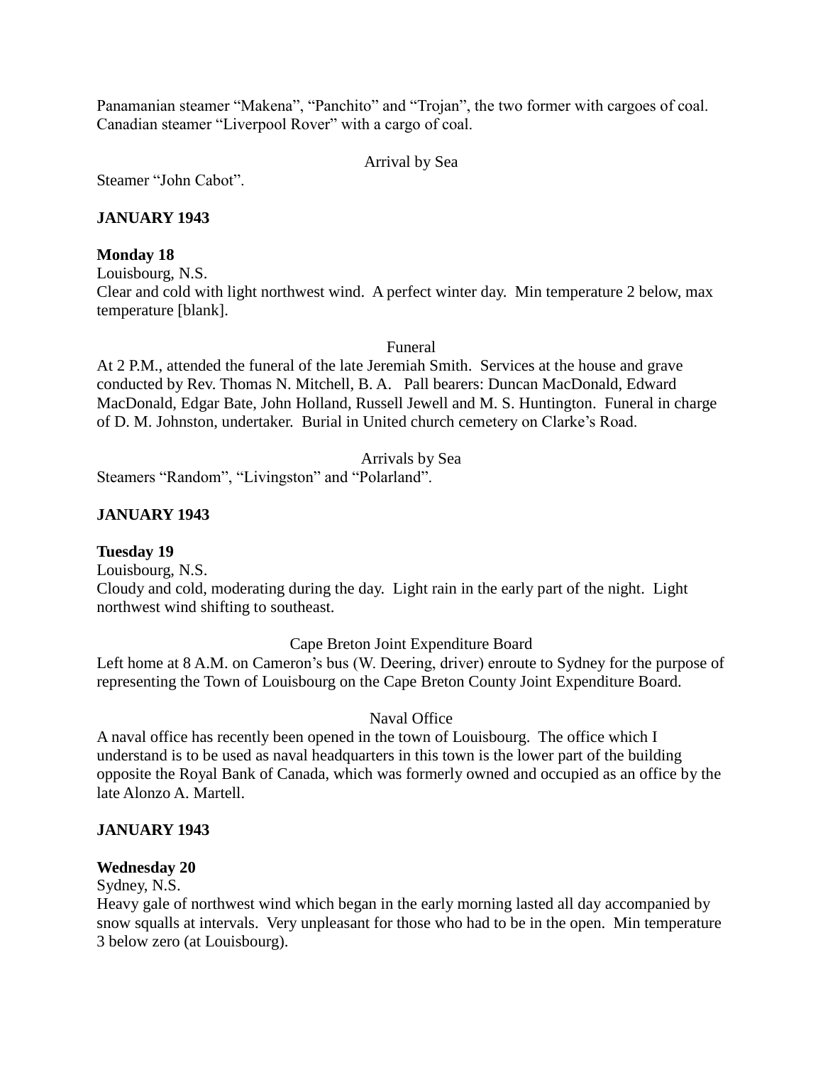Panamanian steamer "Makena", "Panchito" and "Trojan", the two former with cargoes of coal. Canadian steamer "Liverpool Rover" with a cargo of coal.

Arrival by Sea

Steamer "John Cabot".

**JANUARY 1943**

**Monday 18**

Louisbourg, N.S.

Clear and cold with light northwest wind. A perfect winter day. Min temperature 2 below, max temperature [blank].

Funeral

At 2 P.M., attended the funeral of the late Jeremiah Smith. Services at the house and grave conducted by Rev. Thomas N. Mitchell, B. A. Pall bearers: Duncan MacDonald, Edward MacDonald, Edgar Bate, John Holland, Russell Jewell and M. S. Huntington. Funeral in charge of D. M. Johnston, undertaker. Burial in United church cemetery on Clarke's Road.

Arrivals by Sea

Steamers "Random", "Livingston" and "Polarland".

**JANUARY 1943**

**Tuesday 19**

Louisbourg, N.S.

Cloudy and cold, moderating during the day. Light rain in the early part of the night. Light northwest wind shifting to southeast.

Cape Breton Joint Expenditure Board

Left home at 8 A.M. on Cameron's bus (W. Deering, driver) enroute to Sydney for the purpose of representing the Town of Louisbourg on the Cape Breton County Joint Expenditure Board.

Naval Office

A naval office has recently been opened in the town of Louisbourg. The office which I understand is to be used as naval headquarters in this town is the lower part of the building opposite the Royal Bank of Canada, which was formerly owned and occupied as an office by the late Alonzo A. Martell.

**JANUARY 1943**

**Wednesday 20**

Sydney, N.S.

Heavy gale of northwest wind which began in the early morning lasted all day accompanied by snow squalls at intervals. Very unpleasant for those who had to be in the open. Min temperature 3 below zero (at Louisbourg).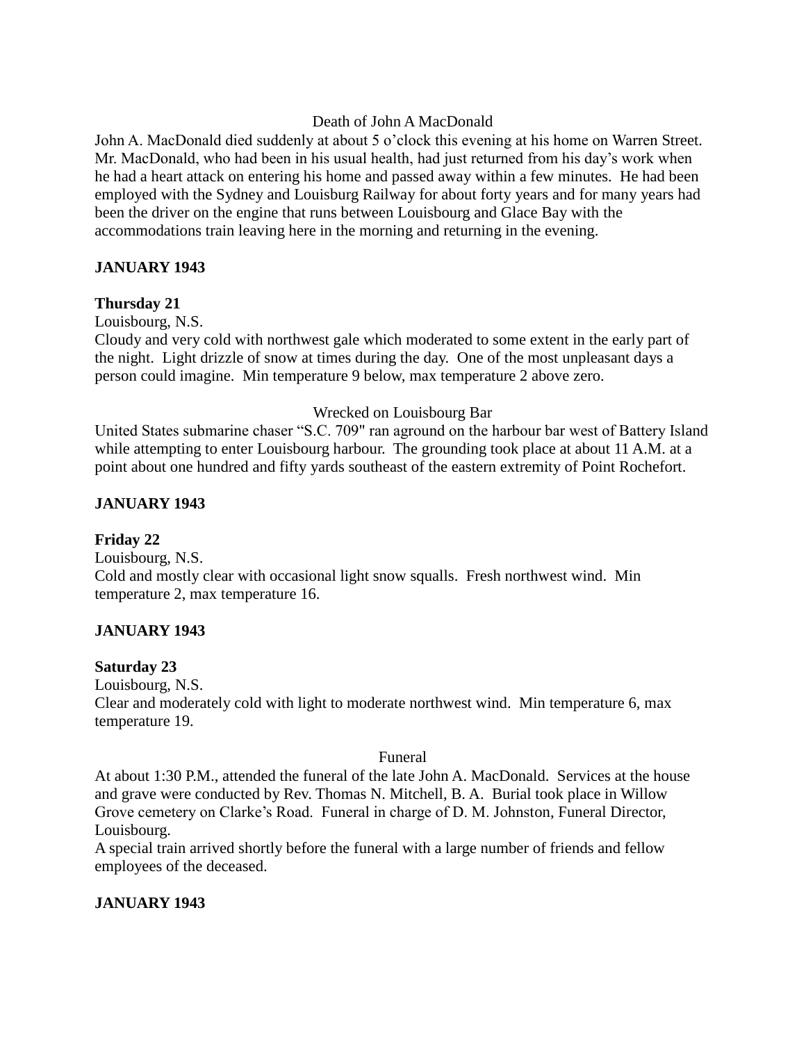Death of John A MacDonald

John A. MacDonald died suddenly at about 5 o'clock this evening at his home on Warren Street. Mr. MacDonald, who had been in his usual health, had just returned from his day's work when he had a heart attack on entering his home and passed away within a few minutes. He had been employed with the Sydney and Louisburg Railway for about forty years and for many years had been the driver on the engine that runs between Louisbourg and Glace Bay with the accommodations train leaving here in the morning and returning in the evening.

**JANUARY 1943**

**Thursday 21**

Louisbourg, N.S.

Cloudy and very cold with northwest gale which moderated to some extent in the early part of the night. Light drizzle of snow at times during the day. One of the most unpleasant days a person could imagine. Min temperature 9 below, max temperature 2 above zero.

Wrecked on Louisbourg Bar

United States submarine chaser "S.C. 709" ran aground on the harbour bar west of Battery Island while attempting to enter Louisbourg harbour. The grounding took place at about 11 A.M. at a point about one hundred and fifty yards southeast of the eastern extremity of Point Rochefort.

**JANUARY 1943**

**Friday 22**

Louisbourg, N.S.

Cold and mostly clear with occasional light snow squalls. Fresh northwest wind. Min temperature 2, max temperature 16.

**JANUARY 1943**

**Saturday 23**

Louisbourg, N.S.

Clear and moderately cold with light to moderate northwest wind. Min temperature 6, max temperature 19.

Funeral

At about 1:30 P.M., attended the funeral of the late John A. MacDonald. Services at the house and grave were conducted by Rev. Thomas N. Mitchell, B. A. Burial took place in Willow Grove cemetery on Clarke's Road. Funeral in charge of D. M. Johnston, Funeral Director, Louisbourg.

A special train arrived shortly before the funeral with a large number of friends and fellow employees of the deceased.

**JANUARY 1943**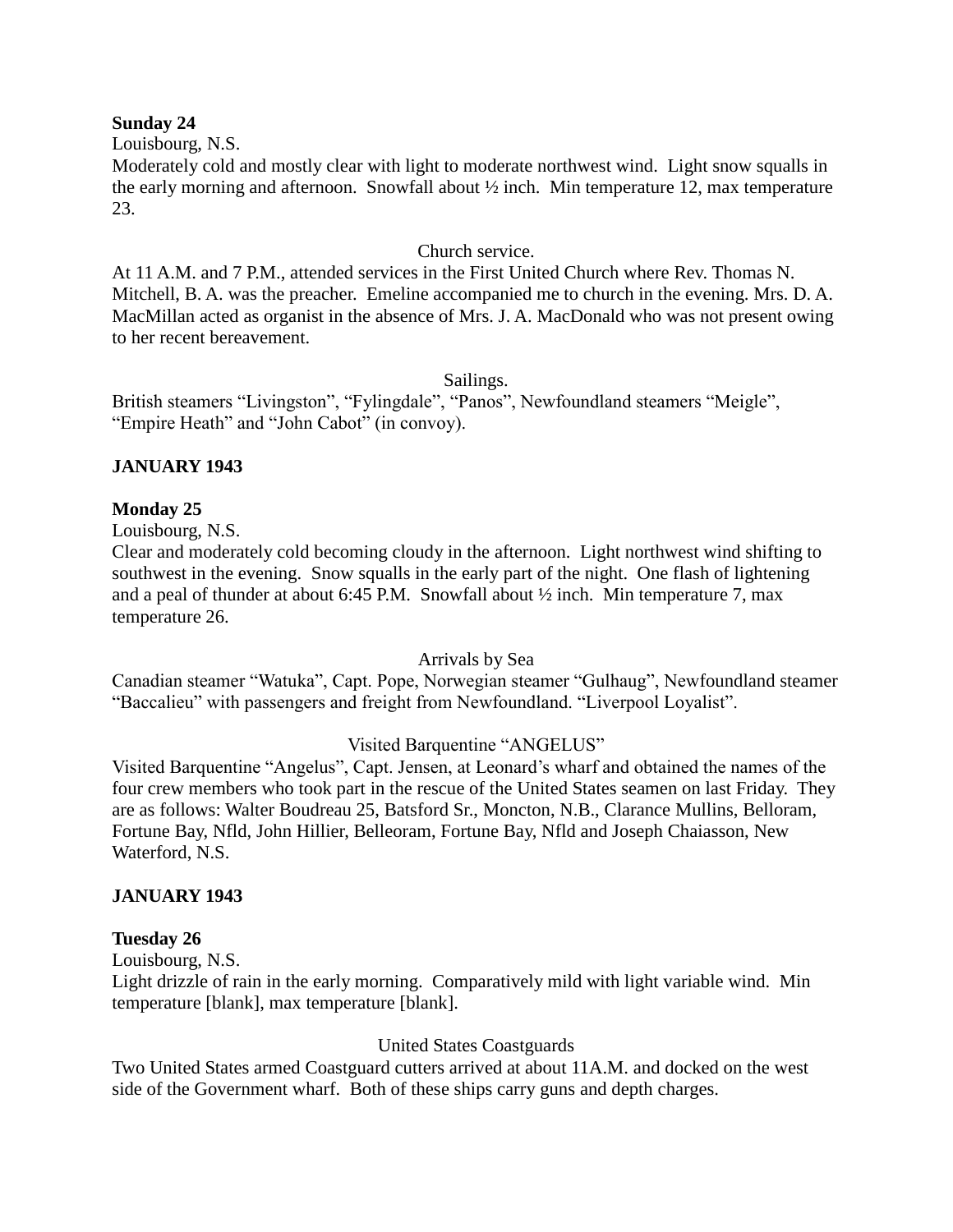**Sunday 24**

Louisbourg, N.S.

Moderately cold and mostly clear with light to moderate northwest wind. Light snow squalls in the early morning and afternoon. Snowfall about ½ inch. Min temperature 12, max temperature 23.

Church service.

At 11 A.M. and 7 P.M., attended services in the First United Church where Rev. Thomas N. Mitchell, B. A. was the preacher. Emeline accompanied me to church in the evening. Mrs. D. A. MacMillan acted as organist in the absence of Mrs. J. A. MacDonald who was not present owing to her recent bereavement.

Sailings.

British steamers "Livingston", "Fylingdale", "Panos", Newfoundland steamers "Meigle", "Empire Heath" and "John Cabot" (in convoy).

**JANUARY 1943**

**Monday 25**

Louisbourg, N.S.

Clear and moderately cold becoming cloudy in the afternoon. Light northwest wind shifting to southwest in the evening. Snow squalls in the early part of the night. One flash of lightening and a peal of thunder at about 6:45 P.M. Snowfall about ½ inch. Min temperature 7, max temperature 26.

Arrivals by Sea

Canadian steamer "Watuka", Capt. Pope, Norwegian steamer "Gulhaug", Newfoundland steamer "Baccalieu" with passengers and freight from Newfoundland. "Liverpool Loyalist".

Visited Barquentine "ANGELUS"

Visited Barquentine "Angelus", Capt. Jensen, at Leonard's wharf and obtained the names of the four crew members who took part in the rescue of the United States seamen on last Friday. They are as follows: Walter Boudreau 25, Batsford Sr., Moncton, N.B., Clarance Mullins, Belloram, Fortune Bay, Nfld, John Hillier, Belleoram, Fortune Bay, Nfld and Joseph Chaiasson, New Waterford, N.S.

**JANUARY 1943**

**Tuesday 26**

Louisbourg, N.S.

Light drizzle of rain in the early morning. Comparatively mild with light variable wind. Min temperature [blank], max temperature [blank].

United States Coastguards

Two United States armed Coastguard cutters arrived at about 11A.M. and docked on the west side of the Government wharf. Both of these ships carry guns and depth charges.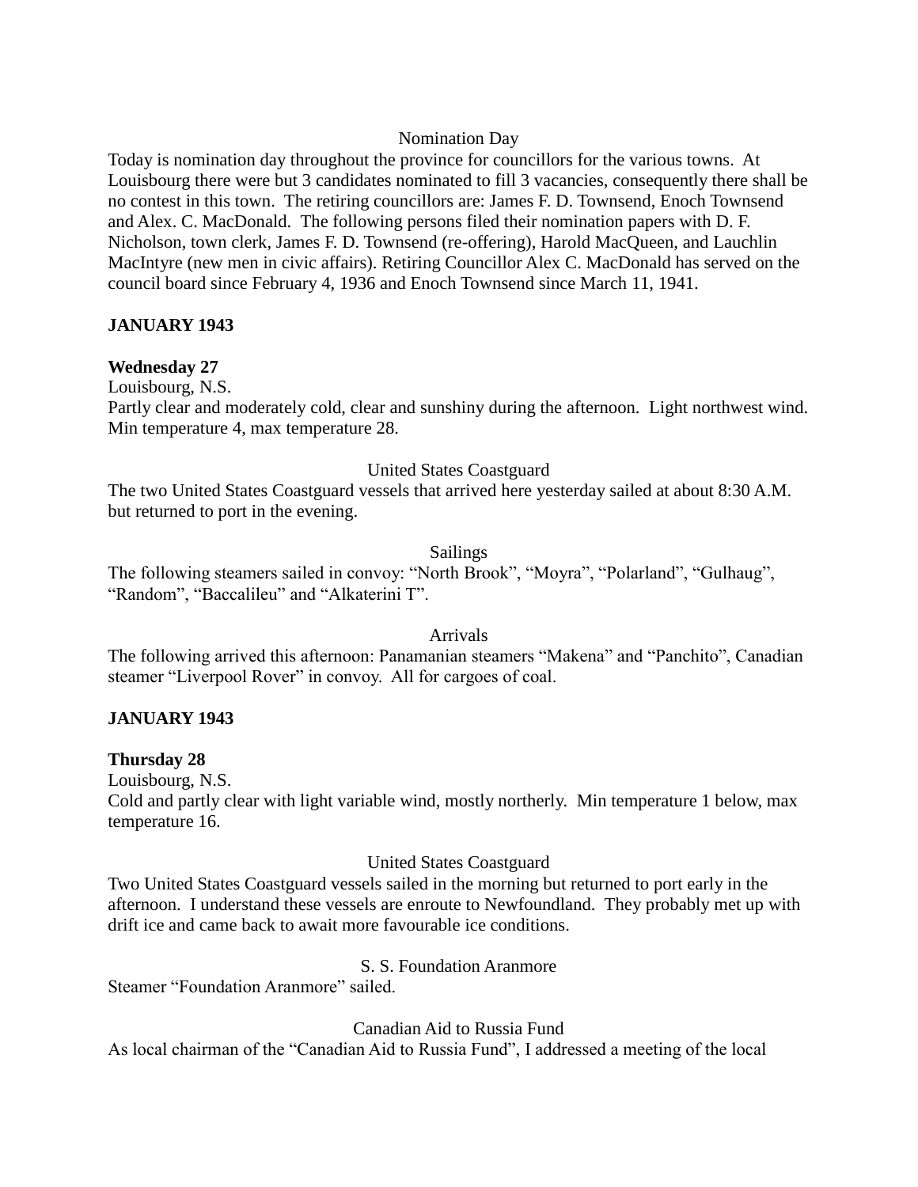Nomination Day

Today is nomination day throughout the province for councillors for the various towns. At Louisbourg there were but 3 candidates nominated to fill 3 vacancies, consequently there shall be no contest in this town. The retiring councillors are: James F. D. Townsend, Enoch Townsend and Alex. C. MacDonald. The following persons filed their nomination papers with D. F. Nicholson, town clerk, James F. D. Townsend (re-offering), Harold MacQueen, and Lauchlin MacIntyre (new men in civic affairs). Retiring Councillor Alex C. MacDonald has served on the council board since February 4, 1936 and Enoch Townsend since March 11, 1941.

**JANUARY 1943**

**Wednesday 27**

Louisbourg, N.S.

Partly clear and moderately cold, clear and sunshiny during the afternoon. Light northwest wind. Min temperature 4, max temperature 28.

United States Coastguard

The two United States Coastguard vessels that arrived here yesterday sailed at about 8:30 A.M. but returned to port in the evening.

Sailings

The following steamers sailed in convoy: "North Brook", "Moyra", "Polarland", "Gulhaug", "Random", "Baccalileu" and "Alkaterini T".

Arrivals

The following arrived this afternoon: Panamanian steamers "Makena" and "Panchito", Canadian steamer "Liverpool Rover" in convoy. All for cargoes of coal.

**JANUARY 1943**

**Thursday 28**

Louisbourg, N.S.

Cold and partly clear with light variable wind, mostly northerly. Min temperature 1 below, max temperature 16.

United States Coastguard

Two United States Coastguard vessels sailed in the morning but returned to port early in the afternoon. I understand these vessels are enroute to Newfoundland. They probably met up with drift ice and came back to await more favourable ice conditions.

S. S. Foundation Aranmore

Steamer "Foundation Aranmore" sailed.

Canadian Aid to Russia Fund

As local chairman of the "Canadian Aid to Russia Fund", I addressed a meeting of the local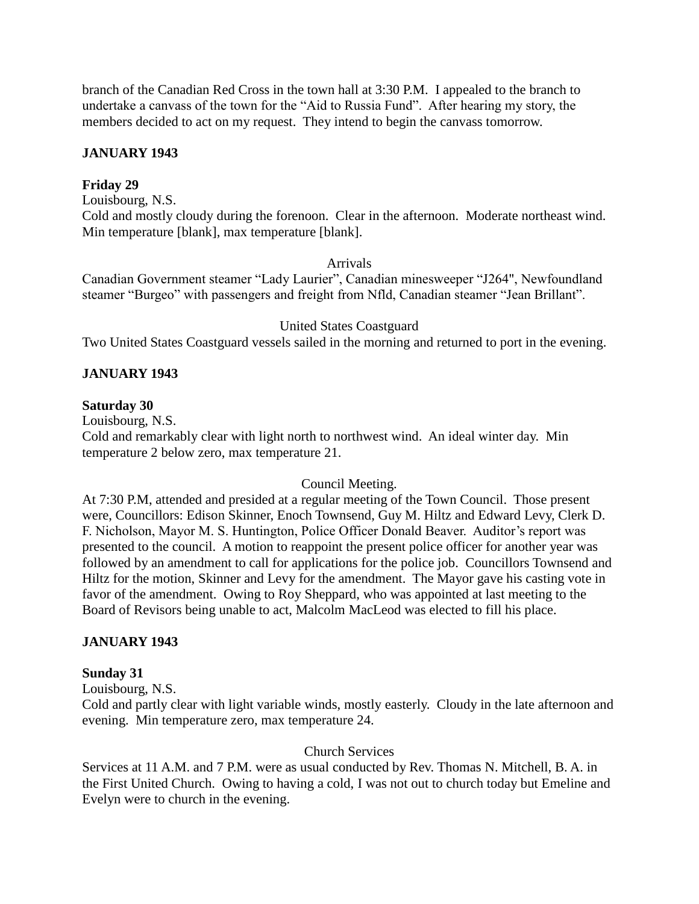branch of the Canadian Red Cross in the town hall at 3:30 P.M. I appealed to the branch to undertake a canvass of the town for the "Aid to Russia Fund". After hearing my story, the members decided to act on my request. They intend to begin the canvass tomorrow.

**JANUARY 1943**

**Friday 29**

Louisbourg, N.S.

Cold and mostly cloudy during the forenoon. Clear in the afternoon. Moderate northeast wind. Min temperature [blank], max temperature [blank].

Arrivals

Canadian Government steamer "Lady Laurier", Canadian minesweeper "J264", Newfoundland steamer "Burgeo" with passengers and freight from Nfld, Canadian steamer "Jean Brillant".

United States Coastguard

Two United States Coastguard vessels sailed in the morning and returned to port in the evening.

**JANUARY 1943**

**Saturday 30**

Louisbourg, N.S.

Cold and remarkably clear with light north to northwest wind. An ideal winter day. Min temperature 2 below zero, max temperature 21.

Council Meeting.

At 7:30 P.M, attended and presided at a regular meeting of the Town Council. Those present were, Councillors: Edison Skinner, Enoch Townsend, Guy M. Hiltz and Edward Levy, Clerk D. F. Nicholson, Mayor M. S. Huntington, Police Officer Donald Beaver. Auditor's report was presented to the council. A motion to reappoint the present police officer for another year was followed by an amendment to call for applications for the police job. Councillors Townsend and Hiltz for the motion, Skinner and Levy for the amendment. The Mayor gave his casting vote in favor of the amendment. Owing to Roy Sheppard, who was appointed at last meeting to the Board of Revisors being unable to act, Malcolm MacLeod was elected to fill his place.

**JANUARY 1943**

**Sunday 31**

Louisbourg, N.S.

Cold and partly clear with light variable winds, mostly easterly. Cloudy in the late afternoon and evening. Min temperature zero, max temperature 24.

Church Services

Services at 11 A.M. and 7 P.M. were as usual conducted by Rev. Thomas N. Mitchell, B. A. in the First United Church. Owing to having a cold, I was not out to church today but Emeline and Evelyn were to church in the evening.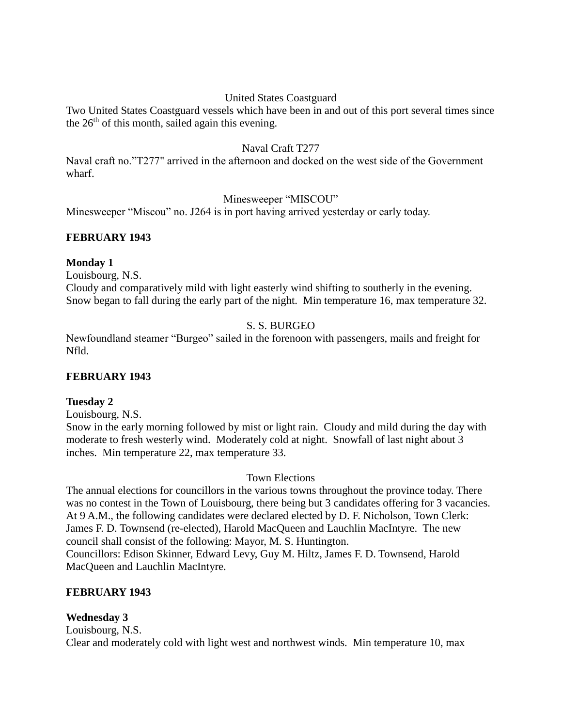United States Coastguard

Two United States Coastguard vessels which have been in and out of this port several times since the 26th of this month, sailed again this evening.

Naval Craft T277

Naval craft no."T277" arrived in the afternoon and docked on the west side of the Government wharf.

Minesweeper "MISCOU"

Minesweeper "Miscou" no. J264 is in port having arrived yesterday or early today.

**FEBRUARY 1943**

**Monday 1**

Louisbourg, N.S.

Cloudy and comparatively mild with light easterly wind shifting to southerly in the evening. Snow began to fall during the early part of the night. Min temperature 16, max temperature 32.

S. S. BURGEO

Newfoundland steamer "Burgeo" sailed in the forenoon with passengers, mails and freight for Nfld.

**FEBRUARY 1943**

**Tuesday 2**

Louisbourg, N.S.

Snow in the early morning followed by mist or light rain. Cloudy and mild during the day with moderate to fresh westerly wind. Moderately cold at night. Snowfall of last night about 3 inches. Min temperature 22, max temperature 33.

Town Elections

The annual elections for councillors in the various towns throughout the province today. There was no contest in the Town of Louisbourg, there being but 3 candidates offering for 3 vacancies. At 9 A.M., the following candidates were declared elected by D. F. Nicholson, Town Clerk: James F. D. Townsend (re-elected), Harold MacQueen and Lauchlin MacIntyre. The new council shall consist of the following: Mayor, M. S. Huntington.

Councillors: Edison Skinner, Edward Levy, Guy M. Hiltz, James F. D. Townsend, Harold MacQueen and Lauchlin MacIntyre.

**FEBRUARY 1943**

**Wednesday 3**

Louisbourg, N.S.

Clear and moderately cold with light west and northwest winds. Min temperature 10, max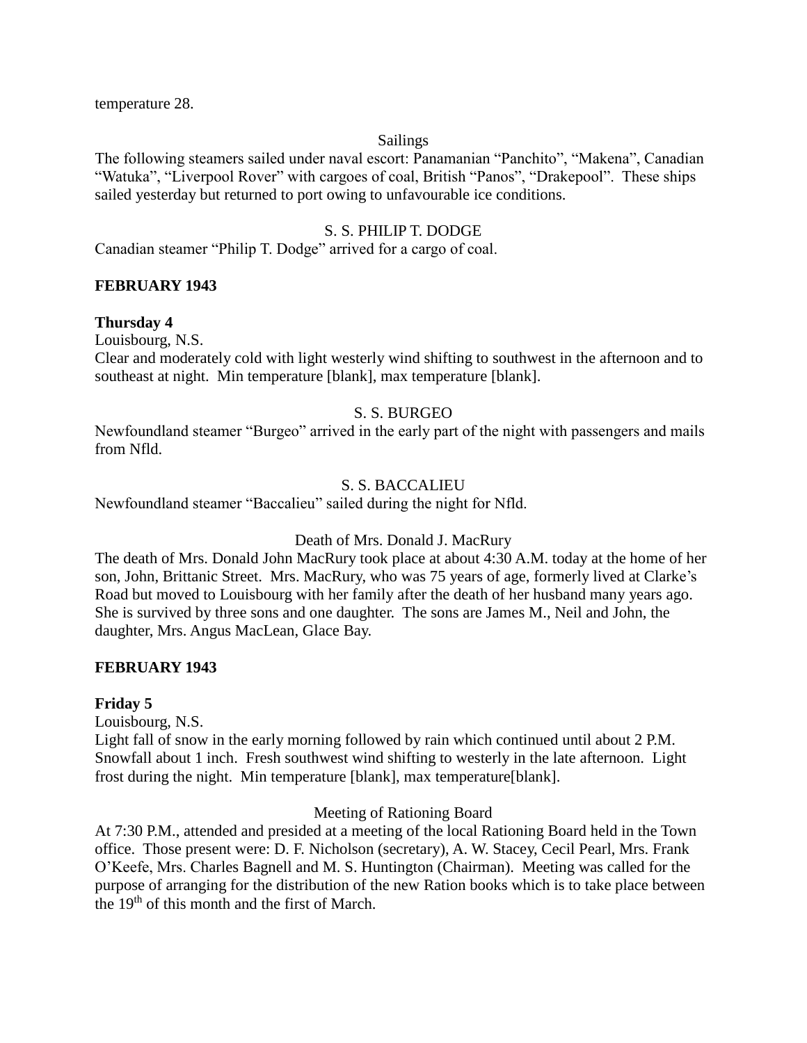temperature 28.

Sailings

The following steamers sailed under naval escort: Panamanian "Panchito", "Makena", Canadian "Watuka", "Liverpool Rover" with cargoes of coal, British "Panos", "Drakepool". These ships sailed yesterday but returned to port owing to unfavourable ice conditions.

S. S. PHILIP T. DODGE

Canadian steamer "Philip T. Dodge" arrived for a cargo of coal.

**FEBRUARY 1943**

**Thursday 4**

Louisbourg, N.S.

Clear and moderately cold with light westerly wind shifting to southwest in the afternoon and to southeast at night. Min temperature [blank], max temperature [blank].

S. S. BURGEO

Newfoundland steamer "Burgeo" arrived in the early part of the night with passengers and mails from Nfld.

S. S. BACCALIEU

Newfoundland steamer "Baccalieu" sailed during the night for Nfld.

Death of Mrs. Donald J. MacRury

The death of Mrs. Donald John MacRury took place at about 4:30 A.M. today at the home of her son, John, Brittanic Street. Mrs. MacRury, who was 75 years of age, formerly lived at Clarke's Road but moved to Louisbourg with her family after the death of her husband many years ago. She is survived by three sons and one daughter. The sons are James M., Neil and John, the daughter, Mrs. Angus MacLean, Glace Bay.

**FEBRUARY 1943**

**Friday 5**

Louisbourg, N.S.

Light fall of snow in the early morning followed by rain which continued until about 2 P.M. Snowfall about 1 inch. Fresh southwest wind shifting to westerly in the late afternoon. Light frost during the night. Min temperature [blank], max temperature[blank].

Meeting of Rationing Board

At 7:30 P.M., attended and presided at a meeting of the local Rationing Board held in the Town office. Those present were: D. F. Nicholson (secretary), A. W. Stacey, Cecil Pearl, Mrs. Frank O'Keefe, Mrs. Charles Bagnell and M. S. Huntington (Chairman). Meeting was called for the purpose of arranging for the distribution of the new Ration books which is to take place between the 19th of this month and the first of March.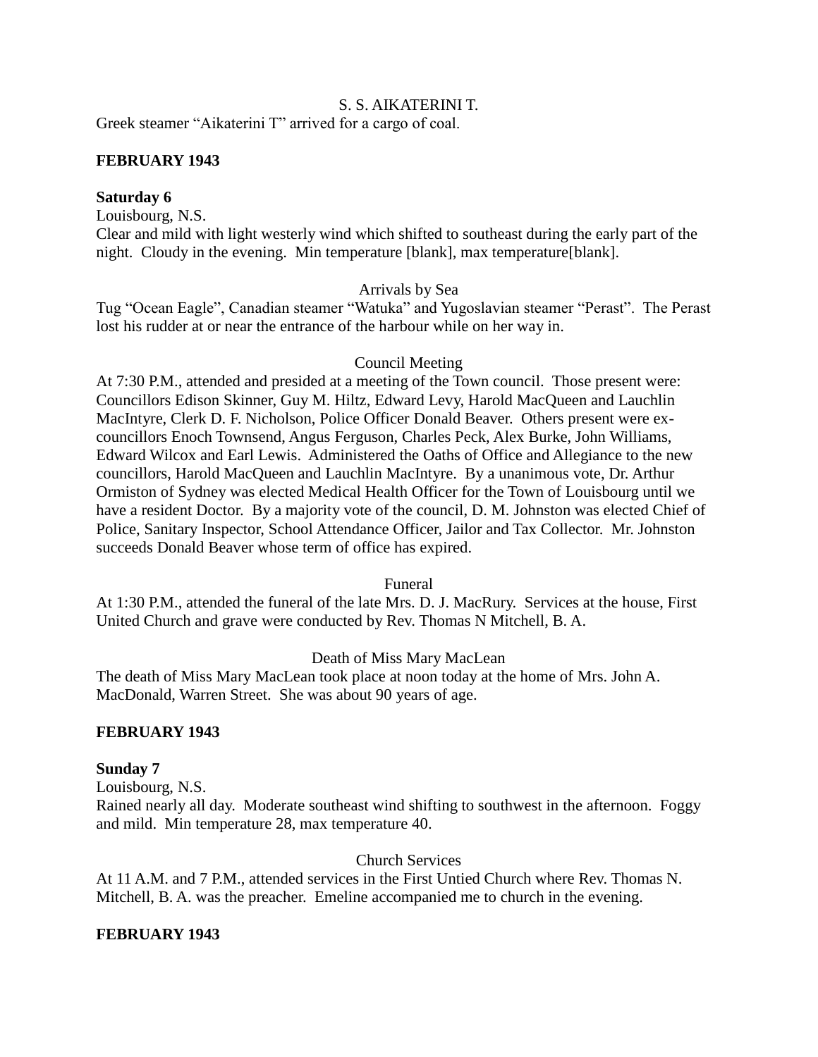S. S. AIKATERINI T.

Greek steamer "Aikaterini T" arrived for a cargo of coal.

**FEBRUARY 1943**

**Saturday 6**

Louisbourg, N.S.

Clear and mild with light westerly wind which shifted to southeast during the early part of the night. Cloudy in the evening. Min temperature [blank], max temperature[blank].

Arrivals by Sea

Tug "Ocean Eagle", Canadian steamer "Watuka" and Yugoslavian steamer "Perast". The Perast lost his rudder at or near the entrance of the harbour while on her way in.

Council Meeting

At 7:30 P.M., attended and presided at a meeting of the Town council. Those present were: Councillors Edison Skinner, Guy M. Hiltz, Edward Levy, Harold MacQueen and Lauchlin MacIntyre, Clerk D. F. Nicholson, Police Officer Donald Beaver. Others present were ex-councillors Enoch Townsend, Angus Ferguson, Charles Peck, Alex Burke, John Williams, Edward Wilcox and Earl Lewis. Administered the Oaths of Office and Allegiance to the new councillors, Harold MacQueen and Lauchlin MacIntyre. By a unanimous vote, Dr. Arthur Ormiston of Sydney was elected Medical Health Officer for the Town of Louisbourg until we have a resident Doctor. By a majority vote of the council, D. M. Johnston was elected Chief of Police, Sanitary Inspector, School Attendance Officer, Jailor and Tax Collector. Mr. Johnston succeeds Donald Beaver whose term of office has expired.

Funeral

At 1:30 P.M., attended the funeral of the late Mrs. D. J. MacRury. Services at the house, First United Church and grave were conducted by Rev. Thomas N Mitchell, B. A.

Death of Miss Mary MacLean

The death of Miss Mary MacLean took place at noon today at the home of Mrs. John A. MacDonald, Warren Street. She was about 90 years of age.

**FEBRUARY 1943**

**Sunday 7**

Louisbourg, N.S.

Rained nearly all day. Moderate southeast wind shifting to southwest in the afternoon. Foggy and mild. Min temperature 28, max temperature 40.

Church Services

At 11 A.M. and 7 P.M., attended services in the First Untied Church where Rev. Thomas N. Mitchell, B. A. was the preacher. Emeline accompanied me to church in the evening.

**FEBRUARY 1943**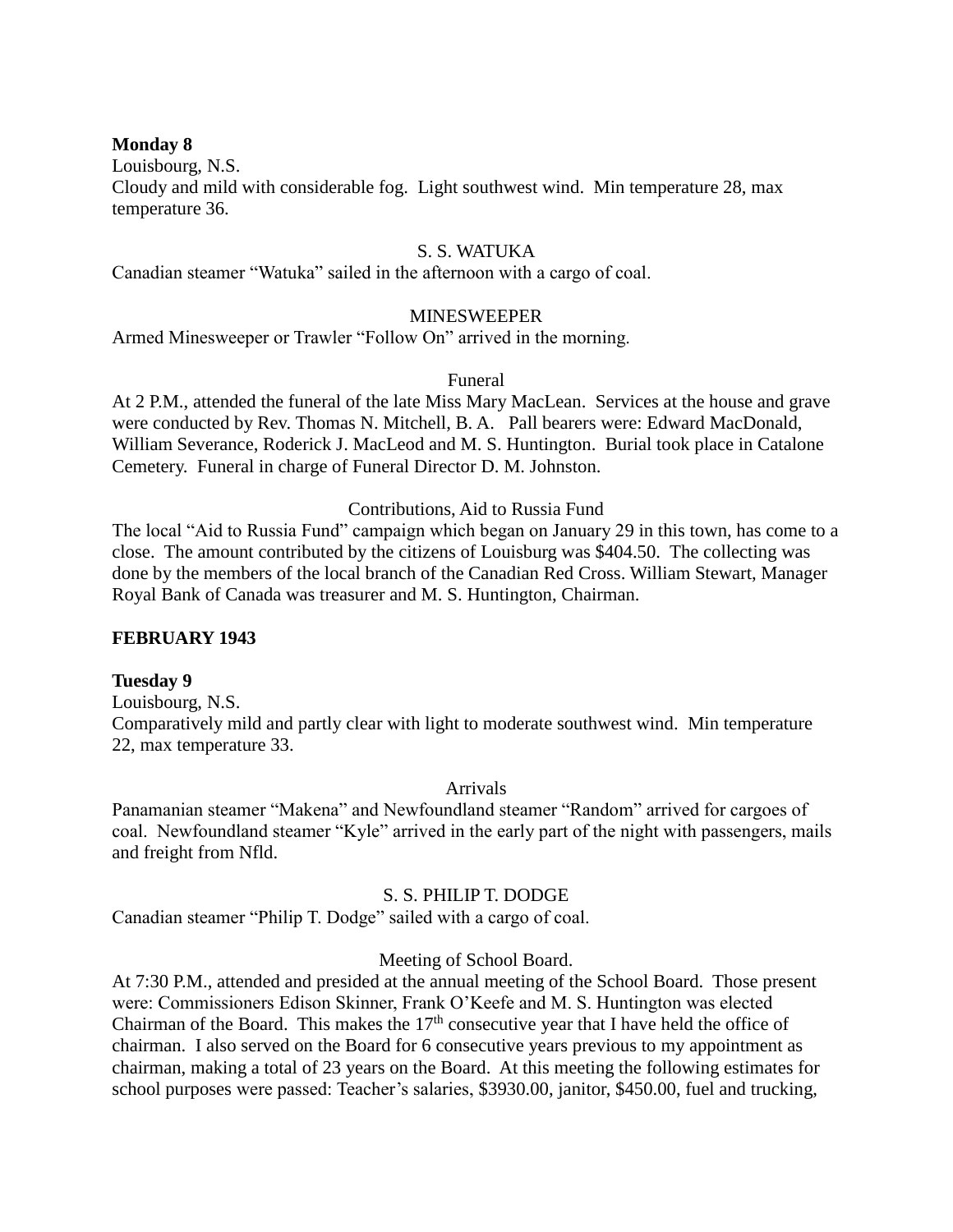**Monday 8**

Louisbourg, N.S.

Cloudy and mild with considerable fog. Light southwest wind. Min temperature 28, max temperature 36.

S. S. WATUKA

Canadian steamer "Watuka" sailed in the afternoon with a cargo of coal.

MINESWEEPER

Armed Minesweeper or Trawler "Follow On" arrived in the morning.

Funeral

At 2 P.M., attended the funeral of the late Miss Mary MacLean. Services at the house and grave were conducted by Rev. Thomas N. Mitchell, B. A. Pall bearers were: Edward MacDonald, William Severance, Roderick J. MacLeod and M. S. Huntington. Burial took place in Catalone Cemetery. Funeral in charge of Funeral Director D. M. Johnston.

Contributions, Aid to Russia Fund

The local "Aid to Russia Fund" campaign which began on January 29 in this town, has come to a close. The amount contributed by the citizens of Louisburg was $404.50. The collecting was done by the members of the local branch of the Canadian Red Cross. William Stewart, Manager Royal Bank of Canada was treasurer and M. S. Huntington, Chairman.

**FEBRUARY 1943**

**Tuesday 9**

Louisbourg, N.S.

Comparatively mild and partly clear with light to moderate southwest wind. Min temperature 22, max temperature 33.

Arrivals

Panamanian steamer "Makena" and Newfoundland steamer "Random" arrived for cargoes of coal. Newfoundland steamer "Kyle" arrived in the early part of the night with passengers, mails and freight from Nfld.

S. S. PHILIP T. DODGE

Canadian steamer "Philip T. Dodge" sailed with a cargo of coal.

Meeting of School Board.

At 7:30 P.M., attended and presided at the annual meeting of the School Board. Those present were: Commissioners Edison Skinner, Frank O'Keefe and M. S. Huntington was elected Chairman of the Board. This makes the 17th consecutive year that I have held the office of chairman. I also served on the Board for 6 consecutive years previous to my appointment as chairman, making a total of 23 years on the Board. At this meeting the following estimates for school purposes were passed: Teacher's salaries, $3930.00, janitor, $450.00, fuel and trucking,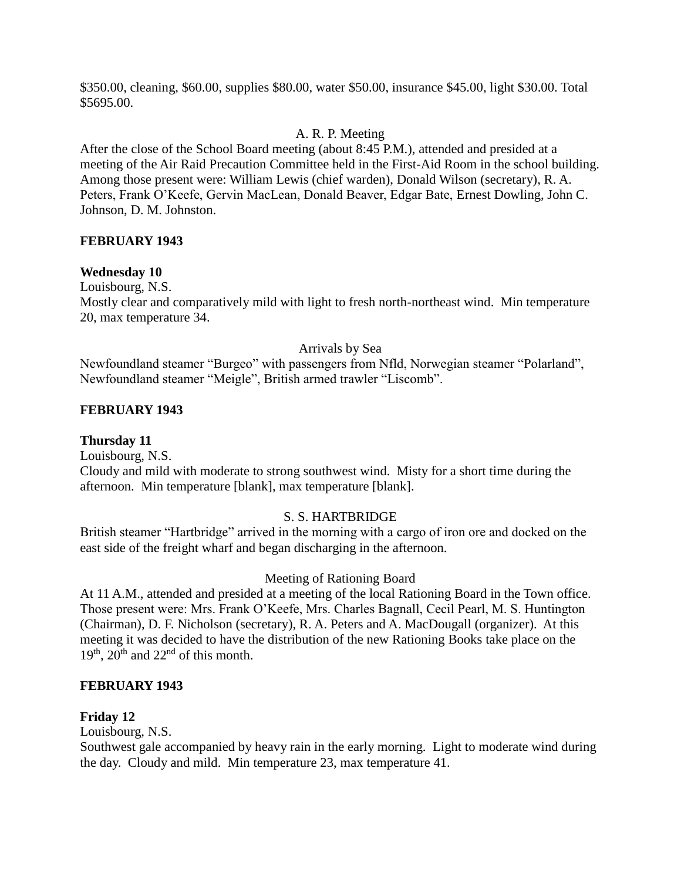$350.00, cleaning, $60.00, supplies $80.00, water $50.00, insurance $45.00, light $30.00. Total $5695.00.

A. R. P. Meeting

After the close of the School Board meeting (about 8:45 P.M.), attended and presided at a meeting of the Air Raid Precaution Committee held in the First-Aid Room in the school building. Among those present were: William Lewis (chief warden), Donald Wilson (secretary), R. A. Peters, Frank O'Keefe, Gervin MacLean, Donald Beaver, Edgar Bate, Ernest Dowling, John C. Johnson, D. M. Johnston.

**FEBRUARY 1943**

**Wednesday 10**

Louisbourg, N.S.

Mostly clear and comparatively mild with light to fresh north-northeast wind. Min temperature 20, max temperature 34.

Arrivals by Sea

Newfoundland steamer "Burgeo" with passengers from Nfld, Norwegian steamer "Polarland", Newfoundland steamer "Meigle", British armed trawler "Liscomb".

**FEBRUARY 1943**

**Thursday 11**

Louisbourg, N.S.

Cloudy and mild with moderate to strong southwest wind. Misty for a short time during the afternoon. Min temperature [blank], max temperature [blank].

S. S. HARTBRIDGE

British steamer "Hartbridge" arrived in the morning with a cargo of iron ore and docked on the east side of the freight wharf and began discharging in the afternoon.

Meeting of Rationing Board

At 11 A.M., attended and presided at a meeting of the local Rationing Board in the Town office. Those present were: Mrs. Frank O'Keefe, Mrs. Charles Bagnall, Cecil Pearl, M. S. Huntington (Chairman), D. F. Nicholson (secretary), R. A. Peters and A. MacDougall (organizer). At this meeting it was decided to have the distribution of the new Rationing Books take place on the 19th, 20th and 22nd of this month.

**FEBRUARY 1943**

**Friday 12**

Louisbourg, N.S.

Southwest gale accompanied by heavy rain in the early morning. Light to moderate wind during the day. Cloudy and mild. Min temperature 23, max temperature 41.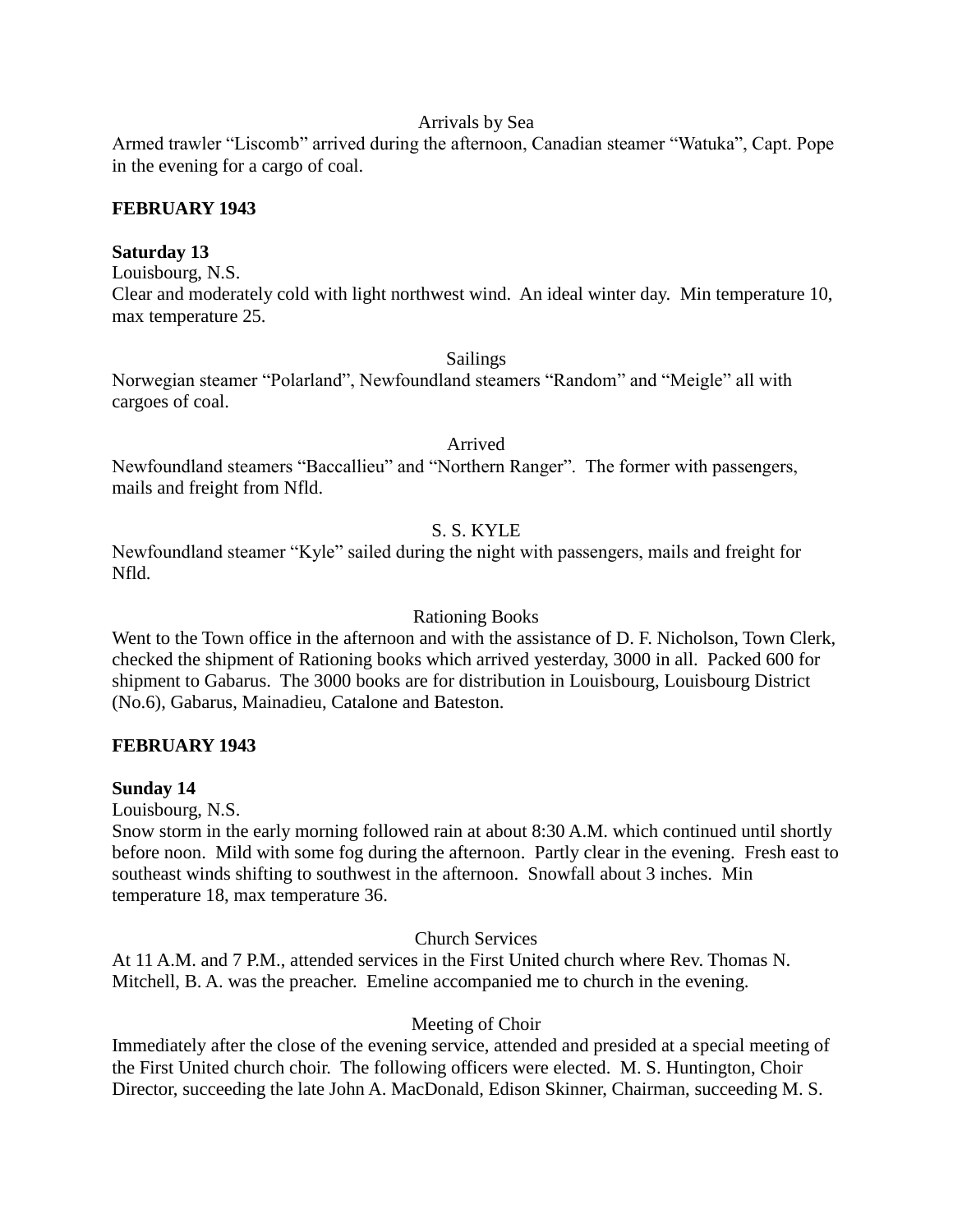Arrivals by Sea

Armed trawler "Liscomb" arrived during the afternoon, Canadian steamer "Watuka", Capt. Pope in the evening for a cargo of coal.

**FEBRUARY 1943**

**Saturday 13**

Louisbourg, N.S.

Clear and moderately cold with light northwest wind. An ideal winter day. Min temperature 10, max temperature 25.

Sailings

Norwegian steamer "Polarland", Newfoundland steamers "Random" and "Meigle" all with cargoes of coal.

Arrived

Newfoundland steamers "Baccallieu" and "Northern Ranger". The former with passengers, mails and freight from Nfld.

S. S. KYLE

Newfoundland steamer "Kyle" sailed during the night with passengers, mails and freight for Nfld.

Rationing Books

Went to the Town office in the afternoon and with the assistance of D. F. Nicholson, Town Clerk, checked the shipment of Rationing books which arrived yesterday, 3000 in all. Packed 600 for shipment to Gabarus. The 3000 books are for distribution in Louisbourg, Louisbourg District (No.6), Gabarus, Mainadieu, Catalone and Bateston.

**FEBRUARY 1943**

**Sunday 14**

Louisbourg, N.S.

Snow storm in the early morning followed rain at about 8:30 A.M. which continued until shortly before noon. Mild with some fog during the afternoon. Partly clear in the evening. Fresh east to southeast winds shifting to southwest in the afternoon. Snowfall about 3 inches. Min temperature 18, max temperature 36.

Church Services

At 11 A.M. and 7 P.M., attended services in the First United church where Rev. Thomas N. Mitchell, B. A. was the preacher. Emeline accompanied me to church in the evening.

Meeting of Choir

Immediately after the close of the evening service, attended and presided at a special meeting of the First United church choir. The following officers were elected. M. S. Huntington, Choir Director, succeeding the late John A. MacDonald, Edison Skinner, Chairman, succeeding M. S.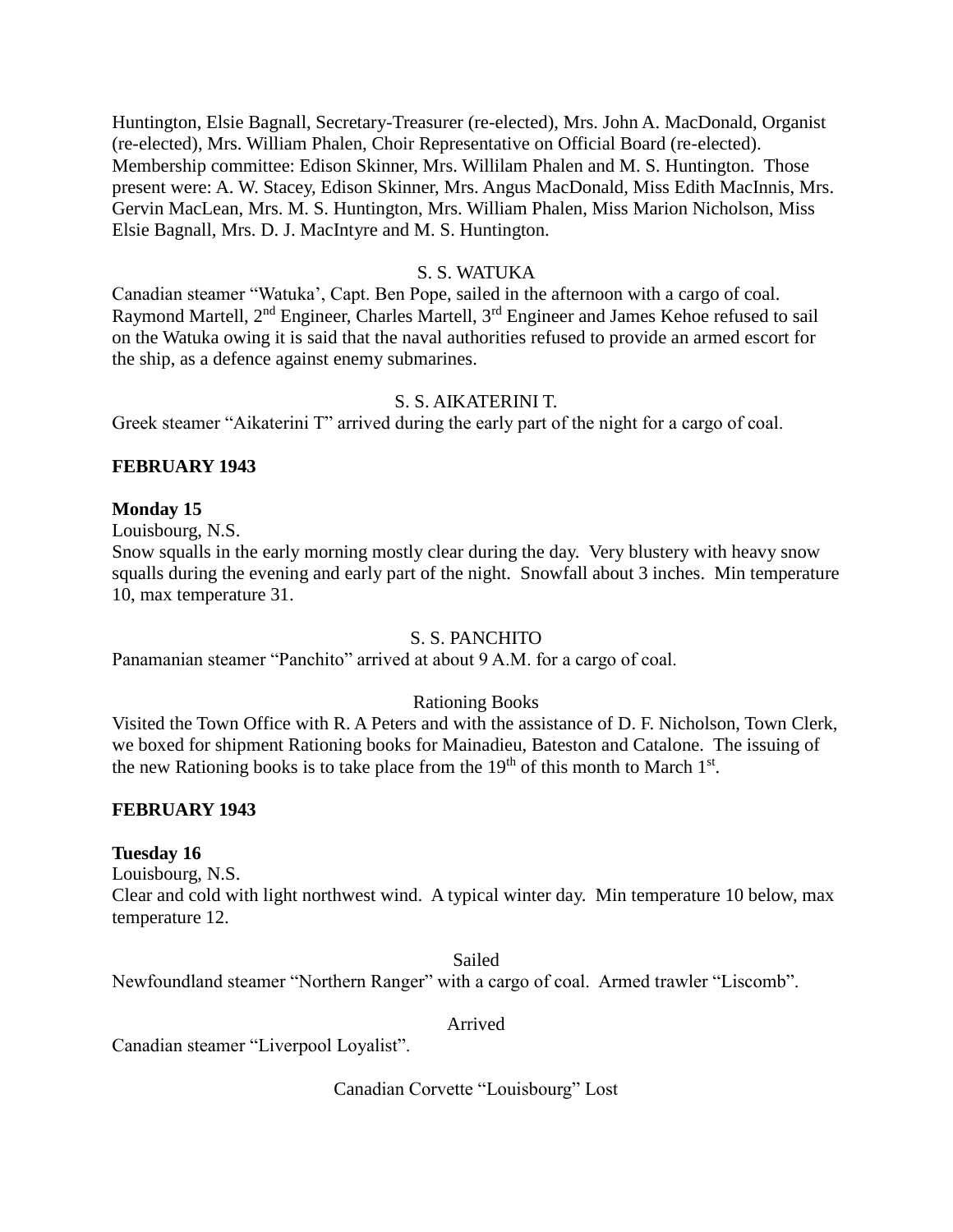Huntington, Elsie Bagnall, Secretary-Treasurer (re-elected), Mrs. John A. MacDonald, Organist (re-elected), Mrs. William Phalen, Choir Representative on Official Board (re-elected). Membership committee: Edison Skinner, Mrs. Willilam Phalen and M. S. Huntington. Those present were: A. W. Stacey, Edison Skinner, Mrs. Angus MacDonald, Miss Edith MacInnis, Mrs. Gervin MacLean, Mrs. M. S. Huntington, Mrs. William Phalen, Miss Marion Nicholson, Miss Elsie Bagnall, Mrs. D. J. MacIntyre and M. S. Huntington.

S. S. WATUKA

Canadian steamer "Watuka', Capt. Ben Pope, sailed in the afternoon with a cargo of coal. Raymond Martell, 2nd Engineer, Charles Martell, 3rd Engineer and James Kehoe refused to sail on the Watuka owing it is said that the naval authorities refused to provide an armed escort for the ship, as a defence against enemy submarines.

S. S. AIKATERINI T.

Greek steamer "Aikaterini T" arrived during the early part of the night for a cargo of coal.

**FEBRUARY 1943**

**Monday 15**

Louisbourg, N.S.

Snow squalls in the early morning mostly clear during the day. Very blustery with heavy snow squalls during the evening and early part of the night. Snowfall about 3 inches. Min temperature 10, max temperature 31.

S. S. PANCHITO

Panamanian steamer "Panchito" arrived at about 9 A.M. for a cargo of coal.

Rationing Books

Visited the Town Office with R. A Peters and with the assistance of D. F. Nicholson, Town Clerk, we boxed for shipment Rationing books for Mainadieu, Bateston and Catalone. The issuing of the new Rationing books is to take place from the 19th of this month to March 1st.

**FEBRUARY 1943**

**Tuesday 16**

Louisbourg, N.S.

Clear and cold with light northwest wind. A typical winter day. Min temperature 10 below, max temperature 12.

Sailed

Newfoundland steamer "Northern Ranger" with a cargo of coal. Armed trawler "Liscomb".

Arrived

Canadian steamer "Liverpool Loyalist".

Canadian Corvette "Louisbourg" Lost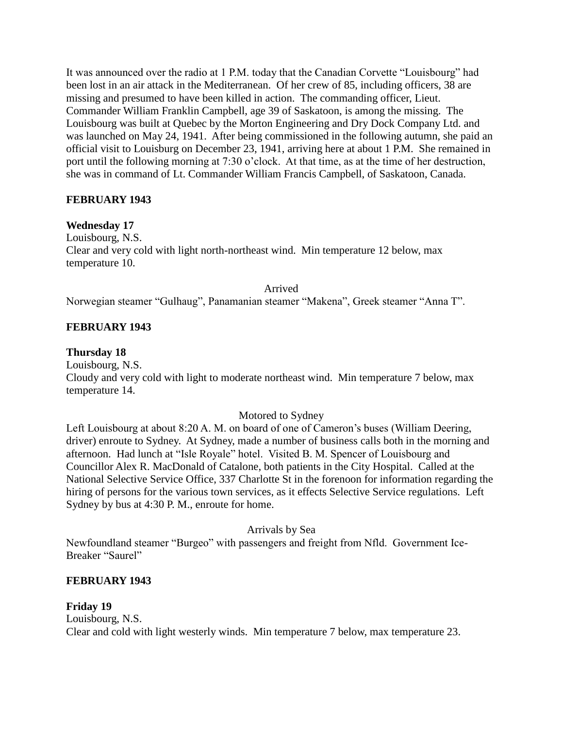It was announced over the radio at 1 P.M. today that the Canadian Corvette "Louisbourg" had been lost in an air attack in the Mediterranean. Of her crew of 85, including officers, 38 are missing and presumed to have been killed in action. The commanding officer, Lieut. Commander William Franklin Campbell, age 39 of Saskatoon, is among the missing. The Louisbourg was built at Quebec by the Morton Engineering and Dry Dock Company Ltd. and was launched on May 24, 1941. After being commissioned in the following autumn, she paid an official visit to Louisburg on December 23, 1941, arriving here at about 1 P.M. She remained in port until the following morning at 7:30 o'clock. At that time, as at the time of her destruction, she was in command of Lt. Commander William Francis Campbell, of Saskatoon, Canada.

**FEBRUARY 1943**

**Wednesday 17**

Louisbourg, N.S.

Clear and very cold with light north-northeast wind. Min temperature 12 below, max temperature 10.

Arrived

Norwegian steamer "Gulhaug", Panamanian steamer "Makena", Greek steamer "Anna T".

**FEBRUARY 1943**

**Thursday 18**

Louisbourg, N.S.

Cloudy and very cold with light to moderate northeast wind. Min temperature 7 below, max temperature 14.

Motored to Sydney

Left Louisbourg at about 8:20 A. M. on board of one of Cameron's buses (William Deering, driver) enroute to Sydney. At Sydney, made a number of business calls both in the morning and afternoon. Had lunch at "Isle Royale" hotel. Visited B. M. Spencer of Louisbourg and Councillor Alex R. MacDonald of Catalone, both patients in the City Hospital. Called at the National Selective Service Office, 337 Charlotte St in the forenoon for information regarding the hiring of persons for the various town services, as it effects Selective Service regulations. Left Sydney by bus at 4:30 P. M., enroute for home.

Arrivals by Sea

Newfoundland steamer "Burgeo" with passengers and freight from Nfld. Government Ice-Breaker "Saurel"

**FEBRUARY 1943**

**Friday 19**

Louisbourg, N.S.

Clear and cold with light westerly winds. Min temperature 7 below, max temperature 23.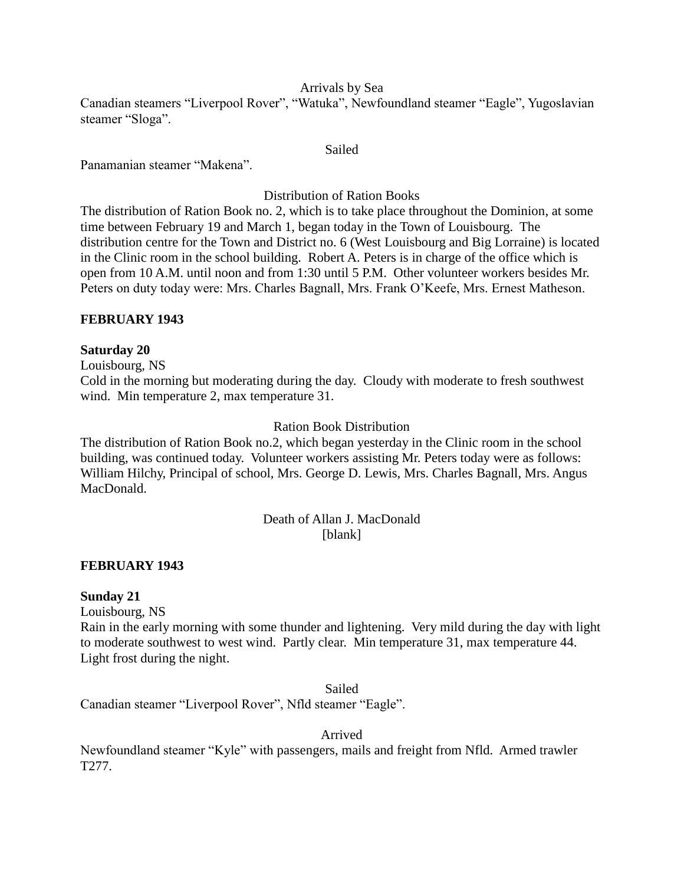Arrivals by Sea

Canadian steamers "Liverpool Rover", "Watuka", Newfoundland steamer "Eagle", Yugoslavian steamer "Sloga".

Sailed

Panamanian steamer "Makena".

Distribution of Ration Books

The distribution of Ration Book no. 2, which is to take place throughout the Dominion, at some time between February 19 and March 1, began today in the Town of Louisbourg. The distribution centre for the Town and District no. 6 (West Louisbourg and Big Lorraine) is located in the Clinic room in the school building. Robert A. Peters is in charge of the office which is open from 10 A.M. until noon and from 1:30 until 5 P.M. Other volunteer workers besides Mr. Peters on duty today were: Mrs. Charles Bagnall, Mrs. Frank O'Keefe, Mrs. Ernest Matheson.

**FEBRUARY 1943**

**Saturday 20**

Louisbourg, NS

Cold in the morning but moderating during the day. Cloudy with moderate to fresh southwest wind. Min temperature 2, max temperature 31.

Ration Book Distribution

The distribution of Ration Book no.2, which began yesterday in the Clinic room in the school building, was continued today. Volunteer workers assisting Mr. Peters today were as follows: William Hilchy, Principal of school, Mrs. George D. Lewis, Mrs. Charles Bagnall, Mrs. Angus MacDonald.

Death of Allan J. MacDonald

[blank]

**FEBRUARY 1943**

**Sunday 21**

Louisbourg, NS

Rain in the early morning with some thunder and lightening. Very mild during the day with light to moderate southwest to west wind. Partly clear. Min temperature 31, max temperature 44. Light frost during the night.

Sailed

Canadian steamer "Liverpool Rover", Nfld steamer "Eagle".

Arrived

Newfoundland steamer "Kyle" with passengers, mails and freight from Nfld. Armed trawler T277.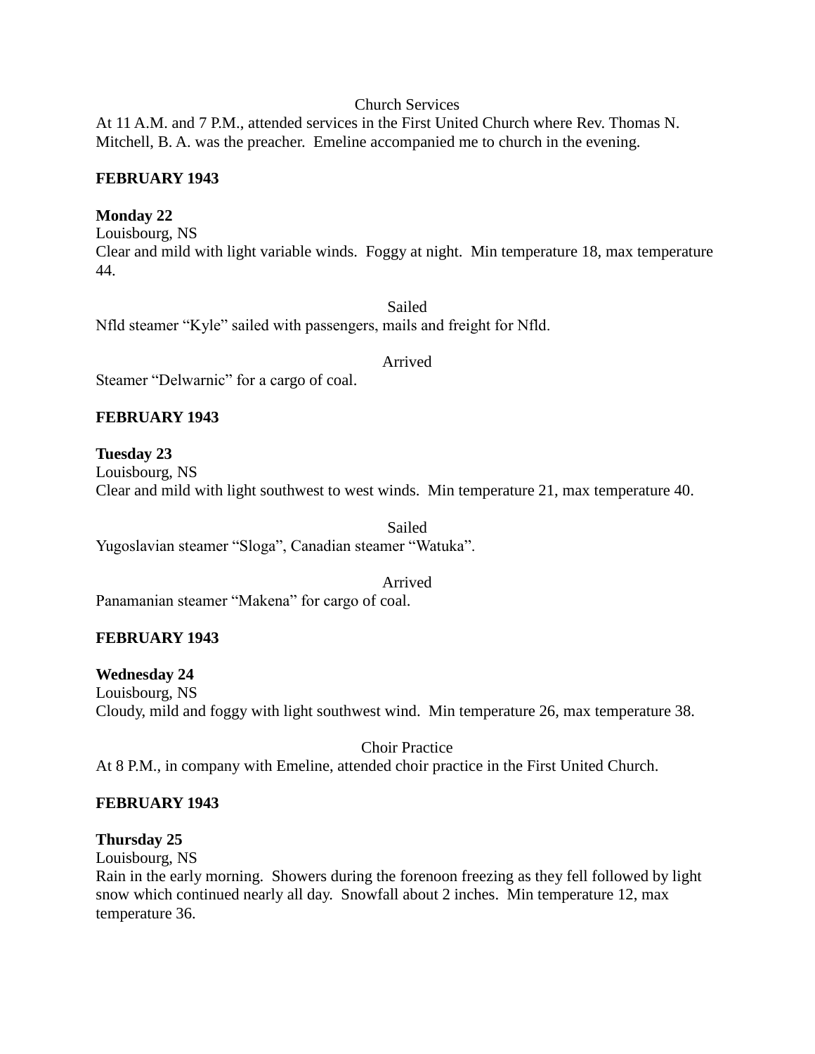Church Services

At 11 A.M. and 7 P.M., attended services in the First United Church where Rev. Thomas N. Mitchell, B. A. was the preacher. Emeline accompanied me to church in the evening.

**FEBRUARY 1943**

**Monday 22**
Louisbourg, NS
Clear and mild with light variable winds. Foggy at night. Min temperature 18, max temperature 44.

Sailed

Nfld steamer "Kyle" sailed with passengers, mails and freight for Nfld.

Arrived

Steamer "Delwarnic" for a cargo of coal.

**FEBRUARY 1943**

**Tuesday 23**
Louisbourg, NS
Clear and mild with light southwest to west winds. Min temperature 21, max temperature 40.

Sailed

Yugoslavian steamer "Sloga", Canadian steamer "Watuka".

Arrived

Panamanian steamer "Makena" for cargo of coal.

**FEBRUARY 1943**

**Wednesday 24**
Louisbourg, NS
Cloudy, mild and foggy with light southwest wind. Min temperature 26, max temperature 38.

Choir Practice

At 8 P.M., in company with Emeline, attended choir practice in the First United Church.

**FEBRUARY 1943**

**Thursday 25**
Louisbourg, NS
Rain in the early morning. Showers during the forenoon freezing as they fell followed by light snow which continued nearly all day. Snowfall about 2 inches. Min temperature 12, max temperature 36.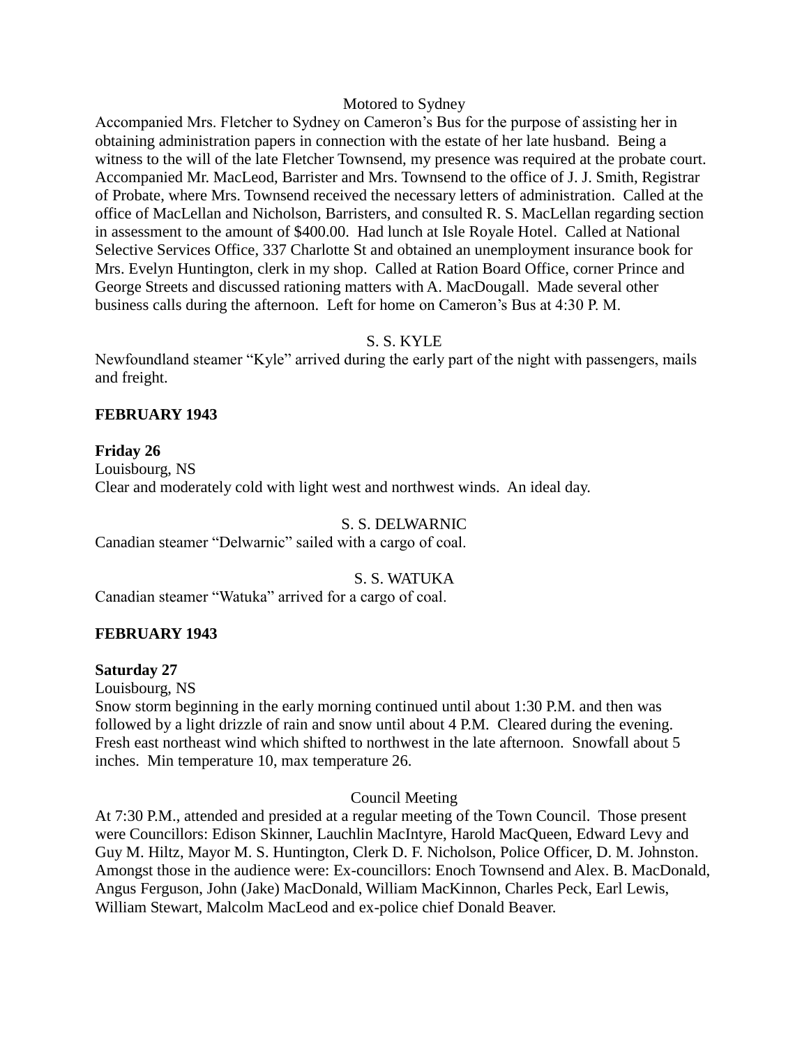Motored to Sydney

Accompanied Mrs. Fletcher to Sydney on Cameron's Bus for the purpose of assisting her in obtaining administration papers in connection with the estate of her late husband. Being a witness to the will of the late Fletcher Townsend, my presence was required at the probate court. Accompanied Mr. MacLeod, Barrister and Mrs. Townsend to the office of J. J. Smith, Registrar of Probate, where Mrs. Townsend received the necessary letters of administration. Called at the office of MacLellan and Nicholson, Barristers, and consulted R. S. MacLellan regarding section in assessment to the amount of $400.00. Had lunch at Isle Royale Hotel. Called at National Selective Services Office, 337 Charlotte St and obtained an unemployment insurance book for Mrs. Evelyn Huntington, clerk in my shop. Called at Ration Board Office, corner Prince and George Streets and discussed rationing matters with A. MacDougall. Made several other business calls during the afternoon. Left for home on Cameron's Bus at 4:30 P. M.

S. S. KYLE

Newfoundland steamer "Kyle" arrived during the early part of the night with passengers, mails and freight.

**FEBRUARY 1943**

**Friday 26**

Louisbourg, NS

Clear and moderately cold with light west and northwest winds. An ideal day.

S. S. DELWARNIC

Canadian steamer "Delwarnic" sailed with a cargo of coal.

S. S. WATUKA

Canadian steamer "Watuka" arrived for a cargo of coal.

**FEBRUARY 1943**

**Saturday 27**

Louisbourg, NS

Snow storm beginning in the early morning continued until about 1:30 P.M. and then was followed by a light drizzle of rain and snow until about 4 P.M. Cleared during the evening. Fresh east northeast wind which shifted to northwest in the late afternoon. Snowfall about 5 inches. Min temperature 10, max temperature 26.

Council Meeting

At 7:30 P.M., attended and presided at a regular meeting of the Town Council. Those present were Councillors: Edison Skinner, Lauchlin MacIntyre, Harold MacQueen, Edward Levy and Guy M. Hiltz, Mayor M. S. Huntington, Clerk D. F. Nicholson, Police Officer, D. M. Johnston. Amongst those in the audience were: Ex-councillors: Enoch Townsend and Alex. B. MacDonald, Angus Ferguson, John (Jake) MacDonald, William MacKinnon, Charles Peck, Earl Lewis, William Stewart, Malcolm MacLeod and ex-police chief Donald Beaver.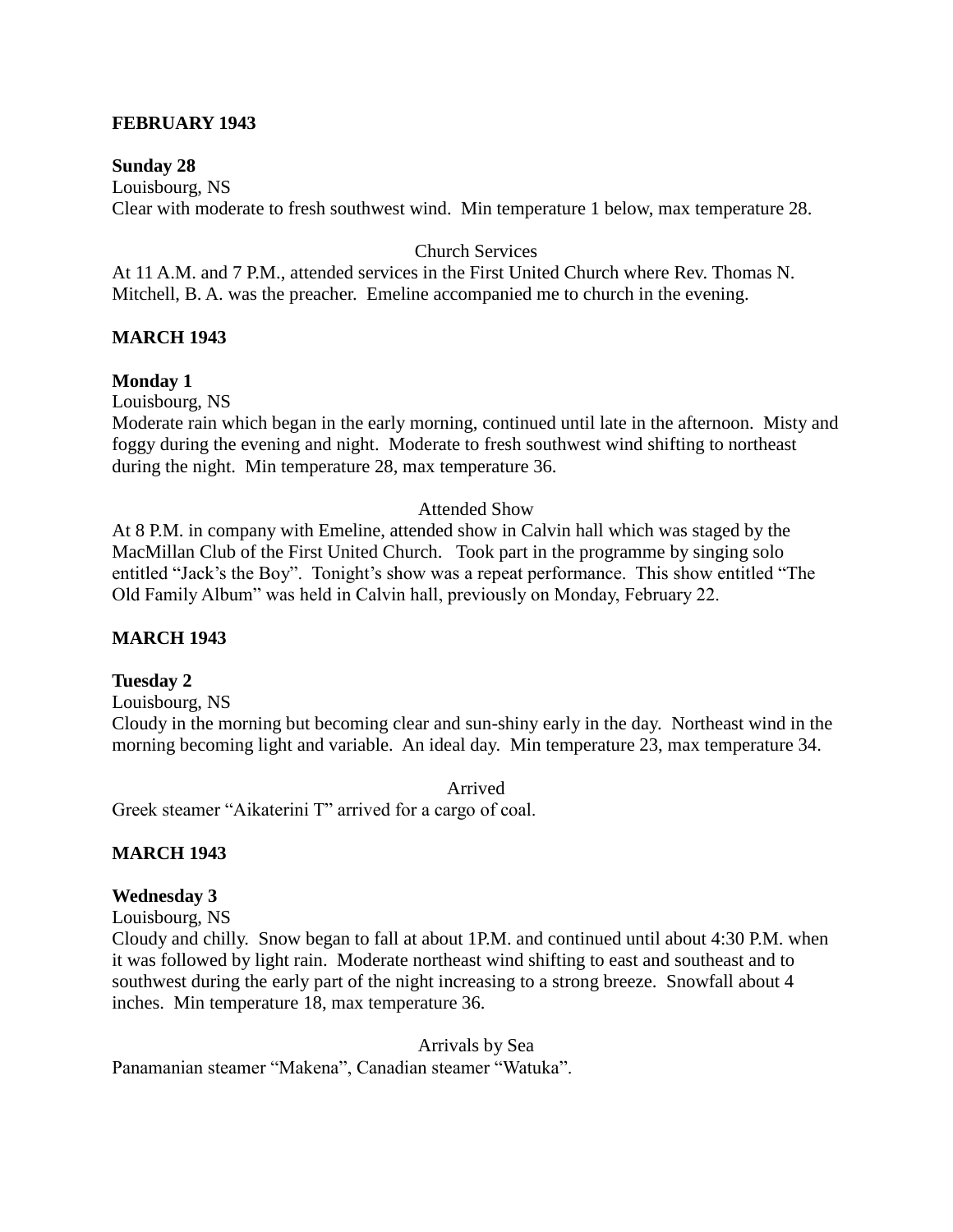**FEBRUARY 1943**

**Sunday 28**

Louisbourg, NS

Clear with moderate to fresh southwest wind. Min temperature 1 below, max temperature 28.

Church Services

At 11 A.M. and 7 P.M., attended services in the First United Church where Rev. Thomas N. Mitchell, B. A. was the preacher. Emeline accompanied me to church in the evening.

**MARCH 1943**

**Monday 1**

Louisbourg, NS

Moderate rain which began in the early morning, continued until late in the afternoon. Misty and foggy during the evening and night. Moderate to fresh southwest wind shifting to northeast during the night. Min temperature 28, max temperature 36.

Attended Show

At 8 P.M. in company with Emeline, attended show in Calvin hall which was staged by the MacMillan Club of the First United Church. Took part in the programme by singing solo entitled "Jack's the Boy". Tonight's show was a repeat performance. This show entitled "The Old Family Album" was held in Calvin hall, previously on Monday, February 22.

**MARCH 1943**

**Tuesday 2**

Louisbourg, NS

Cloudy in the morning but becoming clear and sun-shiny early in the day. Northeast wind in the morning becoming light and variable. An ideal day. Min temperature 23, max temperature 34.

Arrived

Greek steamer "Aikaterini T" arrived for a cargo of coal.

**MARCH 1943**

**Wednesday 3**

Louisbourg, NS

Cloudy and chilly. Snow began to fall at about 1P.M. and continued until about 4:30 P.M. when it was followed by light rain. Moderate northeast wind shifting to east and southeast and to southwest during the early part of the night increasing to a strong breeze. Snowfall about 4 inches. Min temperature 18, max temperature 36.

Arrivals by Sea

Panamanian steamer "Makena", Canadian steamer "Watuka".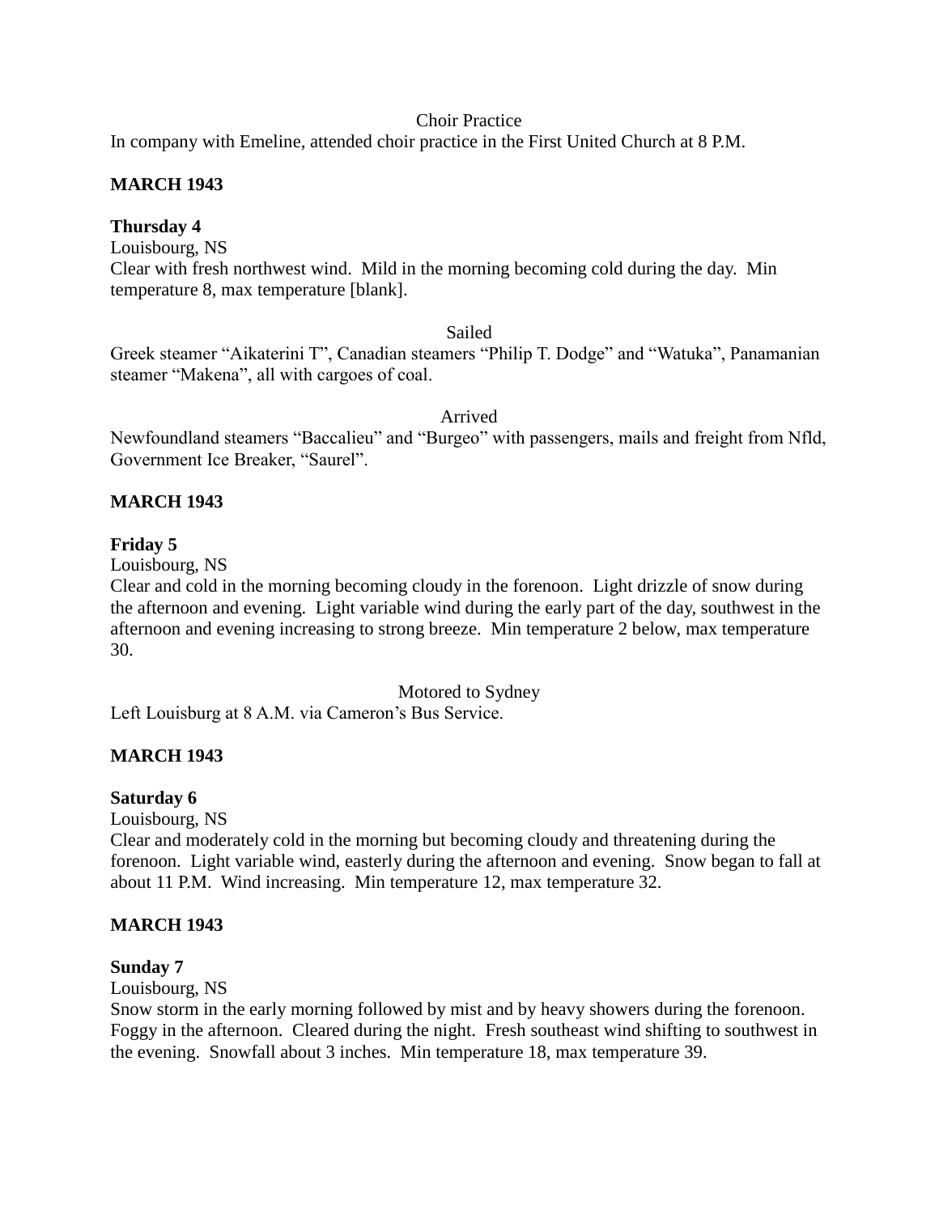Choir Practice

In company with Emeline, attended choir practice in the First United Church at 8 P.M.

**MARCH 1943**

**Thursday 4**

Louisbourg, NS

Clear with fresh northwest wind. Mild in the morning becoming cold during the day. Min temperature 8, max temperature [blank].

Sailed

Greek steamer "Aikaterini T", Canadian steamers "Philip T. Dodge" and "Watuka", Panamanian steamer "Makena", all with cargoes of coal.

Arrived

Newfoundland steamers "Baccalieu" and "Burgeo" with passengers, mails and freight from Nfld, Government Ice Breaker, "Saurel".

**MARCH 1943**

**Friday 5**

Louisbourg, NS

Clear and cold in the morning becoming cloudy in the forenoon. Light drizzle of snow during the afternoon and evening. Light variable wind during the early part of the day, southwest in the afternoon and evening increasing to strong breeze. Min temperature 2 below, max temperature 30.

Motored to Sydney

Left Louisburg at 8 A.M. via Cameron's Bus Service.

**MARCH 1943**

**Saturday 6**

Louisbourg, NS

Clear and moderately cold in the morning but becoming cloudy and threatening during the forenoon. Light variable wind, easterly during the afternoon and evening. Snow began to fall at about 11 P.M. Wind increasing. Min temperature 12, max temperature 32.

**MARCH 1943**

**Sunday 7**

Louisbourg, NS

Snow storm in the early morning followed by mist and by heavy showers during the forenoon. Foggy in the afternoon. Cleared during the night. Fresh southeast wind shifting to southwest in the evening. Snowfall about 3 inches. Min temperature 18, max temperature 39.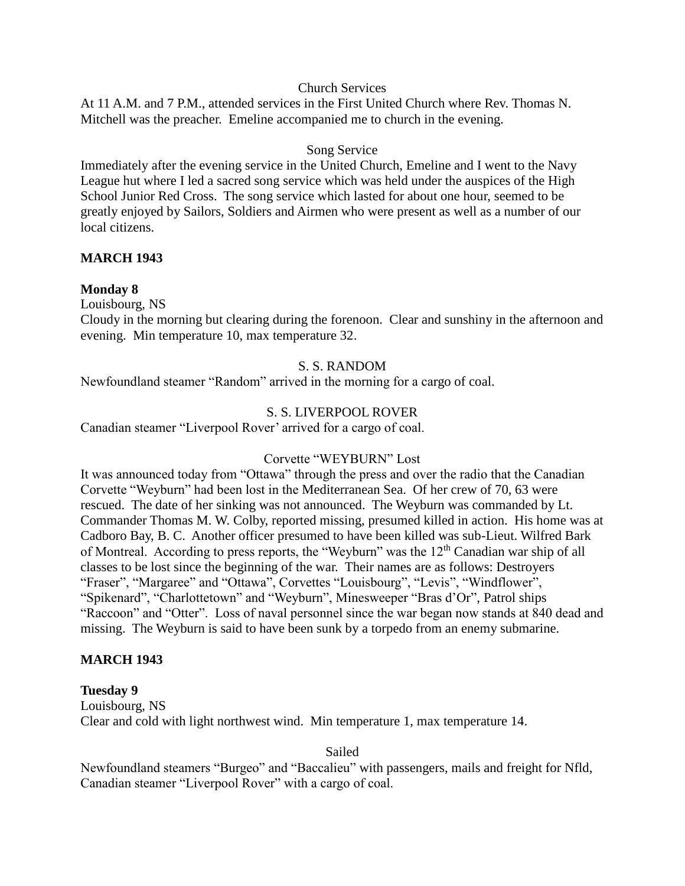Church Services

At 11 A.M. and 7 P.M., attended services in the First United Church where Rev. Thomas N. Mitchell was the preacher. Emeline accompanied me to church in the evening.

Song Service

Immediately after the evening service in the United Church, Emeline and I went to the Navy League hut where I led a sacred song service which was held under the auspices of the High School Junior Red Cross. The song service which lasted for about one hour, seemed to be greatly enjoyed by Sailors, Soldiers and Airmen who were present as well as a number of our local citizens.

**MARCH 1943**

**Monday 8**

Louisbourg, NS

Cloudy in the morning but clearing during the forenoon. Clear and sunshiny in the afternoon and evening. Min temperature 10, max temperature 32.

S. S. RANDOM

Newfoundland steamer "Random" arrived in the morning for a cargo of coal.

S. S. LIVERPOOL ROVER

Canadian steamer "Liverpool Rover' arrived for a cargo of coal.

Corvette "WEYBURN" Lost

It was announced today from "Ottawa" through the press and over the radio that the Canadian Corvette "Weyburn" had been lost in the Mediterranean Sea. Of her crew of 70, 63 were rescued. The date of her sinking was not announced. The Weyburn was commanded by Lt. Commander Thomas M. W. Colby, reported missing, presumed killed in action. His home was at Cadboro Bay, B. C. Another officer presumed to have been killed was sub-Lieut. Wilfred Bark of Montreal. According to press reports, the "Weyburn" was the 12th Canadian war ship of all classes to be lost since the beginning of the war. Their names are as follows: Destroyers "Fraser", "Margaree" and "Ottawa", Corvettes "Louisbourg", "Levis", "Windflower", "Spikenard", "Charlottetown" and "Weyburn", Minesweeper "Bras d'Or", Patrol ships "Raccoon" and "Otter". Loss of naval personnel since the war began now stands at 840 dead and missing. The Weyburn is said to have been sunk by a torpedo from an enemy submarine.

**MARCH 1943**

**Tuesday 9**

Louisbourg, NS

Clear and cold with light northwest wind. Min temperature 1, max temperature 14.

Sailed

Newfoundland steamers "Burgeo" and "Baccalieu" with passengers, mails and freight for Nfld, Canadian steamer "Liverpool Rover" with a cargo of coal.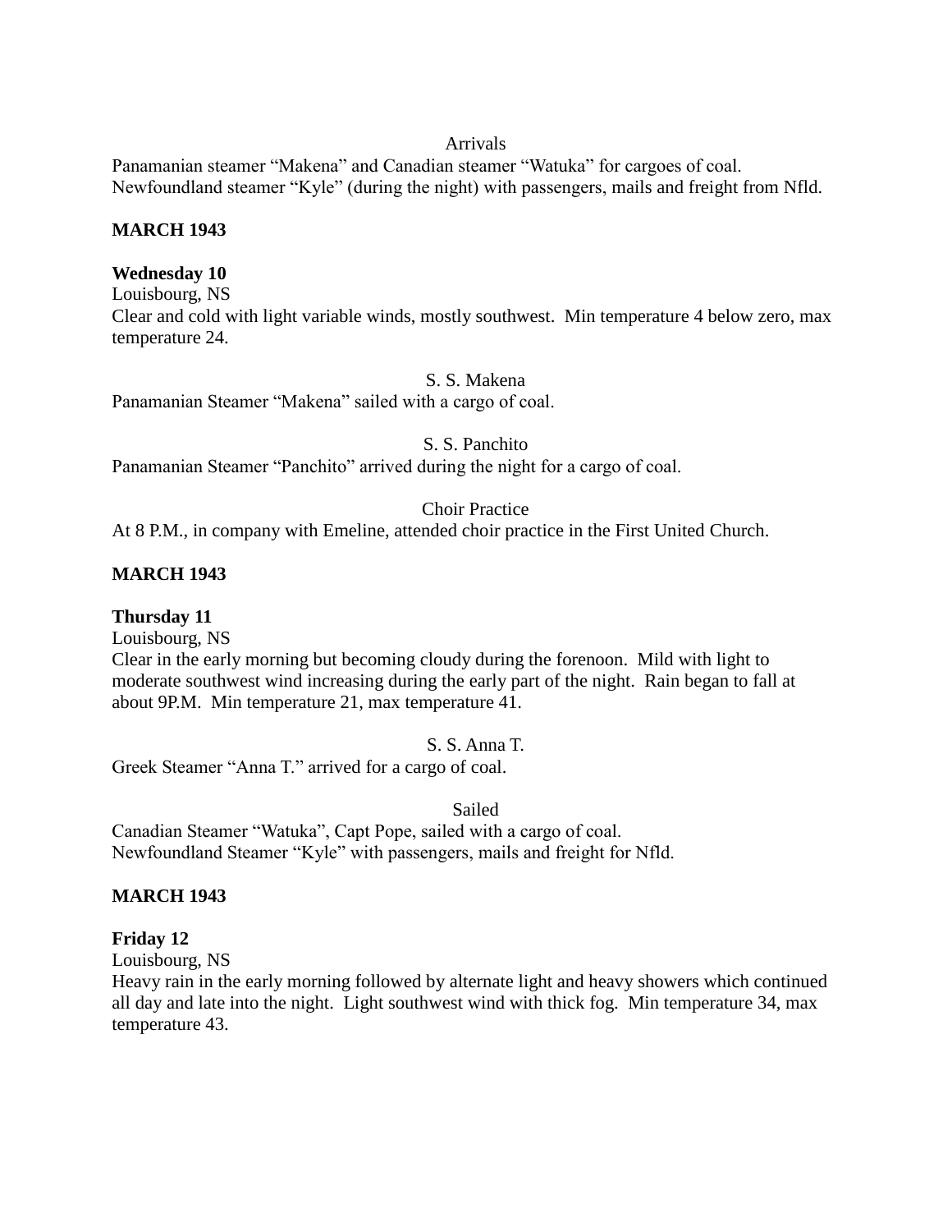Arrivals

Panamanian steamer “Makena” and Canadian steamer “Watuka” for cargoes of coal.
Newfoundland steamer “Kyle” (during the night) with passengers, mails and freight from Nfld.

**MARCH 1943**

**Wednesday 10**

Louisbourg, NS

Clear and cold with light variable winds, mostly southwest. Min temperature 4 below zero, max temperature 24.

S. S. Makena

Panamanian Steamer “Makena” sailed with a cargo of coal.

S. S. Panchito

Panamanian Steamer “Panchito” arrived during the night for a cargo of coal.

Choir Practice

At 8 P.M., in company with Emeline, attended choir practice in the First United Church.

**MARCH 1943**

**Thursday 11**

Louisbourg, NS

Clear in the early morning but becoming cloudy during the forenoon. Mild with light to moderate southwest wind increasing during the early part of the night. Rain began to fall at about 9P.M. Min temperature 21, max temperature 41.

S. S. Anna T.

Greek Steamer “Anna T.” arrived for a cargo of coal.

Sailed

Canadian Steamer “Watuka”, Capt Pope, sailed with a cargo of coal.
Newfoundland Steamer “Kyle” with passengers, mails and freight for Nfld.

**MARCH 1943**

**Friday 12**

Louisbourg, NS

Heavy rain in the early morning followed by alternate light and heavy showers which continued all day and late into the night. Light southwest wind with thick fog. Min temperature 34, max temperature 43.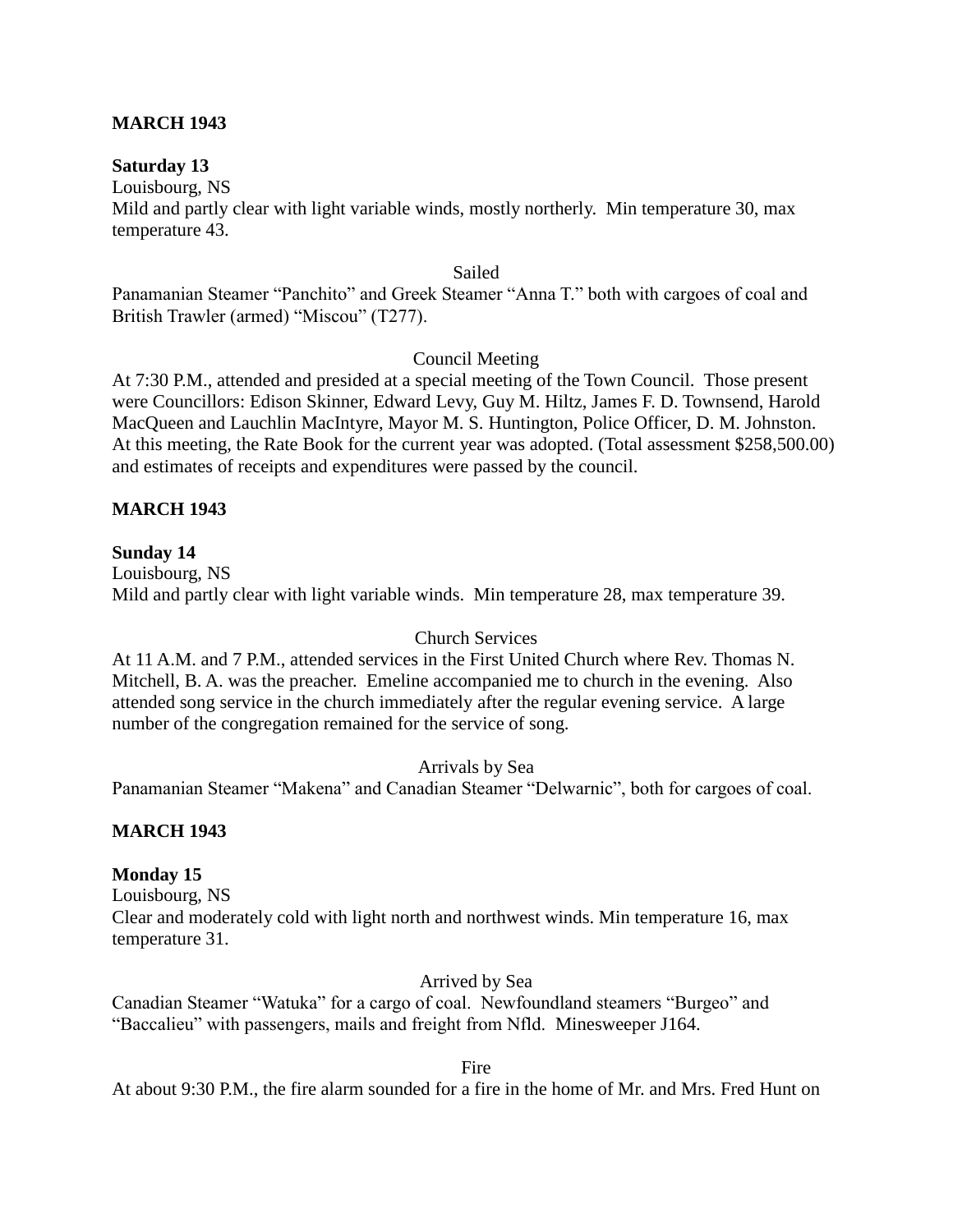**MARCH 1943**

**Saturday 13**

Louisbourg, NS

Mild and partly clear with light variable winds, mostly northerly. Min temperature 30, max temperature 43.

Sailed

Panamanian Steamer "Panchito" and Greek Steamer "Anna T." both with cargoes of coal and British Trawler (armed) "Miscou" (T277).

Council Meeting

At 7:30 P.M., attended and presided at a special meeting of the Town Council. Those present were Councillors: Edison Skinner, Edward Levy, Guy M. Hiltz, James F. D. Townsend, Harold MacQueen and Lauchlin MacIntyre, Mayor M. S. Huntington, Police Officer, D. M. Johnston. At this meeting, the Rate Book for the current year was adopted. (Total assessment $258,500.00) and estimates of receipts and expenditures were passed by the council.

**MARCH 1943**

**Sunday 14**

Louisbourg, NS

Mild and partly clear with light variable winds. Min temperature 28, max temperature 39.

Church Services

At 11 A.M. and 7 P.M., attended services in the First United Church where Rev. Thomas N. Mitchell, B. A. was the preacher. Emeline accompanied me to church in the evening. Also attended song service in the church immediately after the regular evening service. A large number of the congregation remained for the service of song.

Arrivals by Sea

Panamanian Steamer "Makena" and Canadian Steamer "Delwarnic", both for cargoes of coal.

**MARCH 1943**

**Monday 15**

Louisbourg, NS

Clear and moderately cold with light north and northwest winds. Min temperature 16, max temperature 31.

Arrived by Sea

Canadian Steamer "Watuka" for a cargo of coal. Newfoundland steamers "Burgeo" and "Baccalieu" with passengers, mails and freight from Nfld. Minesweeper J164.

Fire

At about 9:30 P.M., the fire alarm sounded for a fire in the home of Mr. and Mrs. Fred Hunt on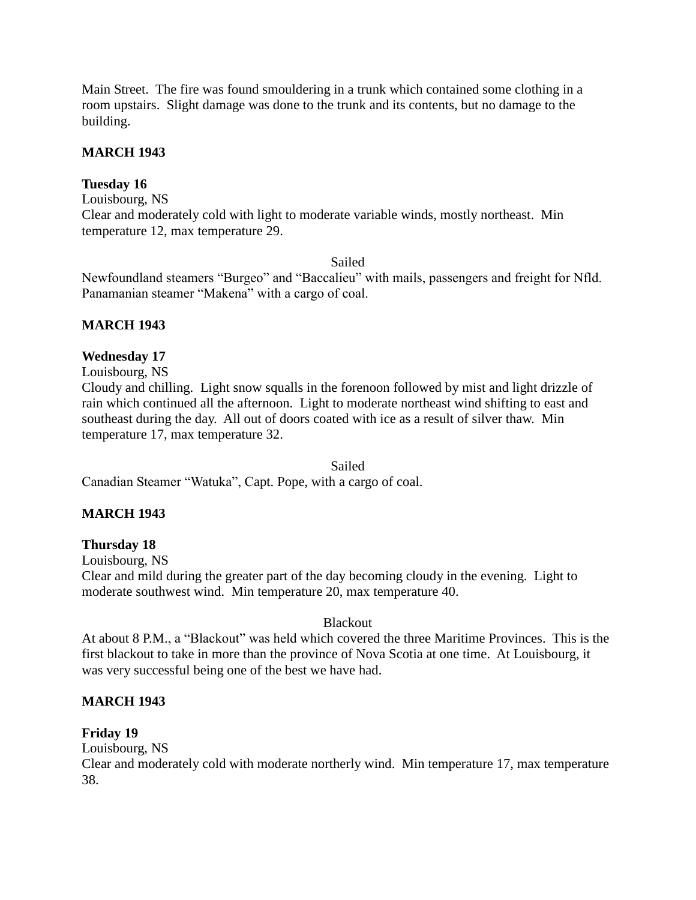Main Street. The fire was found smouldering in a trunk which contained some clothing in a room upstairs. Slight damage was done to the trunk and its contents, but no damage to the building.

**MARCH 1943**

**Tuesday 16**
Louisbourg, NS
Clear and moderately cold with light to moderate variable winds, mostly northeast. Min temperature 12, max temperature 29.

Sailed

Newfoundland steamers "Burgeo" and "Baccalieu" with mails, passengers and freight for Nfld.
Panamanian steamer "Makena" with a cargo of coal.

**MARCH 1943**

**Wednesday 17**
Louisbourg, NS
Cloudy and chilling. Light snow squalls in the forenoon followed by mist and light drizzle of rain which continued all the afternoon. Light to moderate northeast wind shifting to east and southeast during the day. All out of doors coated with ice as a result of silver thaw. Min temperature 17, max temperature 32.

Sailed

Canadian Steamer "Watuka", Capt. Pope, with a cargo of coal.

**MARCH 1943**

**Thursday 18**
Louisbourg, NS
Clear and mild during the greater part of the day becoming cloudy in the evening. Light to moderate southwest wind. Min temperature 20, max temperature 40.

Blackout

At about 8 P.M., a "Blackout" was held which covered the three Maritime Provinces. This is the first blackout to take in more than the province of Nova Scotia at one time. At Louisbourg, it was very successful being one of the best we have had.

**MARCH 1943**

**Friday 19**
Louisbourg, NS
Clear and moderately cold with moderate northerly wind. Min temperature 17, max temperature 38.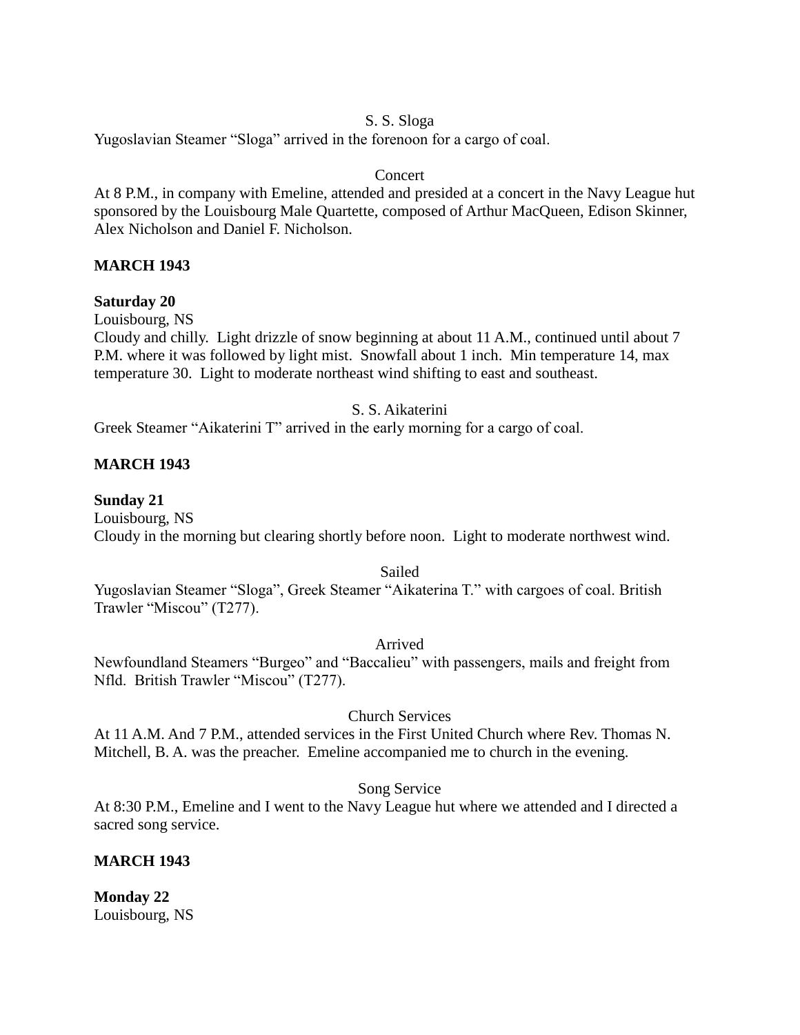S. S. Sloga

Yugoslavian Steamer "Sloga" arrived in the forenoon for a cargo of coal.

Concert

At 8 P.M., in company with Emeline, attended and presided at a concert in the Navy League hut sponsored by the Louisbourg Male Quartette, composed of Arthur MacQueen, Edison Skinner, Alex Nicholson and Daniel F. Nicholson.

**MARCH 1943**

**Saturday 20**

Louisbourg, NS

Cloudy and chilly. Light drizzle of snow beginning at about 11 A.M., continued until about 7 P.M. where it was followed by light mist. Snowfall about 1 inch. Min temperature 14, max temperature 30. Light to moderate northeast wind shifting to east and southeast.

S. S. Aikaterini

Greek Steamer "Aikaterini T" arrived in the early morning for a cargo of coal.

**MARCH 1943**

**Sunday 21**

Louisbourg, NS

Cloudy in the morning but clearing shortly before noon. Light to moderate northwest wind.

Sailed

Yugoslavian Steamer "Sloga", Greek Steamer "Aikaterina T." with cargoes of coal. British Trawler "Miscou" (T277).

Arrived

Newfoundland Steamers "Burgeo" and "Baccalieu" with passengers, mails and freight from Nfld. British Trawler "Miscou" (T277).

Church Services

At 11 A.M. And 7 P.M., attended services in the First United Church where Rev. Thomas N. Mitchell, B. A. was the preacher. Emeline accompanied me to church in the evening.

Song Service

At 8:30 P.M., Emeline and I went to the Navy League hut where we attended and I directed a sacred song service.

**MARCH 1943**

**Monday 22**

Louisbourg, NS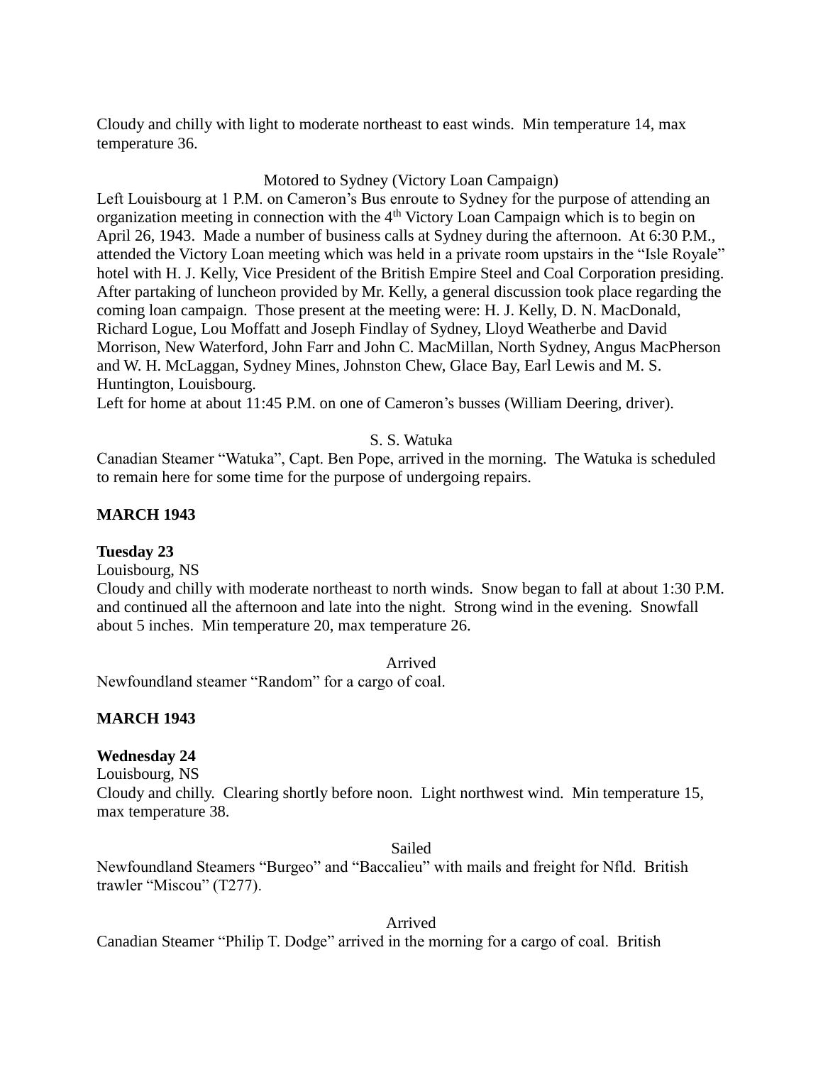Cloudy and chilly with light to moderate northeast to east winds. Min temperature 14, max temperature 36.

Motored to Sydney (Victory Loan Campaign)

Left Louisbourg at 1 P.M. on Cameron's Bus enroute to Sydney for the purpose of attending an organization meeting in connection with the 4th Victory Loan Campaign which is to begin on April 26, 1943. Made a number of business calls at Sydney during the afternoon. At 6:30 P.M., attended the Victory Loan meeting which was held in a private room upstairs in the "Isle Royale" hotel with H. J. Kelly, Vice President of the British Empire Steel and Coal Corporation presiding. After partaking of luncheon provided by Mr. Kelly, a general discussion took place regarding the coming loan campaign. Those present at the meeting were: H. J. Kelly, D. N. MacDonald, Richard Logue, Lou Moffatt and Joseph Findlay of Sydney, Lloyd Weatherbe and David Morrison, New Waterford, John Farr and John C. MacMillan, North Sydney, Angus MacPherson and W. H. McLaggan, Sydney Mines, Johnston Chew, Glace Bay, Earl Lewis and M. S. Huntington, Louisbourg.

Left for home at about 11:45 P.M. on one of Cameron's busses (William Deering, driver).

S. S. Watuka

Canadian Steamer "Watuka", Capt. Ben Pope, arrived in the morning. The Watuka is scheduled to remain here for some time for the purpose of undergoing repairs.

**MARCH 1943**

**Tuesday 23**

Louisbourg, NS

Cloudy and chilly with moderate northeast to north winds. Snow began to fall at about 1:30 P.M. and continued all the afternoon and late into the night. Strong wind in the evening. Snowfall about 5 inches. Min temperature 20, max temperature 26.

Arrived

Newfoundland steamer "Random" for a cargo of coal.

**MARCH 1943**

**Wednesday 24**

Louisbourg, NS

Cloudy and chilly. Clearing shortly before noon. Light northwest wind. Min temperature 15, max temperature 38.

Sailed

Newfoundland Steamers "Burgeo" and "Baccalieu" with mails and freight for Nfld. British trawler "Miscou" (T277).

Arrived

Canadian Steamer "Philip T. Dodge" arrived in the morning for a cargo of coal. British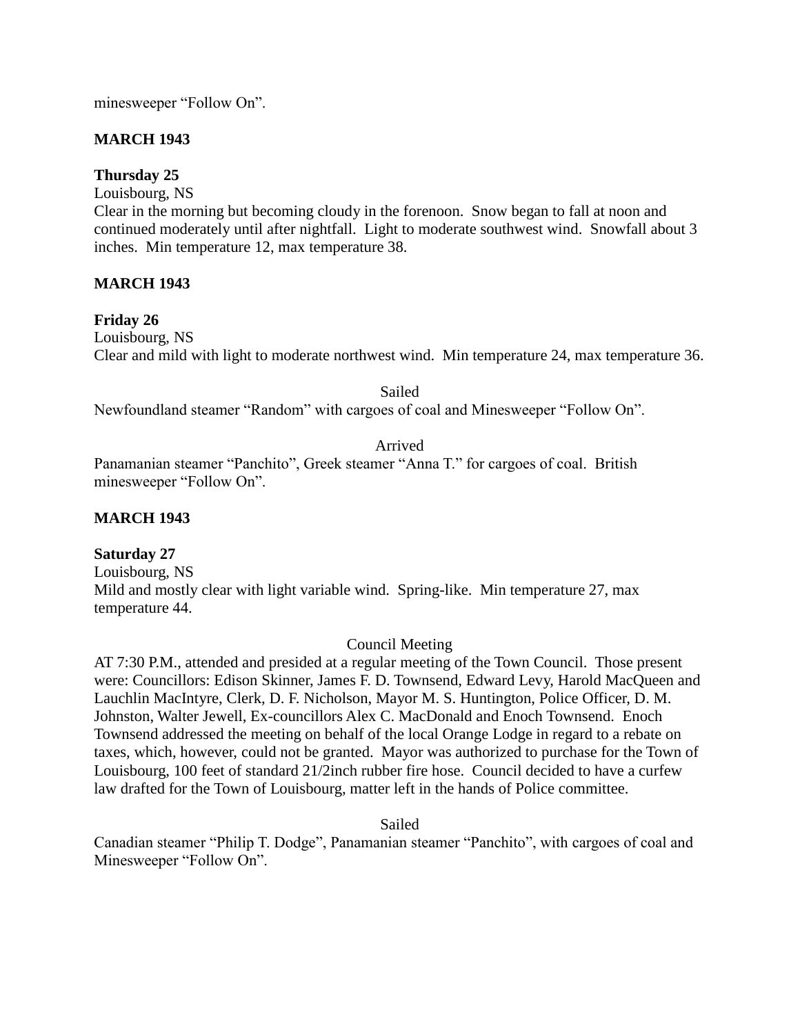minesweeper “Follow On”.

**MARCH 1943**

**Thursday 25**

Louisbourg, NS

Clear in the morning but becoming cloudy in the forenoon. Snow began to fall at noon and continued moderately until after nightfall. Light to moderate southwest wind. Snowfall about 3 inches. Min temperature 12, max temperature 38.

**MARCH 1943**

**Friday 26**

Louisbourg, NS

Clear and mild with light to moderate northwest wind. Min temperature 24, max temperature 36.

Sailed

Newfoundland steamer “Random” with cargoes of coal and Minesweeper “Follow On”.

Arrived

Panamanian steamer “Panchito”, Greek steamer “Anna T.” for cargoes of coal. British minesweeper “Follow On”.

**MARCH 1943**

**Saturday 27**

Louisbourg, NS

Mild and mostly clear with light variable wind. Spring-like. Min temperature 27, max temperature 44.

Council Meeting

AT 7:30 P.M., attended and presided at a regular meeting of the Town Council. Those present were: Councillors: Edison Skinner, James F. D. Townsend, Edward Levy, Harold MacQueen and Lauchlin MacIntyre, Clerk, D. F. Nicholson, Mayor M. S. Huntington, Police Officer, D. M. Johnston, Walter Jewell, Ex-councillors Alex C. MacDonald and Enoch Townsend. Enoch Townsend addressed the meeting on behalf of the local Orange Lodge in regard to a rebate on taxes, which, however, could not be granted. Mayor was authorized to purchase for the Town of Louisbourg, 100 feet of standard 21/2inch rubber fire hose. Council decided to have a curfew law drafted for the Town of Louisbourg, matter left in the hands of Police committee.

Sailed

Canadian steamer “Philip T. Dodge”, Panamanian steamer “Panchito”, with cargoes of coal and Minesweeper “Follow On”.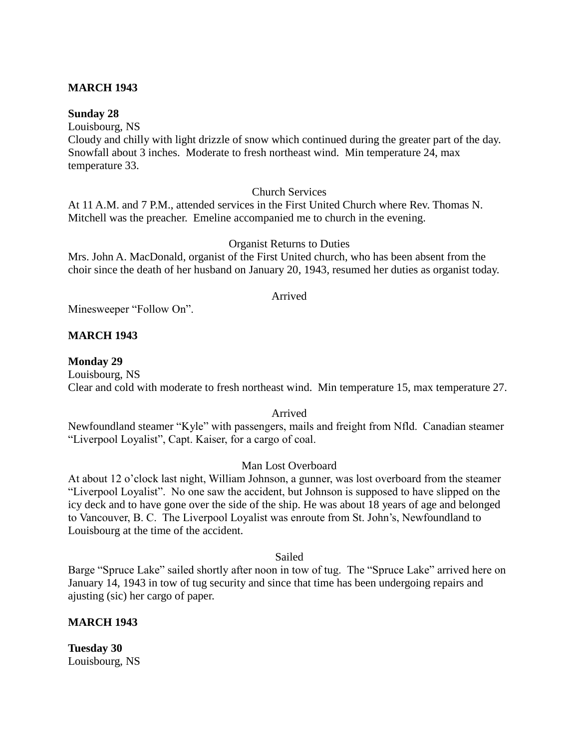**MARCH 1943**

**Sunday 28**

Louisbourg, NS

Cloudy and chilly with light drizzle of snow which continued during the greater part of the day. Snowfall about 3 inches. Moderate to fresh northeast wind. Min temperature 24, max temperature 33.

Church Services

At 11 A.M. and 7 P.M., attended services in the First United Church where Rev. Thomas N. Mitchell was the preacher. Emeline accompanied me to church in the evening.

Organist Returns to Duties

Mrs. John A. MacDonald, organist of the First United church, who has been absent from the choir since the death of her husband on January 20, 1943, resumed her duties as organist today.

Arrived

Minesweeper "Follow On".

**MARCH 1943**

**Monday 29**

Louisbourg, NS

Clear and cold with moderate to fresh northeast wind. Min temperature 15, max temperature 27.

Arrived

Newfoundland steamer "Kyle" with passengers, mails and freight from Nfld. Canadian steamer "Liverpool Loyalist", Capt. Kaiser, for a cargo of coal.

Man Lost Overboard

At about 12 o'clock last night, William Johnson, a gunner, was lost overboard from the steamer "Liverpool Loyalist". No one saw the accident, but Johnson is supposed to have slipped on the icy deck and to have gone over the side of the ship. He was about 18 years of age and belonged to Vancouver, B. C. The Liverpool Loyalist was enroute from St. John's, Newfoundland to Louisbourg at the time of the accident.

Sailed

Barge "Spruce Lake" sailed shortly after noon in tow of tug. The "Spruce Lake" arrived here on January 14, 1943 in tow of tug security and since that time has been undergoing repairs and ajusting (sic) her cargo of paper.

**MARCH 1943**

**Tuesday 30**

Louisbourg, NS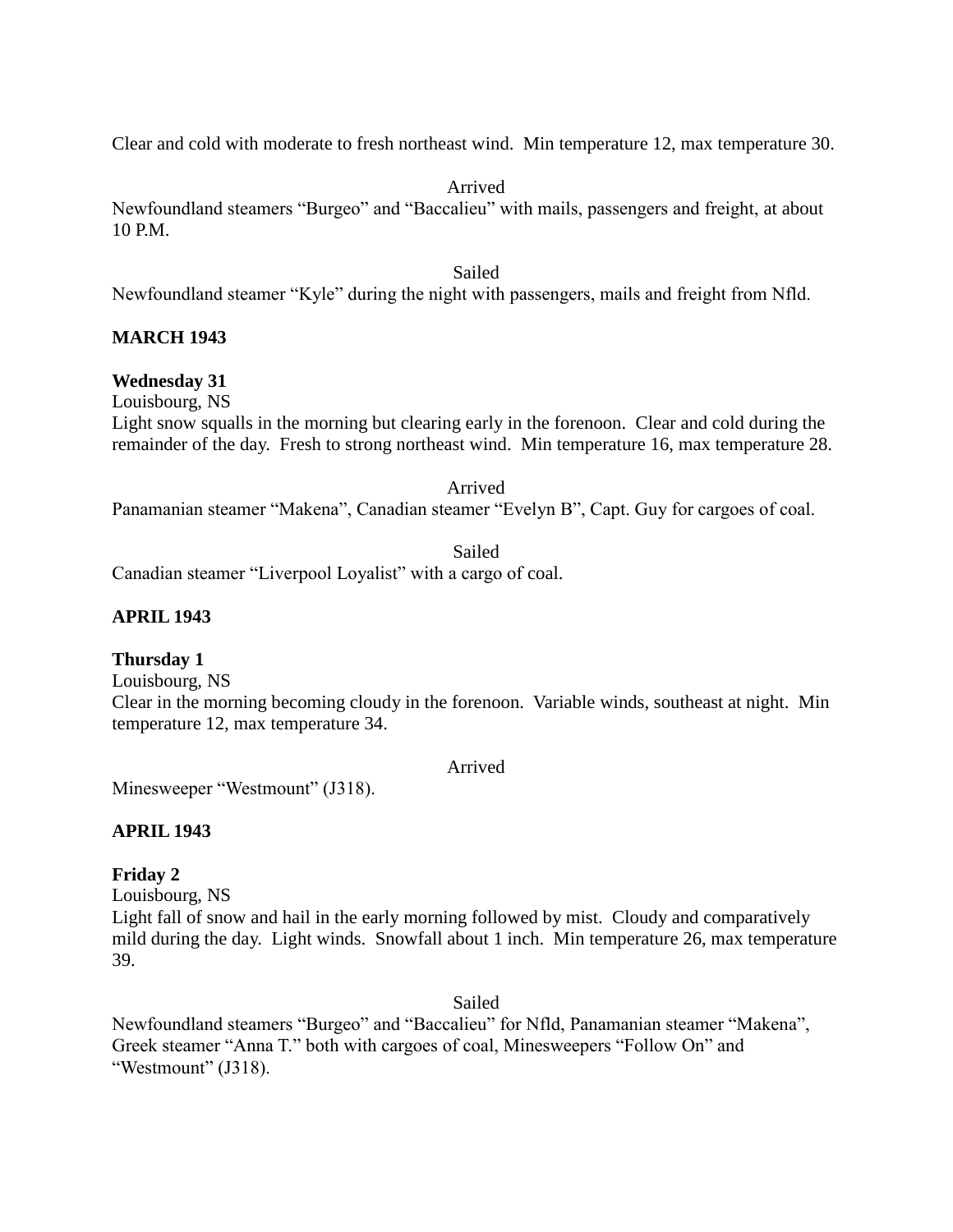Clear and cold with moderate to fresh northeast wind. Min temperature 12, max temperature 30.

Arrived

Newfoundland steamers "Burgeo" and "Baccalieu" with mails, passengers and freight, at about 10 P.M.

Sailed

Newfoundland steamer "Kyle" during the night with passengers, mails and freight from Nfld.

**MARCH 1943**

**Wednesday 31**

Louisbourg, NS

Light snow squalls in the morning but clearing early in the forenoon. Clear and cold during the remainder of the day. Fresh to strong northeast wind. Min temperature 16, max temperature 28.

Arrived

Panamanian steamer "Makena", Canadian steamer "Evelyn B", Capt. Guy for cargoes of coal.

Sailed

Canadian steamer "Liverpool Loyalist" with a cargo of coal.

**APRIL 1943**

**Thursday 1**

Louisbourg, NS

Clear in the morning becoming cloudy in the forenoon. Variable winds, southeast at night. Min temperature 12, max temperature 34.

Arrived

Minesweeper "Westmount" (J318).

**APRIL 1943**

**Friday 2**

Louisbourg, NS

Light fall of snow and hail in the early morning followed by mist. Cloudy and comparatively mild during the day. Light winds. Snowfall about 1 inch. Min temperature 26, max temperature 39.

Sailed

Newfoundland steamers "Burgeo" and "Baccalieu" for Nfld, Panamanian steamer "Makena", Greek steamer "Anna T." both with cargoes of coal, Minesweepers "Follow On" and "Westmount" (J318).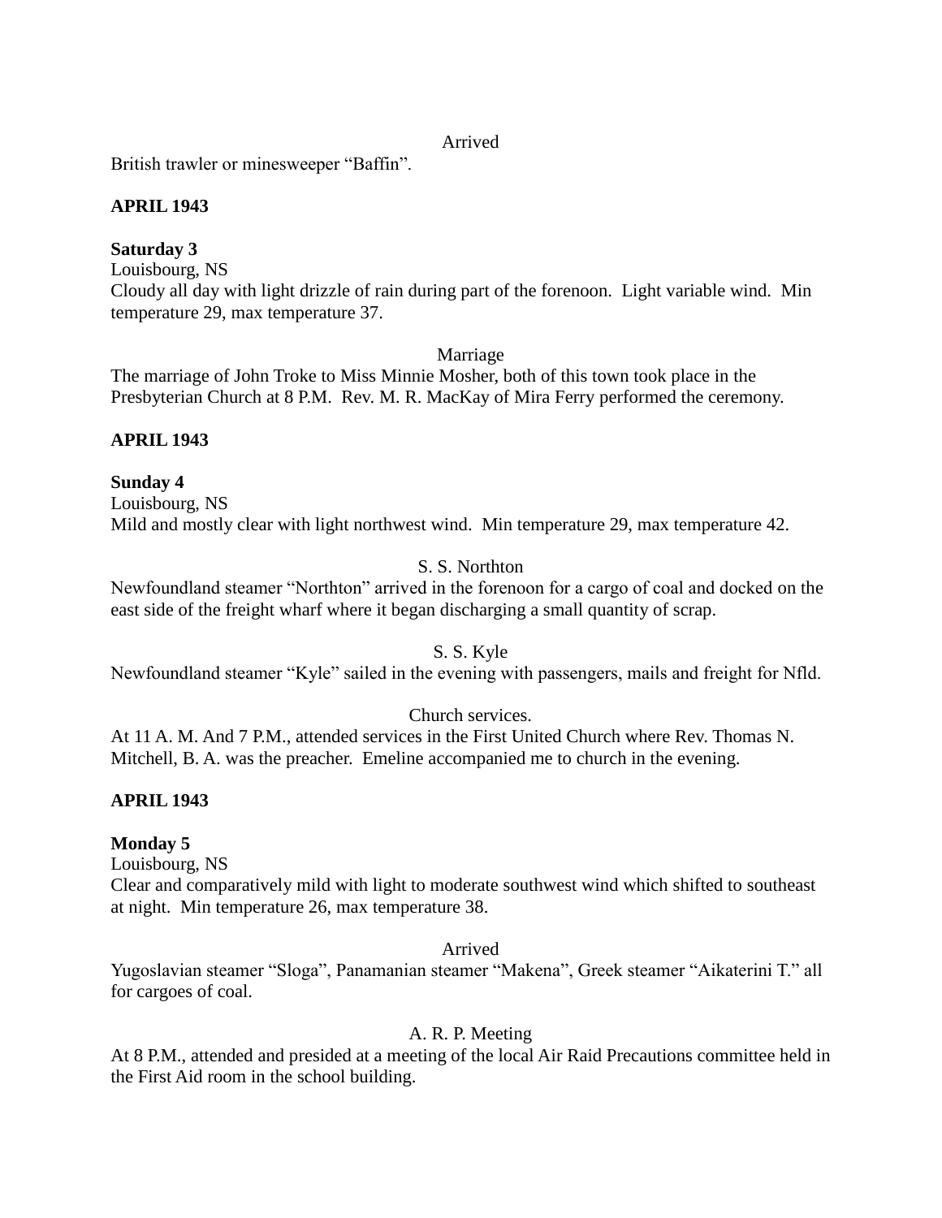Arrived

British trawler or minesweeper "Baffin".

**APRIL 1943**

**Saturday 3**

Louisbourg, NS

Cloudy all day with light drizzle of rain during part of the forenoon. Light variable wind. Min temperature 29, max temperature 37.

Marriage

The marriage of John Troke to Miss Minnie Mosher, both of this town took place in the Presbyterian Church at 8 P.M. Rev. M. R. MacKay of Mira Ferry performed the ceremony.

**APRIL 1943**

**Sunday 4**

Louisbourg, NS

Mild and mostly clear with light northwest wind. Min temperature 29, max temperature 42.

S. S. Northton

Newfoundland steamer "Northton" arrived in the forenoon for a cargo of coal and docked on the east side of the freight wharf where it began discharging a small quantity of scrap.

S. S. Kyle

Newfoundland steamer "Kyle" sailed in the evening with passengers, mails and freight for Nfld.

Church services.

At 11 A. M. And 7 P.M., attended services in the First United Church where Rev. Thomas N. Mitchell, B. A. was the preacher. Emeline accompanied me to church in the evening.

**APRIL 1943**

**Monday 5**

Louisbourg, NS

Clear and comparatively mild with light to moderate southwest wind which shifted to southeast at night. Min temperature 26, max temperature 38.

Arrived

Yugoslavian steamer "Sloga", Panamanian steamer "Makena", Greek steamer "Aikaterini T." all for cargoes of coal.

A. R. P. Meeting

At 8 P.M., attended and presided at a meeting of the local Air Raid Precautions committee held in the First Aid room in the school building.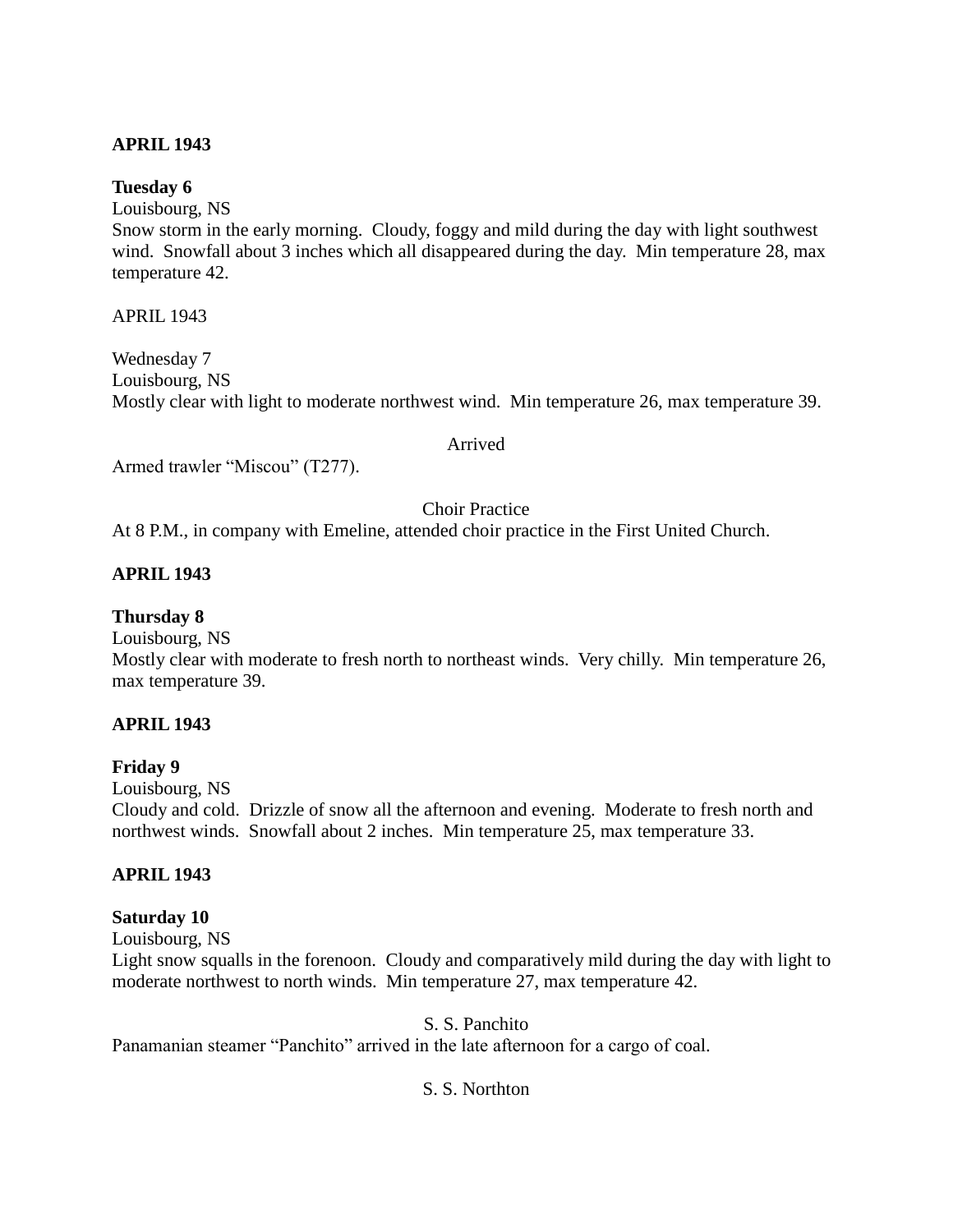**APRIL 1943**

**Tuesday 6**

Louisbourg, NS

Snow storm in the early morning. Cloudy, foggy and mild during the day with light southwest wind. Snowfall about 3 inches which all disappeared during the day. Min temperature 28, max temperature 42.

APRIL 1943

Wednesday 7

Louisbourg, NS

Mostly clear with light to moderate northwest wind. Min temperature 26, max temperature 39.

Arrived

Armed trawler "Miscou" (T277).

Choir Practice

At 8 P.M., in company with Emeline, attended choir practice in the First United Church.

**APRIL 1943**

**Thursday 8**

Louisbourg, NS

Mostly clear with moderate to fresh north to northeast winds. Very chilly. Min temperature 26, max temperature 39.

**APRIL 1943**

**Friday 9**

Louisbourg, NS

Cloudy and cold. Drizzle of snow all the afternoon and evening. Moderate to fresh north and northwest winds. Snowfall about 2 inches. Min temperature 25, max temperature 33.

**APRIL 1943**

**Saturday 10**

Louisbourg, NS

Light snow squalls in the forenoon. Cloudy and comparatively mild during the day with light to moderate northwest to north winds. Min temperature 27, max temperature 42.

S. S. Panchito

Panamanian steamer "Panchito" arrived in the late afternoon for a cargo of coal.

S. S. Northton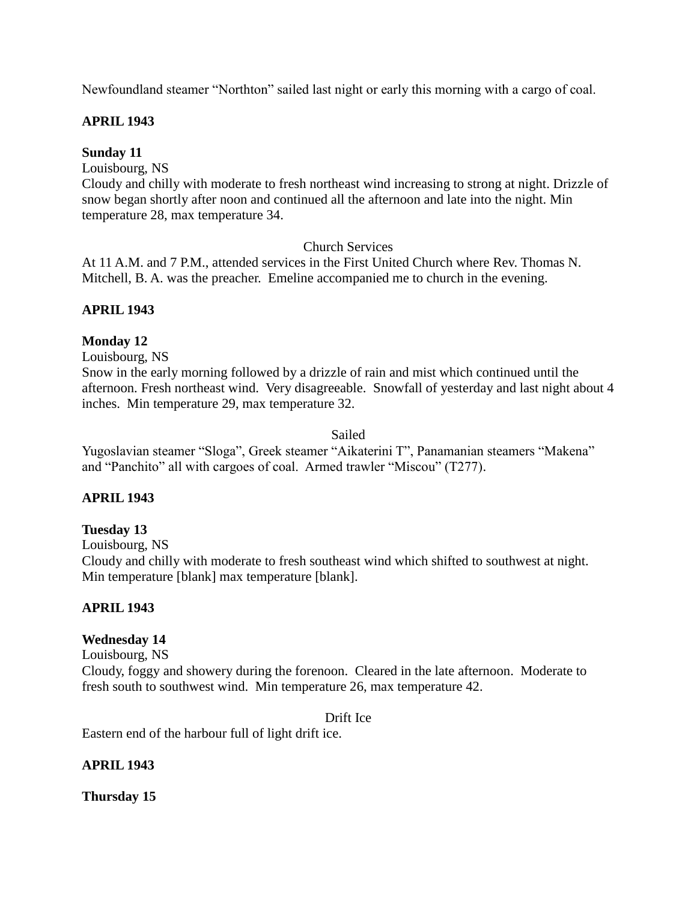Newfoundland steamer "Northton" sailed last night or early this morning with a cargo of coal.

**APRIL 1943**

**Sunday 11**
Louisbourg, NS
Cloudy and chilly with moderate to fresh northeast wind increasing to strong at night. Drizzle of snow began shortly after noon and continued all the afternoon and late into the night. Min temperature 28, max temperature 34.

Church Services

At 11 A.M. and 7 P.M., attended services in the First United Church where Rev. Thomas N. Mitchell, B. A. was the preacher. Emeline accompanied me to church in the evening.

**APRIL 1943**

**Monday 12**
Louisbourg, NS
Snow in the early morning followed by a drizzle of rain and mist which continued until the afternoon. Fresh northeast wind. Very disagreeable. Snowfall of yesterday and last night about 4 inches. Min temperature 29, max temperature 32.

Sailed

Yugoslavian steamer "Sloga", Greek steamer "Aikaterini T", Panamanian steamers "Makena" and "Panchito" all with cargoes of coal. Armed trawler "Miscou" (T277).

**APRIL 1943**

**Tuesday 13**
Louisbourg, NS
Cloudy and chilly with moderate to fresh southeast wind which shifted to southwest at night. Min temperature [blank] max temperature [blank].

**APRIL 1943**

**Wednesday 14**
Louisbourg, NS
Cloudy, foggy and showery during the forenoon. Cleared in the late afternoon. Moderate to fresh south to southwest wind. Min temperature 26, max temperature 42.

Drift Ice

Eastern end of the harbour full of light drift ice.

**APRIL 1943**

**Thursday 15**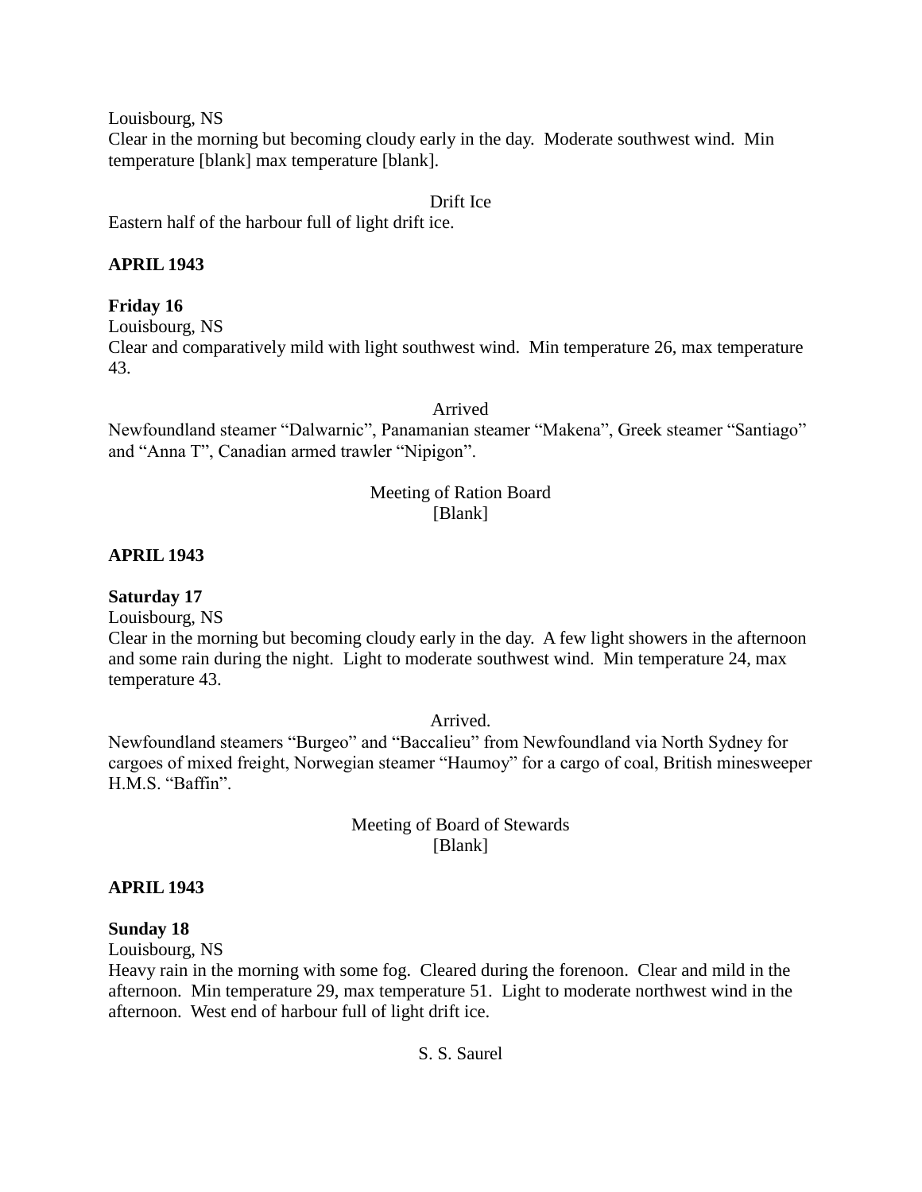Louisbourg, NS
Clear in the morning but becoming cloudy early in the day. Moderate southwest wind. Min temperature [blank] max temperature [blank].

Drift Ice
Eastern half of the harbour full of light drift ice.

**APRIL 1943**

**Friday 16**
Louisbourg, NS
Clear and comparatively mild with light southwest wind. Min temperature 26, max temperature 43.

Arrived
Newfoundland steamer "Dalwarnic", Panamanian steamer "Makena", Greek steamer "Santiago" and "Anna T", Canadian armed trawler "Nipigon".

Meeting of Ration Board
[Blank]

**APRIL 1943**

**Saturday 17**
Louisbourg, NS
Clear in the morning but becoming cloudy early in the day. A few light showers in the afternoon and some rain during the night. Light to moderate southwest wind. Min temperature 24, max temperature 43.

Arrived.
Newfoundland steamers "Burgeo" and "Baccalieu" from Newfoundland via North Sydney for cargoes of mixed freight, Norwegian steamer "Haumoy" for a cargo of coal, British minesweeper H.M.S. "Baffin".

Meeting of Board of Stewards
[Blank]

**APRIL 1943**

**Sunday 18**
Louisbourg, NS
Heavy rain in the morning with some fog. Cleared during the forenoon. Clear and mild in the afternoon. Min temperature 29, max temperature 51. Light to moderate northwest wind in the afternoon. West end of harbour full of light drift ice.

S. S. Saurel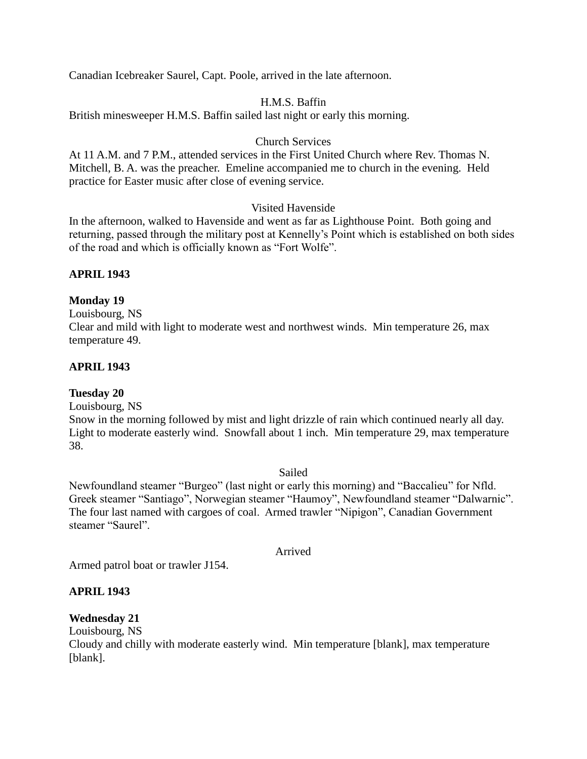Canadian Icebreaker Saurel, Capt. Poole, arrived in the late afternoon.

H.M.S. Baffin

British minesweeper H.M.S. Baffin sailed last night or early this morning.

Church Services

At 11 A.M. and 7 P.M., attended services in the First United Church where Rev. Thomas N. Mitchell, B. A. was the preacher. Emeline accompanied me to church in the evening. Held practice for Easter music after close of evening service.

Visited Havenside

In the afternoon, walked to Havenside and went as far as Lighthouse Point. Both going and returning, passed through the military post at Kennelly's Point which is established on both sides of the road and which is officially known as "Fort Wolfe".

**APRIL 1943**

**Monday 19**

Louisbourg, NS

Clear and mild with light to moderate west and northwest winds. Min temperature 26, max temperature 49.

**APRIL 1943**

**Tuesday 20**

Louisbourg, NS

Snow in the morning followed by mist and light drizzle of rain which continued nearly all day. Light to moderate easterly wind. Snowfall about 1 inch. Min temperature 29, max temperature 38.

Sailed

Newfoundland steamer "Burgeo" (last night or early this morning) and "Baccalieu" for Nfld. Greek steamer "Santiago", Norwegian steamer "Haumoy", Newfoundland steamer "Dalwarnic". The four last named with cargoes of coal. Armed trawler "Nipigon", Canadian Government steamer "Saurel".

Arrived

Armed patrol boat or trawler J154.

**APRIL 1943**

**Wednesday 21**

Louisbourg, NS

Cloudy and chilly with moderate easterly wind. Min temperature [blank], max temperature [blank].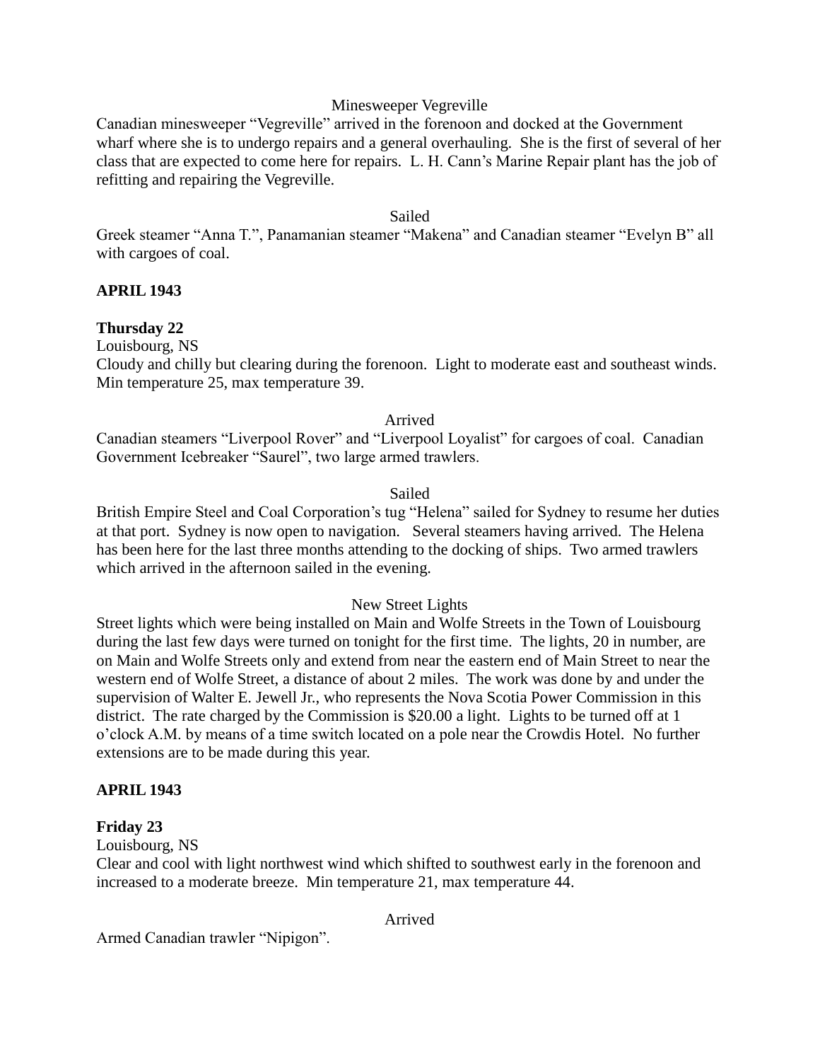Minesweeper Vegreville

Canadian minesweeper "Vegreville" arrived in the forenoon and docked at the Government wharf where she is to undergo repairs and a general overhauling. She is the first of several of her class that are expected to come here for repairs. L. H. Cann's Marine Repair plant has the job of refitting and repairing the Vegreville.

Sailed

Greek steamer "Anna T.", Panamanian steamer "Makena" and Canadian steamer "Evelyn B" all with cargoes of coal.

**APRIL 1943**

**Thursday 22**

Louisbourg, NS

Cloudy and chilly but clearing during the forenoon. Light to moderate east and southeast winds. Min temperature 25, max temperature 39.

Arrived

Canadian steamers "Liverpool Rover" and "Liverpool Loyalist" for cargoes of coal. Canadian Government Icebreaker "Saurel", two large armed trawlers.

Sailed

British Empire Steel and Coal Corporation's tug "Helena" sailed for Sydney to resume her duties at that port. Sydney is now open to navigation. Several steamers having arrived. The Helena has been here for the last three months attending to the docking of ships. Two armed trawlers which arrived in the afternoon sailed in the evening.

New Street Lights

Street lights which were being installed on Main and Wolfe Streets in the Town of Louisbourg during the last few days were turned on tonight for the first time. The lights, 20 in number, are on Main and Wolfe Streets only and extend from near the eastern end of Main Street to near the western end of Wolfe Street, a distance of about 2 miles. The work was done by and under the supervision of Walter E. Jewell Jr., who represents the Nova Scotia Power Commission in this district. The rate charged by the Commission is $20.00 a light. Lights to be turned off at 1 o'clock A.M. by means of a time switch located on a pole near the Crowdis Hotel. No further extensions are to be made during this year.

**APRIL 1943**

**Friday 23**

Louisbourg, NS

Clear and cool with light northwest wind which shifted to southwest early in the forenoon and increased to a moderate breeze. Min temperature 21, max temperature 44.

Arrived

Armed Canadian trawler "Nipigon".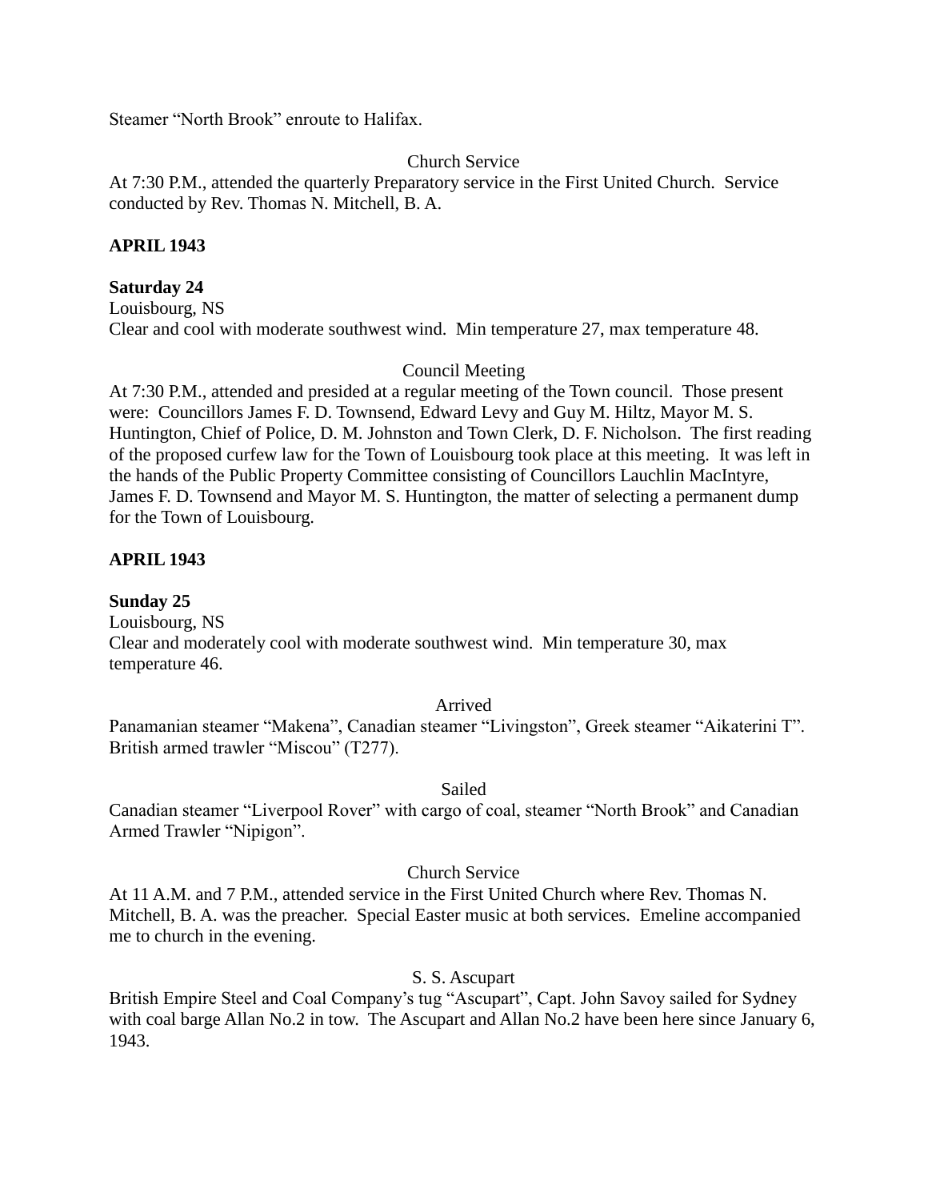Steamer "North Brook" enroute to Halifax.

Church Service

At 7:30 P.M., attended the quarterly Preparatory service in the First United Church. Service conducted by Rev. Thomas N. Mitchell, B. A.

**APRIL 1943**

**Saturday 24**

Louisbourg, NS

Clear and cool with moderate southwest wind. Min temperature 27, max temperature 48.

Council Meeting

At 7:30 P.M., attended and presided at a regular meeting of the Town council. Those present were: Councillors James F. D. Townsend, Edward Levy and Guy M. Hiltz, Mayor M. S. Huntington, Chief of Police, D. M. Johnston and Town Clerk, D. F. Nicholson. The first reading of the proposed curfew law for the Town of Louisbourg took place at this meeting. It was left in the hands of the Public Property Committee consisting of Councillors Lauchlin MacIntyre, James F. D. Townsend and Mayor M. S. Huntington, the matter of selecting a permanent dump for the Town of Louisbourg.

**APRIL 1943**

**Sunday 25**

Louisbourg, NS

Clear and moderately cool with moderate southwest wind. Min temperature 30, max temperature 46.

Arrived

Panamanian steamer "Makena", Canadian steamer "Livingston", Greek steamer "Aikaterini T". British armed trawler "Miscou" (T277).

Sailed

Canadian steamer "Liverpool Rover" with cargo of coal, steamer "North Brook" and Canadian Armed Trawler "Nipigon".

Church Service

At 11 A.M. and 7 P.M., attended service in the First United Church where Rev. Thomas N. Mitchell, B. A. was the preacher. Special Easter music at both services. Emeline accompanied me to church in the evening.

S. S. Ascupart

British Empire Steel and Coal Company's tug "Ascupart", Capt. John Savoy sailed for Sydney with coal barge Allan No.2 in tow. The Ascupart and Allan No.2 have been here since January 6, 1943.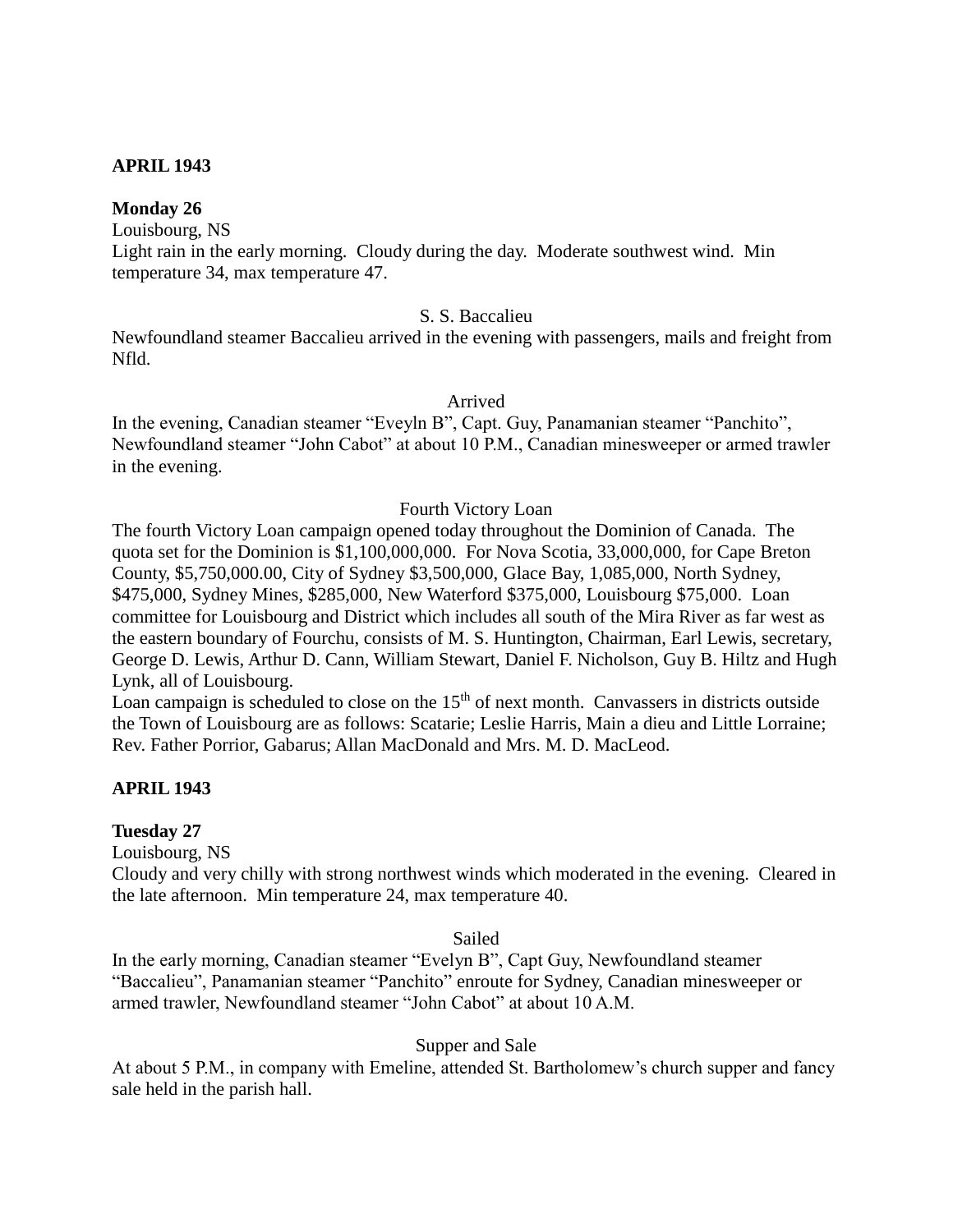**APRIL 1943**

**Monday 26**

Louisbourg, NS

Light rain in the early morning. Cloudy during the day. Moderate southwest wind. Min temperature 34, max temperature 47.

S. S. Baccalieu

Newfoundland steamer Baccalieu arrived in the evening with passengers, mails and freight from Nfld.

Arrived

In the evening, Canadian steamer "Eveyln B", Capt. Guy, Panamanian steamer "Panchito", Newfoundland steamer "John Cabot" at about 10 P.M., Canadian minesweeper or armed trawler in the evening.

Fourth Victory Loan

The fourth Victory Loan campaign opened today throughout the Dominion of Canada. The quota set for the Dominion is $1,100,000,000. For Nova Scotia, 33,000,000, for Cape Breton County, $5,750,000.00, City of Sydney $3,500,000, Glace Bay, 1,085,000, North Sydney, $475,000, Sydney Mines, $285,000, New Waterford $375,000, Louisbourg $75,000. Loan committee for Louisbourg and District which includes all south of the Mira River as far west as the eastern boundary of Fourchu, consists of M. S. Huntington, Chairman, Earl Lewis, secretary, George D. Lewis, Arthur D. Cann, William Stewart, Daniel F. Nicholson, Guy B. Hiltz and Hugh Lynk, all of Louisbourg.

Loan campaign is scheduled to close on the 15th of next month. Canvassers in districts outside the Town of Louisbourg are as follows: Scatarie; Leslie Harris, Main a dieu and Little Lorraine; Rev. Father Porrior, Gabarus; Allan MacDonald and Mrs. M. D. MacLeod.

**APRIL 1943**

**Tuesday 27**

Louisbourg, NS

Cloudy and very chilly with strong northwest winds which moderated in the evening. Cleared in the late afternoon. Min temperature 24, max temperature 40.

Sailed

In the early morning, Canadian steamer "Evelyn B", Capt Guy, Newfoundland steamer "Baccalieu", Panamanian steamer "Panchito" enroute for Sydney, Canadian minesweeper or armed trawler, Newfoundland steamer "John Cabot" at about 10 A.M.

Supper and Sale

At about 5 P.M., in company with Emeline, attended St. Bartholomew's church supper and fancy sale held in the parish hall.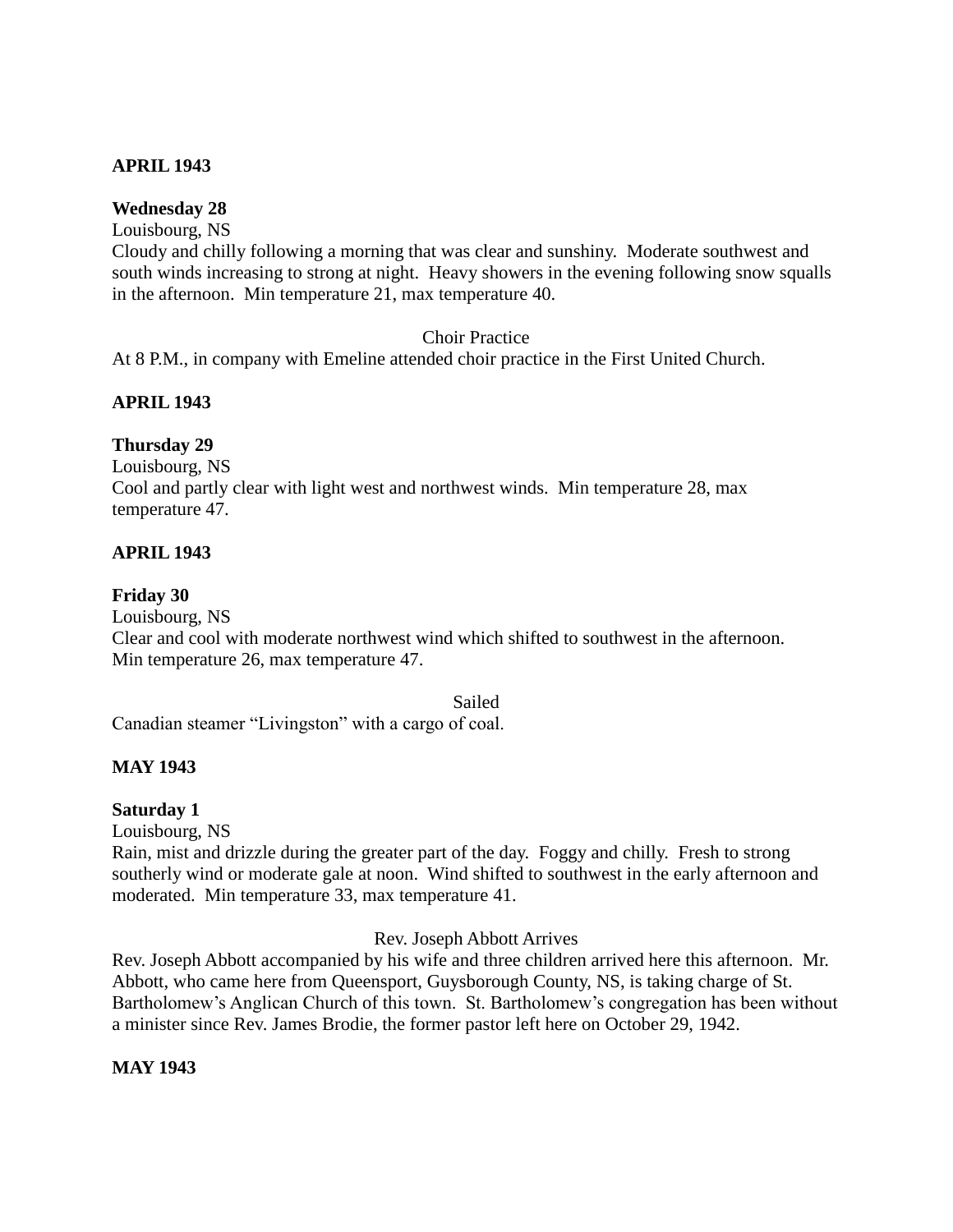**APRIL 1943**

**Wednesday 28**

Louisbourg, NS

Cloudy and chilly following a morning that was clear and sunshiny. Moderate southwest and south winds increasing to strong at night. Heavy showers in the evening following snow squalls in the afternoon. Min temperature 21, max temperature 40.

Choir Practice

At 8 P.M., in company with Emeline attended choir practice in the First United Church.

**APRIL 1943**

**Thursday 29**

Louisbourg, NS

Cool and partly clear with light west and northwest winds. Min temperature 28, max temperature 47.

**APRIL 1943**

**Friday 30**

Louisbourg, NS

Clear and cool with moderate northwest wind which shifted to southwest in the afternoon. Min temperature 26, max temperature 47.

Sailed

Canadian steamer "Livingston" with a cargo of coal.

**MAY 1943**

**Saturday 1**

Louisbourg, NS

Rain, mist and drizzle during the greater part of the day. Foggy and chilly. Fresh to strong southerly wind or moderate gale at noon. Wind shifted to southwest in the early afternoon and moderated. Min temperature 33, max temperature 41.

Rev. Joseph Abbott Arrives

Rev. Joseph Abbott accompanied by his wife and three children arrived here this afternoon. Mr. Abbott, who came here from Queensport, Guysborough County, NS, is taking charge of St. Bartholomew's Anglican Church of this town. St. Bartholomew's congregation has been without a minister since Rev. James Brodie, the former pastor left here on October 29, 1942.

**MAY 1943**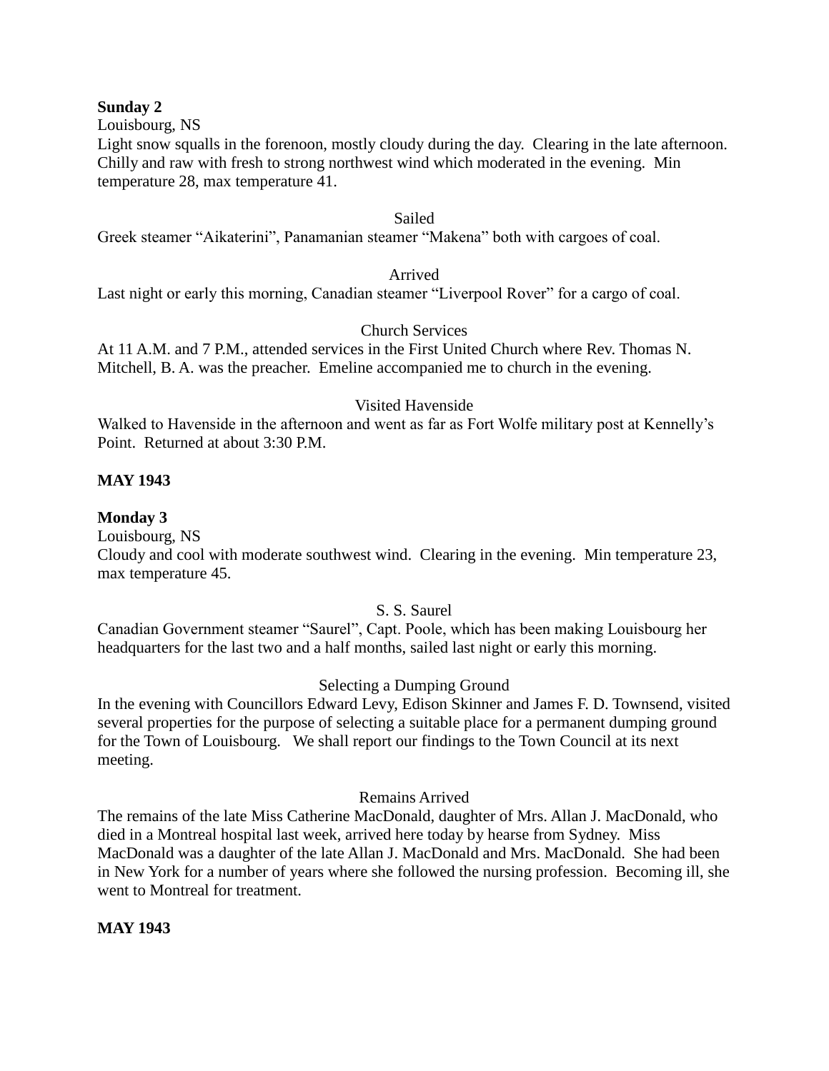**Sunday 2**

Louisbourg, NS

Light snow squalls in the forenoon, mostly cloudy during the day. Clearing in the late afternoon. Chilly and raw with fresh to strong northwest wind which moderated in the evening. Min temperature 28, max temperature 41.

Sailed

Greek steamer "Aikaterini", Panamanian steamer "Makena" both with cargoes of coal.

Arrived

Last night or early this morning, Canadian steamer "Liverpool Rover" for a cargo of coal.

Church Services

At 11 A.M. and 7 P.M., attended services in the First United Church where Rev. Thomas N. Mitchell, B. A. was the preacher. Emeline accompanied me to church in the evening.

Visited Havenside

Walked to Havenside in the afternoon and went as far as Fort Wolfe military post at Kennelly's Point. Returned at about 3:30 P.M.

**MAY 1943**

**Monday 3**

Louisbourg, NS

Cloudy and cool with moderate southwest wind. Clearing in the evening. Min temperature 23, max temperature 45.

S. S. Saurel

Canadian Government steamer "Saurel", Capt. Poole, which has been making Louisbourg her headquarters for the last two and a half months, sailed last night or early this morning.

Selecting a Dumping Ground

In the evening with Councillors Edward Levy, Edison Skinner and James F. D. Townsend, visited several properties for the purpose of selecting a suitable place for a permanent dumping ground for the Town of Louisbourg. We shall report our findings to the Town Council at its next meeting.

Remains Arrived

The remains of the late Miss Catherine MacDonald, daughter of Mrs. Allan J. MacDonald, who died in a Montreal hospital last week, arrived here today by hearse from Sydney. Miss MacDonald was a daughter of the late Allan J. MacDonald and Mrs. MacDonald. She had been in New York for a number of years where she followed the nursing profession. Becoming ill, she went to Montreal for treatment.

**MAY 1943**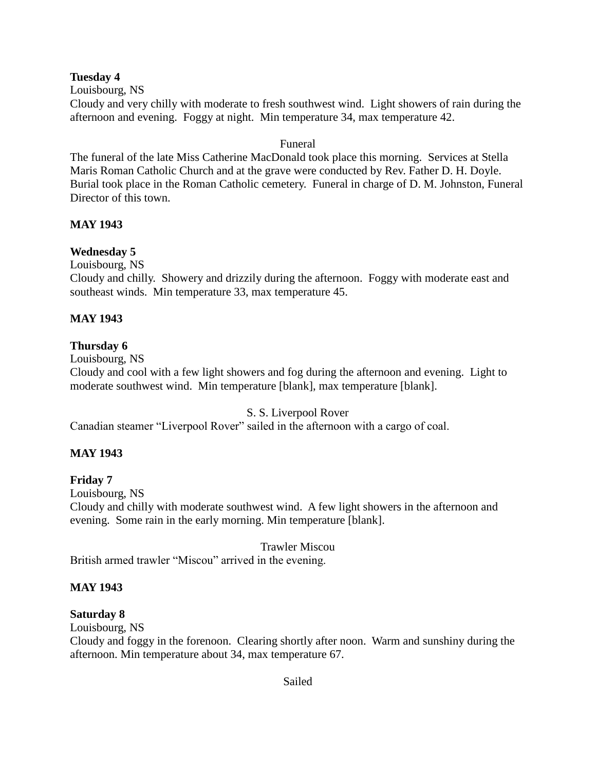**Tuesday 4**

Louisbourg, NS

Cloudy and very chilly with moderate to fresh southwest wind. Light showers of rain during the afternoon and evening. Foggy at night. Min temperature 34, max temperature 42.

Funeral

The funeral of the late Miss Catherine MacDonald took place this morning. Services at Stella Maris Roman Catholic Church and at the grave were conducted by Rev. Father D. H. Doyle. Burial took place in the Roman Catholic cemetery. Funeral in charge of D. M. Johnston, Funeral Director of this town.

**MAY 1943**

**Wednesday 5**

Louisbourg, NS

Cloudy and chilly. Showery and drizzily during the afternoon. Foggy with moderate east and southeast winds. Min temperature 33, max temperature 45.

**MAY 1943**

**Thursday 6**

Louisbourg, NS

Cloudy and cool with a few light showers and fog during the afternoon and evening. Light to moderate southwest wind. Min temperature [blank], max temperature [blank].

S. S. Liverpool Rover

Canadian steamer "Liverpool Rover" sailed in the afternoon with a cargo of coal.

**MAY 1943**

**Friday 7**

Louisbourg, NS

Cloudy and chilly with moderate southwest wind. A few light showers in the afternoon and evening. Some rain in the early morning. Min temperature [blank].

Trawler Miscou

British armed trawler "Miscou" arrived in the evening.

**MAY 1943**

**Saturday 8**

Louisbourg, NS

Cloudy and foggy in the forenoon. Clearing shortly after noon. Warm and sunshiny during the afternoon. Min temperature about 34, max temperature 67.

Sailed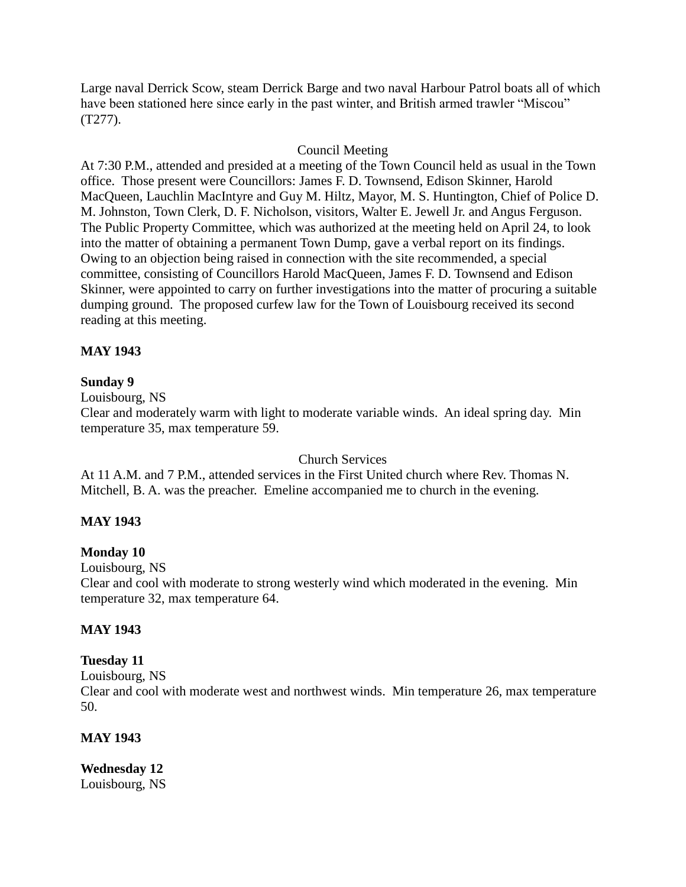Large naval Derrick Scow, steam Derrick Barge and two naval Harbour Patrol boats all of which have been stationed here since early in the past winter, and British armed trawler "Miscou" (T277).

Council Meeting

At 7:30 P.M., attended and presided at a meeting of the Town Council held as usual in the Town office. Those present were Councillors: James F. D. Townsend, Edison Skinner, Harold MacQueen, Lauchlin MacIntyre and Guy M. Hiltz, Mayor, M. S. Huntington, Chief of Police D. M. Johnston, Town Clerk, D. F. Nicholson, visitors, Walter E. Jewell Jr. and Angus Ferguson. The Public Property Committee, which was authorized at the meeting held on April 24, to look into the matter of obtaining a permanent Town Dump, gave a verbal report on its findings. Owing to an objection being raised in connection with the site recommended, a special committee, consisting of Councillors Harold MacQueen, James F. D. Townsend and Edison Skinner, were appointed to carry on further investigations into the matter of procuring a suitable dumping ground. The proposed curfew law for the Town of Louisbourg received its second reading at this meeting.

**MAY 1943**

**Sunday 9**
Louisbourg, NS
Clear and moderately warm with light to moderate variable winds. An ideal spring day. Min temperature 35, max temperature 59.

Church Services

At 11 A.M. and 7 P.M., attended services in the First United church where Rev. Thomas N. Mitchell, B. A. was the preacher. Emeline accompanied me to church in the evening.

**MAY 1943**

**Monday 10**
Louisbourg, NS
Clear and cool with moderate to strong westerly wind which moderated in the evening. Min temperature 32, max temperature 64.

**MAY 1943**

**Tuesday 11**
Louisbourg, NS
Clear and cool with moderate west and northwest winds. Min temperature 26, max temperature 50.

**MAY 1943**

**Wednesday 12**
Louisbourg, NS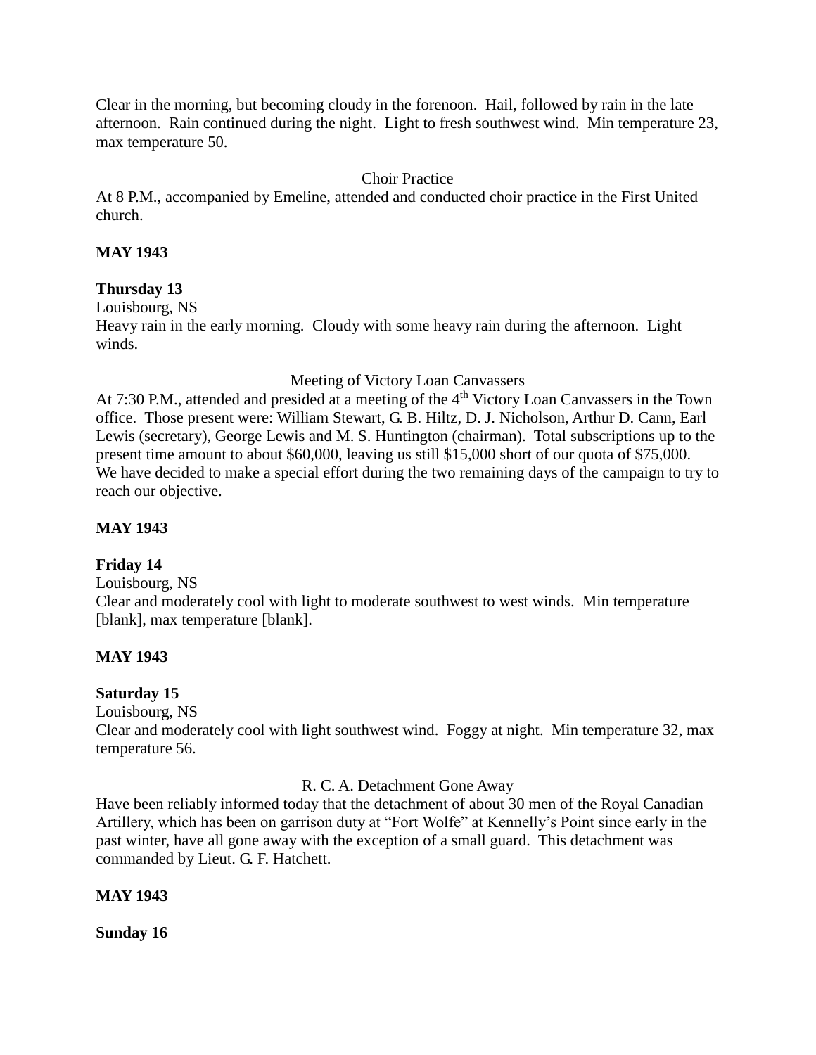Clear in the morning, but becoming cloudy in the forenoon. Hail, followed by rain in the late afternoon. Rain continued during the night. Light to fresh southwest wind. Min temperature 23, max temperature 50.

Choir Practice

At 8 P.M., accompanied by Emeline, attended and conducted choir practice in the First United church.

**MAY 1943**

**Thursday 13**

Louisbourg, NS

Heavy rain in the early morning. Cloudy with some heavy rain during the afternoon. Light winds.

Meeting of Victory Loan Canvassers

At 7:30 P.M., attended and presided at a meeting of the 4th Victory Loan Canvassers in the Town office. Those present were: William Stewart, G. B. Hiltz, D. J. Nicholson, Arthur D. Cann, Earl Lewis (secretary), George Lewis and M. S. Huntington (chairman). Total subscriptions up to the present time amount to about $60,000, leaving us still $15,000 short of our quota of $75,000. We have decided to make a special effort during the two remaining days of the campaign to try to reach our objective.

**MAY 1943**

**Friday 14**

Louisbourg, NS

Clear and moderately cool with light to moderate southwest to west winds. Min temperature [blank], max temperature [blank].

**MAY 1943**

**Saturday 15**

Louisbourg, NS

Clear and moderately cool with light southwest wind. Foggy at night. Min temperature 32, max temperature 56.

R. C. A. Detachment Gone Away

Have been reliably informed today that the detachment of about 30 men of the Royal Canadian Artillery, which has been on garrison duty at "Fort Wolfe" at Kennelly's Point since early in the past winter, have all gone away with the exception of a small guard. This detachment was commanded by Lieut. G. F. Hatchett.

**MAY 1943**

**Sunday 16**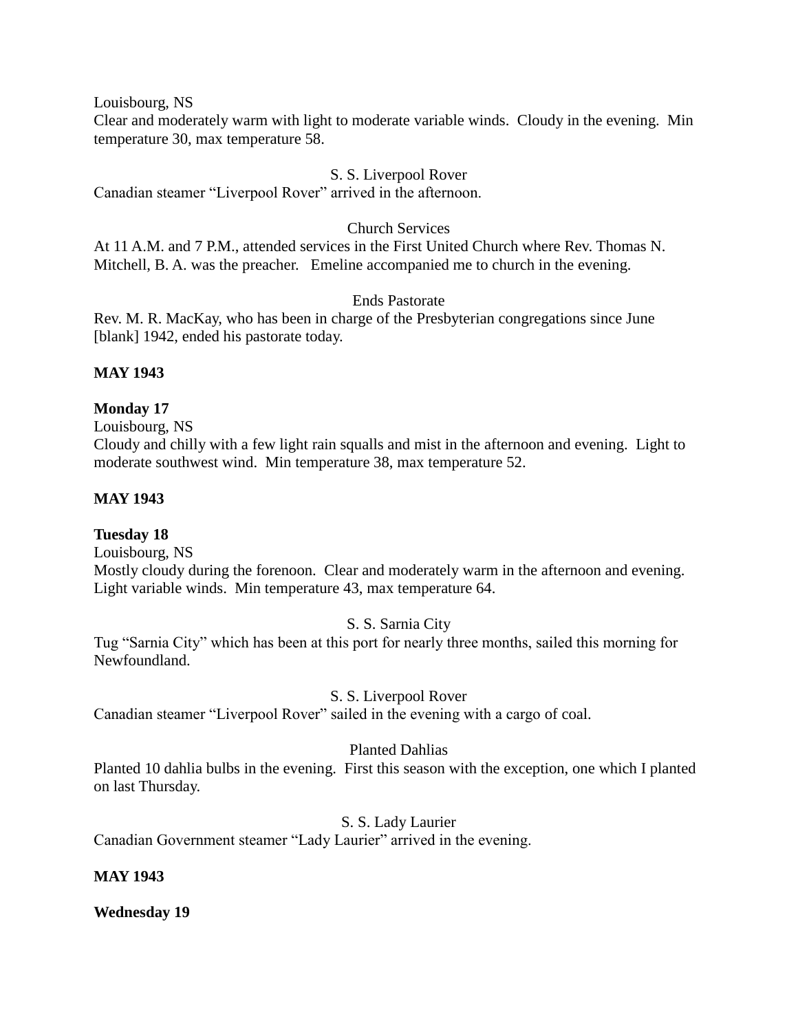Louisbourg, NS

Clear and moderately warm with light to moderate variable winds. Cloudy in the evening. Min temperature 30, max temperature 58.

S. S. Liverpool Rover

Canadian steamer "Liverpool Rover" arrived in the afternoon.

Church Services

At 11 A.M. and 7 P.M., attended services in the First United Church where Rev. Thomas N. Mitchell, B. A. was the preacher. Emeline accompanied me to church in the evening.

Ends Pastorate

Rev. M. R. MacKay, who has been in charge of the Presbyterian congregations since June [blank] 1942, ended his pastorate today.

**MAY 1943**

**Monday 17**

Louisbourg, NS

Cloudy and chilly with a few light rain squalls and mist in the afternoon and evening. Light to moderate southwest wind. Min temperature 38, max temperature 52.

**MAY 1943**

**Tuesday 18**

Louisbourg, NS

Mostly cloudy during the forenoon. Clear and moderately warm in the afternoon and evening. Light variable winds. Min temperature 43, max temperature 64.

S. S. Sarnia City

Tug "Sarnia City" which has been at this port for nearly three months, sailed this morning for Newfoundland.

S. S. Liverpool Rover

Canadian steamer "Liverpool Rover" sailed in the evening with a cargo of coal.

Planted Dahlias

Planted 10 dahlia bulbs in the evening. First this season with the exception, one which I planted on last Thursday.

S. S. Lady Laurier

Canadian Government steamer "Lady Laurier" arrived in the evening.

**MAY 1943**

**Wednesday 19**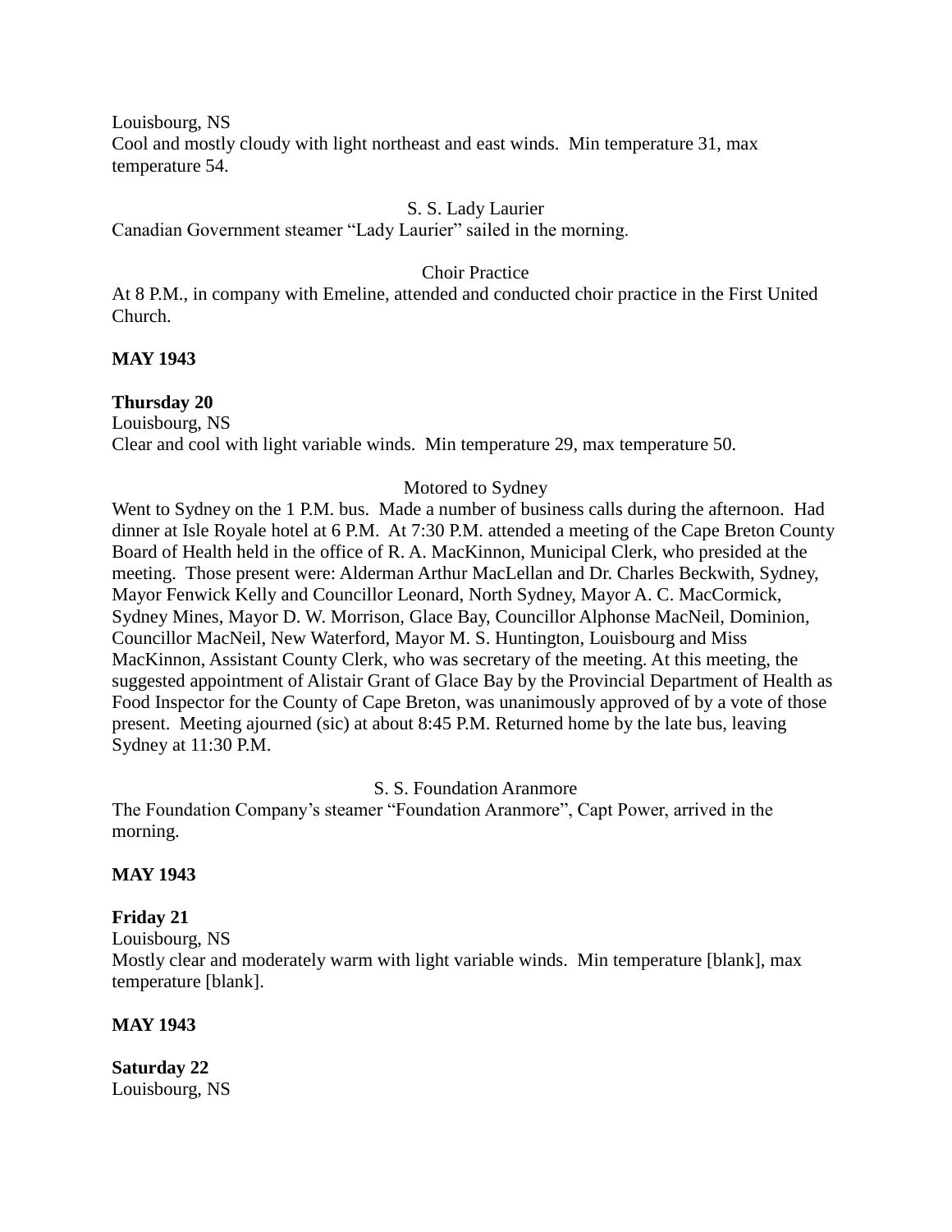Louisbourg, NS
Cool and mostly cloudy with light northeast and east winds. Min temperature 31, max temperature 54.

S. S. Lady Laurier

Canadian Government steamer "Lady Laurier" sailed in the morning.

Choir Practice

At 8 P.M., in company with Emeline, attended and conducted choir practice in the First United Church.

**MAY 1943**

**Thursday 20**
Louisbourg, NS
Clear and cool with light variable winds. Min temperature 29, max temperature 50.

Motored to Sydney

Went to Sydney on the 1 P.M. bus. Made a number of business calls during the afternoon. Had dinner at Isle Royale hotel at 6 P.M. At 7:30 P.M. attended a meeting of the Cape Breton County Board of Health held in the office of R. A. MacKinnon, Municipal Clerk, who presided at the meeting. Those present were: Alderman Arthur MacLellan and Dr. Charles Beckwith, Sydney, Mayor Fenwick Kelly and Councillor Leonard, North Sydney, Mayor A. C. MacCormick, Sydney Mines, Mayor D. W. Morrison, Glace Bay, Councillor Alphonse MacNeil, Dominion, Councillor MacNeil, New Waterford, Mayor M. S. Huntington, Louisbourg and Miss MacKinnon, Assistant County Clerk, who was secretary of the meeting. At this meeting, the suggested appointment of Alistair Grant of Glace Bay by the Provincial Department of Health as Food Inspector for the County of Cape Breton, was unanimously approved of by a vote of those present. Meeting ajourned (sic) at about 8:45 P.M. Returned home by the late bus, leaving Sydney at 11:30 P.M.

S. S. Foundation Aranmore

The Foundation Company's steamer "Foundation Aranmore", Capt Power, arrived in the morning.

**MAY 1943**

**Friday 21**
Louisbourg, NS
Mostly clear and moderately warm with light variable winds. Min temperature [blank], max temperature [blank].

**MAY 1943**

**Saturday 22**
Louisbourg, NS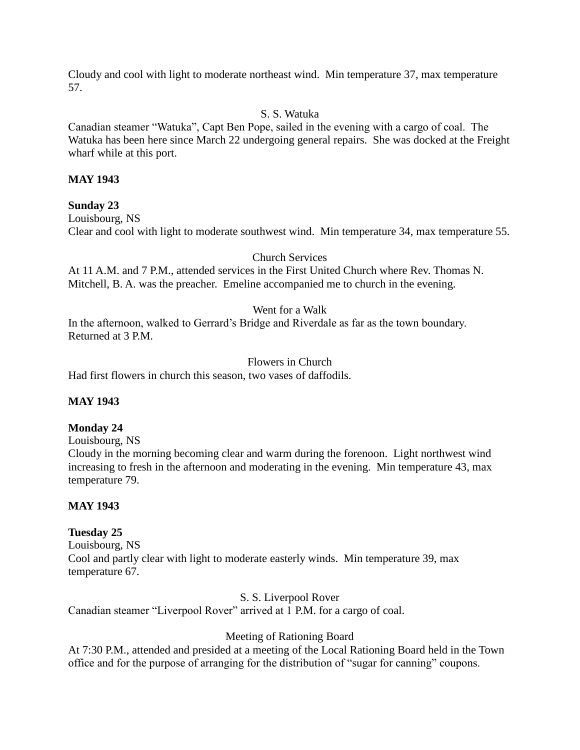Cloudy and cool with light to moderate northeast wind.  Min temperature 37, max temperature 57.

S. S. Watuka

Canadian steamer "Watuka", Capt Ben Pope, sailed in the evening with a cargo of coal.  The Watuka has been here since March 22 undergoing general repairs.  She was docked at the Freight wharf while at this port.

**MAY 1943**

**Sunday 23**

Louisbourg, NS

Clear and cool with light to moderate southwest wind.  Min temperature 34, max temperature 55.

Church Services

At 11 A.M. and 7 P.M., attended services in the First United Church where Rev. Thomas N. Mitchell, B. A. was the preacher.  Emeline accompanied me to church in the evening.

Went for a Walk

In the afternoon, walked to Gerrard's Bridge and Riverdale as far as the town boundary.  Returned at 3 P.M.

Flowers in Church

Had first flowers in church this season, two vases of daffodils.

**MAY 1943**

**Monday 24**

Louisbourg, NS

Cloudy in the morning becoming clear and warm during the forenoon.  Light northwest wind increasing to fresh in the afternoon and moderating in the evening.  Min temperature 43, max temperature 79.

**MAY 1943**

**Tuesday 25**

Louisbourg, NS

Cool and partly clear with light to moderate easterly winds.  Min temperature 39, max temperature 67.

S. S. Liverpool Rover

Canadian steamer "Liverpool Rover" arrived at 1 P.M. for a cargo of coal.

Meeting of Rationing Board

At 7:30 P.M., attended and presided at a meeting of the Local Rationing Board held in the Town office and for the purpose of arranging for the distribution of "sugar for canning" coupons.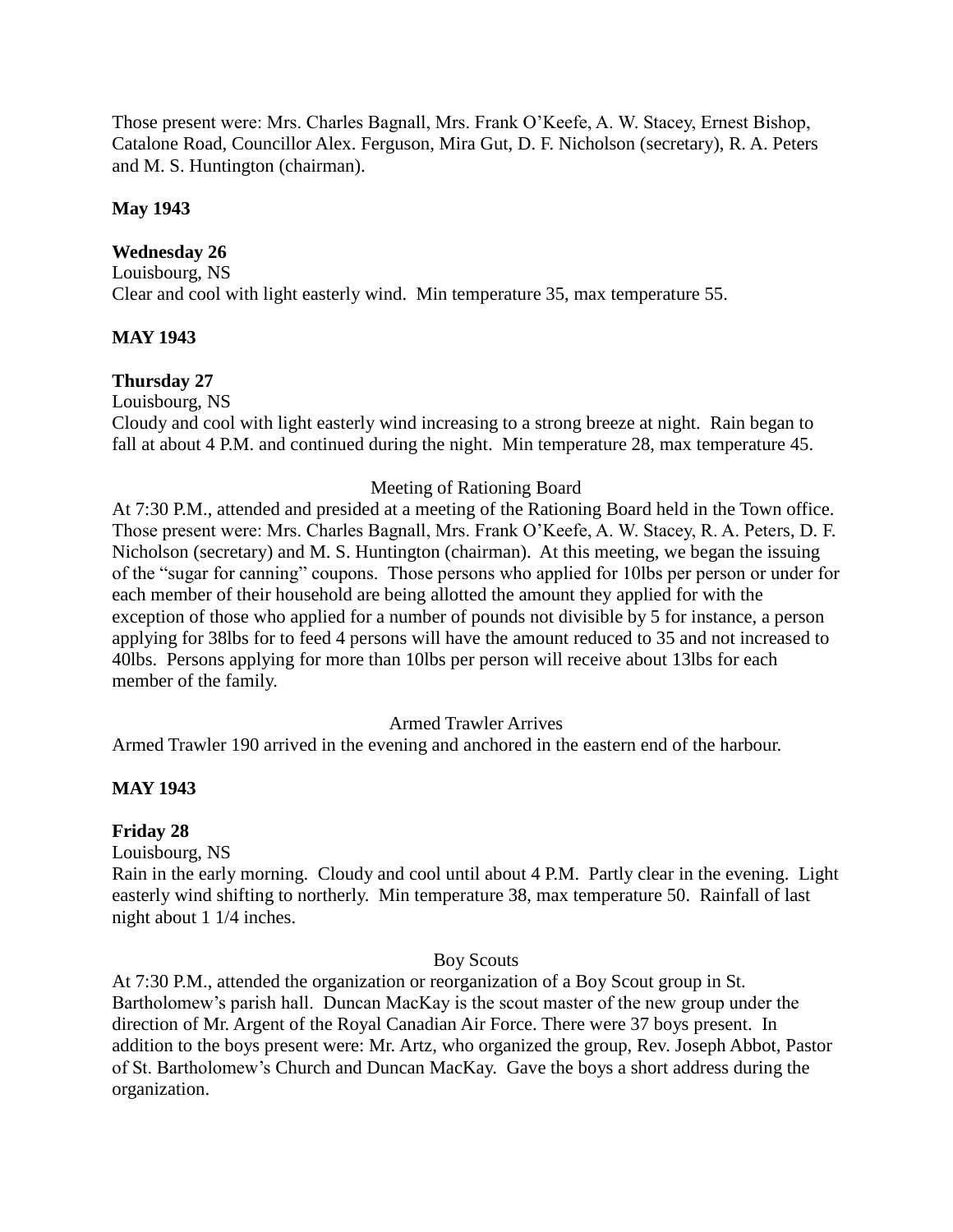Those present were: Mrs. Charles Bagnall, Mrs. Frank O’Keefe, A. W. Stacey, Ernest Bishop, Catalone Road, Councillor Alex. Ferguson, Mira Gut, D. F. Nicholson (secretary), R. A. Peters and M. S. Huntington (chairman).

**May 1943**

**Wednesday 26**

Louisbourg, NS

Clear and cool with light easterly wind. Min temperature 35, max temperature 55.

**MAY 1943**

**Thursday 27**

Louisbourg, NS

Cloudy and cool with light easterly wind increasing to a strong breeze at night. Rain began to fall at about 4 P.M. and continued during the night. Min temperature 28, max temperature 45.

Meeting of Rationing Board

At 7:30 P.M., attended and presided at a meeting of the Rationing Board held in the Town office. Those present were: Mrs. Charles Bagnall, Mrs. Frank O’Keefe, A. W. Stacey, R. A. Peters, D. F. Nicholson (secretary) and M. S. Huntington (chairman). At this meeting, we began the issuing of the “sugar for canning” coupons. Those persons who applied for 10lbs per person or under for each member of their household are being allotted the amount they applied for with the exception of those who applied for a number of pounds not divisible by 5 for instance, a person applying for 38lbs for to feed 4 persons will have the amount reduced to 35 and not increased to 40lbs. Persons applying for more than 10lbs per person will receive about 13lbs for each member of the family.

Armed Trawler Arrives

Armed Trawler 190 arrived in the evening and anchored in the eastern end of the harbour.

**MAY 1943**

**Friday 28**

Louisbourg, NS

Rain in the early morning. Cloudy and cool until about 4 P.M. Partly clear in the evening. Light easterly wind shifting to northerly. Min temperature 38, max temperature 50. Rainfall of last night about 1 1/4 inches.

Boy Scouts

At 7:30 P.M., attended the organization or reorganization of a Boy Scout group in St. Bartholomew’s parish hall. Duncan MacKay is the scout master of the new group under the direction of Mr. Argent of the Royal Canadian Air Force. There were 37 boys present. In addition to the boys present were: Mr. Artz, who organized the group, Rev. Joseph Abbot, Pastor of St. Bartholomew’s Church and Duncan MacKay. Gave the boys a short address during the organization.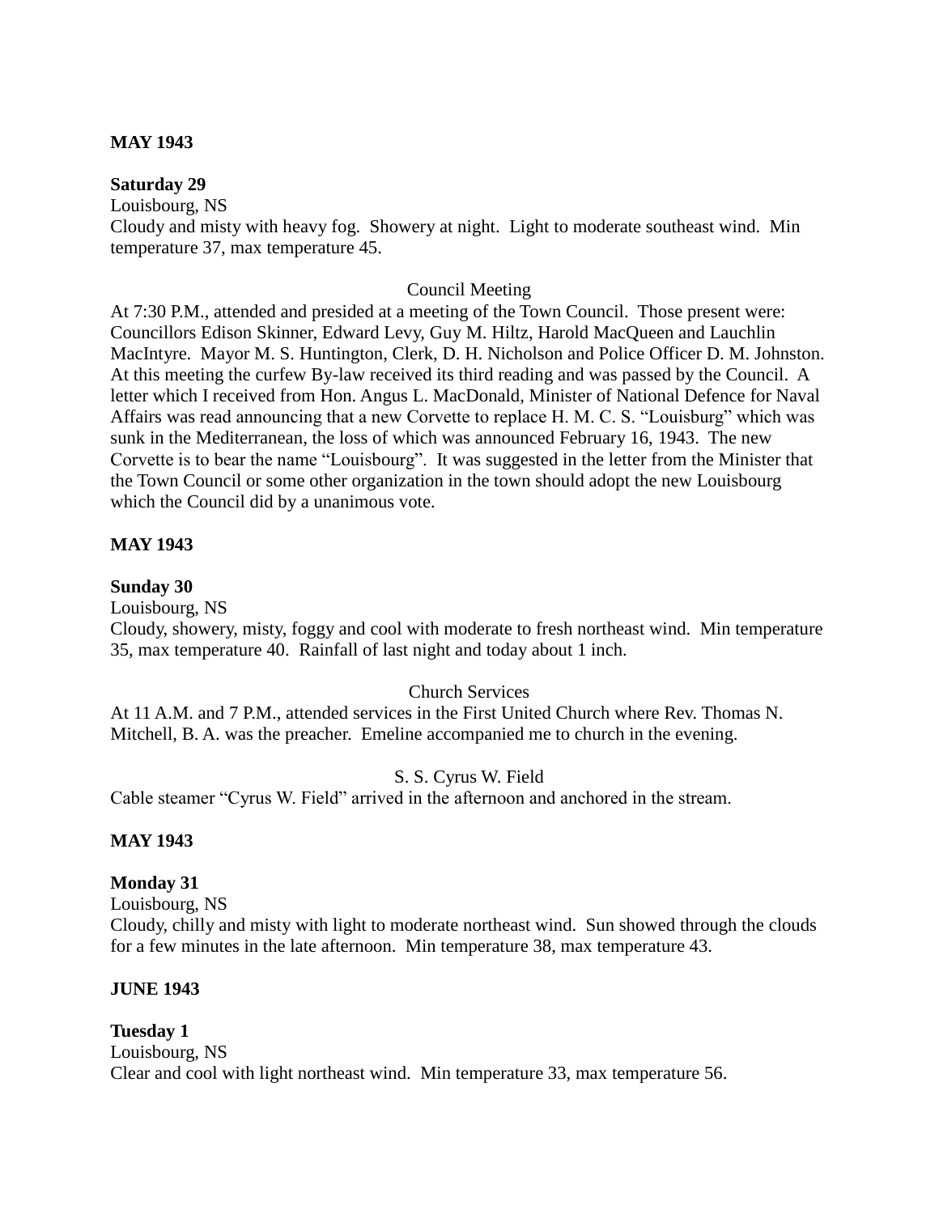**MAY 1943**

**Saturday 29**

Louisbourg, NS

Cloudy and misty with heavy fog. Showery at night. Light to moderate southeast wind. Min temperature 37, max temperature 45.

Council Meeting

At 7:30 P.M., attended and presided at a meeting of the Town Council. Those present were: Councillors Edison Skinner, Edward Levy, Guy M. Hiltz, Harold MacQueen and Lauchlin MacIntyre. Mayor M. S. Huntington, Clerk, D. H. Nicholson and Police Officer D. M. Johnston. At this meeting the curfew By-law received its third reading and was passed by the Council. A letter which I received from Hon. Angus L. MacDonald, Minister of National Defence for Naval Affairs was read announcing that a new Corvette to replace H. M. C. S. "Louisburg" which was sunk in the Mediterranean, the loss of which was announced February 16, 1943. The new Corvette is to bear the name "Louisbourg". It was suggested in the letter from the Minister that the Town Council or some other organization in the town should adopt the new Louisbourg which the Council did by a unanimous vote.

**MAY 1943**

**Sunday 30**

Louisbourg, NS

Cloudy, showery, misty, foggy and cool with moderate to fresh northeast wind. Min temperature 35, max temperature 40. Rainfall of last night and today about 1 inch.

Church Services

At 11 A.M. and 7 P.M., attended services in the First United Church where Rev. Thomas N. Mitchell, B. A. was the preacher. Emeline accompanied me to church in the evening.

S. S. Cyrus W. Field

Cable steamer "Cyrus W. Field" arrived in the afternoon and anchored in the stream.

**MAY 1943**

**Monday 31**

Louisbourg, NS

Cloudy, chilly and misty with light to moderate northeast wind. Sun showed through the clouds for a few minutes in the late afternoon. Min temperature 38, max temperature 43.

**JUNE 1943**

**Tuesday 1**

Louisbourg, NS

Clear and cool with light northeast wind. Min temperature 33, max temperature 56.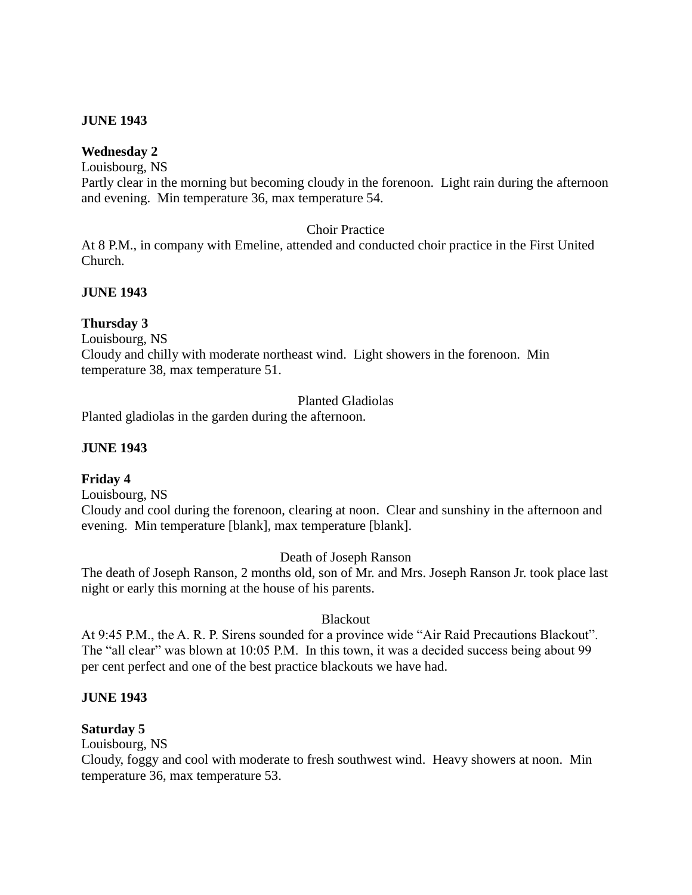**JUNE 1943**

**Wednesday 2**
Louisbourg, NS
Partly clear in the morning but becoming cloudy in the forenoon. Light rain during the afternoon and evening. Min temperature 36, max temperature 54.

Choir Practice

At 8 P.M., in company with Emeline, attended and conducted choir practice in the First United Church.

**JUNE 1943**

**Thursday 3**
Louisbourg, NS
Cloudy and chilly with moderate northeast wind. Light showers in the forenoon. Min temperature 38, max temperature 51.

Planted Gladiolas

Planted gladiolas in the garden during the afternoon.

**JUNE 1943**

**Friday 4**
Louisbourg, NS
Cloudy and cool during the forenoon, clearing at noon. Clear and sunshiny in the afternoon and evening. Min temperature [blank], max temperature [blank].

Death of Joseph Ranson

The death of Joseph Ranson, 2 months old, son of Mr. and Mrs. Joseph Ranson Jr. took place last night or early this morning at the house of his parents.

Blackout

At 9:45 P.M., the A. R. P. Sirens sounded for a province wide "Air Raid Precautions Blackout". The "all clear" was blown at 10:05 P.M. In this town, it was a decided success being about 99 per cent perfect and one of the best practice blackouts we have had.

**JUNE 1943**

**Saturday 5**
Louisbourg, NS
Cloudy, foggy and cool with moderate to fresh southwest wind. Heavy showers at noon. Min temperature 36, max temperature 53.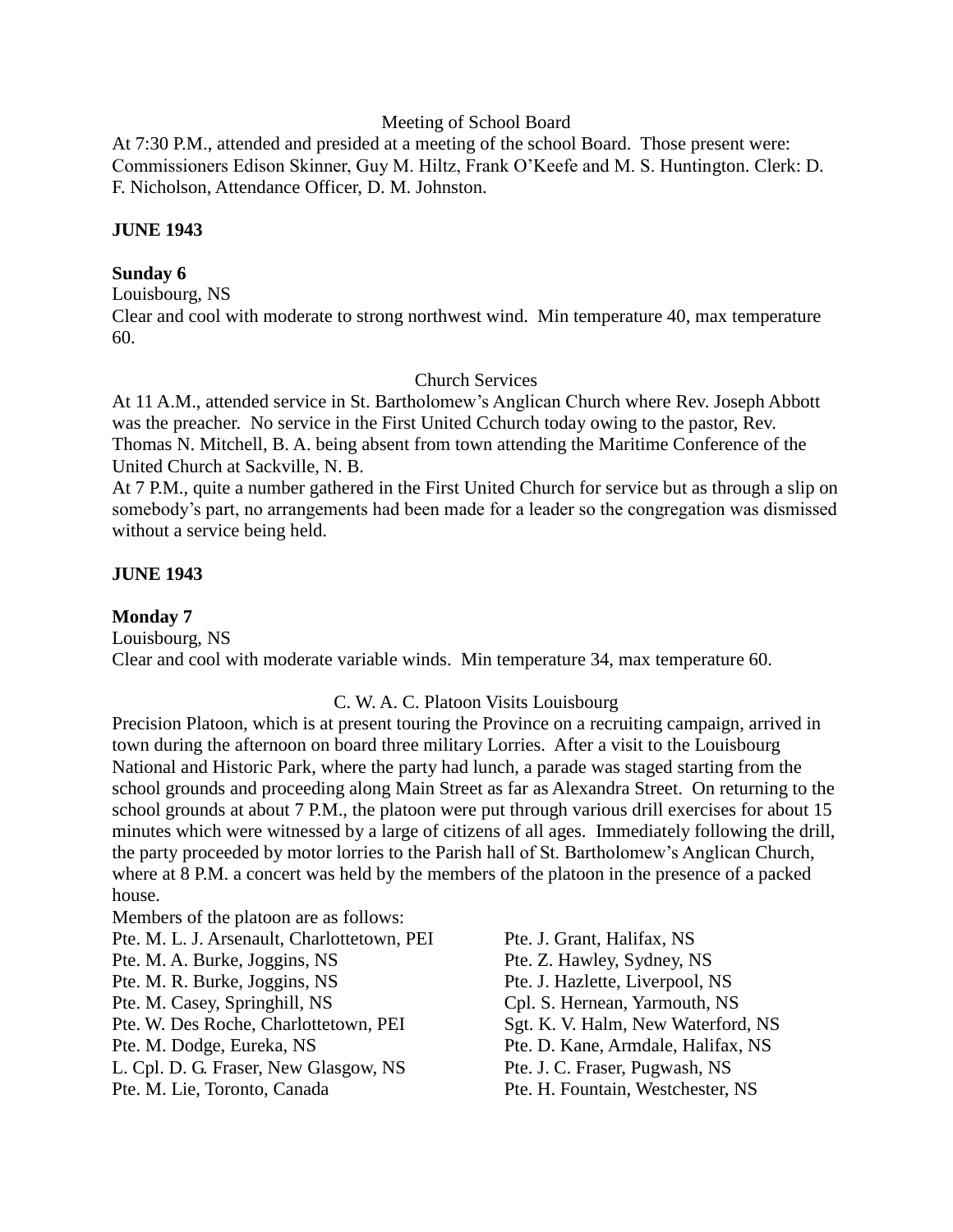Meeting of School Board

At 7:30 P.M., attended and presided at a meeting of the school Board. Those present were: Commissioners Edison Skinner, Guy M. Hiltz, Frank O'Keefe and M. S. Huntington. Clerk: D. F. Nicholson, Attendance Officer, D. M. Johnston.

**JUNE 1943**

**Sunday 6**

Louisbourg, NS

Clear and cool with moderate to strong northwest wind. Min temperature 40, max temperature 60.

Church Services

At 11 A.M., attended service in St. Bartholomew's Anglican Church where Rev. Joseph Abbott was the preacher. No service in the First United Cchurch today owing to the pastor, Rev. Thomas N. Mitchell, B. A. being absent from town attending the Maritime Conference of the United Church at Sackville, N. B.

At 7 P.M., quite a number gathered in the First United Church for service but as through a slip on somebody's part, no arrangements had been made for a leader so the congregation was dismissed without a service being held.

**JUNE 1943**

**Monday 7**

Louisbourg, NS

Clear and cool with moderate variable winds. Min temperature 34, max temperature 60.

C. W. A. C. Platoon Visits Louisbourg

Precision Platoon, which is at present touring the Province on a recruiting campaign, arrived in town during the afternoon on board three military Lorries. After a visit to the Louisbourg National and Historic Park, where the party had lunch, a parade was staged starting from the school grounds and proceeding along Main Street as far as Alexandra Street. On returning to the school grounds at about 7 P.M., the platoon were put through various drill exercises for about 15 minutes which were witnessed by a large of citizens of all ages. Immediately following the drill, the party proceeded by motor lorries to the Parish hall of St. Bartholomew's Anglican Church, where at 8 P.M. a concert was held by the members of the platoon in the presence of a packed house.

Members of the platoon are as follows:

Pte. M. L. J. Arsenault, Charlottetown, PEI
Pte. M. A. Burke, Joggins, NS
Pte. M. R. Burke, Joggins, NS
Pte. M. Casey, Springhill, NS
Pte. W. Des Roche, Charlottetown, PEI
Pte. M. Dodge, Eureka, NS
L. Cpl. D. G. Fraser, New Glasgow, NS
Pte. M. Lie, Toronto, Canada
Pte. J. Grant, Halifax, NS
Pte. Z. Hawley, Sydney, NS
Pte. J. Hazlette, Liverpool, NS
Cpl. S. Hernean, Yarmouth, NS
Sgt. K. V. Halm, New Waterford, NS
Pte. D. Kane, Armdale, Halifax, NS
Pte. J. C. Fraser, Pugwash, NS
Pte. H. Fountain, Westchester, NS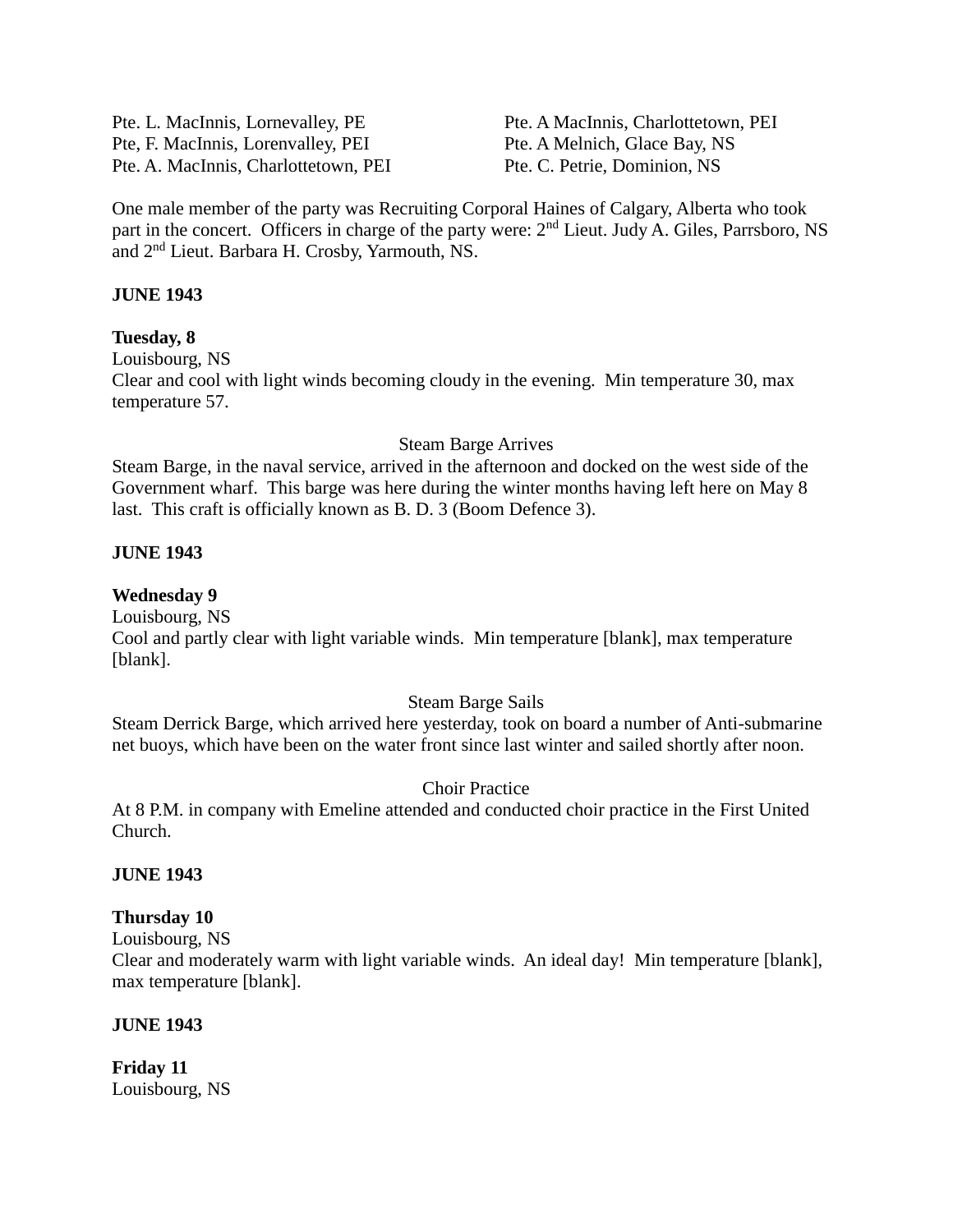Pte. L. MacInnis, Lornevalley, PE
Pte, F. MacInnis, Lorenvalley, PEI
Pte. A. MacInnis, Charlottetown, PEI
Pte. A MacInnis, Charlottetown, PEI
Pte. A Melnich, Glace Bay, NS
Pte. C. Petrie, Dominion, NS

One male member of the party was Recruiting Corporal Haines of Calgary, Alberta who took part in the concert. Officers in charge of the party were: 2nd Lieut. Judy A. Giles, Parrsboro, NS and 2nd Lieut. Barbara H. Crosby, Yarmouth, NS.

**JUNE 1943**

**Tuesday, 8**
Louisbourg, NS
Clear and cool with light winds becoming cloudy in the evening. Min temperature 30, max temperature 57.

Steam Barge Arrives

Steam Barge, in the naval service, arrived in the afternoon and docked on the west side of the Government wharf. This barge was here during the winter months having left here on May 8 last. This craft is officially known as B. D. 3 (Boom Defence 3).

**JUNE 1943**

**Wednesday 9**
Louisbourg, NS
Cool and partly clear with light variable winds. Min temperature [blank], max temperature [blank].

Steam Barge Sails

Steam Derrick Barge, which arrived here yesterday, took on board a number of Anti-submarine net buoys, which have been on the water front since last winter and sailed shortly after noon.

Choir Practice

At 8 P.M. in company with Emeline attended and conducted choir practice in the First United Church.

**JUNE 1943**

**Thursday 10**
Louisbourg, NS
Clear and moderately warm with light variable winds. An ideal day! Min temperature [blank], max temperature [blank].

**JUNE 1943**

**Friday 11**
Louisbourg, NS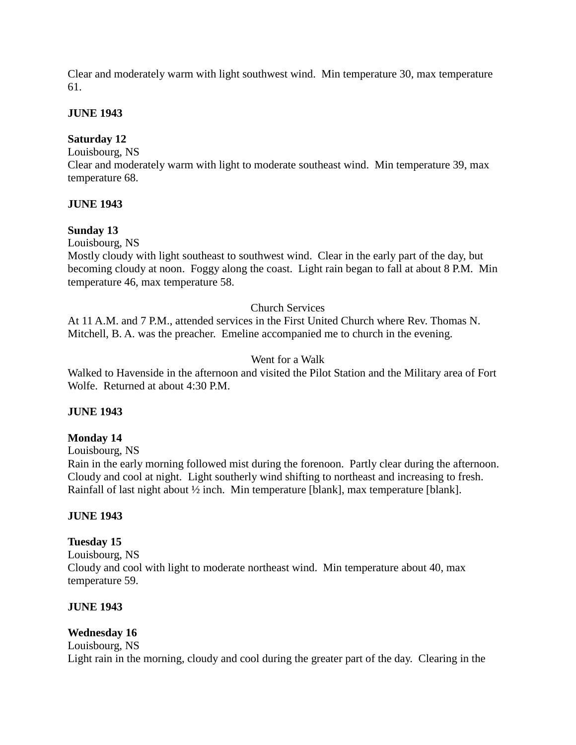Clear and moderately warm with light southwest wind.  Min temperature 30, max temperature 61.

**JUNE 1943**

**Saturday 12**
Louisbourg, NS
Clear and moderately warm with light to moderate southeast wind.  Min temperature 39, max temperature 68.

**JUNE 1943**

**Sunday 13**
Louisbourg, NS
Mostly cloudy with light southeast to southwest wind.  Clear in the early part of the day, but becoming cloudy at noon.  Foggy along the coast.  Light rain began to fall at about 8 P.M.  Min temperature 46, max temperature 58.

Church Services

At 11 A.M. and 7 P.M., attended services in the First United Church where Rev. Thomas N. Mitchell, B. A. was the preacher.  Emeline accompanied me to church in the evening.

Went for a Walk

Walked to Havenside in the afternoon and visited the Pilot Station and the Military area of Fort Wolfe.  Returned at about 4:30 P.M.

**JUNE 1943**

**Monday 14**
Louisbourg, NS
Rain in the early morning followed mist during the forenoon.  Partly clear during the afternoon. Cloudy and cool at night.  Light southerly wind shifting to northeast and increasing to fresh. Rainfall of last night about ½ inch.  Min temperature [blank], max temperature [blank].

**JUNE 1943**

**Tuesday 15**
Louisbourg, NS
Cloudy and cool with light to moderate northeast wind.  Min temperature about 40, max temperature 59.

**JUNE 1943**

**Wednesday 16**
Louisbourg, NS
Light rain in the morning, cloudy and cool during the greater part of the day.  Clearing in the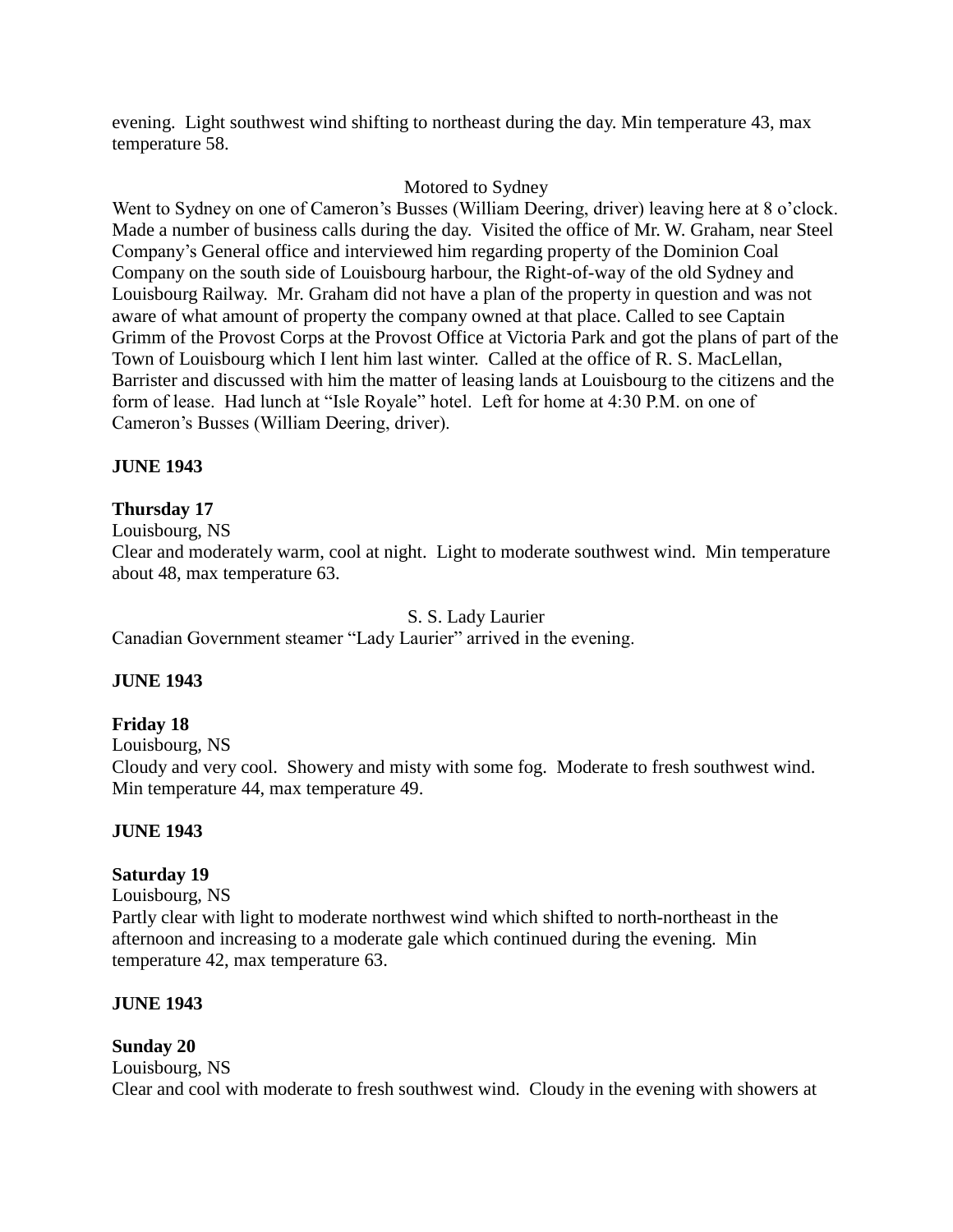evening. Light southwest wind shifting to northeast during the day. Min temperature 43, max temperature 58.

Motored to Sydney

Went to Sydney on one of Cameron's Busses (William Deering, driver) leaving here at 8 o'clock. Made a number of business calls during the day. Visited the office of Mr. W. Graham, near Steel Company's General office and interviewed him regarding property of the Dominion Coal Company on the south side of Louisbourg harbour, the Right-of-way of the old Sydney and Louisbourg Railway. Mr. Graham did not have a plan of the property in question and was not aware of what amount of property the company owned at that place. Called to see Captain Grimm of the Provost Corps at the Provost Office at Victoria Park and got the plans of part of the Town of Louisbourg which I lent him last winter. Called at the office of R. S. MacLellan, Barrister and discussed with him the matter of leasing lands at Louisbourg to the citizens and the form of lease. Had lunch at "Isle Royale" hotel. Left for home at 4:30 P.M. on one of Cameron's Busses (William Deering, driver).

**JUNE 1943**

**Thursday 17**

Louisbourg, NS

Clear and moderately warm, cool at night. Light to moderate southwest wind. Min temperature about 48, max temperature 63.

S. S. Lady Laurier

Canadian Government steamer "Lady Laurier" arrived in the evening.

**JUNE 1943**

**Friday 18**

Louisbourg, NS

Cloudy and very cool. Showery and misty with some fog. Moderate to fresh southwest wind. Min temperature 44, max temperature 49.

**JUNE 1943**

**Saturday 19**

Louisbourg, NS

Partly clear with light to moderate northwest wind which shifted to north-northeast in the afternoon and increasing to a moderate gale which continued during the evening. Min temperature 42, max temperature 63.

**JUNE 1943**

**Sunday 20**

Louisbourg, NS

Clear and cool with moderate to fresh southwest wind. Cloudy in the evening with showers at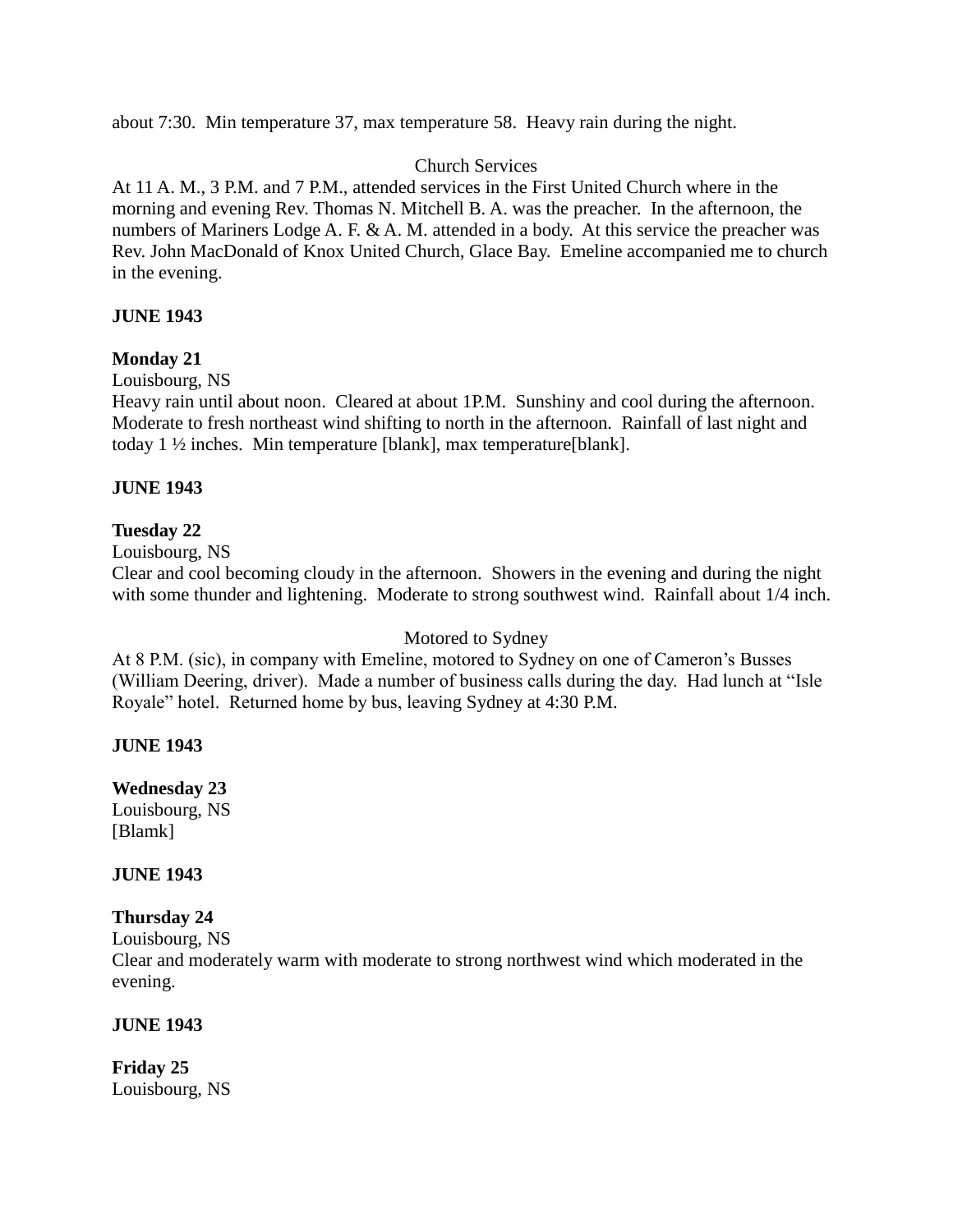about 7:30. Min temperature 37, max temperature 58. Heavy rain during the night.

Church Services

At 11 A. M., 3 P.M. and 7 P.M., attended services in the First United Church where in the morning and evening Rev. Thomas N. Mitchell B. A. was the preacher. In the afternoon, the numbers of Mariners Lodge A. F. & A. M. attended in a body. At this service the preacher was Rev. John MacDonald of Knox United Church, Glace Bay. Emeline accompanied me to church in the evening.

**JUNE 1943**

**Monday 21**

Louisbourg, NS

Heavy rain until about noon. Cleared at about 1P.M. Sunshiny and cool during the afternoon. Moderate to fresh northeast wind shifting to north in the afternoon. Rainfall of last night and today 1 ½ inches. Min temperature [blank], max temperature[blank].

**JUNE 1943**

**Tuesday 22**

Louisbourg, NS

Clear and cool becoming cloudy in the afternoon. Showers in the evening and during the night with some thunder and lightening. Moderate to strong southwest wind. Rainfall about 1/4 inch.

Motored to Sydney

At 8 P.M. (sic), in company with Emeline, motored to Sydney on one of Cameron's Busses (William Deering, driver). Made a number of business calls during the day. Had lunch at "Isle Royale" hotel. Returned home by bus, leaving Sydney at 4:30 P.M.

**JUNE 1943**

**Wednesday 23**

Louisbourg, NS

[Blamk]

**JUNE 1943**

**Thursday 24**

Louisbourg, NS

Clear and moderately warm with moderate to strong northwest wind which moderated in the evening.

**JUNE 1943**

**Friday 25**

Louisbourg, NS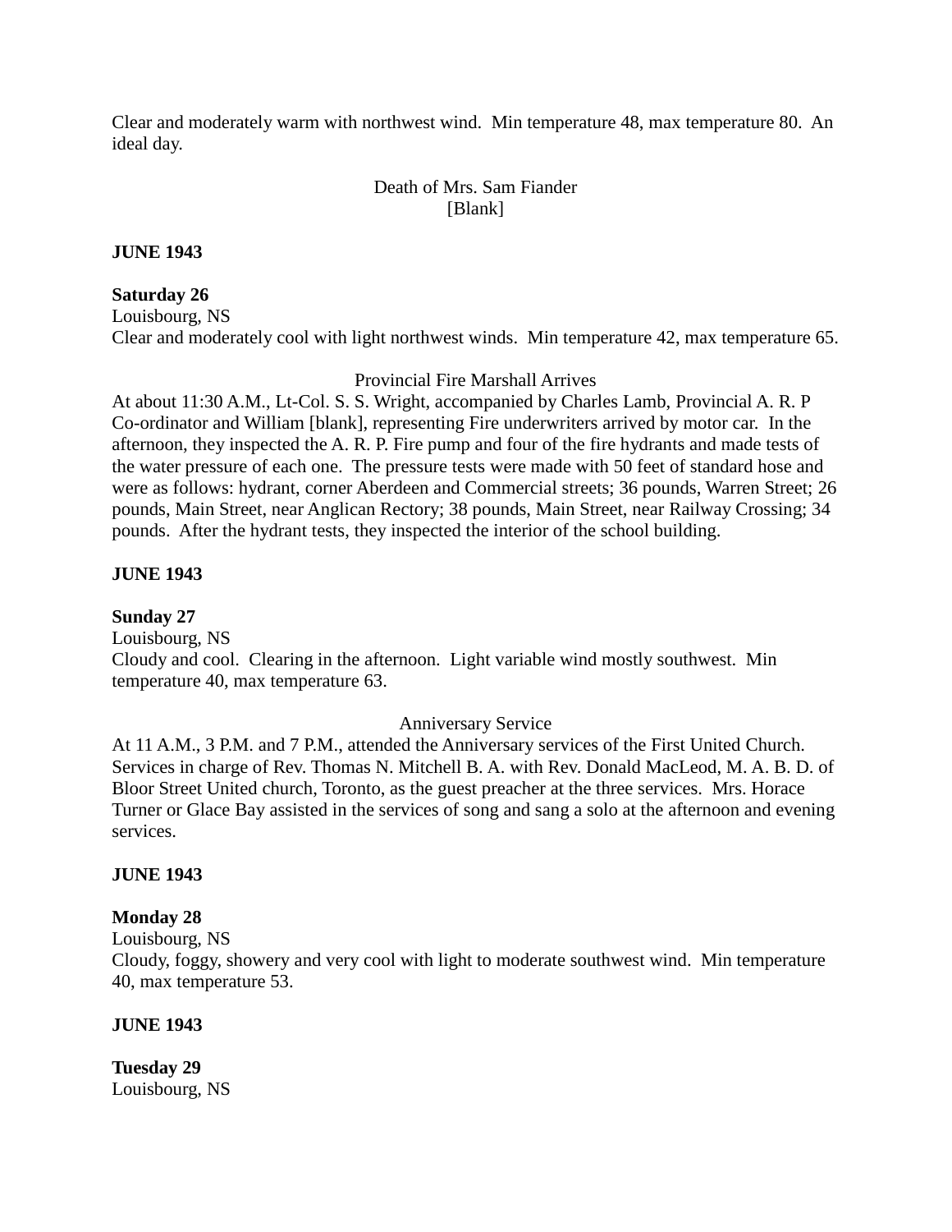Clear and moderately warm with northwest wind. Min temperature 48, max temperature 80. An ideal day.

Death of Mrs. Sam Fiander
[Blank]

**JUNE 1943**

**Saturday 26**
Louisbourg, NS
Clear and moderately cool with light northwest winds. Min temperature 42, max temperature 65.

Provincial Fire Marshall Arrives
At about 11:30 A.M., Lt-Col. S. S. Wright, accompanied by Charles Lamb, Provincial A. R. P Co-ordinator and William [blank], representing Fire underwriters arrived by motor car. In the afternoon, they inspected the A. R. P. Fire pump and four of the fire hydrants and made tests of the water pressure of each one. The pressure tests were made with 50 feet of standard hose and were as follows: hydrant, corner Aberdeen and Commercial streets; 36 pounds, Warren Street; 26 pounds, Main Street, near Anglican Rectory; 38 pounds, Main Street, near Railway Crossing; 34 pounds. After the hydrant tests, they inspected the interior of the school building.

**JUNE 1943**

**Sunday 27**
Louisbourg, NS
Cloudy and cool. Clearing in the afternoon. Light variable wind mostly southwest. Min temperature 40, max temperature 63.

Anniversary Service
At 11 A.M., 3 P.M. and 7 P.M., attended the Anniversary services of the First United Church. Services in charge of Rev. Thomas N. Mitchell B. A. with Rev. Donald MacLeod, M. A. B. D. of Bloor Street United church, Toronto, as the guest preacher at the three services. Mrs. Horace Turner or Glace Bay assisted in the services of song and sang a solo at the afternoon and evening services.

**JUNE 1943**

**Monday 28**
Louisbourg, NS
Cloudy, foggy, showery and very cool with light to moderate southwest wind. Min temperature 40, max temperature 53.

**JUNE 1943**

**Tuesday 29**
Louisbourg, NS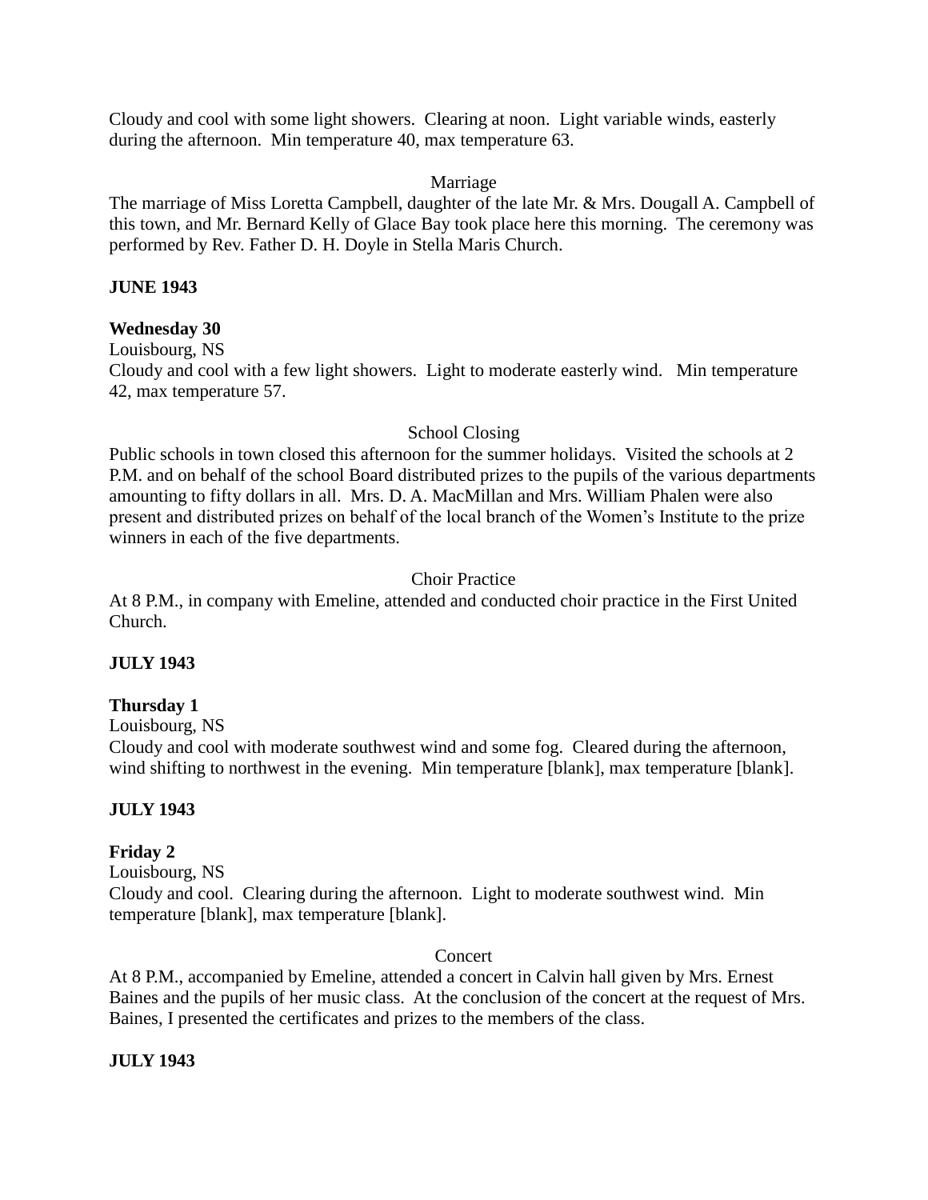Cloudy and cool with some light showers. Clearing at noon. Light variable winds, easterly during the afternoon. Min temperature 40, max temperature 63.

Marriage

The marriage of Miss Loretta Campbell, daughter of the late Mr. & Mrs. Dougall A. Campbell of this town, and Mr. Bernard Kelly of Glace Bay took place here this morning. The ceremony was performed by Rev. Father D. H. Doyle in Stella Maris Church.

**JUNE 1943**

**Wednesday 30**

Louisbourg, NS

Cloudy and cool with a few light showers. Light to moderate easterly wind. Min temperature 42, max temperature 57.

School Closing

Public schools in town closed this afternoon for the summer holidays. Visited the schools at 2 P.M. and on behalf of the school Board distributed prizes to the pupils of the various departments amounting to fifty dollars in all. Mrs. D. A. MacMillan and Mrs. William Phalen were also present and distributed prizes on behalf of the local branch of the Women's Institute to the prize winners in each of the five departments.

Choir Practice

At 8 P.M., in company with Emeline, attended and conducted choir practice in the First United Church.

**JULY 1943**

**Thursday 1**

Louisbourg, NS

Cloudy and cool with moderate southwest wind and some fog. Cleared during the afternoon, wind shifting to northwest in the evening. Min temperature [blank], max temperature [blank].

**JULY 1943**

**Friday 2**

Louisbourg, NS

Cloudy and cool. Clearing during the afternoon. Light to moderate southwest wind. Min temperature [blank], max temperature [blank].

Concert

At 8 P.M., accompanied by Emeline, attended a concert in Calvin hall given by Mrs. Ernest Baines and the pupils of her music class. At the conclusion of the concert at the request of Mrs. Baines, I presented the certificates and prizes to the members of the class.

**JULY 1943**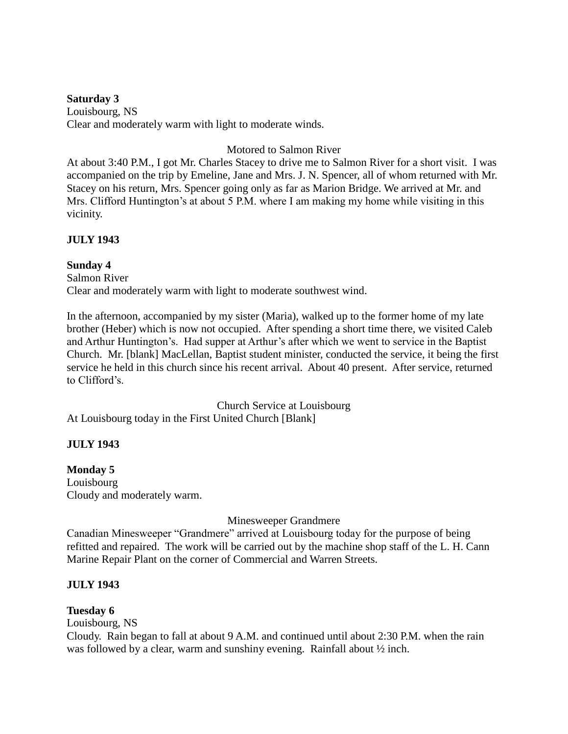**Saturday 3**
Louisbourg, NS
Clear and moderately warm with light to moderate winds.

Motored to Salmon River

At about 3:40 P.M., I got Mr. Charles Stacey to drive me to Salmon River for a short visit. I was accompanied on the trip by Emeline, Jane and Mrs. J. N. Spencer, all of whom returned with Mr. Stacey on his return, Mrs. Spencer going only as far as Marion Bridge. We arrived at Mr. and Mrs. Clifford Huntington's at about 5 P.M. where I am making my home while visiting in this vicinity.

**JULY 1943**

**Sunday 4**
Salmon River
Clear and moderately warm with light to moderate southwest wind.

In the afternoon, accompanied by my sister (Maria), walked up to the former home of my late brother (Heber) which is now not occupied. After spending a short time there, we visited Caleb and Arthur Huntington's. Had supper at Arthur's after which we went to service in the Baptist Church. Mr. [blank] MacLellan, Baptist student minister, conducted the service, it being the first service he held in this church since his recent arrival. About 40 present. After service, returned to Clifford's.

Church Service at Louisbourg

At Louisbourg today in the First United Church [Blank]

**JULY 1943**

**Monday 5**
Louisbourg
Cloudy and moderately warm.

Minesweeper Grandmere

Canadian Minesweeper "Grandmere" arrived at Louisbourg today for the purpose of being refitted and repaired. The work will be carried out by the machine shop staff of the L. H. Cann Marine Repair Plant on the corner of Commercial and Warren Streets.

**JULY 1943**

**Tuesday 6**
Louisbourg, NS
Cloudy. Rain began to fall at about 9 A.M. and continued until about 2:30 P.M. when the rain was followed by a clear, warm and sunshiny evening. Rainfall about ½ inch.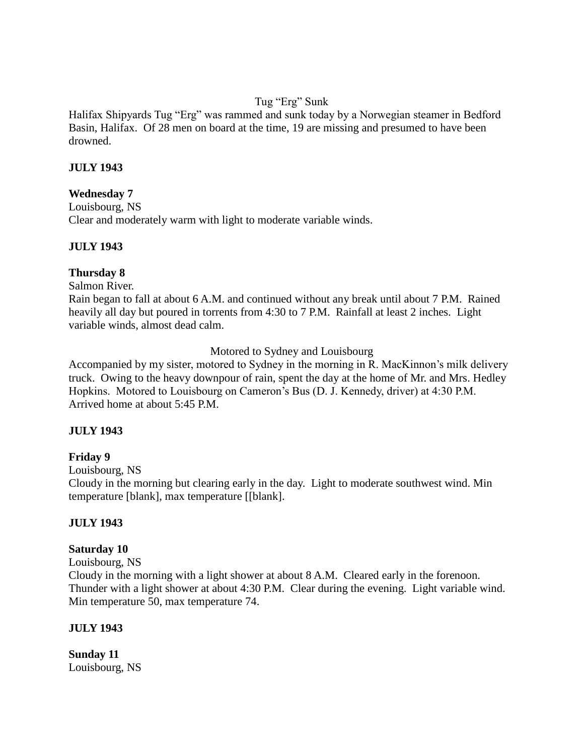Tug "Erg" Sunk

Halifax Shipyards Tug "Erg" was rammed and sunk today by a Norwegian steamer in Bedford Basin, Halifax. Of 28 men on board at the time, 19 are missing and presumed to have been drowned.

**JULY 1943**

**Wednesday 7**

Louisbourg, NS

Clear and moderately warm with light to moderate variable winds.

**JULY 1943**

**Thursday 8**

Salmon River.

Rain began to fall at about 6 A.M. and continued without any break until about 7 P.M. Rained heavily all day but poured in torrents from 4:30 to 7 P.M. Rainfall at least 2 inches. Light variable winds, almost dead calm.

Motored to Sydney and Louisbourg

Accompanied by my sister, motored to Sydney in the morning in R. MacKinnon's milk delivery truck. Owing to the heavy downpour of rain, spent the day at the home of Mr. and Mrs. Hedley Hopkins. Motored to Louisbourg on Cameron's Bus (D. J. Kennedy, driver) at 4:30 P.M. Arrived home at about 5:45 P.M.

**JULY 1943**

**Friday 9**

Louisbourg, NS

Cloudy in the morning but clearing early in the day. Light to moderate southwest wind. Min temperature [blank], max temperature [[blank].

**JULY 1943**

**Saturday 10**

Louisbourg, NS

Cloudy in the morning with a light shower at about 8 A.M. Cleared early in the forenoon. Thunder with a light shower at about 4:30 P.M. Clear during the evening. Light variable wind. Min temperature 50, max temperature 74.

**JULY 1943**

**Sunday 11**

Louisbourg, NS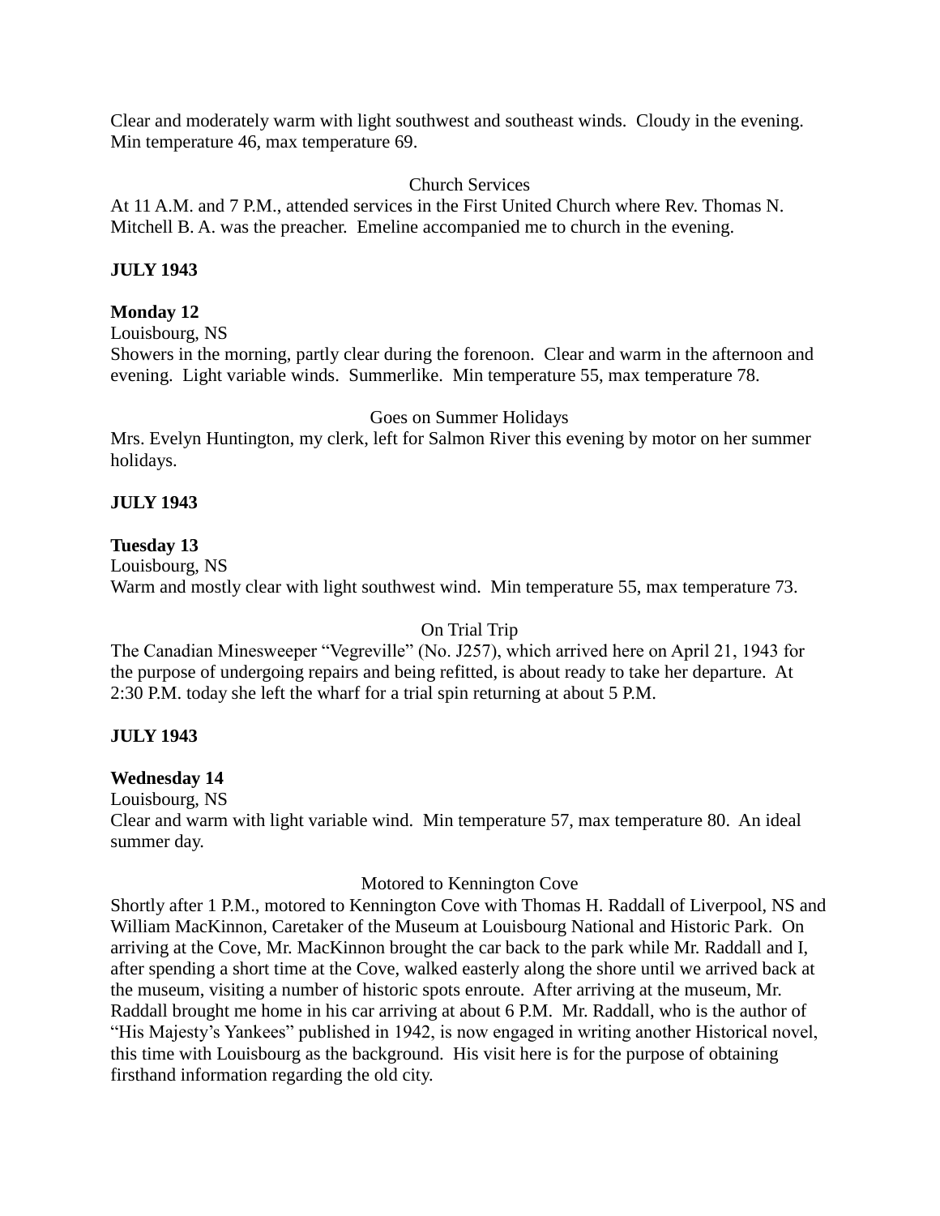Clear and moderately warm with light southwest and southeast winds. Cloudy in the evening. Min temperature 46, max temperature 69.

Church Services

At 11 A.M. and 7 P.M., attended services in the First United Church where Rev. Thomas N. Mitchell B. A. was the preacher. Emeline accompanied me to church in the evening.

**JULY 1943**

**Monday 12**

Louisbourg, NS

Showers in the morning, partly clear during the forenoon. Clear and warm in the afternoon and evening. Light variable winds. Summerlike. Min temperature 55, max temperature 78.

Goes on Summer Holidays

Mrs. Evelyn Huntington, my clerk, left for Salmon River this evening by motor on her summer holidays.

**JULY 1943**

**Tuesday 13**

Louisbourg, NS

Warm and mostly clear with light southwest wind. Min temperature 55, max temperature 73.

On Trial Trip

The Canadian Minesweeper "Vegreville" (No. J257), which arrived here on April 21, 1943 for the purpose of undergoing repairs and being refitted, is about ready to take her departure. At 2:30 P.M. today she left the wharf for a trial spin returning at about 5 P.M.

**JULY 1943**

**Wednesday 14**

Louisbourg, NS

Clear and warm with light variable wind. Min temperature 57, max temperature 80. An ideal summer day.

Motored to Kennington Cove

Shortly after 1 P.M., motored to Kennington Cove with Thomas H. Raddall of Liverpool, NS and William MacKinnon, Caretaker of the Museum at Louisbourg National and Historic Park. On arriving at the Cove, Mr. MacKinnon brought the car back to the park while Mr. Raddall and I, after spending a short time at the Cove, walked easterly along the shore until we arrived back at the museum, visiting a number of historic spots enroute. After arriving at the museum, Mr. Raddall brought me home in his car arriving at about 6 P.M. Mr. Raddall, who is the author of "His Majesty's Yankees" published in 1942, is now engaged in writing another Historical novel, this time with Louisbourg as the background. His visit here is for the purpose of obtaining firsthand information regarding the old city.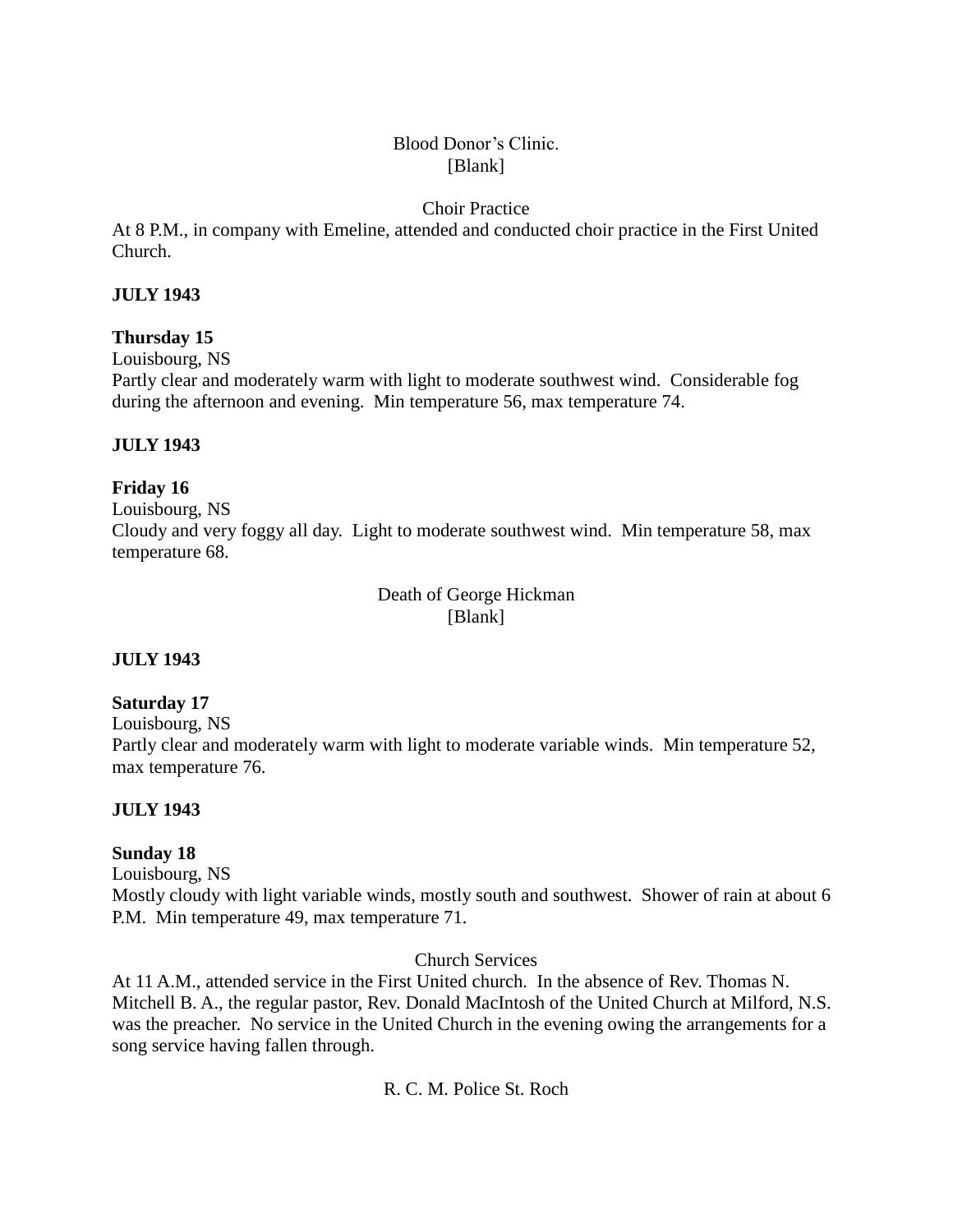Blood Donor’s Clinic.
[Blank]

Choir Practice

At 8 P.M., in company with Emeline, attended and conducted choir practice in the First United Church.

**JULY 1943**

**Thursday 15**

Louisbourg, NS

Partly clear and moderately warm with light to moderate southwest wind. Considerable fog during the afternoon and evening. Min temperature 56, max temperature 74.

**JULY 1943**

**Friday 16**

Louisbourg, NS

Cloudy and very foggy all day. Light to moderate southwest wind. Min temperature 58, max temperature 68.

Death of George Hickman
[Blank]

**JULY 1943**

**Saturday 17**

Louisbourg, NS

Partly clear and moderately warm with light to moderate variable winds. Min temperature 52, max temperature 76.

**JULY 1943**

**Sunday 18**

Louisbourg, NS

Mostly cloudy with light variable winds, mostly south and southwest. Shower of rain at about 6 P.M. Min temperature 49, max temperature 71.

Church Services

At 11 A.M., attended service in the First United church. In the absence of Rev. Thomas N. Mitchell B. A., the regular pastor, Rev. Donald MacIntosh of the United Church at Milford, N.S. was the preacher. No service in the United Church in the evening owing the arrangements for a song service having fallen through.

R. C. M. Police St. Roch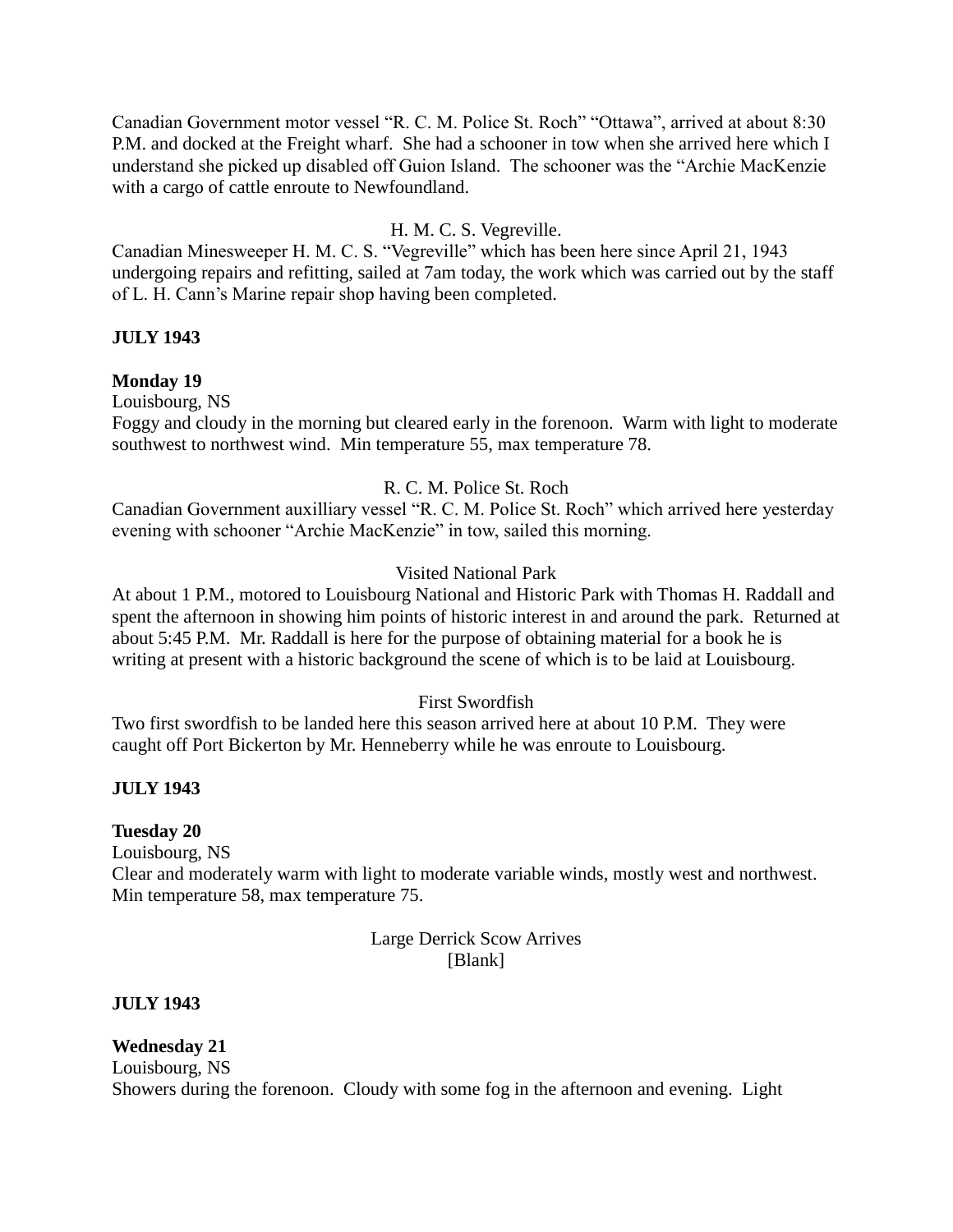Canadian Government motor vessel "R. C. M. Police St. Roch" "Ottawa", arrived at about 8:30 P.M. and docked at the Freight wharf. She had a schooner in tow when she arrived here which I understand she picked up disabled off Guion Island. The schooner was the "Archie MacKenzie with a cargo of cattle enroute to Newfoundland.

H. M. C. S. Vegreville.

Canadian Minesweeper H. M. C. S. "Vegreville" which has been here since April 21, 1943 undergoing repairs and refitting, sailed at 7am today, the work which was carried out by the staff of L. H. Cann's Marine repair shop having been completed.

**JULY 1943**

**Monday 19**

Louisbourg, NS

Foggy and cloudy in the morning but cleared early in the forenoon. Warm with light to moderate southwest to northwest wind. Min temperature 55, max temperature 78.

R. C. M. Police St. Roch

Canadian Government auxilliary vessel "R. C. M. Police St. Roch" which arrived here yesterday evening with schooner "Archie MacKenzie" in tow, sailed this morning.

Visited National Park

At about 1 P.M., motored to Louisbourg National and Historic Park with Thomas H. Raddall and spent the afternoon in showing him points of historic interest in and around the park. Returned at about 5:45 P.M. Mr. Raddall is here for the purpose of obtaining material for a book he is writing at present with a historic background the scene of which is to be laid at Louisbourg.

First Swordfish

Two first swordfish to be landed here this season arrived here at about 10 P.M. They were caught off Port Bickerton by Mr. Henneberry while he was enroute to Louisbourg.

**JULY 1943**

**Tuesday 20**

Louisbourg, NS

Clear and moderately warm with light to moderate variable winds, mostly west and northwest. Min temperature 58, max temperature 75.

Large Derrick Scow Arrives

[Blank]

**JULY 1943**

**Wednesday 21**

Louisbourg, NS

Showers during the forenoon. Cloudy with some fog in the afternoon and evening. Light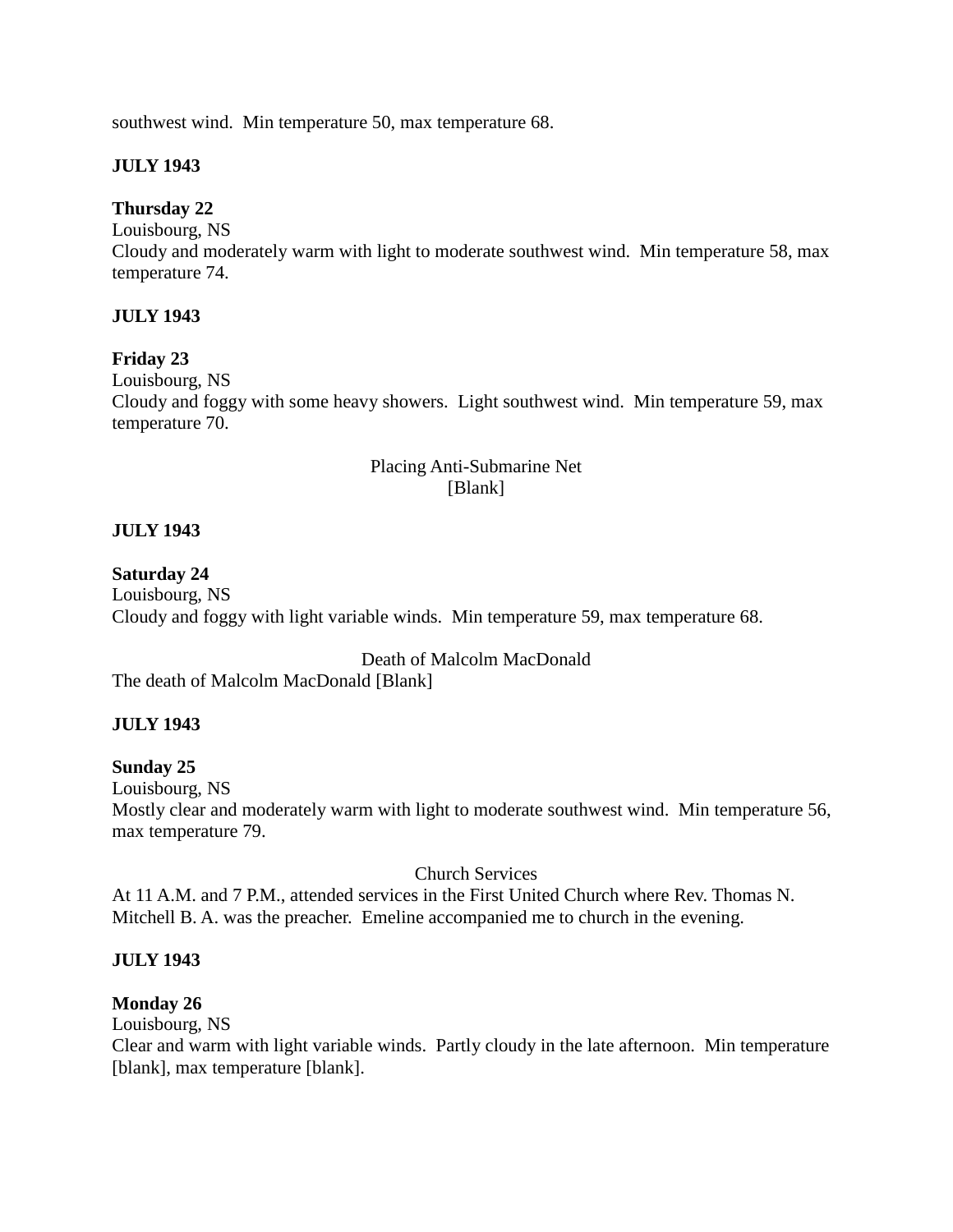southwest wind.  Min temperature 50, max temperature 68.

**JULY 1943**

**Thursday 22**
Louisbourg, NS
Cloudy and moderately warm with light to moderate southwest wind.  Min temperature 58, max temperature 74.

**JULY 1943**

**Friday 23**
Louisbourg, NS
Cloudy and foggy with some heavy showers.  Light southwest wind.  Min temperature 59, max temperature 70.

Placing Anti-Submarine Net
[Blank]

**JULY 1943**

**Saturday 24**
Louisbourg, NS
Cloudy and foggy with light variable winds.  Min temperature 59, max temperature 68.

Death of Malcolm MacDonald
The death of Malcolm MacDonald [Blank]

**JULY 1943**

**Sunday 25**
Louisbourg, NS
Mostly clear and moderately warm with light to moderate southwest wind.  Min temperature 56, max temperature 79.

Church Services
At 11 A.M. and 7 P.M., attended services in the First United Church where Rev. Thomas N. Mitchell B. A. was the preacher.  Emeline accompanied me to church in the evening.

**JULY 1943**

**Monday 26**
Louisbourg, NS
Clear and warm with light variable winds.  Partly cloudy in the late afternoon.  Min temperature [blank], max temperature [blank].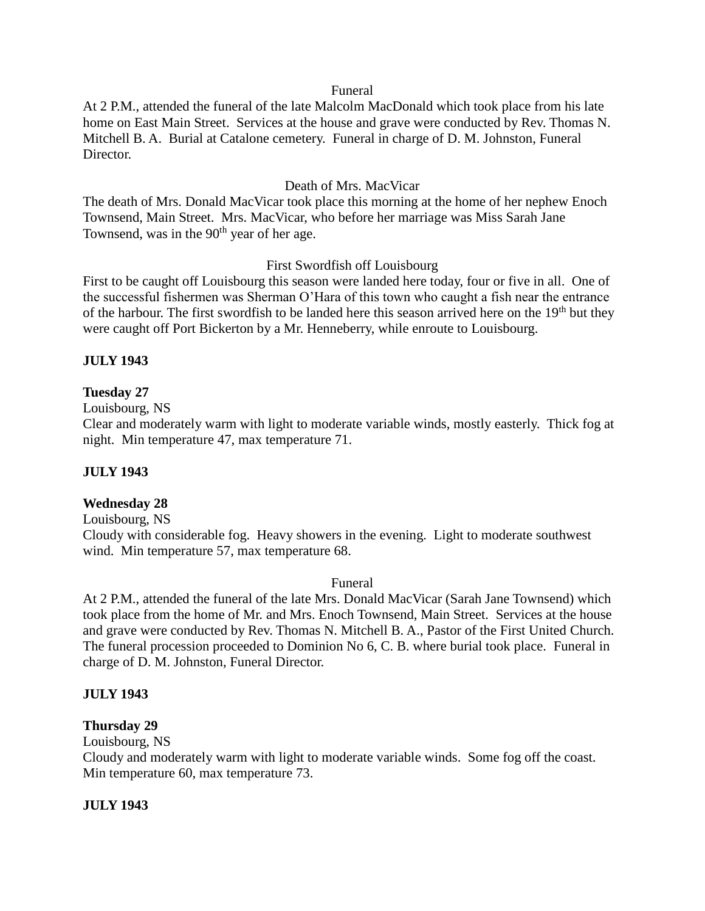Funeral

At 2 P.M., attended the funeral of the late Malcolm MacDonald which took place from his late home on East Main Street. Services at the house and grave were conducted by Rev. Thomas N. Mitchell B. A. Burial at Catalone cemetery. Funeral in charge of D. M. Johnston, Funeral Director.

Death of Mrs. MacVicar

The death of Mrs. Donald MacVicar took place this morning at the home of her nephew Enoch Townsend, Main Street. Mrs. MacVicar, who before her marriage was Miss Sarah Jane Townsend, was in the 90th year of her age.

First Swordfish off Louisbourg

First to be caught off Louisbourg this season were landed here today, four or five in all. One of the successful fishermen was Sherman O'Hara of this town who caught a fish near the entrance of the harbour. The first swordfish to be landed here this season arrived here on the 19th but they were caught off Port Bickerton by a Mr. Henneberry, while enroute to Louisbourg.

**JULY 1943**

**Tuesday 27**

Louisbourg, NS

Clear and moderately warm with light to moderate variable winds, mostly easterly. Thick fog at night. Min temperature 47, max temperature 71.

**JULY 1943**

**Wednesday 28**

Louisbourg, NS

Cloudy with considerable fog. Heavy showers in the evening. Light to moderate southwest wind. Min temperature 57, max temperature 68.

Funeral

At 2 P.M., attended the funeral of the late Mrs. Donald MacVicar (Sarah Jane Townsend) which took place from the home of Mr. and Mrs. Enoch Townsend, Main Street. Services at the house and grave were conducted by Rev. Thomas N. Mitchell B. A., Pastor of the First United Church. The funeral procession proceeded to Dominion No 6, C. B. where burial took place. Funeral in charge of D. M. Johnston, Funeral Director.

**JULY 1943**

**Thursday 29**

Louisbourg, NS

Cloudy and moderately warm with light to moderate variable winds. Some fog off the coast. Min temperature 60, max temperature 73.

**JULY 1943**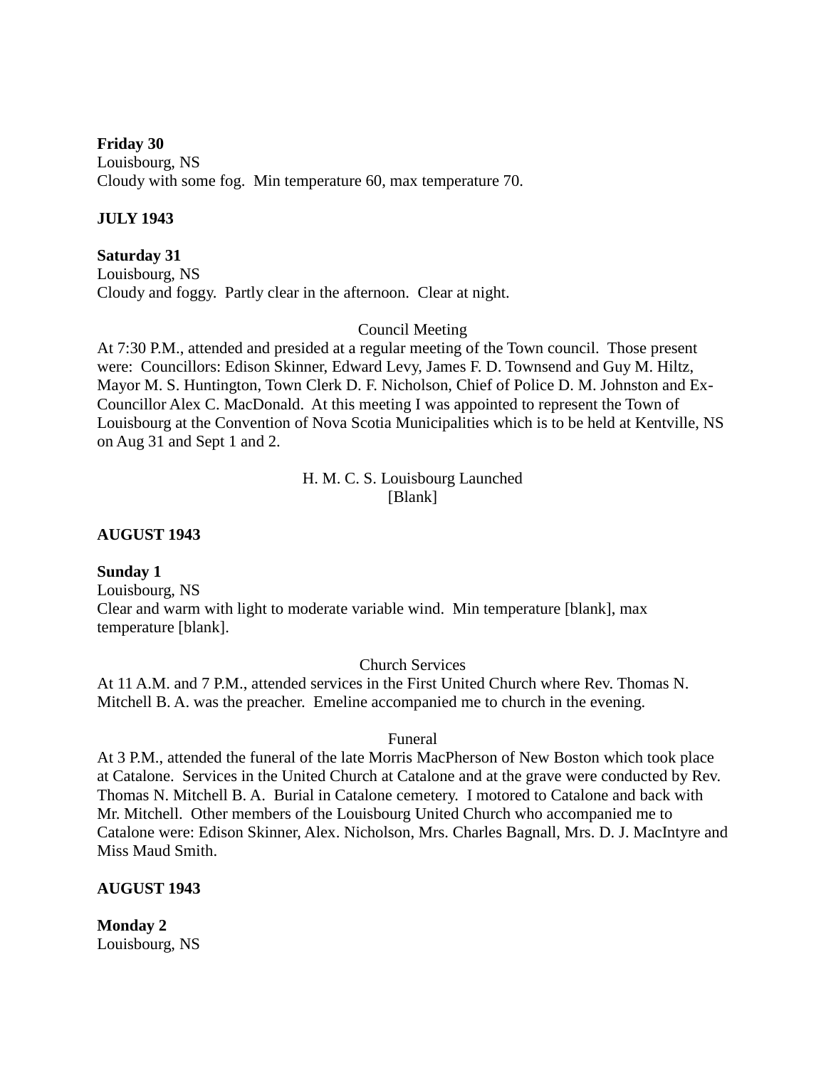**Friday 30**
Louisbourg, NS
Cloudy with some fog.  Min temperature 60, max temperature 70.

**JULY 1943**

**Saturday 31**
Louisbourg, NS
Cloudy and foggy.  Partly clear in the afternoon.  Clear at night.

Council Meeting

At 7:30 P.M., attended and presided at a regular meeting of the Town council.  Those present were:  Councillors: Edison Skinner, Edward Levy, James F. D. Townsend and Guy M. Hiltz, Mayor M. S. Huntington, Town Clerk D. F. Nicholson, Chief of Police D. M. Johnston and Ex-Councillor Alex C. MacDonald.  At this meeting I was appointed to represent the Town of Louisbourg at the Convention of Nova Scotia Municipalities which is to be held at Kentville, NS on Aug 31 and Sept 1 and 2.

H. M. C. S. Louisbourg Launched
[Blank]

**AUGUST 1943**

**Sunday 1**
Louisbourg, NS
Clear and warm with light to moderate variable wind.  Min temperature [blank], max temperature [blank].

Church Services

At 11 A.M. and 7 P.M., attended services in the First United Church where Rev. Thomas N. Mitchell B. A. was the preacher.  Emeline accompanied me to church in the evening.

Funeral

At 3 P.M., attended the funeral of the late Morris MacPherson of New Boston which took place at Catalone.  Services in the United Church at Catalone and at the grave were conducted by Rev. Thomas N. Mitchell B. A.  Burial in Catalone cemetery.  I motored to Catalone and back with Mr. Mitchell.  Other members of the Louisbourg United Church who accompanied me to Catalone were: Edison Skinner, Alex. Nicholson, Mrs. Charles Bagnall, Mrs. D. J. MacIntyre and Miss Maud Smith.

**AUGUST 1943**

**Monday 2**
Louisbourg, NS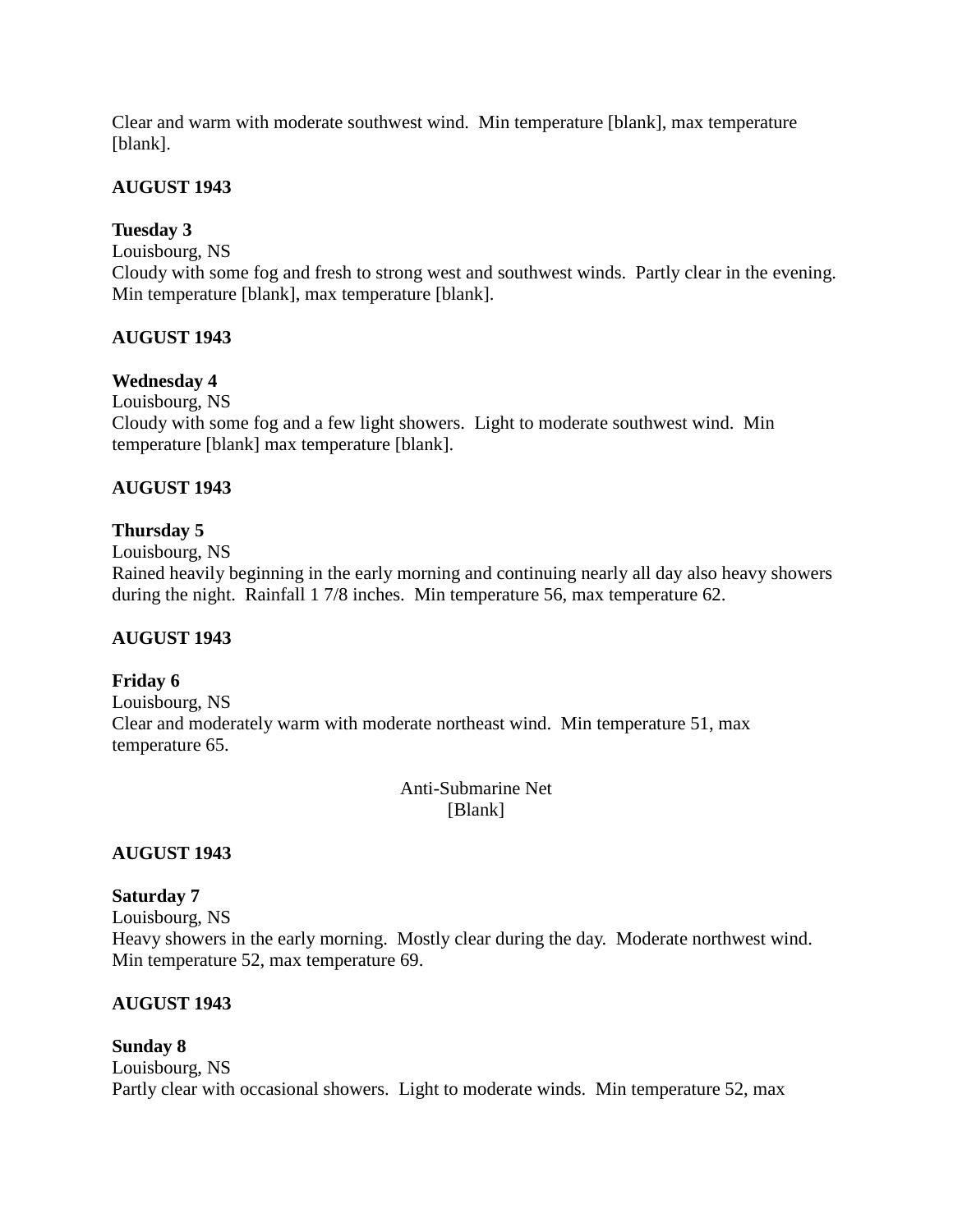Clear and warm with moderate southwest wind.  Min temperature [blank], max temperature [blank].

**AUGUST 1943**

**Tuesday 3**
Louisbourg, NS
Cloudy with some fog and fresh to strong west and southwest winds.  Partly clear in the evening.  Min temperature [blank], max temperature [blank].

**AUGUST 1943**

**Wednesday 4**
Louisbourg, NS
Cloudy with some fog and a few light showers.  Light to moderate southwest wind.  Min temperature [blank] max temperature [blank].

**AUGUST 1943**

**Thursday 5**
Louisbourg, NS
Rained heavily beginning in the early morning and continuing nearly all day also heavy showers during the night.  Rainfall 1 7/8 inches.  Min temperature 56, max temperature 62.

**AUGUST 1943**

**Friday 6**
Louisbourg, NS
Clear and moderately warm with moderate northeast wind.  Min temperature 51, max temperature 65.

Anti-Submarine Net
[Blank]

**AUGUST 1943**

**Saturday 7**
Louisbourg, NS
Heavy showers in the early morning.  Mostly clear during the day.  Moderate northwest wind.  Min temperature 52, max temperature 69.

**AUGUST 1943**

**Sunday 8**
Louisbourg, NS
Partly clear with occasional showers.  Light to moderate winds.  Min temperature 52, max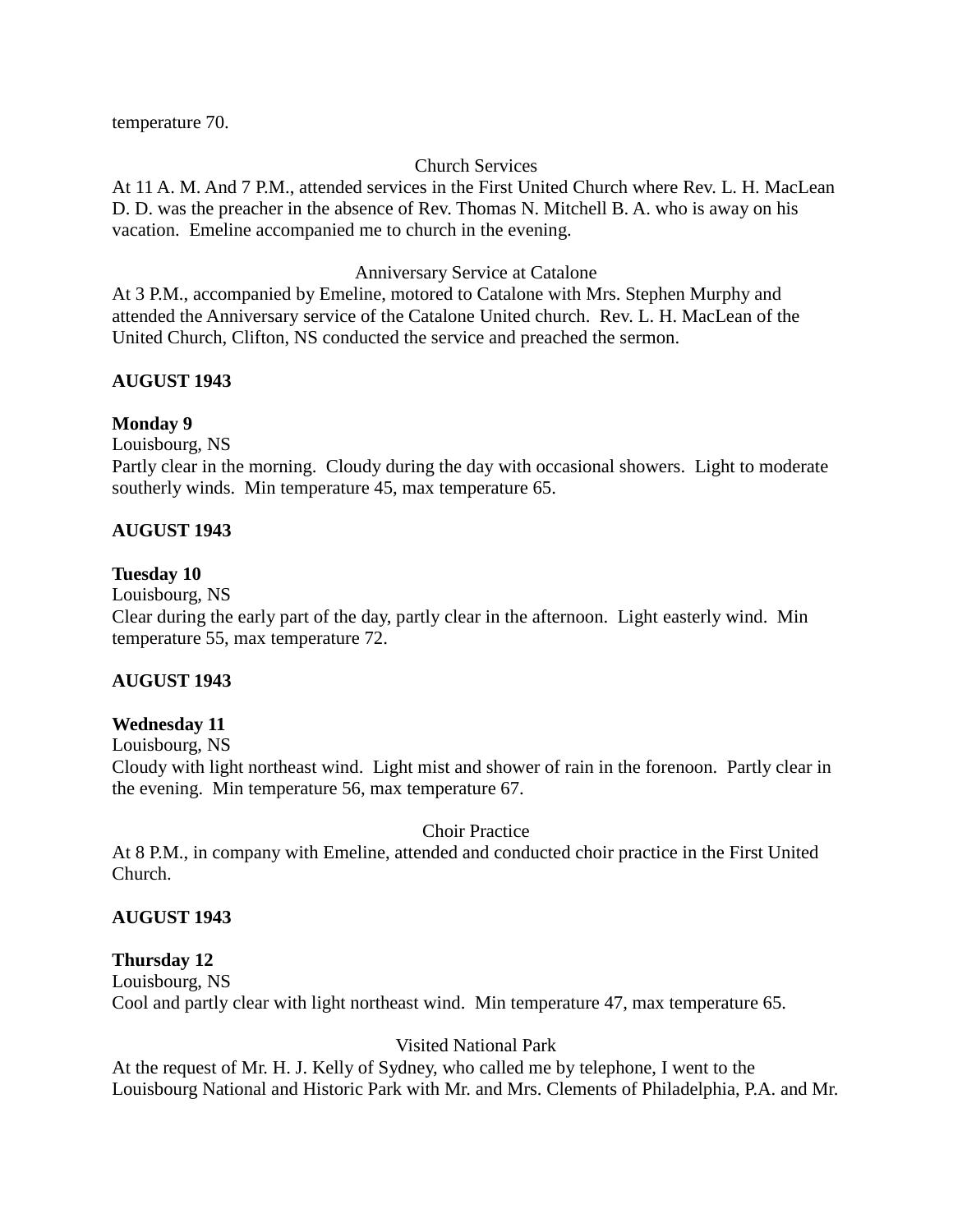temperature 70.

Church Services

At 11 A. M. And 7 P.M., attended services in the First United Church where Rev. L. H. MacLean D. D. was the preacher in the absence of Rev. Thomas N. Mitchell B. A. who is away on his vacation.  Emeline accompanied me to church in the evening.

Anniversary Service at Catalone

At 3 P.M., accompanied by Emeline, motored to Catalone with Mrs. Stephen Murphy and attended the Anniversary service of the Catalone United church.  Rev. L. H. MacLean of the United Church, Clifton, NS conducted the service and preached the sermon.

**AUGUST 1943**

**Monday 9**
Louisbourg, NS
Partly clear in the morning.  Cloudy during the day with occasional showers.  Light to moderate southerly winds.  Min temperature 45, max temperature 65.

**AUGUST 1943**

**Tuesday 10**
Louisbourg, NS
Clear during the early part of the day, partly clear in the afternoon.  Light easterly wind.  Min temperature 55, max temperature 72.

**AUGUST 1943**

**Wednesday 11**
Louisbourg, NS
Cloudy with light northeast wind.  Light mist and shower of rain in the forenoon.  Partly clear in the evening.  Min temperature 56, max temperature 67.

Choir Practice

At 8 P.M., in company with Emeline, attended and conducted choir practice in the First United Church.

**AUGUST 1943**

**Thursday 12**
Louisbourg, NS
Cool and partly clear with light northeast wind.  Min temperature 47, max temperature 65.

Visited National Park

At the request of Mr. H. J. Kelly of Sydney, who called me by telephone, I went to the Louisbourg National and Historic Park with Mr. and Mrs. Clements of Philadelphia, P.A. and Mr.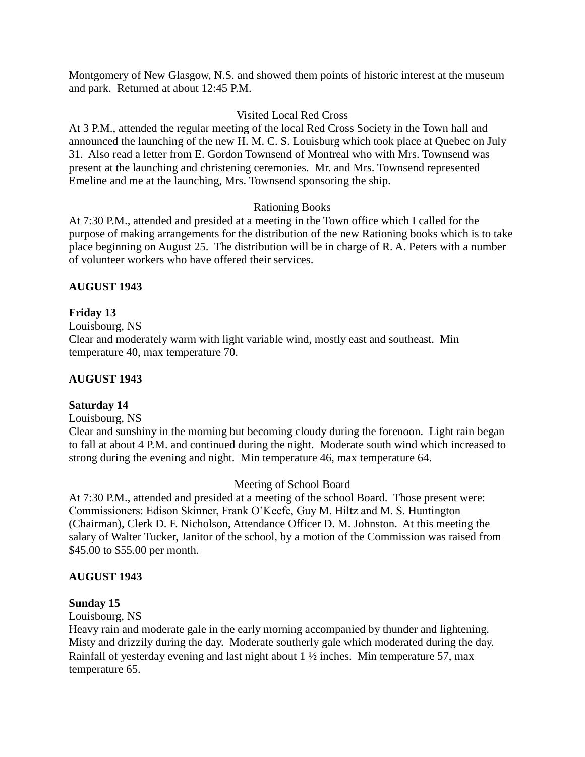Montgomery of New Glasgow, N.S. and showed them points of historic interest at the museum and park. Returned at about 12:45 P.M.

Visited Local Red Cross

At 3 P.M., attended the regular meeting of the local Red Cross Society in the Town hall and announced the launching of the new H. M. C. S. Louisburg which took place at Quebec on July 31. Also read a letter from E. Gordon Townsend of Montreal who with Mrs. Townsend was present at the launching and christening ceremonies. Mr. and Mrs. Townsend represented Emeline and me at the launching, Mrs. Townsend sponsoring the ship.

Rationing Books

At 7:30 P.M., attended and presided at a meeting in the Town office which I called for the purpose of making arrangements for the distribution of the new Rationing books which is to take place beginning on August 25. The distribution will be in charge of R. A. Peters with a number of volunteer workers who have offered their services.

**AUGUST 1943**

**Friday 13**

Louisbourg, NS

Clear and moderately warm with light variable wind, mostly east and southeast. Min temperature 40, max temperature 70.

**AUGUST 1943**

**Saturday 14**

Louisbourg, NS

Clear and sunshiny in the morning but becoming cloudy during the forenoon. Light rain began to fall at about 4 P.M. and continued during the night. Moderate south wind which increased to strong during the evening and night. Min temperature 46, max temperature 64.

Meeting of School Board

At 7:30 P.M., attended and presided at a meeting of the school Board. Those present were: Commissioners: Edison Skinner, Frank O'Keefe, Guy M. Hiltz and M. S. Huntington (Chairman), Clerk D. F. Nicholson, Attendance Officer D. M. Johnston. At this meeting the salary of Walter Tucker, Janitor of the school, by a motion of the Commission was raised from $45.00 to $55.00 per month.

**AUGUST 1943**

**Sunday 15**

Louisbourg, NS

Heavy rain and moderate gale in the early morning accompanied by thunder and lightening. Misty and drizzily during the day. Moderate southerly gale which moderated during the day. Rainfall of yesterday evening and last night about 1 ½ inches. Min temperature 57, max temperature 65.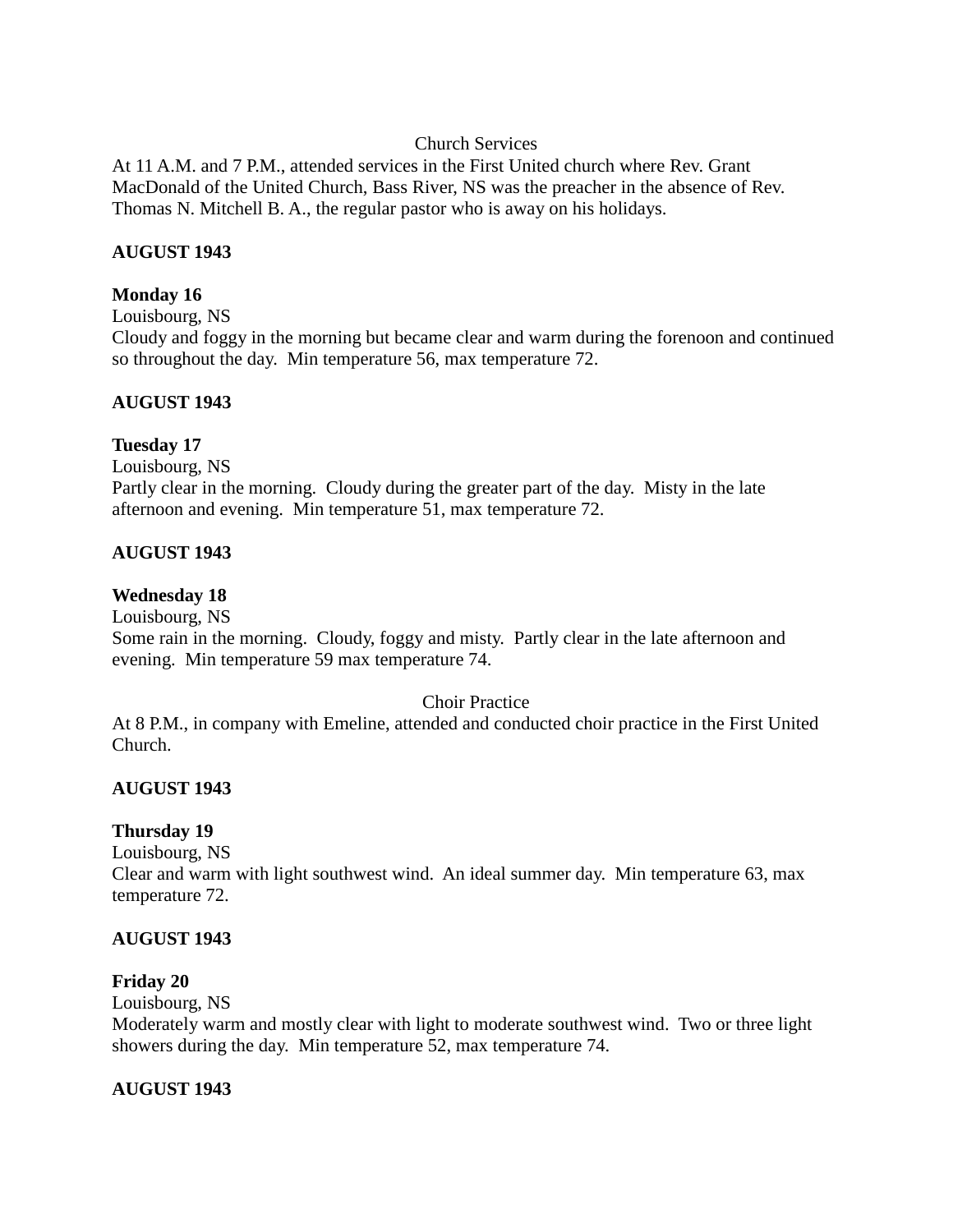Church Services

At 11 A.M. and 7 P.M., attended services in the First United church where Rev. Grant MacDonald of the United Church, Bass River, NS was the preacher in the absence of Rev. Thomas N. Mitchell B. A., the regular pastor who is away on his holidays.

**AUGUST 1943**

**Monday 16**
Louisbourg, NS
Cloudy and foggy in the morning but became clear and warm during the forenoon and continued so throughout the day. Min temperature 56, max temperature 72.

**AUGUST 1943**

**Tuesday 17**
Louisbourg, NS
Partly clear in the morning. Cloudy during the greater part of the day. Misty in the late afternoon and evening. Min temperature 51, max temperature 72.

**AUGUST 1943**

**Wednesday 18**
Louisbourg, NS
Some rain in the morning. Cloudy, foggy and misty. Partly clear in the late afternoon and evening. Min temperature 59 max temperature 74.

Choir Practice

At 8 P.M., in company with Emeline, attended and conducted choir practice in the First United Church.

**AUGUST 1943**

**Thursday 19**
Louisbourg, NS
Clear and warm with light southwest wind. An ideal summer day. Min temperature 63, max temperature 72.

**AUGUST 1943**

**Friday 20**
Louisbourg, NS
Moderately warm and mostly clear with light to moderate southwest wind. Two or three light showers during the day. Min temperature 52, max temperature 74.

**AUGUST 1943**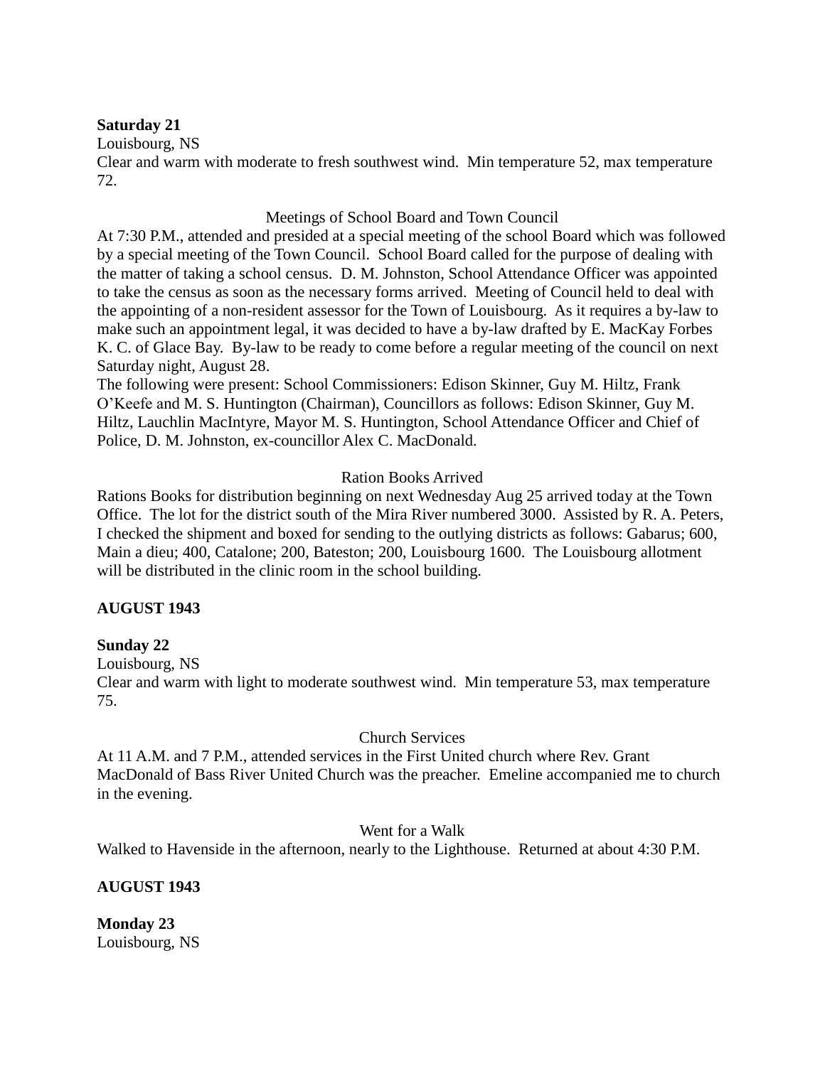**Saturday 21**
Louisbourg, NS
Clear and warm with moderate to fresh southwest wind. Min temperature 52, max temperature 72.

Meetings of School Board and Town Council

At 7:30 P.M., attended and presided at a special meeting of the school Board which was followed by a special meeting of the Town Council. School Board called for the purpose of dealing with the matter of taking a school census. D. M. Johnston, School Attendance Officer was appointed to take the census as soon as the necessary forms arrived. Meeting of Council held to deal with the appointing of a non-resident assessor for the Town of Louisbourg. As it requires a by-law to make such an appointment legal, it was decided to have a by-law drafted by E. MacKay Forbes K. C. of Glace Bay. By-law to be ready to come before a regular meeting of the council on next Saturday night, August 28.
The following were present: School Commissioners: Edison Skinner, Guy M. Hiltz, Frank O'Keefe and M. S. Huntington (Chairman), Councillors as follows: Edison Skinner, Guy M. Hiltz, Lauchlin MacIntyre, Mayor M. S. Huntington, School Attendance Officer and Chief of Police, D. M. Johnston, ex-councillor Alex C. MacDonald.

Ration Books Arrived

Rations Books for distribution beginning on next Wednesday Aug 25 arrived today at the Town Office. The lot for the district south of the Mira River numbered 3000. Assisted by R. A. Peters, I checked the shipment and boxed for sending to the outlying districts as follows: Gabarus; 600, Main a dieu; 400, Catalone; 200, Bateston; 200, Louisbourg 1600. The Louisbourg allotment will be distributed in the clinic room in the school building.

**AUGUST 1943**

**Sunday 22**
Louisbourg, NS
Clear and warm with light to moderate southwest wind. Min temperature 53, max temperature 75.

Church Services

At 11 A.M. and 7 P.M., attended services in the First United church where Rev. Grant MacDonald of Bass River United Church was the preacher. Emeline accompanied me to church in the evening.

Went for a Walk

Walked to Havenside in the afternoon, nearly to the Lighthouse. Returned at about 4:30 P.M.

**AUGUST 1943**

**Monday 23**
Louisbourg, NS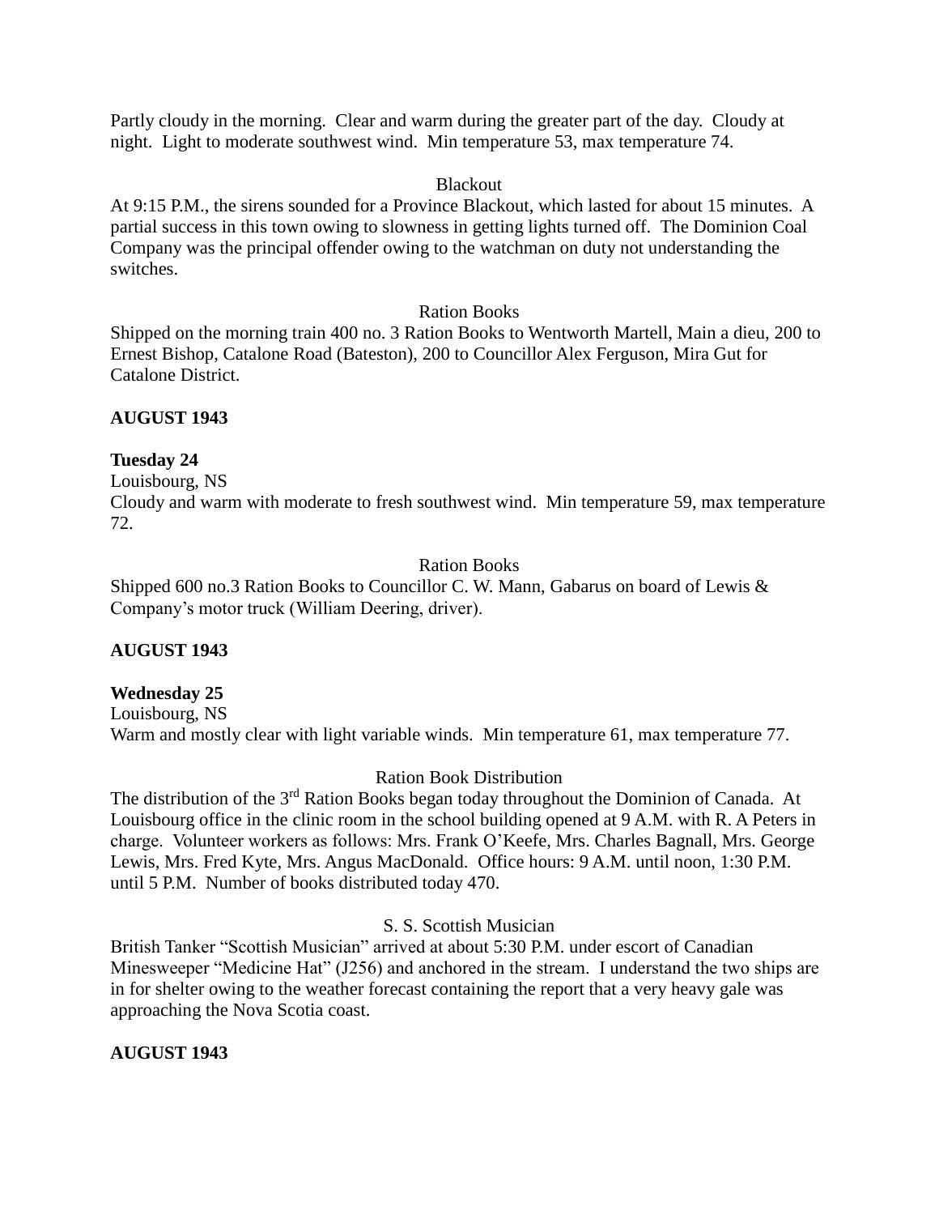Partly cloudy in the morning. Clear and warm during the greater part of the day. Cloudy at night. Light to moderate southwest wind. Min temperature 53, max temperature 74.

Blackout

At 9:15 P.M., the sirens sounded for a Province Blackout, which lasted for about 15 minutes. A partial success in this town owing to slowness in getting lights turned off. The Dominion Coal Company was the principal offender owing to the watchman on duty not understanding the switches.

Ration Books

Shipped on the morning train 400 no. 3 Ration Books to Wentworth Martell, Main a dieu, 200 to Ernest Bishop, Catalone Road (Bateston), 200 to Councillor Alex Ferguson, Mira Gut for Catalone District.

**AUGUST 1943**

**Tuesday 24**

Louisbourg, NS

Cloudy and warm with moderate to fresh southwest wind. Min temperature 59, max temperature 72.

Ration Books

Shipped 600 no.3 Ration Books to Councillor C. W. Mann, Gabarus on board of Lewis & Company's motor truck (William Deering, driver).

**AUGUST 1943**

**Wednesday 25**

Louisbourg, NS

Warm and mostly clear with light variable winds. Min temperature 61, max temperature 77.

Ration Book Distribution

The distribution of the 3rd Ration Books began today throughout the Dominion of Canada. At Louisbourg office in the clinic room in the school building opened at 9 A.M. with R. A Peters in charge. Volunteer workers as follows: Mrs. Frank O'Keefe, Mrs. Charles Bagnall, Mrs. George Lewis, Mrs. Fred Kyte, Mrs. Angus MacDonald. Office hours: 9 A.M. until noon, 1:30 P.M. until 5 P.M. Number of books distributed today 470.

S. S. Scottish Musician

British Tanker "Scottish Musician" arrived at about 5:30 P.M. under escort of Canadian Minesweeper "Medicine Hat" (J256) and anchored in the stream. I understand the two ships are in for shelter owing to the weather forecast containing the report that a very heavy gale was approaching the Nova Scotia coast.

**AUGUST 1943**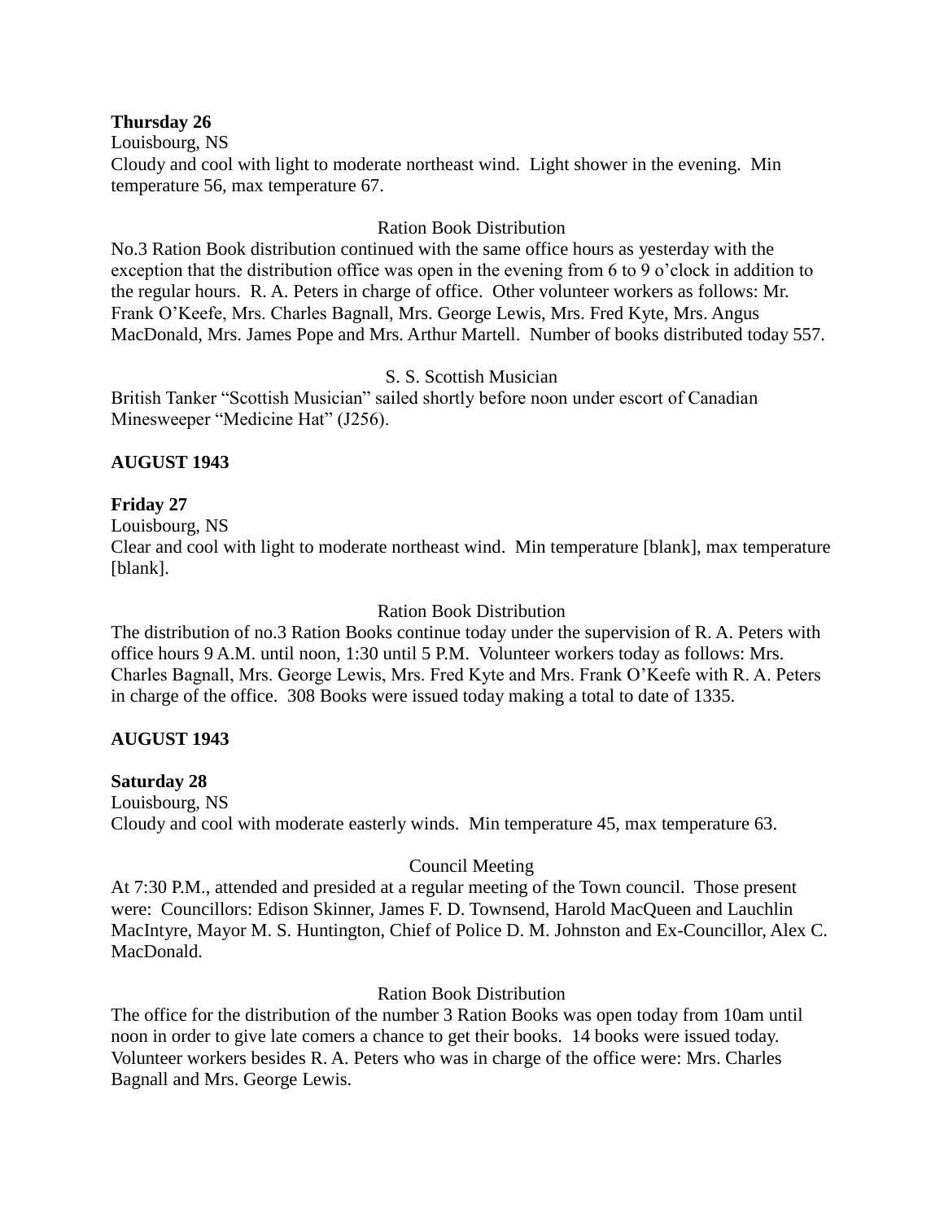**Thursday 26**
Louisbourg, NS
Cloudy and cool with light to moderate northeast wind. Light shower in the evening. Min temperature 56, max temperature 67.

Ration Book Distribution

No.3 Ration Book distribution continued with the same office hours as yesterday with the exception that the distribution office was open in the evening from 6 to 9 o'clock in addition to the regular hours. R. A. Peters in charge of office. Other volunteer workers as follows: Mr. Frank O'Keefe, Mrs. Charles Bagnall, Mrs. George Lewis, Mrs. Fred Kyte, Mrs. Angus MacDonald, Mrs. James Pope and Mrs. Arthur Martell. Number of books distributed today 557.

S. S. Scottish Musician

British Tanker "Scottish Musician" sailed shortly before noon under escort of Canadian Minesweeper "Medicine Hat" (J256).

**AUGUST 1943**

**Friday 27**
Louisbourg, NS
Clear and cool with light to moderate northeast wind. Min temperature [blank], max temperature [blank].

Ration Book Distribution

The distribution of no.3 Ration Books continue today under the supervision of R. A. Peters with office hours 9 A.M. until noon, 1:30 until 5 P.M. Volunteer workers today as follows: Mrs. Charles Bagnall, Mrs. George Lewis, Mrs. Fred Kyte and Mrs. Frank O'Keefe with R. A. Peters in charge of the office. 308 Books were issued today making a total to date of 1335.

**AUGUST 1943**

**Saturday 28**
Louisbourg, NS
Cloudy and cool with moderate easterly winds. Min temperature 45, max temperature 63.

Council Meeting

At 7:30 P.M., attended and presided at a regular meeting of the Town council. Those present were: Councillors: Edison Skinner, James F. D. Townsend, Harold MacQueen and Lauchlin MacIntyre, Mayor M. S. Huntington, Chief of Police D. M. Johnston and Ex-Councillor, Alex C. MacDonald.

Ration Book Distribution

The office for the distribution of the number 3 Ration Books was open today from 10am until noon in order to give late comers a chance to get their books. 14 books were issued today. Volunteer workers besides R. A. Peters who was in charge of the office were: Mrs. Charles Bagnall and Mrs. George Lewis.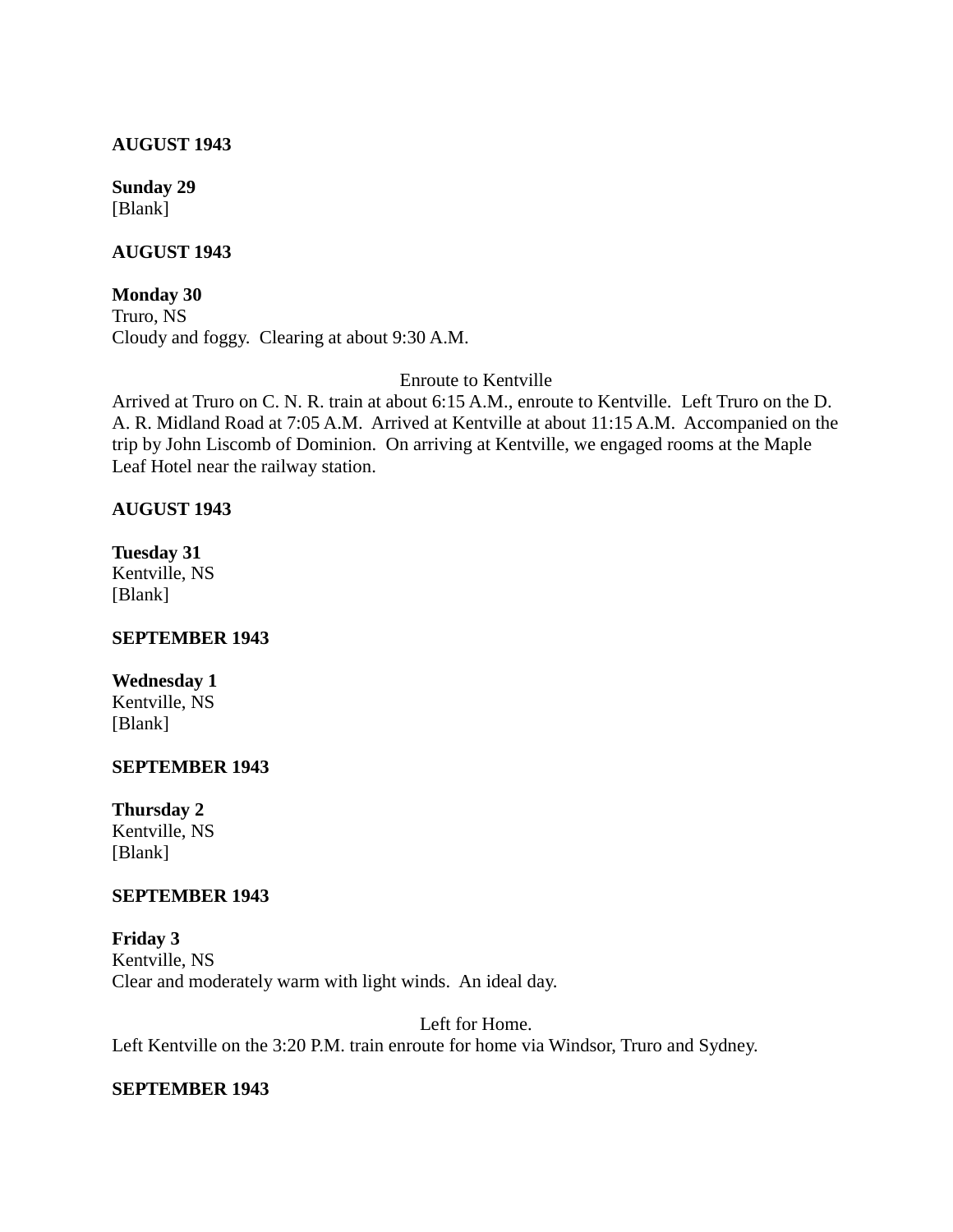**AUGUST 1943**

**Sunday 29**
[Blank]

**AUGUST 1943**

**Monday 30**
Truro, NS
Cloudy and foggy.  Clearing at about 9:30 A.M.

Enroute to Kentville

Arrived at Truro on C. N. R. train at about 6:15 A.M., enroute to Kentville.  Left Truro on the D. A. R. Midland Road at 7:05 A.M.  Arrived at Kentville at about 11:15 A.M.  Accompanied on the trip by John Liscomb of Dominion.  On arriving at Kentville, we engaged rooms at the Maple Leaf Hotel near the railway station.

**AUGUST 1943**

**Tuesday 31**
Kentville, NS
[Blank]

**SEPTEMBER 1943**

**Wednesday 1**
Kentville, NS
[Blank]

**SEPTEMBER 1943**

**Thursday 2**
Kentville, NS
[Blank]

**SEPTEMBER 1943**

**Friday 3**
Kentville, NS
Clear and moderately warm with light winds.  An ideal day.

Left for Home.

Left Kentville on the 3:20 P.M. train enroute for home via Windsor, Truro and Sydney.

**SEPTEMBER 1943**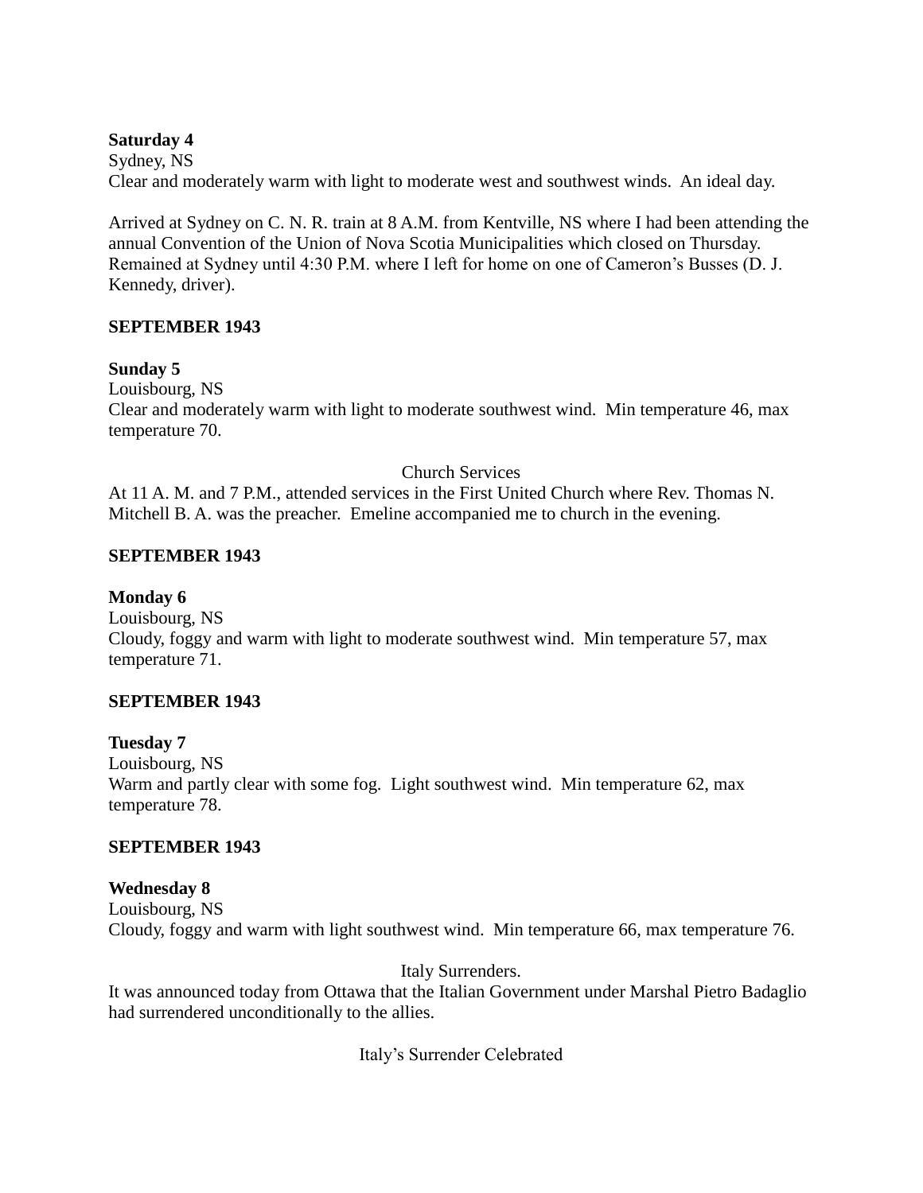**Saturday 4**
Sydney, NS
Clear and moderately warm with light to moderate west and southwest winds. An ideal day.

Arrived at Sydney on C. N. R. train at 8 A.M. from Kentville, NS where I had been attending the annual Convention of the Union of Nova Scotia Municipalities which closed on Thursday. Remained at Sydney until 4:30 P.M. where I left for home on one of Cameron's Busses (D. J. Kennedy, driver).

**SEPTEMBER 1943**

**Sunday 5**
Louisbourg, NS
Clear and moderately warm with light to moderate southwest wind. Min temperature 46, max temperature 70.

Church Services

At 11 A. M. and 7 P.M., attended services in the First United Church where Rev. Thomas N. Mitchell B. A. was the preacher. Emeline accompanied me to church in the evening.

**SEPTEMBER 1943**

**Monday 6**
Louisbourg, NS
Cloudy, foggy and warm with light to moderate southwest wind. Min temperature 57, max temperature 71.

**SEPTEMBER 1943**

**Tuesday 7**
Louisbourg, NS
Warm and partly clear with some fog. Light southwest wind. Min temperature 62, max temperature 78.

**SEPTEMBER 1943**

**Wednesday 8**
Louisbourg, NS
Cloudy, foggy and warm with light southwest wind. Min temperature 66, max temperature 76.

Italy Surrenders.

It was announced today from Ottawa that the Italian Government under Marshal Pietro Badaglio had surrendered unconditionally to the allies.

Italy's Surrender Celebrated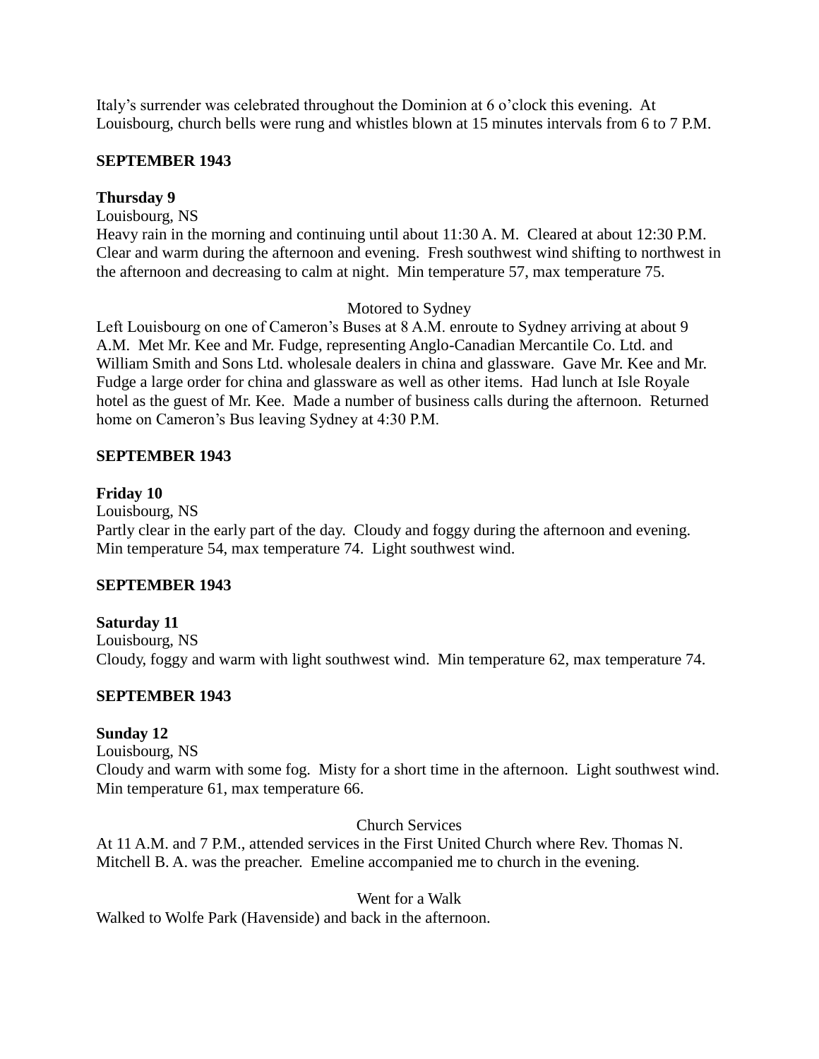Italy’s surrender was celebrated throughout the Dominion at 6 o’clock this evening. At Louisbourg, church bells were rung and whistles blown at 15 minutes intervals from 6 to 7 P.M.

**SEPTEMBER 1943**

**Thursday 9**

Louisbourg, NS

Heavy rain in the morning and continuing until about 11:30 A. M. Cleared at about 12:30 P.M. Clear and warm during the afternoon and evening. Fresh southwest wind shifting to northwest in the afternoon and decreasing to calm at night. Min temperature 57, max temperature 75.

Motored to Sydney

Left Louisbourg on one of Cameron’s Buses at 8 A.M. enroute to Sydney arriving at about 9 A.M. Met Mr. Kee and Mr. Fudge, representing Anglo-Canadian Mercantile Co. Ltd. and William Smith and Sons Ltd. wholesale dealers in china and glassware. Gave Mr. Kee and Mr. Fudge a large order for china and glassware as well as other items. Had lunch at Isle Royale hotel as the guest of Mr. Kee. Made a number of business calls during the afternoon. Returned home on Cameron’s Bus leaving Sydney at 4:30 P.M.

**SEPTEMBER 1943**

**Friday 10**

Louisbourg, NS

Partly clear in the early part of the day. Cloudy and foggy during the afternoon and evening. Min temperature 54, max temperature 74. Light southwest wind.

**SEPTEMBER 1943**

**Saturday 11**

Louisbourg, NS

Cloudy, foggy and warm with light southwest wind. Min temperature 62, max temperature 74.

**SEPTEMBER 1943**

**Sunday 12**

Louisbourg, NS

Cloudy and warm with some fog. Misty for a short time in the afternoon. Light southwest wind. Min temperature 61, max temperature 66.

Church Services

At 11 A.M. and 7 P.M., attended services in the First United Church where Rev. Thomas N. Mitchell B. A. was the preacher. Emeline accompanied me to church in the evening.

Went for a Walk

Walked to Wolfe Park (Havenside) and back in the afternoon.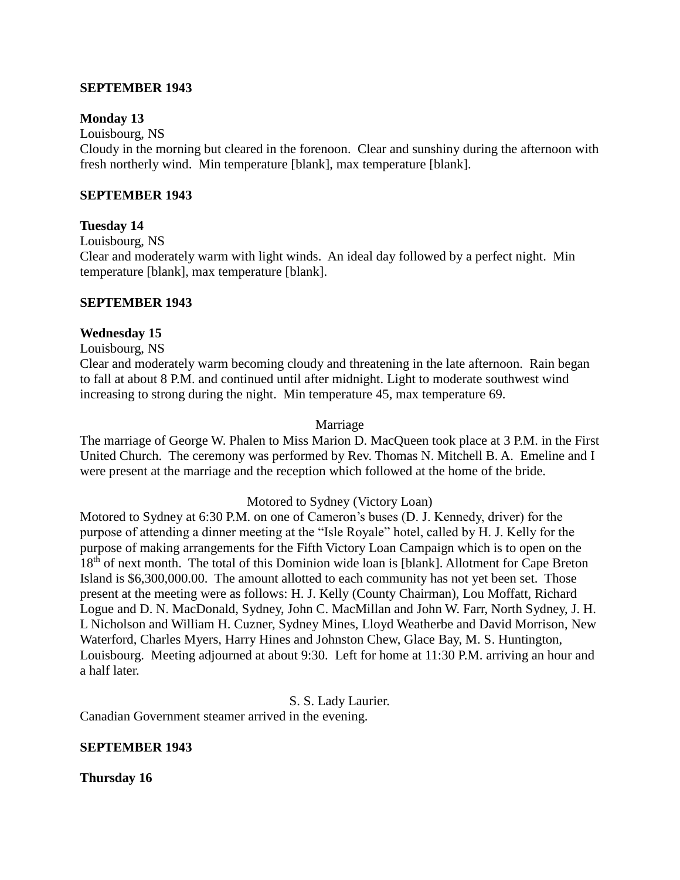**SEPTEMBER 1943**

**Monday 13**

Louisbourg, NS

Cloudy in the morning but cleared in the forenoon. Clear and sunshiny during the afternoon with fresh northerly wind. Min temperature [blank], max temperature [blank].

**SEPTEMBER 1943**

**Tuesday 14**

Louisbourg, NS

Clear and moderately warm with light winds. An ideal day followed by a perfect night. Min temperature [blank], max temperature [blank].

**SEPTEMBER 1943**

**Wednesday 15**

Louisbourg, NS

Clear and moderately warm becoming cloudy and threatening in the late afternoon. Rain began to fall at about 8 P.M. and continued until after midnight. Light to moderate southwest wind increasing to strong during the night. Min temperature 45, max temperature 69.

Marriage

The marriage of George W. Phalen to Miss Marion D. MacQueen took place at 3 P.M. in the First United Church. The ceremony was performed by Rev. Thomas N. Mitchell B. A. Emeline and I were present at the marriage and the reception which followed at the home of the bride.

Motored to Sydney (Victory Loan)

Motored to Sydney at 6:30 P.M. on one of Cameron's buses (D. J. Kennedy, driver) for the purpose of attending a dinner meeting at the "Isle Royale" hotel, called by H. J. Kelly for the purpose of making arrangements for the Fifth Victory Loan Campaign which is to open on the 18th of next month. The total of this Dominion wide loan is [blank]. Allotment for Cape Breton Island is $6,300,000.00. The amount allotted to each community has not yet been set. Those present at the meeting were as follows: H. J. Kelly (County Chairman), Lou Moffatt, Richard Logue and D. N. MacDonald, Sydney, John C. MacMillan and John W. Farr, North Sydney, J. H. L Nicholson and William H. Cuzner, Sydney Mines, Lloyd Weatherbe and David Morrison, New Waterford, Charles Myers, Harry Hines and Johnston Chew, Glace Bay, M. S. Huntington, Louisbourg. Meeting adjourned at about 9:30. Left for home at 11:30 P.M. arriving an hour and a half later.

S. S. Lady Laurier.

Canadian Government steamer arrived in the evening.

**SEPTEMBER 1943**

**Thursday 16**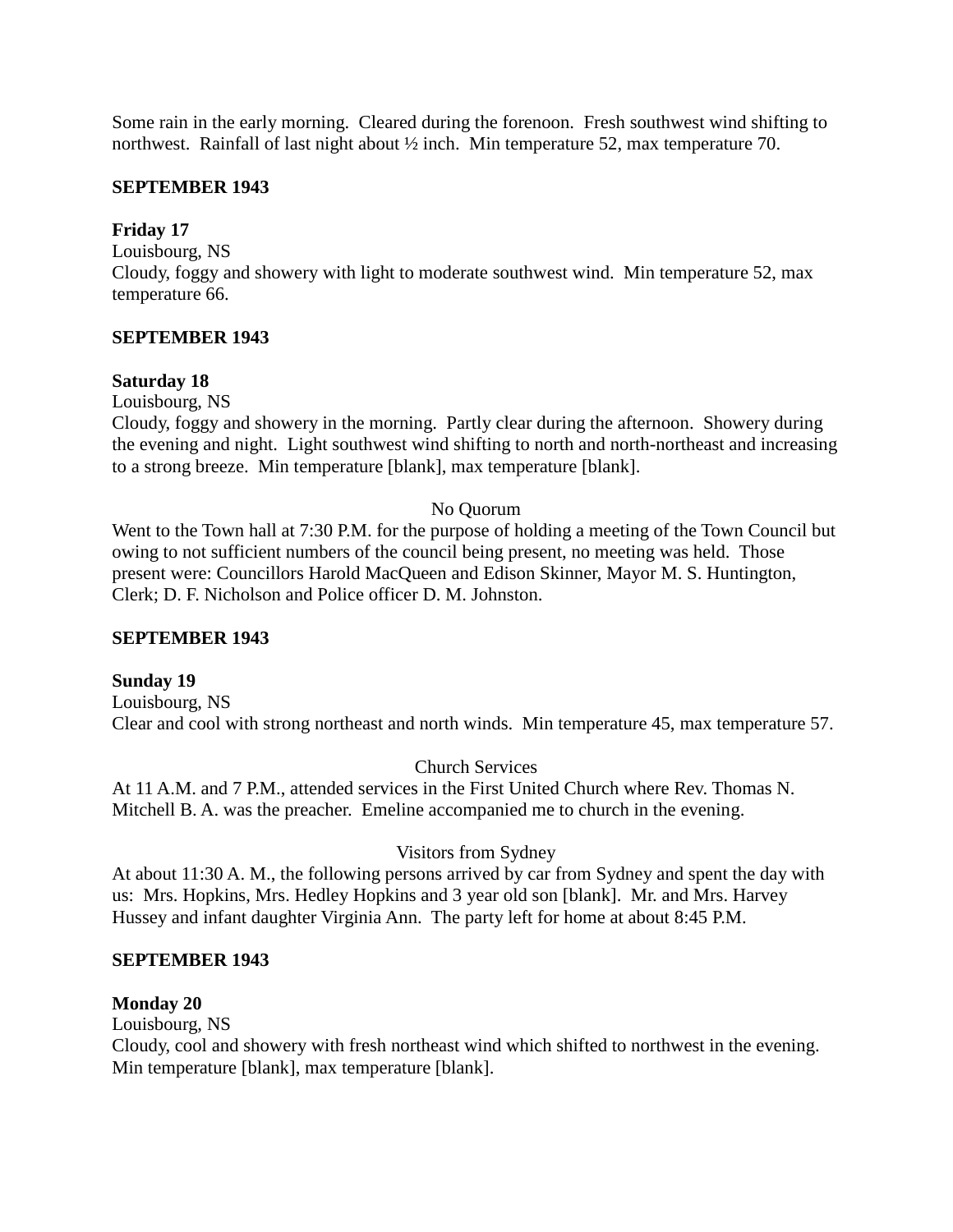Some rain in the early morning. Cleared during the forenoon. Fresh southwest wind shifting to northwest. Rainfall of last night about ½ inch. Min temperature 52, max temperature 70.

**SEPTEMBER 1943**

**Friday 17**
Louisbourg, NS
Cloudy, foggy and showery with light to moderate southwest wind. Min temperature 52, max temperature 66.

**SEPTEMBER 1943**

**Saturday 18**
Louisbourg, NS
Cloudy, foggy and showery in the morning. Partly clear during the afternoon. Showery during the evening and night. Light southwest wind shifting to north and north-northeast and increasing to a strong breeze. Min temperature [blank], max temperature [blank].

No Quorum

Went to the Town hall at 7:30 P.M. for the purpose of holding a meeting of the Town Council but owing to not sufficient numbers of the council being present, no meeting was held. Those present were: Councillors Harold MacQueen and Edison Skinner, Mayor M. S. Huntington, Clerk; D. F. Nicholson and Police officer D. M. Johnston.

**SEPTEMBER 1943**

**Sunday 19**
Louisbourg, NS
Clear and cool with strong northeast and north winds. Min temperature 45, max temperature 57.

Church Services

At 11 A.M. and 7 P.M., attended services in the First United Church where Rev. Thomas N. Mitchell B. A. was the preacher. Emeline accompanied me to church in the evening.

Visitors from Sydney

At about 11:30 A. M., the following persons arrived by car from Sydney and spent the day with us: Mrs. Hopkins, Mrs. Hedley Hopkins and 3 year old son [blank]. Mr. and Mrs. Harvey Hussey and infant daughter Virginia Ann. The party left for home at about 8:45 P.M.

**SEPTEMBER 1943**

**Monday 20**
Louisbourg, NS
Cloudy, cool and showery with fresh northeast wind which shifted to northwest in the evening. Min temperature [blank], max temperature [blank].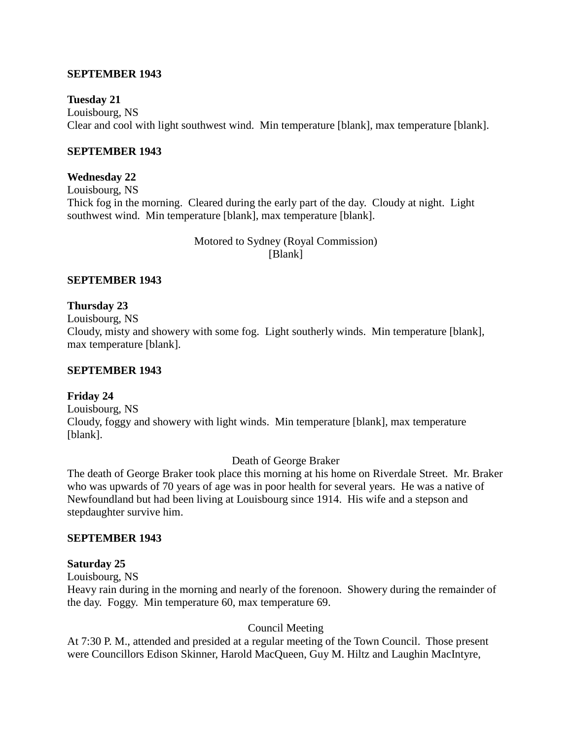**SEPTEMBER 1943**

**Tuesday 21**
Louisbourg, NS
Clear and cool with light southwest wind. Min temperature [blank], max temperature [blank].

**SEPTEMBER 1943**

**Wednesday 22**
Louisbourg, NS
Thick fog in the morning. Cleared during the early part of the day. Cloudy at night. Light southwest wind. Min temperature [blank], max temperature [blank].

Motored to Sydney (Royal Commission)
[Blank]

**SEPTEMBER 1943**

**Thursday 23**
Louisbourg, NS
Cloudy, misty and showery with some fog. Light southerly winds. Min temperature [blank], max temperature [blank].

**SEPTEMBER 1943**

**Friday 24**
Louisbourg, NS
Cloudy, foggy and showery with light winds. Min temperature [blank], max temperature [blank].

Death of George Braker

The death of George Braker took place this morning at his home on Riverdale Street. Mr. Braker who was upwards of 70 years of age was in poor health for several years. He was a native of Newfoundland but had been living at Louisbourg since 1914. His wife and a stepson and stepdaughter survive him.

**SEPTEMBER 1943**

**Saturday 25**
Louisbourg, NS
Heavy rain during in the morning and nearly of the forenoon. Showery during the remainder of the day. Foggy. Min temperature 60, max temperature 69.

Council Meeting

At 7:30 P. M., attended and presided at a regular meeting of the Town Council. Those present were Councillors Edison Skinner, Harold MacQueen, Guy M. Hiltz and Laughin MacIntyre,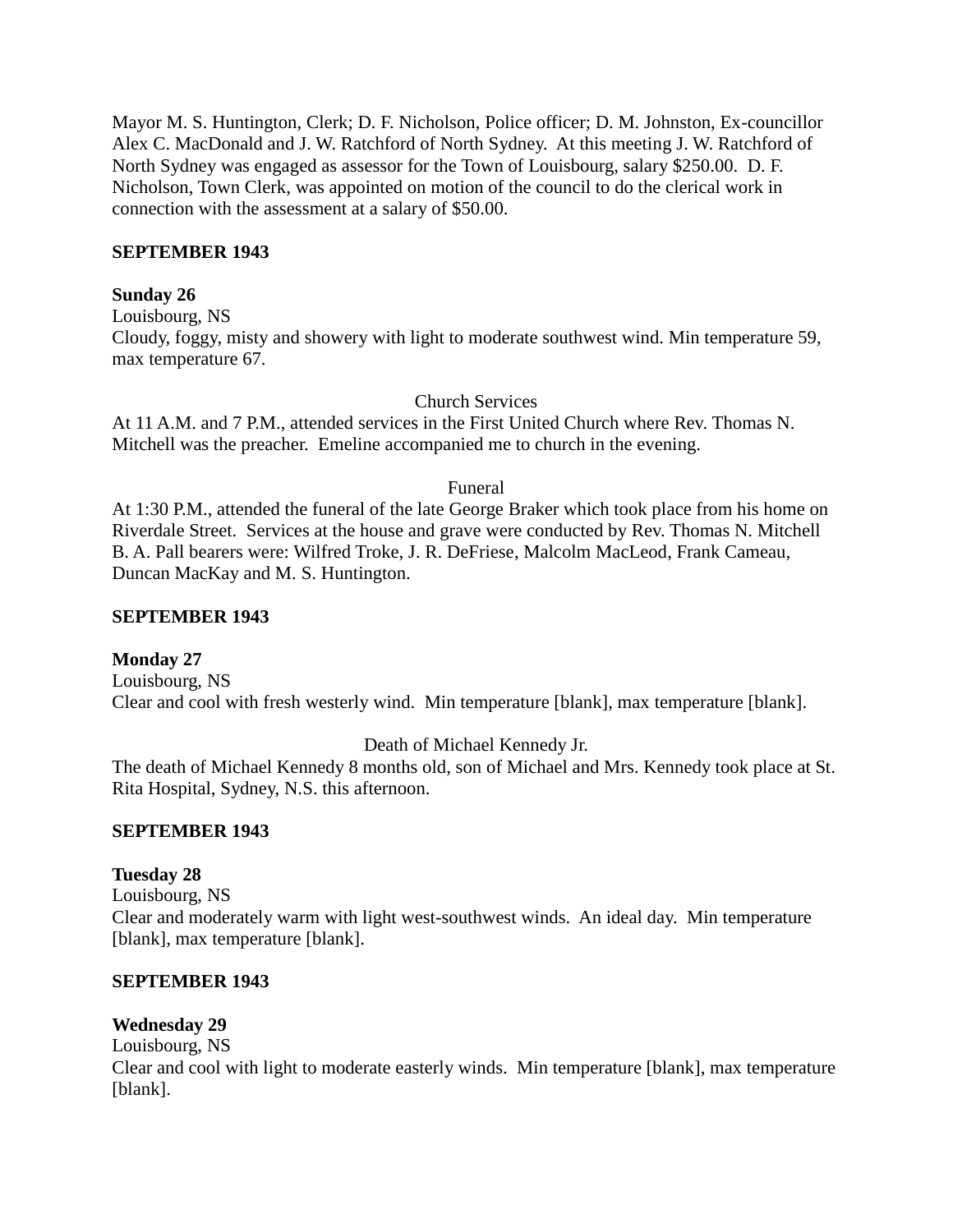Mayor M. S. Huntington, Clerk; D. F. Nicholson, Police officer; D. M. Johnston, Ex-councillor Alex C. MacDonald and J. W. Ratchford of North Sydney. At this meeting J. W. Ratchford of North Sydney was engaged as assessor for the Town of Louisbourg, salary $250.00. D. F. Nicholson, Town Clerk, was appointed on motion of the council to do the clerical work in connection with the assessment at a salary of $50.00.

**SEPTEMBER 1943**

**Sunday 26**
Louisbourg, NS
Cloudy, foggy, misty and showery with light to moderate southwest wind. Min temperature 59, max temperature 67.

Church Services

At 11 A.M. and 7 P.M., attended services in the First United Church where Rev. Thomas N. Mitchell was the preacher. Emeline accompanied me to church in the evening.

Funeral

At 1:30 P.M., attended the funeral of the late George Braker which took place from his home on Riverdale Street. Services at the house and grave were conducted by Rev. Thomas N. Mitchell B. A. Pall bearers were: Wilfred Troke, J. R. DeFriese, Malcolm MacLeod, Frank Cameau, Duncan MacKay and M. S. Huntington.

**SEPTEMBER 1943**

**Monday 27**
Louisbourg, NS
Clear and cool with fresh westerly wind. Min temperature [blank], max temperature [blank].

Death of Michael Kennedy Jr.

The death of Michael Kennedy 8 months old, son of Michael and Mrs. Kennedy took place at St. Rita Hospital, Sydney, N.S. this afternoon.

**SEPTEMBER 1943**

**Tuesday 28**
Louisbourg, NS
Clear and moderately warm with light west-southwest winds. An ideal day. Min temperature [blank], max temperature [blank].

**SEPTEMBER 1943**

**Wednesday 29**
Louisbourg, NS
Clear and cool with light to moderate easterly winds. Min temperature [blank], max temperature [blank].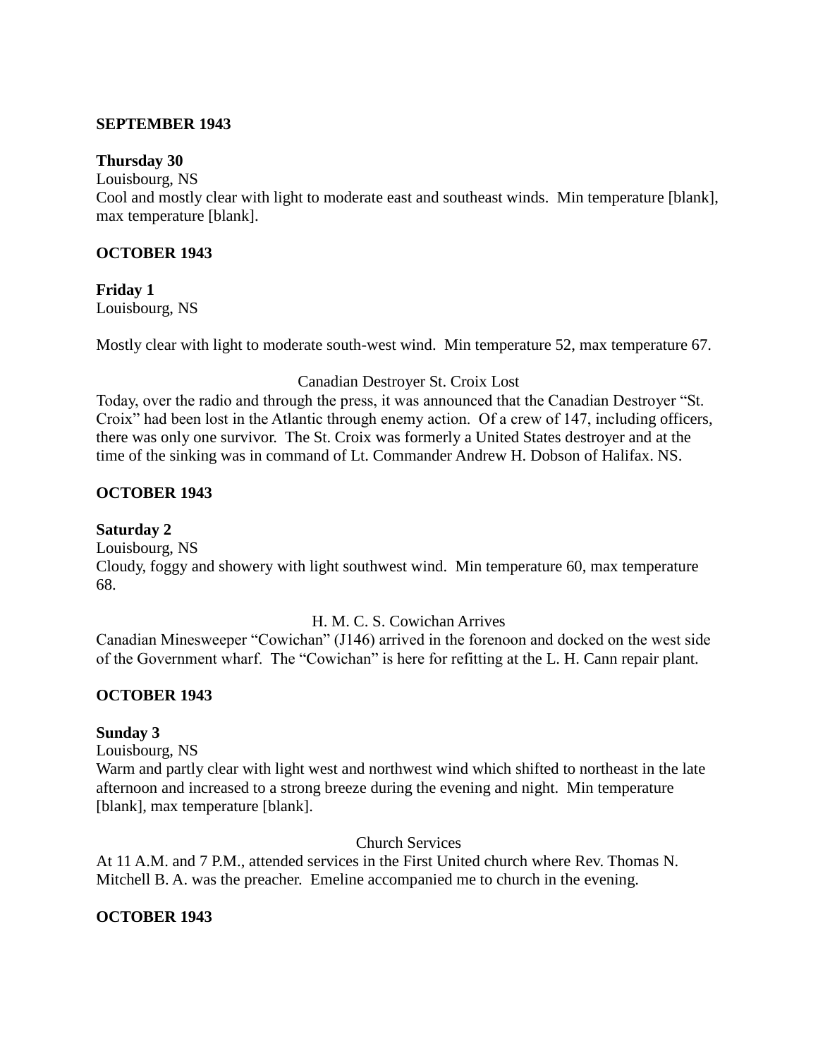**SEPTEMBER 1943**

**Thursday 30**
Louisbourg, NS
Cool and mostly clear with light to moderate east and southeast winds. Min temperature [blank], max temperature [blank].

**OCTOBER 1943**

**Friday 1**
Louisbourg, NS

Mostly clear with light to moderate south-west wind. Min temperature 52, max temperature 67.

Canadian Destroyer St. Croix Lost

Today, over the radio and through the press, it was announced that the Canadian Destroyer "St. Croix" had been lost in the Atlantic through enemy action. Of a crew of 147, including officers, there was only one survivor. The St. Croix was formerly a United States destroyer and at the time of the sinking was in command of Lt. Commander Andrew H. Dobson of Halifax. NS.

**OCTOBER 1943**

**Saturday 2**
Louisbourg, NS
Cloudy, foggy and showery with light southwest wind. Min temperature 60, max temperature 68.

H. M. C. S. Cowichan Arrives

Canadian Minesweeper "Cowichan" (J146) arrived in the forenoon and docked on the west side of the Government wharf. The "Cowichan" is here for refitting at the L. H. Cann repair plant.

**OCTOBER 1943**

**Sunday 3**
Louisbourg, NS
Warm and partly clear with light west and northwest wind which shifted to northeast in the late afternoon and increased to a strong breeze during the evening and night. Min temperature [blank], max temperature [blank].

Church Services

At 11 A.M. and 7 P.M., attended services in the First United church where Rev. Thomas N. Mitchell B. A. was the preacher. Emeline accompanied me to church in the evening.

**OCTOBER 1943**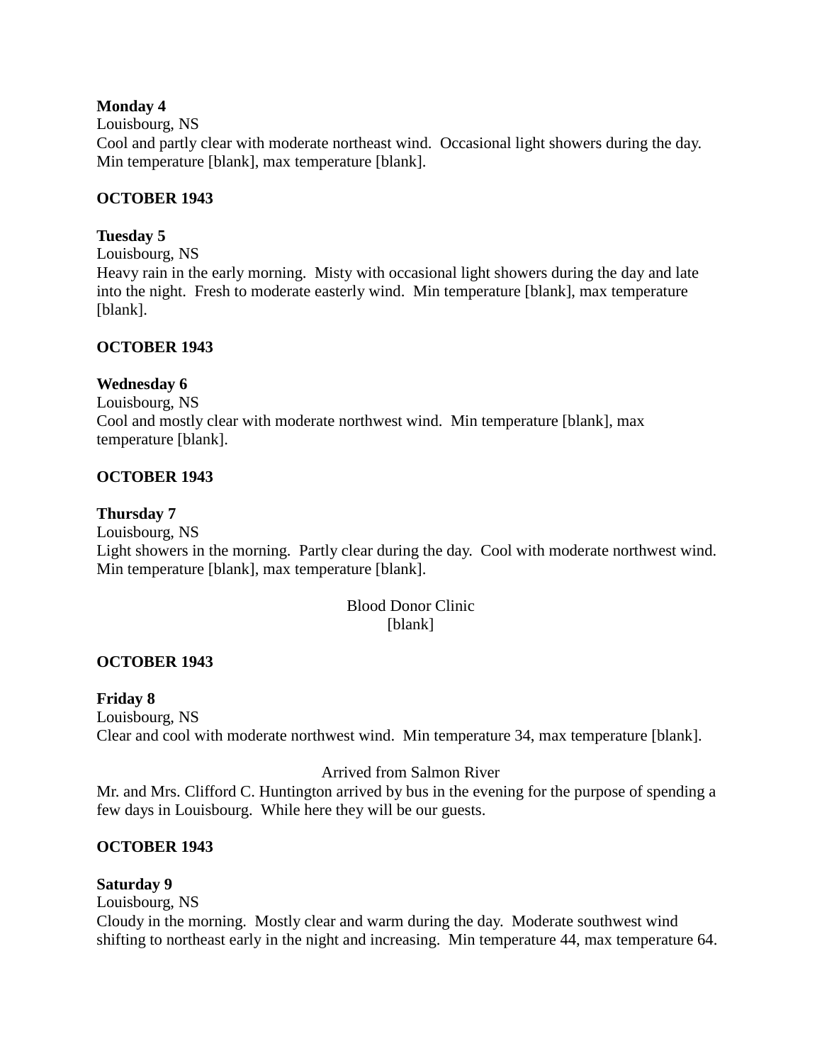**Monday 4**
Louisbourg, NS
Cool and partly clear with moderate northeast wind. Occasional light showers during the day. Min temperature [blank], max temperature [blank].

**OCTOBER 1943**

**Tuesday 5**
Louisbourg, NS
Heavy rain in the early morning. Misty with occasional light showers during the day and late into the night. Fresh to moderate easterly wind. Min temperature [blank], max temperature [blank].

**OCTOBER 1943**

**Wednesday 6**
Louisbourg, NS
Cool and mostly clear with moderate northwest wind. Min temperature [blank], max temperature [blank].

**OCTOBER 1943**

**Thursday 7**
Louisbourg, NS
Light showers in the morning. Partly clear during the day. Cool with moderate northwest wind. Min temperature [blank], max temperature [blank].

Blood Donor Clinic
[blank]

**OCTOBER 1943**

**Friday 8**
Louisbourg, NS
Clear and cool with moderate northwest wind. Min temperature 34, max temperature [blank].

Arrived from Salmon River
Mr. and Mrs. Clifford C. Huntington arrived by bus in the evening for the purpose of spending a few days in Louisbourg. While here they will be our guests.

**OCTOBER 1943**

**Saturday 9**
Louisbourg, NS
Cloudy in the morning. Mostly clear and warm during the day. Moderate southwest wind shifting to northeast early in the night and increasing. Min temperature 44, max temperature 64.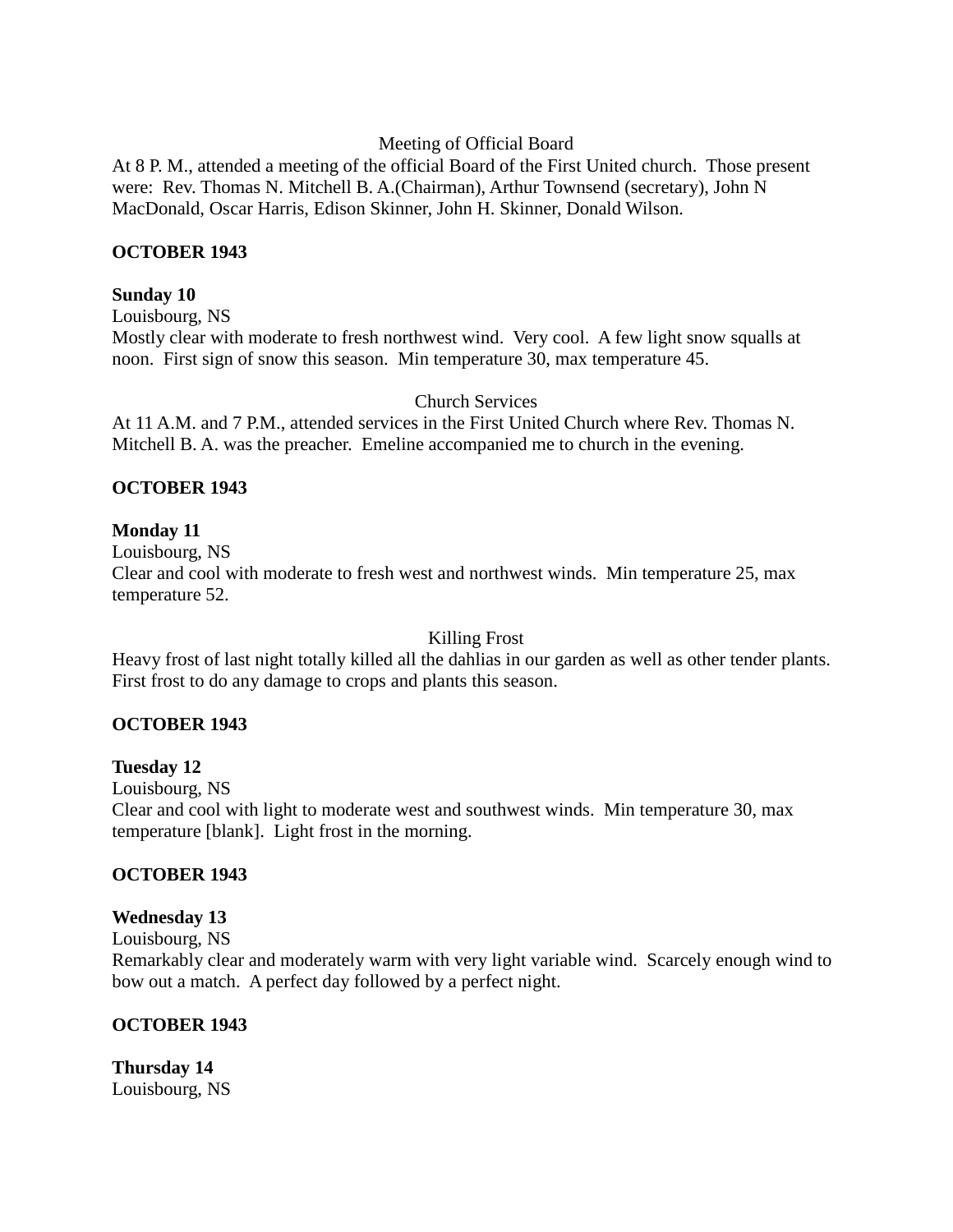Meeting of Official Board

At 8 P. M., attended a meeting of the official Board of the First United church. Those present were: Rev. Thomas N. Mitchell B. A.(Chairman), Arthur Townsend (secretary), John N MacDonald, Oscar Harris, Edison Skinner, John H. Skinner, Donald Wilson.

**OCTOBER 1943**

**Sunday 10**

Louisbourg, NS

Mostly clear with moderate to fresh northwest wind. Very cool. A few light snow squalls at noon. First sign of snow this season. Min temperature 30, max temperature 45.

Church Services

At 11 A.M. and 7 P.M., attended services in the First United Church where Rev. Thomas N. Mitchell B. A. was the preacher. Emeline accompanied me to church in the evening.

**OCTOBER 1943**

**Monday 11**

Louisbourg, NS

Clear and cool with moderate to fresh west and northwest winds. Min temperature 25, max temperature 52.

Killing Frost

Heavy frost of last night totally killed all the dahlias in our garden as well as other tender plants. First frost to do any damage to crops and plants this season.

**OCTOBER 1943**

**Tuesday 12**

Louisbourg, NS

Clear and cool with light to moderate west and southwest winds. Min temperature 30, max temperature [blank]. Light frost in the morning.

**OCTOBER 1943**

**Wednesday 13**

Louisbourg, NS

Remarkably clear and moderately warm with very light variable wind. Scarcely enough wind to bow out a match. A perfect day followed by a perfect night.

**OCTOBER 1943**

**Thursday 14**

Louisbourg, NS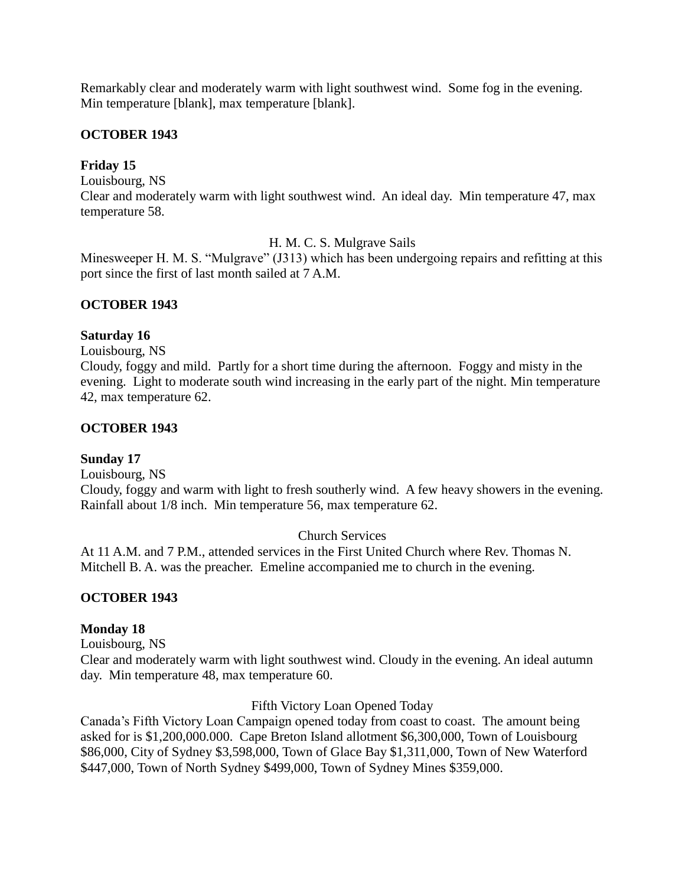Remarkably clear and moderately warm with light southwest wind. Some fog in the evening. Min temperature [blank], max temperature [blank].

**OCTOBER 1943**

**Friday 15**
Louisbourg, NS
Clear and moderately warm with light southwest wind. An ideal day. Min temperature 47, max temperature 58.

H. M. C. S. Mulgrave Sails
Minesweeper H. M. S. "Mulgrave" (J313) which has been undergoing repairs and refitting at this port since the first of last month sailed at 7 A.M.

**OCTOBER 1943**

**Saturday 16**
Louisbourg, NS
Cloudy, foggy and mild. Partly for a short time during the afternoon. Foggy and misty in the evening. Light to moderate south wind increasing in the early part of the night. Min temperature 42, max temperature 62.

**OCTOBER 1943**

**Sunday 17**
Louisbourg, NS
Cloudy, foggy and warm with light to fresh southerly wind. A few heavy showers in the evening. Rainfall about 1/8 inch. Min temperature 56, max temperature 62.

Church Services
At 11 A.M. and 7 P.M., attended services in the First United Church where Rev. Thomas N. Mitchell B. A. was the preacher. Emeline accompanied me to church in the evening.

**OCTOBER 1943**

**Monday 18**
Louisbourg, NS
Clear and moderately warm with light southwest wind. Cloudy in the evening. An ideal autumn day. Min temperature 48, max temperature 60.

Fifth Victory Loan Opened Today
Canada's Fifth Victory Loan Campaign opened today from coast to coast. The amount being asked for is $1,200,000.000. Cape Breton Island allotment $6,300,000, Town of Louisbourg $86,000, City of Sydney $3,598,000, Town of Glace Bay $1,311,000, Town of New Waterford $447,000, Town of North Sydney $499,000, Town of Sydney Mines $359,000.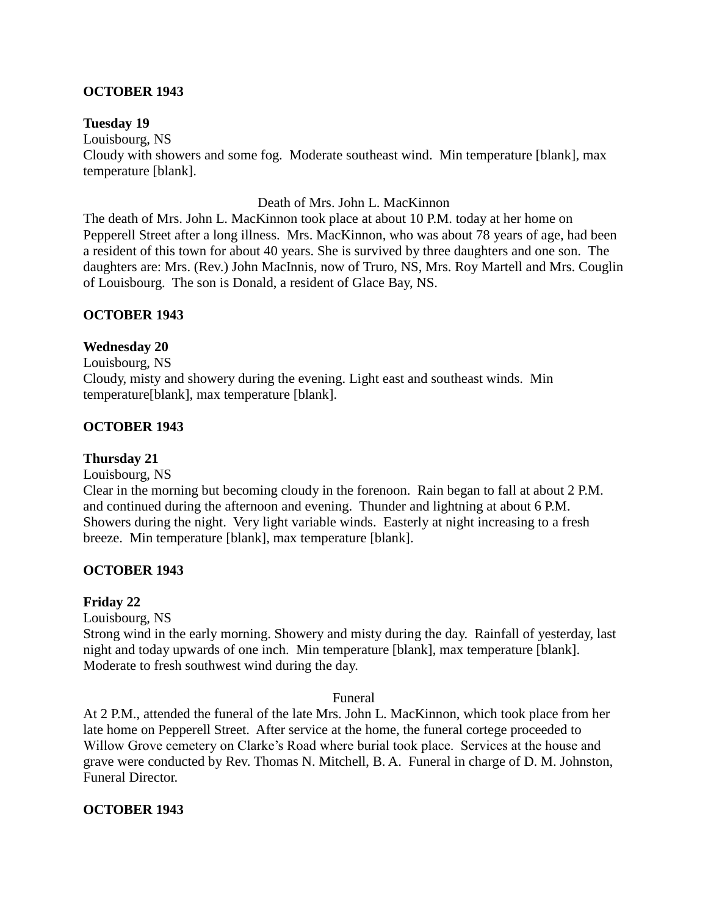**OCTOBER 1943**

**Tuesday 19**

Louisbourg, NS

Cloudy with showers and some fog. Moderate southeast wind. Min temperature [blank], max temperature [blank].

Death of Mrs. John L. MacKinnon

The death of Mrs. John L. MacKinnon took place at about 10 P.M. today at her home on Pepperell Street after a long illness. Mrs. MacKinnon, who was about 78 years of age, had been a resident of this town for about 40 years. She is survived by three daughters and one son. The daughters are: Mrs. (Rev.) John MacInnis, now of Truro, NS, Mrs. Roy Martell and Mrs. Couglin of Louisbourg. The son is Donald, a resident of Glace Bay, NS.

**OCTOBER 1943**

**Wednesday 20**

Louisbourg, NS

Cloudy, misty and showery during the evening. Light east and southeast winds. Min temperature[blank], max temperature [blank].

**OCTOBER 1943**

**Thursday 21**

Louisbourg, NS

Clear in the morning but becoming cloudy in the forenoon. Rain began to fall at about 2 P.M. and continued during the afternoon and evening. Thunder and lightning at about 6 P.M. Showers during the night. Very light variable winds. Easterly at night increasing to a fresh breeze. Min temperature [blank], max temperature [blank].

**OCTOBER 1943**

**Friday 22**

Louisbourg, NS

Strong wind in the early morning. Showery and misty during the day. Rainfall of yesterday, last night and today upwards of one inch. Min temperature [blank], max temperature [blank]. Moderate to fresh southwest wind during the day.

Funeral

At 2 P.M., attended the funeral of the late Mrs. John L. MacKinnon, which took place from her late home on Pepperell Street. After service at the home, the funeral cortege proceeded to Willow Grove cemetery on Clarke's Road where burial took place. Services at the house and grave were conducted by Rev. Thomas N. Mitchell, B. A. Funeral in charge of D. M. Johnston, Funeral Director.

**OCTOBER 1943**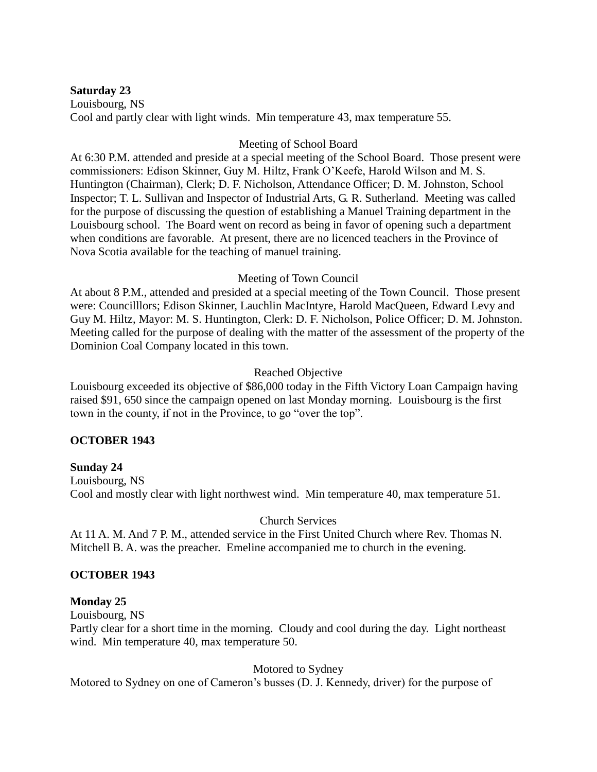**Saturday 23**
Louisbourg, NS
Cool and partly clear with light winds. Min temperature 43, max temperature 55.

Meeting of School Board

At 6:30 P.M. attended and preside at a special meeting of the School Board. Those present were commissioners: Edison Skinner, Guy M. Hiltz, Frank O'Keefe, Harold Wilson and M. S. Huntington (Chairman), Clerk; D. F. Nicholson, Attendance Officer; D. M. Johnston, School Inspector; T. L. Sullivan and Inspector of Industrial Arts, G. R. Sutherland. Meeting was called for the purpose of discussing the question of establishing a Manuel Training department in the Louisbourg school. The Board went on record as being in favor of opening such a department when conditions are favorable. At present, there are no licenced teachers in the Province of Nova Scotia available for the teaching of manuel training.

Meeting of Town Council

At about 8 P.M., attended and presided at a special meeting of the Town Council. Those present were: Councilllors; Edison Skinner, Lauchlin MacIntyre, Harold MacQueen, Edward Levy and Guy M. Hiltz, Mayor: M. S. Huntington, Clerk: D. F. Nicholson, Police Officer; D. M. Johnston. Meeting called for the purpose of dealing with the matter of the assessment of the property of the Dominion Coal Company located in this town.

Reached Objective

Louisbourg exceeded its objective of $86,000 today in the Fifth Victory Loan Campaign having raised $91, 650 since the campaign opened on last Monday morning. Louisbourg is the first town in the county, if not in the Province, to go "over the top".

**OCTOBER 1943**

**Sunday 24**
Louisbourg, NS
Cool and mostly clear with light northwest wind. Min temperature 40, max temperature 51.

Church Services

At 11 A. M. And 7 P. M., attended service in the First United Church where Rev. Thomas N. Mitchell B. A. was the preacher. Emeline accompanied me to church in the evening.

**OCTOBER 1943**

**Monday 25**
Louisbourg, NS
Partly clear for a short time in the morning. Cloudy and cool during the day. Light northeast wind. Min temperature 40, max temperature 50.

Motored to Sydney

Motored to Sydney on one of Cameron's busses (D. J. Kennedy, driver) for the purpose of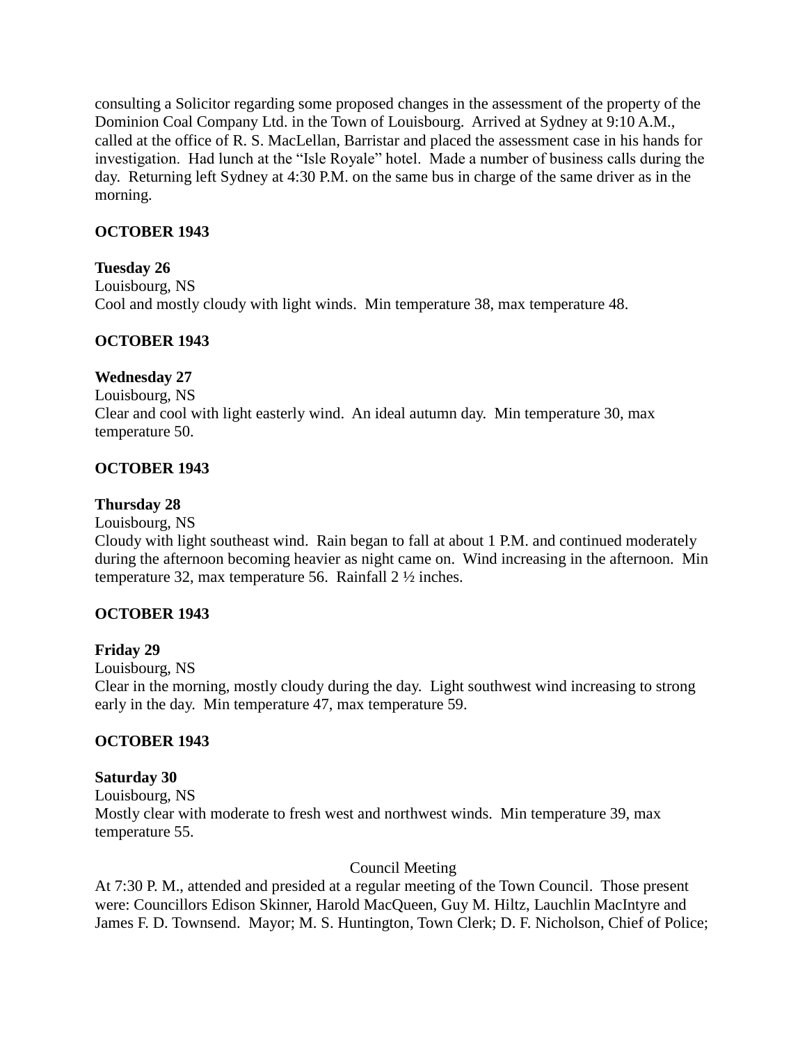consulting a Solicitor regarding some proposed changes in the assessment of the property of the Dominion Coal Company Ltd. in the Town of Louisbourg. Arrived at Sydney at 9:10 A.M., called at the office of R. S. MacLellan, Barristar and placed the assessment case in his hands for investigation. Had lunch at the "Isle Royale" hotel. Made a number of business calls during the day. Returning left Sydney at 4:30 P.M. on the same bus in charge of the same driver as in the morning.

**OCTOBER 1943**

**Tuesday 26**
Louisbourg, NS
Cool and mostly cloudy with light winds. Min temperature 38, max temperature 48.

**OCTOBER 1943**

**Wednesday 27**
Louisbourg, NS
Clear and cool with light easterly wind. An ideal autumn day. Min temperature 30, max temperature 50.

**OCTOBER 1943**

**Thursday 28**
Louisbourg, NS
Cloudy with light southeast wind. Rain began to fall at about 1 P.M. and continued moderately during the afternoon becoming heavier as night came on. Wind increasing in the afternoon. Min temperature 32, max temperature 56. Rainfall 2 ½ inches.

**OCTOBER 1943**

**Friday 29**
Louisbourg, NS
Clear in the morning, mostly cloudy during the day. Light southwest wind increasing to strong early in the day. Min temperature 47, max temperature 59.

**OCTOBER 1943**

**Saturday 30**
Louisbourg, NS
Mostly clear with moderate to fresh west and northwest winds. Min temperature 39, max temperature 55.

Council Meeting

At 7:30 P. M., attended and presided at a regular meeting of the Town Council. Those present were: Councillors Edison Skinner, Harold MacQueen, Guy M. Hiltz, Lauchlin MacIntyre and James F. D. Townsend. Mayor; M. S. Huntington, Town Clerk; D. F. Nicholson, Chief of Police;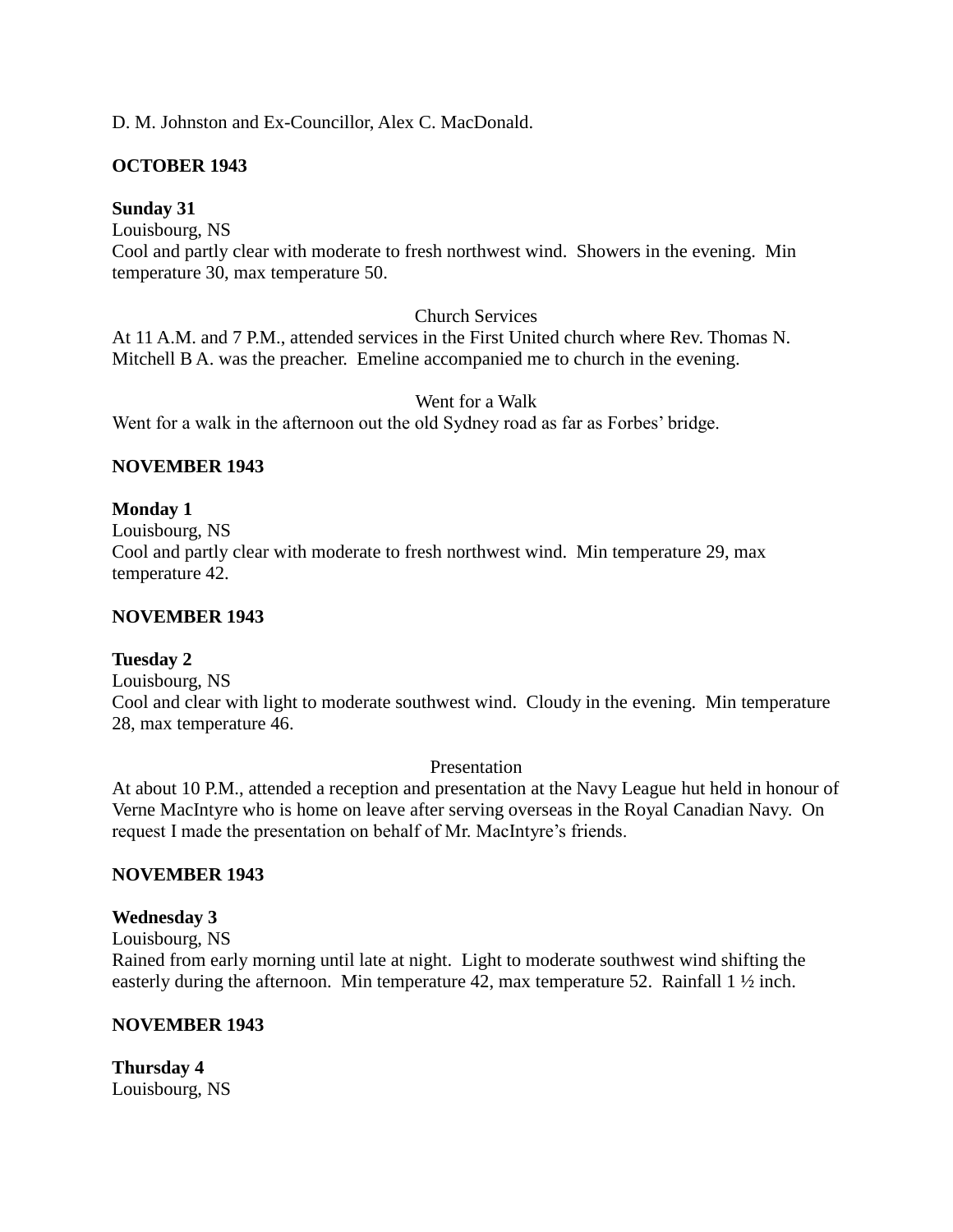D. M. Johnston and Ex-Councillor, Alex C. MacDonald.

**OCTOBER 1943**

**Sunday 31**
Louisbourg, NS
Cool and partly clear with moderate to fresh northwest wind. Showers in the evening. Min temperature 30, max temperature 50.

Church Services

At 11 A.M. and 7 P.M., attended services in the First United church where Rev. Thomas N. Mitchell B A. was the preacher. Emeline accompanied me to church in the evening.

Went for a Walk

Went for a walk in the afternoon out the old Sydney road as far as Forbes' bridge.

**NOVEMBER 1943**

**Monday 1**
Louisbourg, NS
Cool and partly clear with moderate to fresh northwest wind. Min temperature 29, max temperature 42.

**NOVEMBER 1943**

**Tuesday 2**
Louisbourg, NS
Cool and clear with light to moderate southwest wind. Cloudy in the evening. Min temperature 28, max temperature 46.

Presentation

At about 10 P.M., attended a reception and presentation at the Navy League hut held in honour of Verne MacIntyre who is home on leave after serving overseas in the Royal Canadian Navy. On request I made the presentation on behalf of Mr. MacIntyre's friends.

**NOVEMBER 1943**

**Wednesday 3**
Louisbourg, NS
Rained from early morning until late at night. Light to moderate southwest wind shifting the easterly during the afternoon. Min temperature 42, max temperature 52. Rainfall 1 ½ inch.

**NOVEMBER 1943**

**Thursday 4**
Louisbourg, NS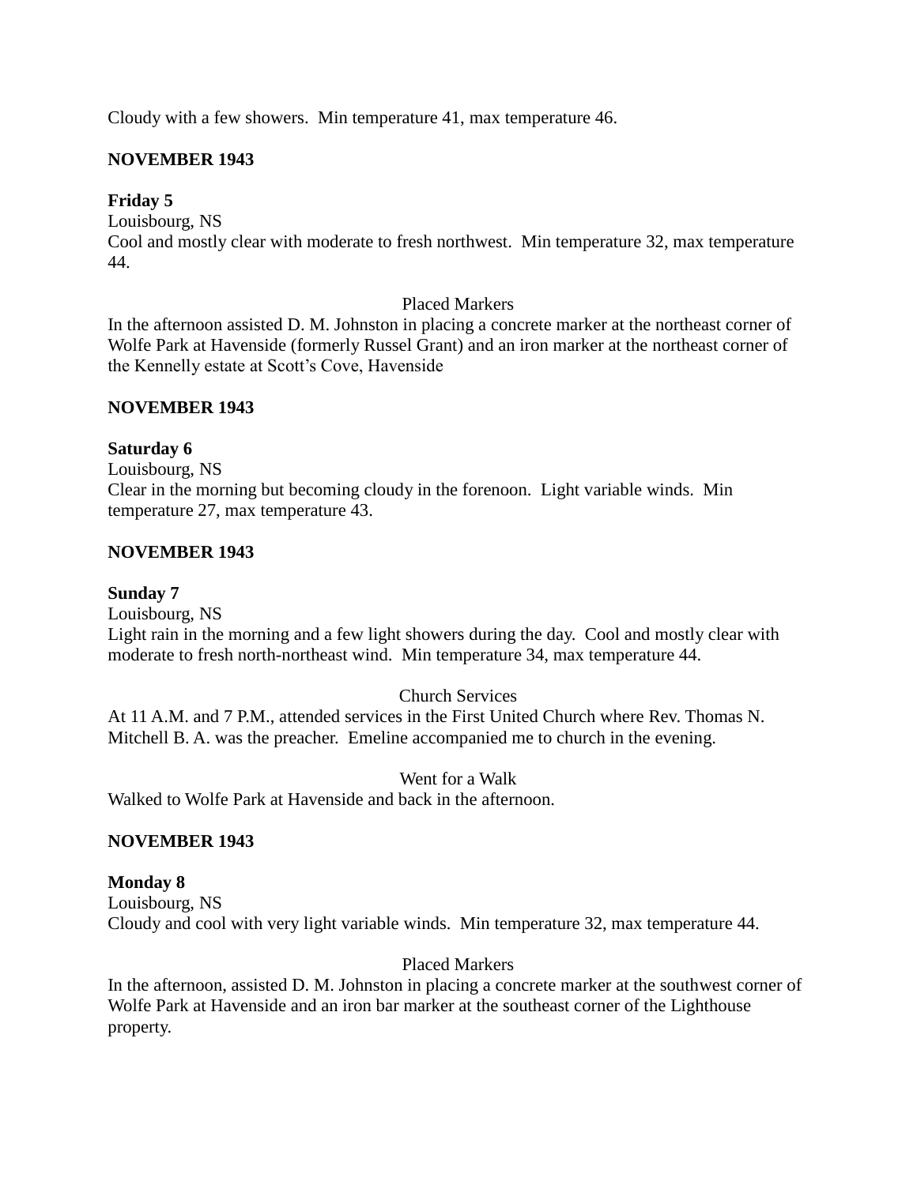Cloudy with a few showers. Min temperature 41, max temperature 46.

**NOVEMBER 1943**

**Friday 5**
Louisbourg, NS
Cool and mostly clear with moderate to fresh northwest. Min temperature 32, max temperature 44.

Placed Markers

In the afternoon assisted D. M. Johnston in placing a concrete marker at the northeast corner of Wolfe Park at Havenside (formerly Russel Grant) and an iron marker at the northeast corner of the Kennelly estate at Scott's Cove, Havenside

**NOVEMBER 1943**

**Saturday 6**
Louisbourg, NS
Clear in the morning but becoming cloudy in the forenoon. Light variable winds. Min temperature 27, max temperature 43.

**NOVEMBER 1943**

**Sunday 7**
Louisbourg, NS
Light rain in the morning and a few light showers during the day. Cool and mostly clear with moderate to fresh north-northeast wind. Min temperature 34, max temperature 44.

Church Services

At 11 A.M. and 7 P.M., attended services in the First United Church where Rev. Thomas N. Mitchell B. A. was the preacher. Emeline accompanied me to church in the evening.

Went for a Walk

Walked to Wolfe Park at Havenside and back in the afternoon.

**NOVEMBER 1943**

**Monday 8**
Louisbourg, NS
Cloudy and cool with very light variable winds. Min temperature 32, max temperature 44.

Placed Markers

In the afternoon, assisted D. M. Johnston in placing a concrete marker at the southwest corner of Wolfe Park at Havenside and an iron bar marker at the southeast corner of the Lighthouse property.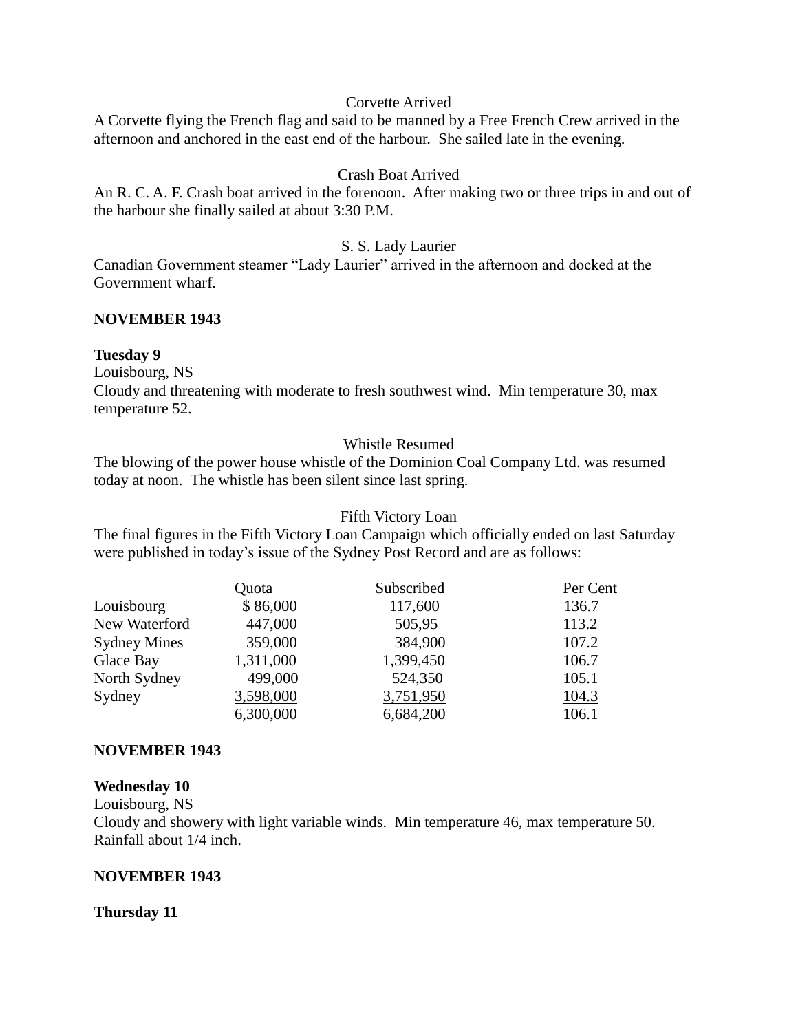Corvette Arrived

A Corvette flying the French flag and said to be manned by a Free French Crew arrived in the afternoon and anchored in the east end of the harbour. She sailed late in the evening.

Crash Boat Arrived

An R. C. A. F. Crash boat arrived in the forenoon. After making two or three trips in and out of the harbour she finally sailed at about 3:30 P.M.

S. S. Lady Laurier

Canadian Government steamer "Lady Laurier" arrived in the afternoon and docked at the Government wharf.

**NOVEMBER 1943**

**Tuesday 9**

Louisbourg, NS

Cloudy and threatening with moderate to fresh southwest wind. Min temperature 30, max temperature 52.

Whistle Resumed

The blowing of the power house whistle of the Dominion Coal Company Ltd. was resumed today at noon. The whistle has been silent since last spring.

Fifth Victory Loan

The final figures in the Fifth Victory Loan Campaign which officially ended on last Saturday were published in today's issue of the Sydney Post Record and are as follows:

| | Quota | Subscribed | Per Cent |
|---|---|---|---|
| Louisbourg | $ 86,000 | 117,600 | 136.7 |
| New Waterford | 447,000 | 505,95 | 113.2 |
| Sydney Mines | 359,000 | 384,900 | 107.2 |
| Glace Bay | 1,311,000 | 1,399,450 | 106.7 |
| North Sydney | 499,000 | 524,350 | 105.1 |
| Sydney | 3,598,000 | 3,751,950 | 104.3 |
| | 6,300,000 | 6,684,200 | 106.1 |

**NOVEMBER 1943**

**Wednesday 10**

Louisbourg, NS

Cloudy and showery with light variable winds. Min temperature 46, max temperature 50. Rainfall about 1/4 inch.

**NOVEMBER 1943**

**Thursday 11**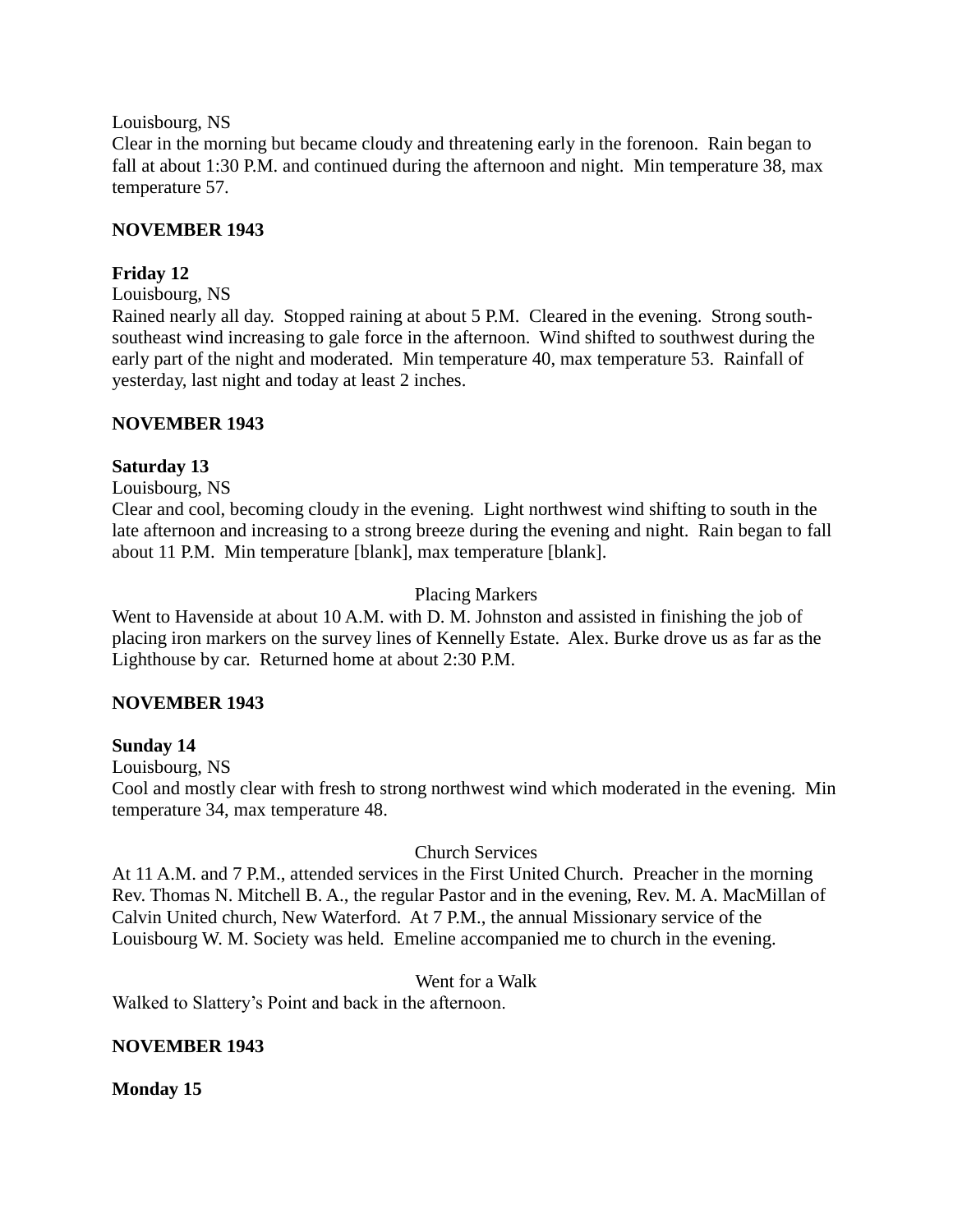Louisbourg, NS

Clear in the morning but became cloudy and threatening early in the forenoon. Rain began to fall at about 1:30 P.M. and continued during the afternoon and night. Min temperature 38, max temperature 57.

**NOVEMBER 1943**

**Friday 12**

Louisbourg, NS

Rained nearly all day. Stopped raining at about 5 P.M. Cleared in the evening. Strong south-southeast wind increasing to gale force in the afternoon. Wind shifted to southwest during the early part of the night and moderated. Min temperature 40, max temperature 53. Rainfall of yesterday, last night and today at least 2 inches.

**NOVEMBER 1943**

**Saturday 13**

Louisbourg, NS

Clear and cool, becoming cloudy in the evening. Light northwest wind shifting to south in the late afternoon and increasing to a strong breeze during the evening and night. Rain began to fall about 11 P.M. Min temperature [blank], max temperature [blank].

Placing Markers

Went to Havenside at about 10 A.M. with D. M. Johnston and assisted in finishing the job of placing iron markers on the survey lines of Kennelly Estate. Alex. Burke drove us as far as the Lighthouse by car. Returned home at about 2:30 P.M.

**NOVEMBER 1943**

**Sunday 14**

Louisbourg, NS

Cool and mostly clear with fresh to strong northwest wind which moderated in the evening. Min temperature 34, max temperature 48.

Church Services

At 11 A.M. and 7 P.M., attended services in the First United Church. Preacher in the morning Rev. Thomas N. Mitchell B. A., the regular Pastor and in the evening, Rev. M. A. MacMillan of Calvin United church, New Waterford. At 7 P.M., the annual Missionary service of the Louisbourg W. M. Society was held. Emeline accompanied me to church in the evening.

Went for a Walk

Walked to Slattery's Point and back in the afternoon.

**NOVEMBER 1943**

**Monday 15**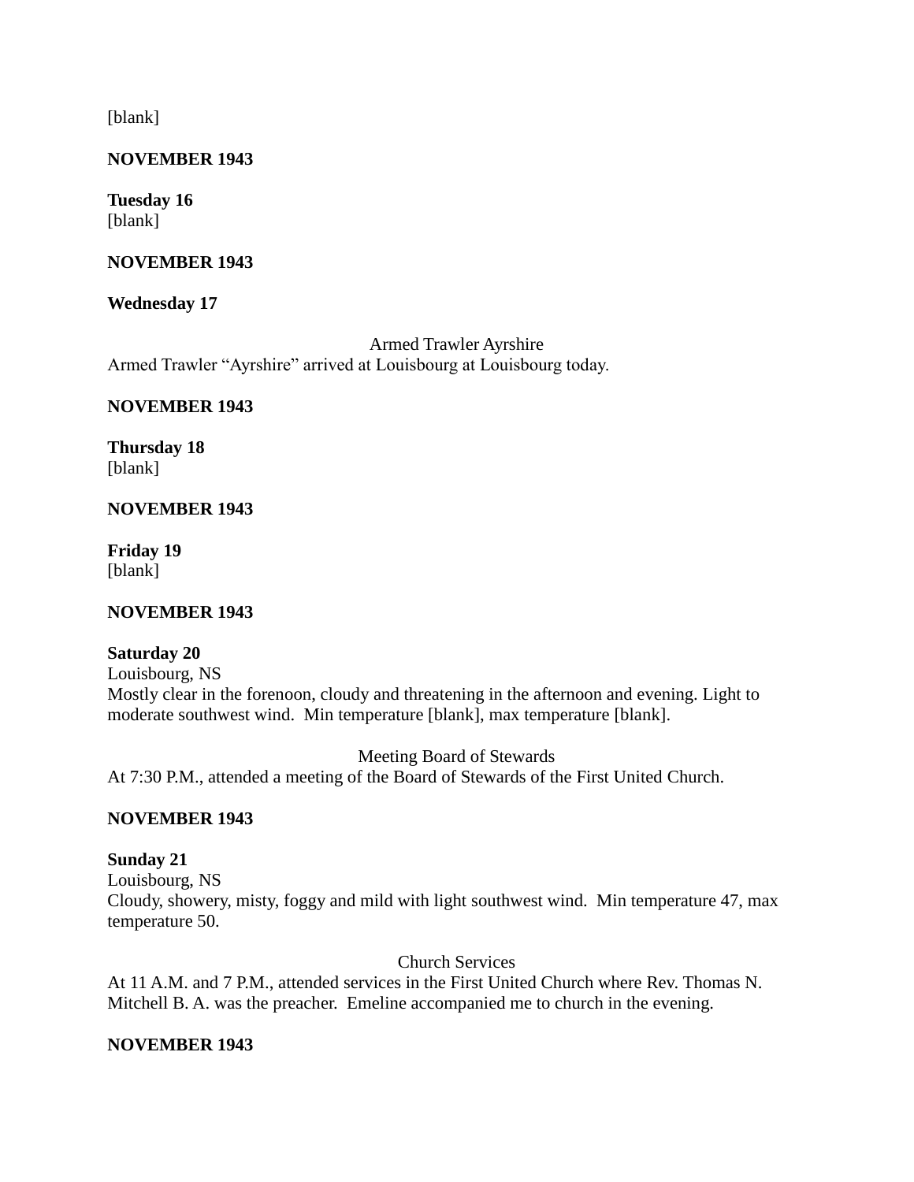[blank]

**NOVEMBER 1943**

**Tuesday 16**
[blank]

**NOVEMBER 1943**

**Wednesday 17**

Armed Trawler Ayrshire

Armed Trawler "Ayrshire" arrived at Louisbourg at Louisbourg today.

**NOVEMBER 1943**

**Thursday 18**
[blank]

**NOVEMBER 1943**

**Friday 19**
[blank]

**NOVEMBER 1943**

**Saturday 20**
Louisbourg, NS
Mostly clear in the forenoon, cloudy and threatening in the afternoon and evening. Light to moderate southwest wind. Min temperature [blank], max temperature [blank].

Meeting Board of Stewards

At 7:30 P.M., attended a meeting of the Board of Stewards of the First United Church.

**NOVEMBER 1943**

**Sunday 21**
Louisbourg, NS
Cloudy, showery, misty, foggy and mild with light southwest wind. Min temperature 47, max temperature 50.

Church Services

At 11 A.M. and 7 P.M., attended services in the First United Church where Rev. Thomas N. Mitchell B. A. was the preacher. Emeline accompanied me to church in the evening.

**NOVEMBER 1943**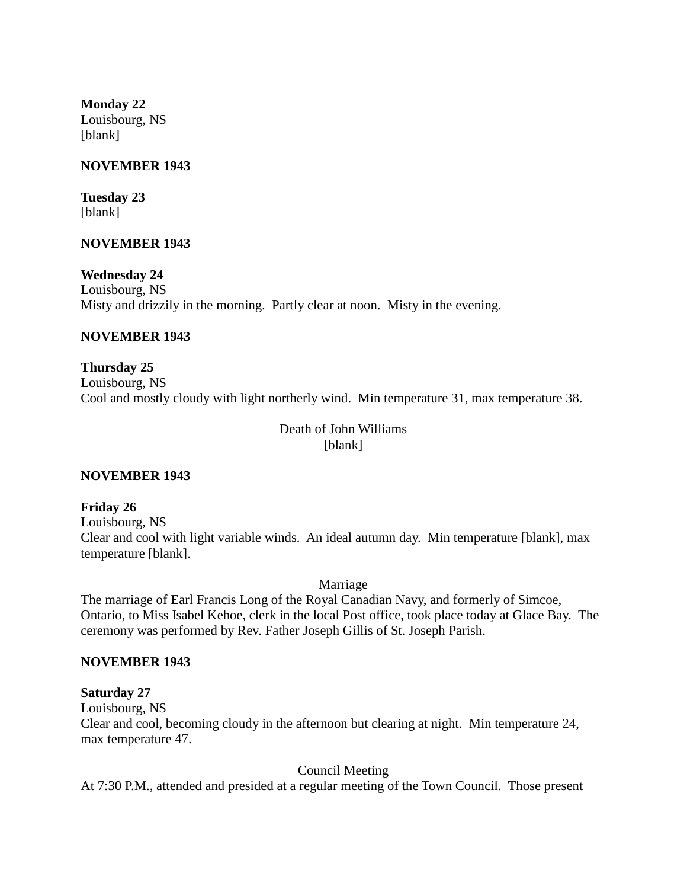**Monday 22**
Louisbourg, NS
[blank]

**NOVEMBER 1943**

**Tuesday 23**
[blank]

**NOVEMBER 1943**

**Wednesday 24**
Louisbourg, NS
Misty and drizzily in the morning. Partly clear at noon. Misty in the evening.

**NOVEMBER 1943**

**Thursday 25**
Louisbourg, NS
Cool and mostly cloudy with light northerly wind. Min temperature 31, max temperature 38.

Death of John Williams
[blank]

**NOVEMBER 1943**

**Friday 26**
Louisbourg, NS
Clear and cool with light variable winds. An ideal autumn day. Min temperature [blank], max temperature [blank].

Marriage
The marriage of Earl Francis Long of the Royal Canadian Navy, and formerly of Simcoe, Ontario, to Miss Isabel Kehoe, clerk in the local Post office, took place today at Glace Bay. The ceremony was performed by Rev. Father Joseph Gillis of St. Joseph Parish.

**NOVEMBER 1943**

**Saturday 27**
Louisbourg, NS
Clear and cool, becoming cloudy in the afternoon but clearing at night. Min temperature 24, max temperature 47.

Council Meeting
At 7:30 P.M., attended and presided at a regular meeting of the Town Council. Those present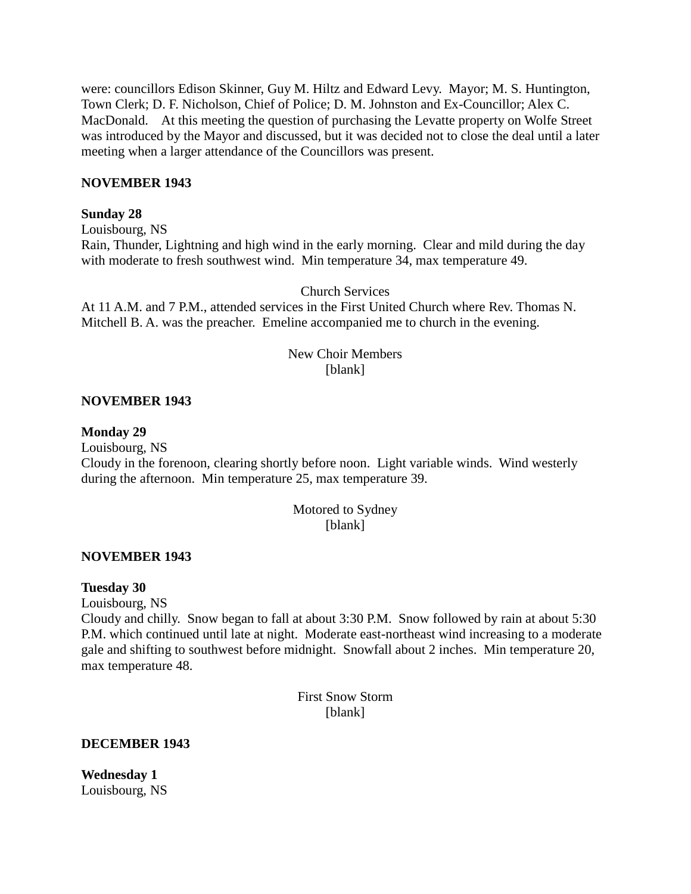were: councillors Edison Skinner, Guy M. Hiltz and Edward Levy.  Mayor; M. S. Huntington, Town Clerk; D. F. Nicholson, Chief of Police; D. M. Johnston and Ex-Councillor; Alex C. MacDonald.    At this meeting the question of purchasing the Levatte property on Wolfe Street was introduced by the Mayor and discussed, but it was decided not to close the deal until a later meeting when a larger attendance of the Councillors was present.

**NOVEMBER 1943**

**Sunday 28**
Louisbourg, NS
Rain, Thunder, Lightning and high wind in the early morning.  Clear and mild during the day with moderate to fresh southwest wind.  Min temperature 34, max temperature 49.

Church Services

At 11 A.M. and 7 P.M., attended services in the First United Church where Rev. Thomas N. Mitchell B. A. was the preacher.  Emeline accompanied me to church in the evening.

New Choir Members
[blank]

**NOVEMBER 1943**

**Monday 29**
Louisbourg, NS
Cloudy in the forenoon, clearing shortly before noon.  Light variable winds.  Wind westerly during the afternoon.  Min temperature 25, max temperature 39.

Motored to Sydney
[blank]

**NOVEMBER 1943**

**Tuesday 30**
Louisbourg, NS
Cloudy and chilly.  Snow began to fall at about 3:30 P.M.  Snow followed by rain at about 5:30 P.M. which continued until late at night.  Moderate east-northeast wind increasing to a moderate gale and shifting to southwest before midnight.  Snowfall about 2 inches.  Min temperature 20, max temperature 48.

First Snow Storm
[blank]

**DECEMBER 1943**

**Wednesday 1**
Louisbourg, NS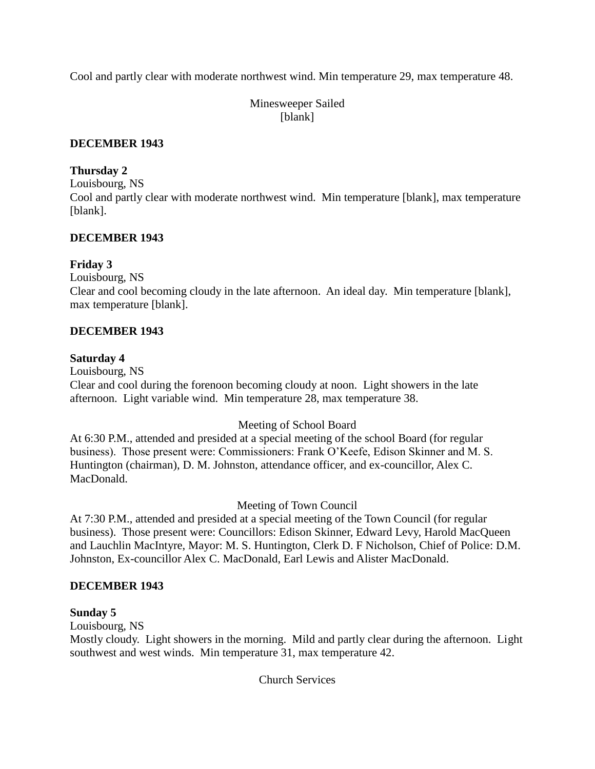Cool and partly clear with moderate northwest wind. Min temperature 29, max temperature 48.

Minesweeper Sailed
[blank]

**DECEMBER 1943**

**Thursday 2**
Louisbourg, NS
Cool and partly clear with moderate northwest wind. Min temperature [blank], max temperature [blank].

**DECEMBER 1943**

**Friday 3**
Louisbourg, NS
Clear and cool becoming cloudy in the late afternoon. An ideal day. Min temperature [blank], max temperature [blank].

**DECEMBER 1943**

**Saturday 4**
Louisbourg, NS
Clear and cool during the forenoon becoming cloudy at noon. Light showers in the late afternoon. Light variable wind. Min temperature 28, max temperature 38.

Meeting of School Board
At 6:30 P.M., attended and presided at a special meeting of the school Board (for regular business). Those present were: Commissioners: Frank O'Keefe, Edison Skinner and M. S. Huntington (chairman), D. M. Johnston, attendance officer, and ex-councillor, Alex C. MacDonald.

Meeting of Town Council
At 7:30 P.M., attended and presided at a special meeting of the Town Council (for regular business). Those present were: Councillors: Edison Skinner, Edward Levy, Harold MacQueen and Lauchlin MacIntyre, Mayor: M. S. Huntington, Clerk D. F Nicholson, Chief of Police: D.M. Johnston, Ex-councillor Alex C. MacDonald, Earl Lewis and Alister MacDonald.

**DECEMBER 1943**

**Sunday 5**
Louisbourg, NS
Mostly cloudy. Light showers in the morning. Mild and partly clear during the afternoon. Light southwest and west winds. Min temperature 31, max temperature 42.

Church Services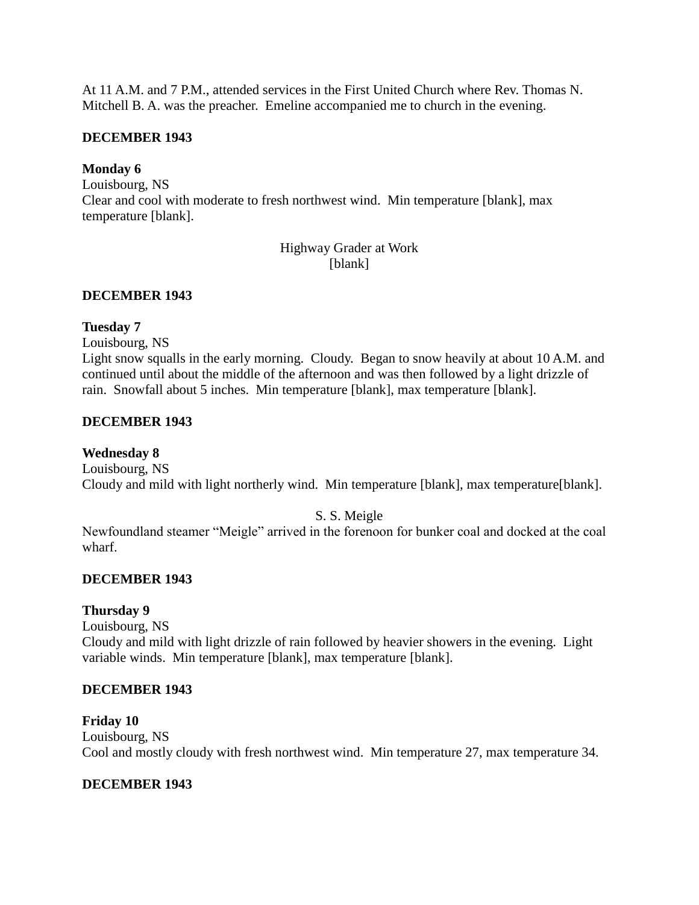At 11 A.M. and 7 P.M., attended services in the First United Church where Rev. Thomas N. Mitchell B. A. was the preacher. Emeline accompanied me to church in the evening.

**DECEMBER 1943**

**Monday 6**
Louisbourg, NS
Clear and cool with moderate to fresh northwest wind. Min temperature [blank], max temperature [blank].

Highway Grader at Work
[blank]

**DECEMBER 1943**

**Tuesday 7**
Louisbourg, NS
Light snow squalls in the early morning. Cloudy. Began to snow heavily at about 10 A.M. and continued until about the middle of the afternoon and was then followed by a light drizzle of rain. Snowfall about 5 inches. Min temperature [blank], max temperature [blank].

**DECEMBER 1943**

**Wednesday 8**
Louisbourg, NS
Cloudy and mild with light northerly wind. Min temperature [blank], max temperature[blank].

S. S. Meigle
Newfoundland steamer "Meigle" arrived in the forenoon for bunker coal and docked at the coal wharf.

**DECEMBER 1943**

**Thursday 9**
Louisbourg, NS
Cloudy and mild with light drizzle of rain followed by heavier showers in the evening. Light variable winds. Min temperature [blank], max temperature [blank].

**DECEMBER 1943**

**Friday 10**
Louisbourg, NS
Cool and mostly cloudy with fresh northwest wind. Min temperature 27, max temperature 34.

**DECEMBER 1943**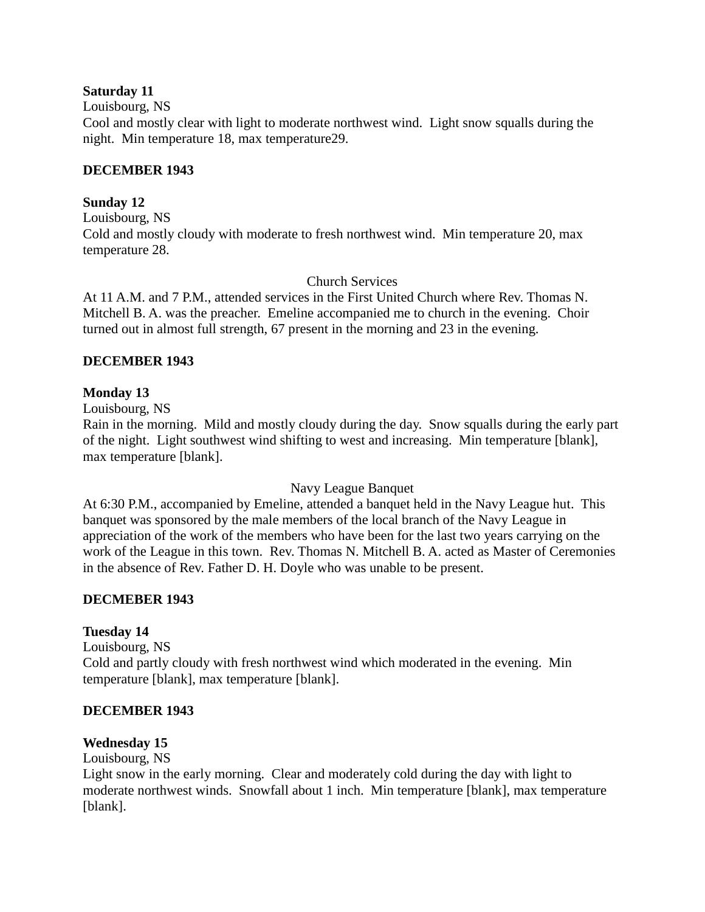**Saturday 11**
Louisbourg, NS
Cool and mostly clear with light to moderate northwest wind.  Light snow squalls during the night.  Min temperature 18, max temperature29.

**DECEMBER 1943**

**Sunday 12**
Louisbourg, NS
Cold and mostly cloudy with moderate to fresh northwest wind.  Min temperature 20, max temperature 28.

Church Services

At 11 A.M. and 7 P.M., attended services in the First United Church where Rev. Thomas N. Mitchell B. A. was the preacher.  Emeline accompanied me to church in the evening.  Choir turned out in almost full strength, 67 present in the morning and 23 in the evening.

**DECEMBER 1943**

**Monday 13**
Louisbourg, NS
Rain in the morning.  Mild and mostly cloudy during the day.  Snow squalls during the early part of the night.  Light southwest wind shifting to west and increasing.  Min temperature [blank], max temperature [blank].

Navy League Banquet

At 6:30 P.M., accompanied by Emeline, attended a banquet held in the Navy League hut.  This banquet was sponsored by the male members of the local branch of the Navy League in appreciation of the work of the members who have been for the last two years carrying on the work of the League in this town.  Rev. Thomas N. Mitchell B. A. acted as Master of Ceremonies in the absence of Rev. Father D. H. Doyle who was unable to be present.

**DECMEBER 1943**

**Tuesday 14**
Louisbourg, NS
Cold and partly cloudy with fresh northwest wind which moderated in the evening.  Min temperature [blank], max temperature [blank].

**DECEMBER 1943**

**Wednesday 15**
Louisbourg, NS
Light snow in the early morning.  Clear and moderately cold during the day with light to moderate northwest winds.  Snowfall about 1 inch.  Min temperature [blank], max temperature [blank].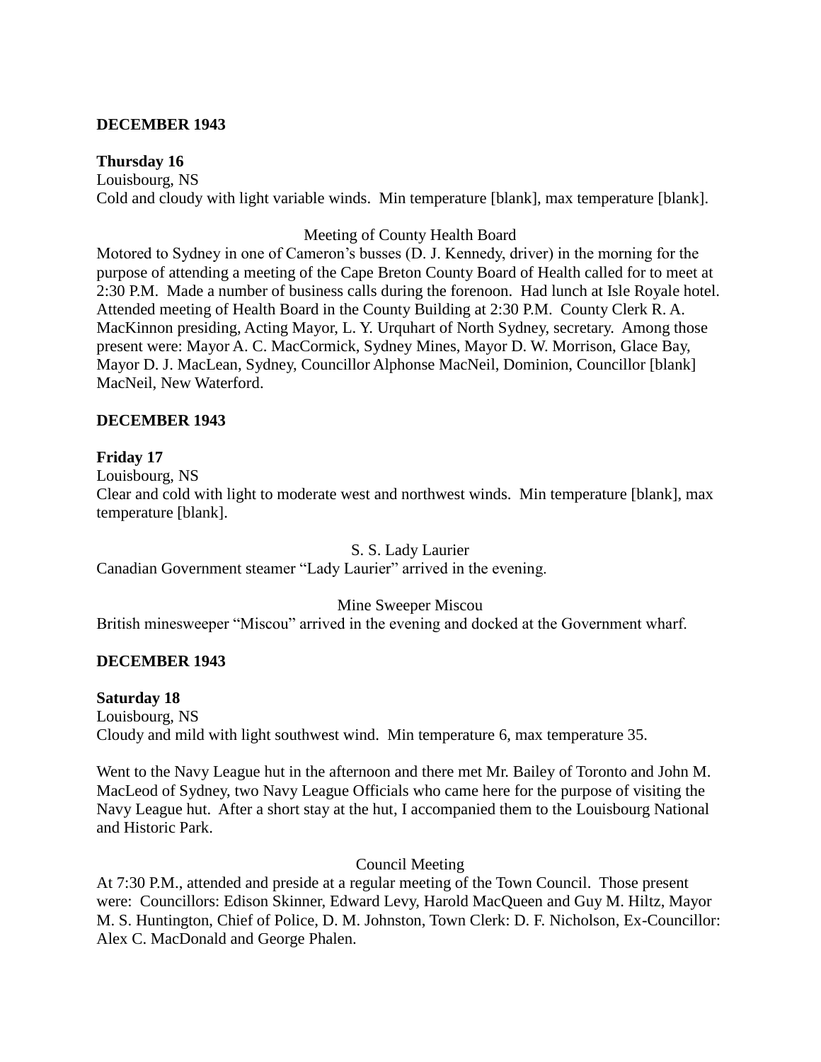**DECEMBER 1943**

**Thursday 16**
Louisbourg, NS
Cold and cloudy with light variable winds. Min temperature [blank], max temperature [blank].

Meeting of County Health Board

Motored to Sydney in one of Cameron's busses (D. J. Kennedy, driver) in the morning for the purpose of attending a meeting of the Cape Breton County Board of Health called for to meet at 2:30 P.M. Made a number of business calls during the forenoon. Had lunch at Isle Royale hotel. Attended meeting of Health Board in the County Building at 2:30 P.M. County Clerk R. A. MacKinnon presiding, Acting Mayor, L. Y. Urquhart of North Sydney, secretary. Among those present were: Mayor A. C. MacCormick, Sydney Mines, Mayor D. W. Morrison, Glace Bay, Mayor D. J. MacLean, Sydney, Councillor Alphonse MacNeil, Dominion, Councillor [blank] MacNeil, New Waterford.

**DECEMBER 1943**

**Friday 17**
Louisbourg, NS
Clear and cold with light to moderate west and northwest winds. Min temperature [blank], max temperature [blank].

S. S. Lady Laurier

Canadian Government steamer "Lady Laurier" arrived in the evening.

Mine Sweeper Miscou

British minesweeper "Miscou" arrived in the evening and docked at the Government wharf.

**DECEMBER 1943**

**Saturday 18**
Louisbourg, NS
Cloudy and mild with light southwest wind. Min temperature 6, max temperature 35.

Went to the Navy League hut in the afternoon and there met Mr. Bailey of Toronto and John M. MacLeod of Sydney, two Navy League Officials who came here for the purpose of visiting the Navy League hut. After a short stay at the hut, I accompanied them to the Louisbourg National and Historic Park.

Council Meeting

At 7:30 P.M., attended and preside at a regular meeting of the Town Council. Those present were: Councillors: Edison Skinner, Edward Levy, Harold MacQueen and Guy M. Hiltz, Mayor M. S. Huntington, Chief of Police, D. M. Johnston, Town Clerk: D. F. Nicholson, Ex-Councillor: Alex C. MacDonald and George Phalen.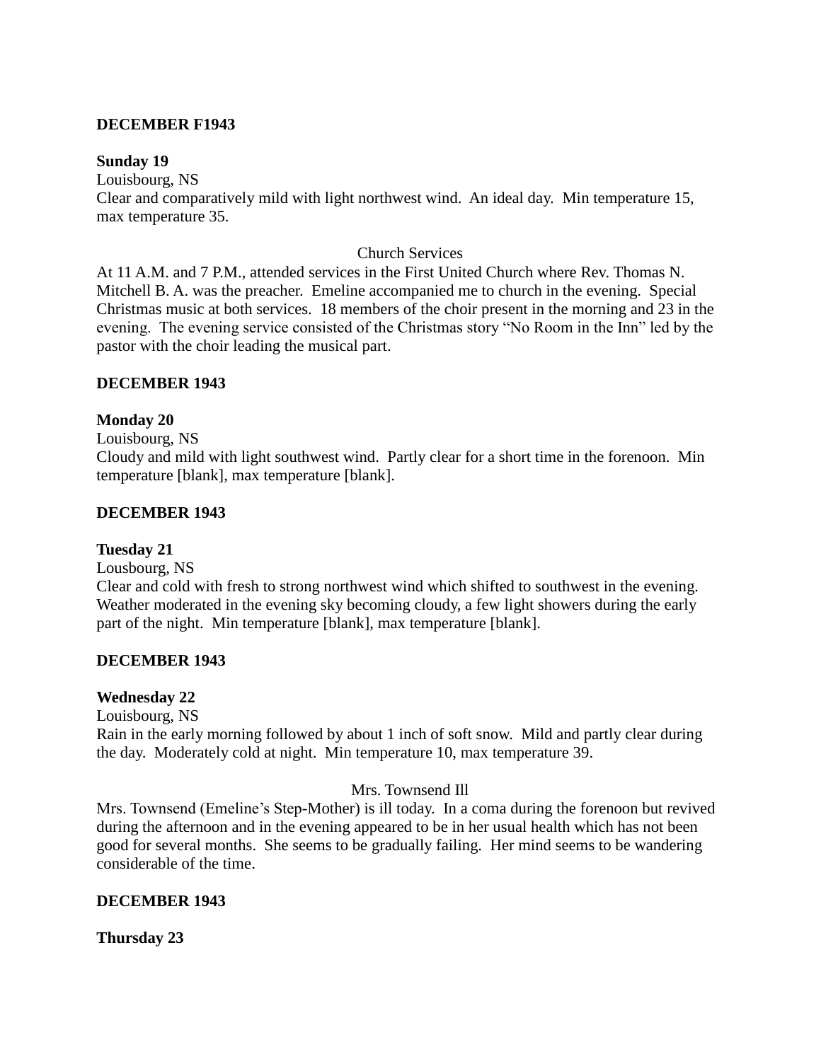**DECEMBER F1943**

**Sunday 19**

Louisbourg, NS

Clear and comparatively mild with light northwest wind. An ideal day. Min temperature 15, max temperature 35.

Church Services

At 11 A.M. and 7 P.M., attended services in the First United Church where Rev. Thomas N. Mitchell B. A. was the preacher. Emeline accompanied me to church in the evening. Special Christmas music at both services. 18 members of the choir present in the morning and 23 in the evening. The evening service consisted of the Christmas story "No Room in the Inn" led by the pastor with the choir leading the musical part.

**DECEMBER 1943**

**Monday 20**

Louisbourg, NS

Cloudy and mild with light southwest wind. Partly clear for a short time in the forenoon. Min temperature [blank], max temperature [blank].

**DECEMBER 1943**

**Tuesday 21**

Lousbourg, NS

Clear and cold with fresh to strong northwest wind which shifted to southwest in the evening. Weather moderated in the evening sky becoming cloudy, a few light showers during the early part of the night. Min temperature [blank], max temperature [blank].

**DECEMBER 1943**

**Wednesday 22**

Louisbourg, NS

Rain in the early morning followed by about 1 inch of soft snow. Mild and partly clear during the day. Moderately cold at night. Min temperature 10, max temperature 39.

Mrs. Townsend Ill

Mrs. Townsend (Emeline's Step-Mother) is ill today. In a coma during the forenoon but revived during the afternoon and in the evening appeared to be in her usual health which has not been good for several months. She seems to be gradually failing. Her mind seems to be wandering considerable of the time.

**DECEMBER 1943**

**Thursday 23**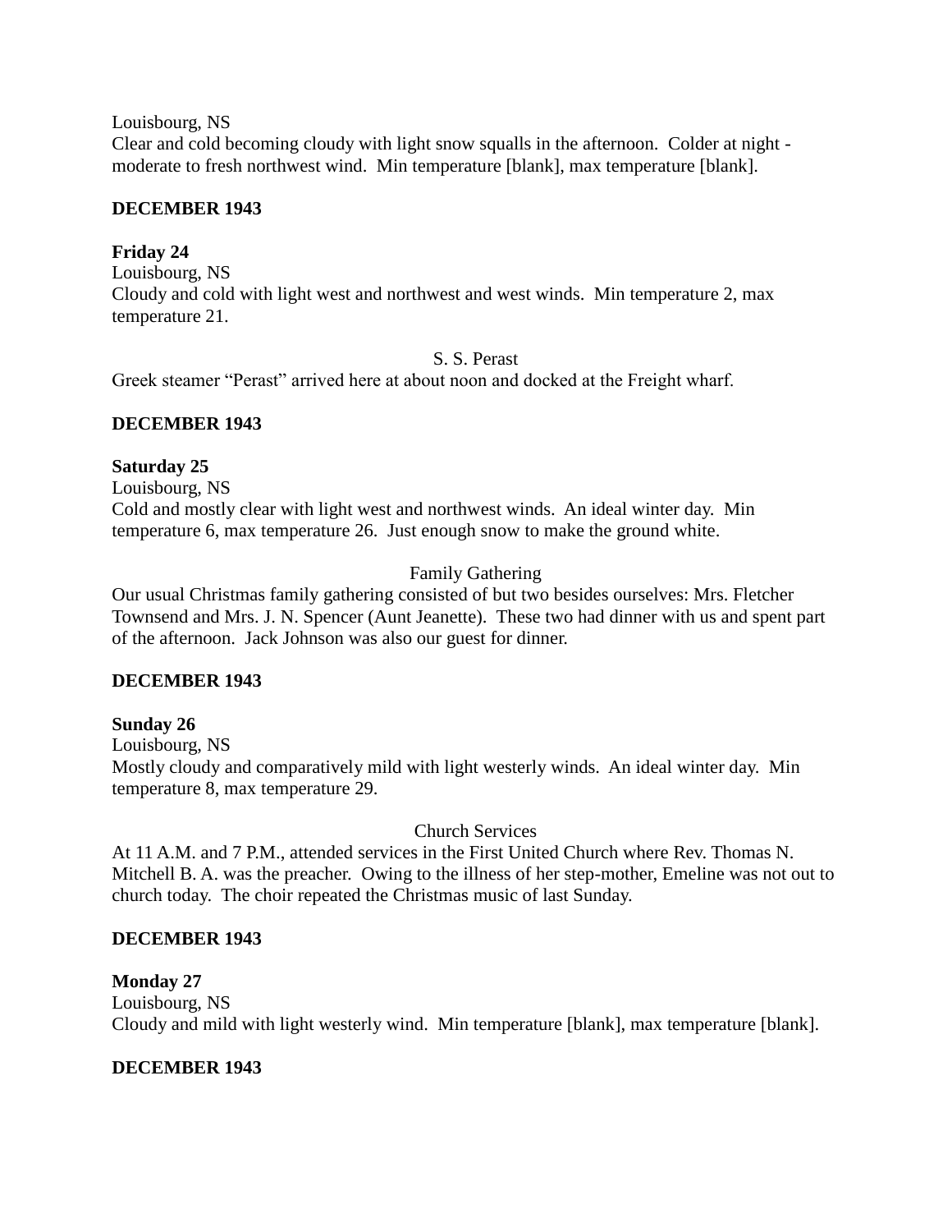Louisbourg, NS
Clear and cold becoming cloudy with light snow squalls in the afternoon. Colder at night - moderate to fresh northwest wind. Min temperature [blank], max temperature [blank].

**DECEMBER 1943**

**Friday 24**
Louisbourg, NS
Cloudy and cold with light west and northwest and west winds. Min temperature 2, max temperature 21.

S. S. Perast

Greek steamer "Perast" arrived here at about noon and docked at the Freight wharf.

**DECEMBER 1943**

**Saturday 25**
Louisbourg, NS
Cold and mostly clear with light west and northwest winds. An ideal winter day. Min temperature 6, max temperature 26. Just enough snow to make the ground white.

Family Gathering

Our usual Christmas family gathering consisted of but two besides ourselves: Mrs. Fletcher Townsend and Mrs. J. N. Spencer (Aunt Jeanette). These two had dinner with us and spent part of the afternoon. Jack Johnson was also our guest for dinner.

**DECEMBER 1943**

**Sunday 26**
Louisbourg, NS
Mostly cloudy and comparatively mild with light westerly winds. An ideal winter day. Min temperature 8, max temperature 29.

Church Services

At 11 A.M. and 7 P.M., attended services in the First United Church where Rev. Thomas N. Mitchell B. A. was the preacher. Owing to the illness of her step-mother, Emeline was not out to church today. The choir repeated the Christmas music of last Sunday.

**DECEMBER 1943**

**Monday 27**
Louisbourg, NS
Cloudy and mild with light westerly wind. Min temperature [blank], max temperature [blank].

**DECEMBER 1943**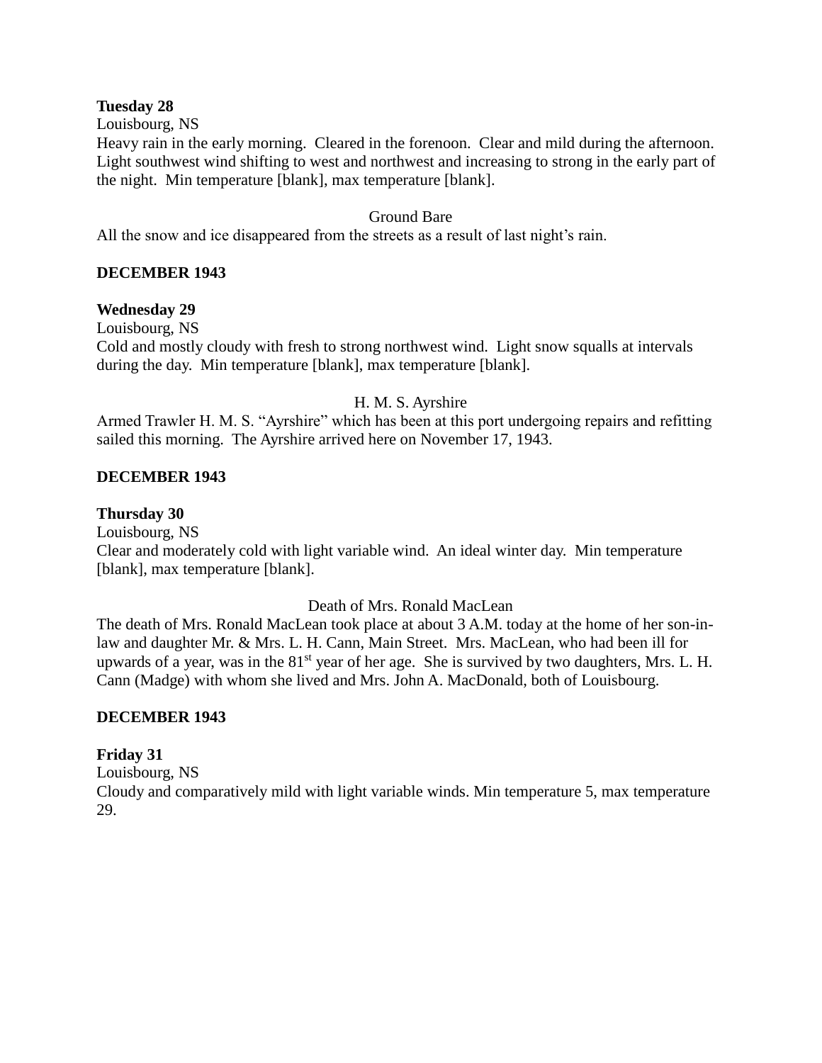**Tuesday 28**

Louisbourg, NS

Heavy rain in the early morning. Cleared in the forenoon. Clear and mild during the afternoon. Light southwest wind shifting to west and northwest and increasing to strong in the early part of the night. Min temperature [blank], max temperature [blank].

Ground Bare

All the snow and ice disappeared from the streets as a result of last night's rain.

**DECEMBER 1943**

**Wednesday 29**

Louisbourg, NS

Cold and mostly cloudy with fresh to strong northwest wind. Light snow squalls at intervals during the day. Min temperature [blank], max temperature [blank].

H. M. S. Ayrshire

Armed Trawler H. M. S. "Ayrshire" which has been at this port undergoing repairs and refitting sailed this morning. The Ayrshire arrived here on November 17, 1943.

**DECEMBER 1943**

**Thursday 30**

Louisbourg, NS

Clear and moderately cold with light variable wind. An ideal winter day. Min temperature [blank], max temperature [blank].

Death of Mrs. Ronald MacLean

The death of Mrs. Ronald MacLean took place at about 3 A.M. today at the home of her son-in-law and daughter Mr. & Mrs. L. H. Cann, Main Street. Mrs. MacLean, who had been ill for upwards of a year, was in the 81st year of her age. She is survived by two daughters, Mrs. L. H. Cann (Madge) with whom she lived and Mrs. John A. MacDonald, both of Louisbourg.

**DECEMBER 1943**

**Friday 31**

Louisbourg, NS

Cloudy and comparatively mild with light variable winds. Min temperature 5, max temperature 29.